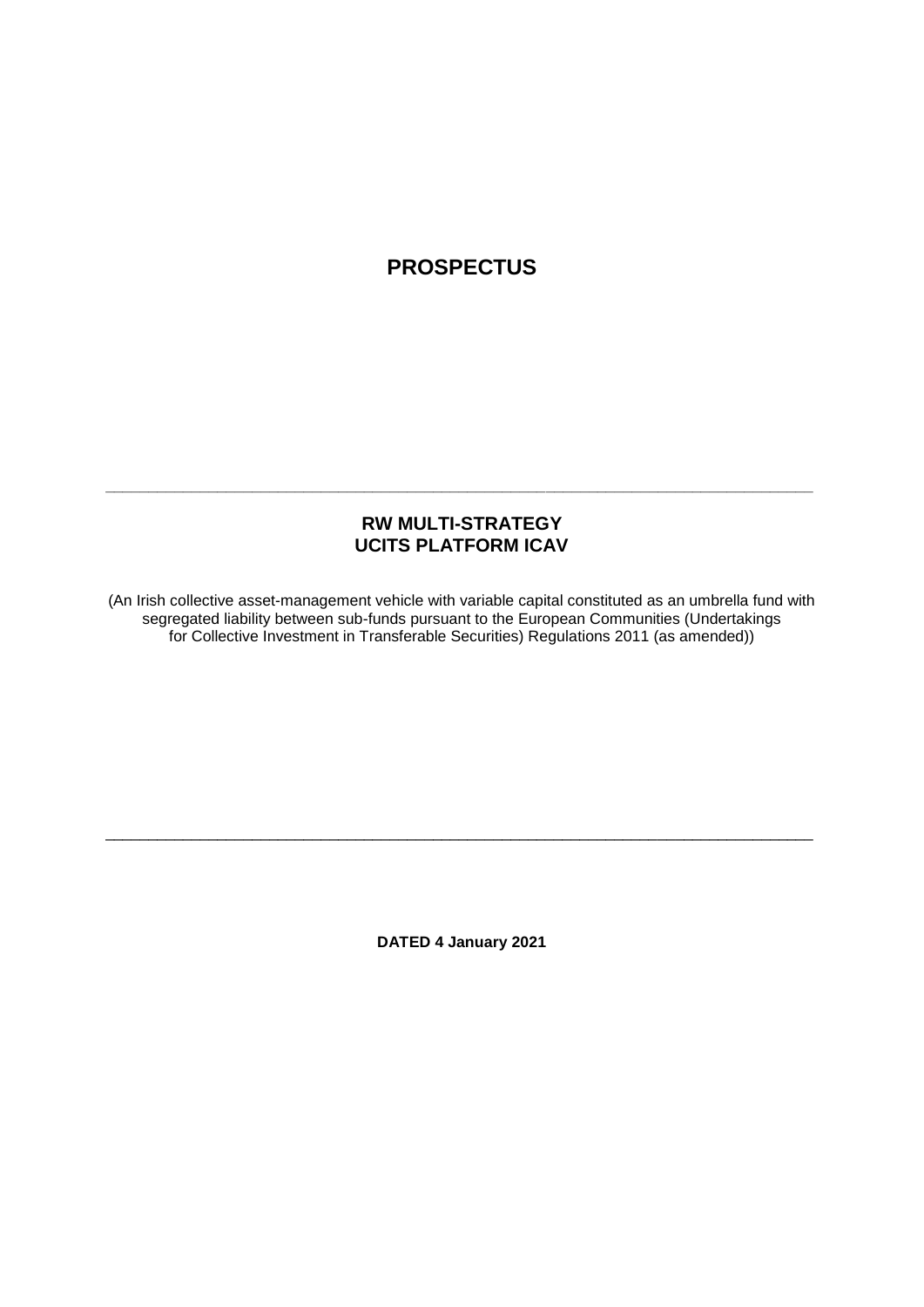# PROSPECTUS

---

## RW MULTI-STRATEGY UCITS PLATFORM ICAV

(An Irish collective asset-management vehicle with variable capital constituted as an umbrella fund with segregated liability between sub-funds pursuant to the European Communities (Undertakings for Collective Investment in Transferable Securities) Regulations 2011 (as amended))

---

**DATED 4 January 2021**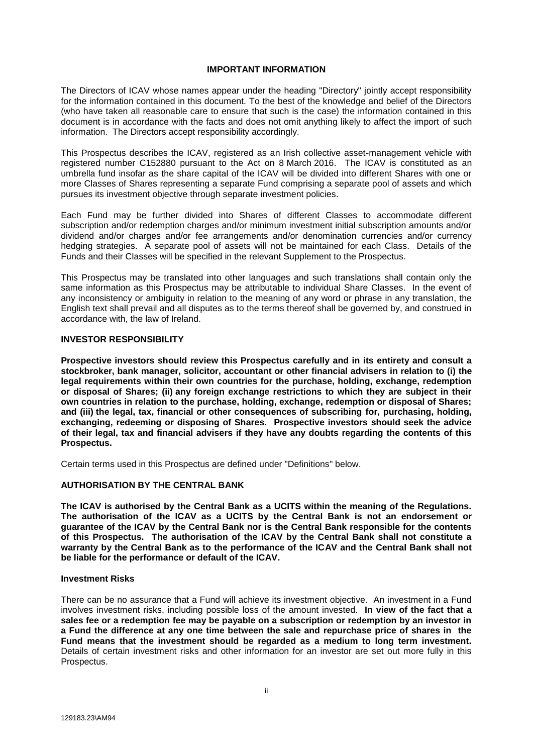## IMPORTANT INFORMATION

The Directors of ICAV whose names appear under the heading "Directory" jointly accept responsibility for the information contained in this document. To the best of the knowledge and belief of the Directors (who have taken all reasonable care to ensure that such is the case) the information contained in this document is in accordance with the facts and does not omit anything likely to affect the import of such information. The Directors accept responsibility accordingly.

This Prospectus describes the ICAV, registered as an Irish collective asset-management vehicle with registered number C152880 pursuant to the Act on 8 March 2016. The ICAV is constituted as an umbrella fund insofar as the share capital of the ICAV will be divided into different Shares with one or more Classes of Shares representing a separate Fund comprising a separate pool of assets and which pursues its investment objective through separate investment policies.

Each Fund may be further divided into Shares of different Classes to accommodate different subscription and/or redemption charges and/or minimum investment initial subscription amounts and/or dividend and/or charges and/or fee arrangements and/or denomination currencies and/or currency hedging strategies. A separate pool of assets will not be maintained for each Class. Details of the Funds and their Classes will be specified in the relevant Supplement to the Prospectus.

This Prospectus may be translated into other languages and such translations shall contain only the same information as this Prospectus may be attributable to individual Share Classes. In the event of any inconsistency or ambiguity in relation to the meaning of any word or phrase in any translation, the English text shall prevail and all disputes as to the terms thereof shall be governed by, and construed in accordance with, the law of Ireland.

### INVESTOR RESPONSIBILITY

**Prospective investors should review this Prospectus carefully and in its entirety and consult a stockbroker, bank manager, solicitor, accountant or other financial advisers in relation to (i) the legal requirements within their own countries for the purchase, holding, exchange, redemption or disposal of Shares; (ii) any foreign exchange restrictions to which they are subject in their own countries in relation to the purchase, holding, exchange, redemption or disposal of Shares; and (iii) the legal, tax, financial or other consequences of subscribing for, purchasing, holding, exchanging, redeeming or disposing of Shares. Prospective investors should seek the advice of their legal, tax and financial advisers if they have any doubts regarding the contents of this Prospectus.**

Certain terms used in this Prospectus are defined under "Definitions" below.

### AUTHORISATION BY THE CENTRAL BANK

**The ICAV is authorised by the Central Bank as a UCITS within the meaning of the Regulations. The authorisation of the ICAV as a UCITS by the Central Bank is not an endorsement or guarantee of the ICAV by the Central Bank nor is the Central Bank responsible for the contents of this Prospectus. The authorisation of the ICAV by the Central Bank shall not constitute a warranty by the Central Bank as to the performance of the ICAV and the Central Bank shall not be liable for the performance or default of the ICAV.**

#### Investment Risks

There can be no assurance that a Fund will achieve its investment objective. An investment in a Fund involves investment risks, including possible loss of the amount invested. **In view of the fact that a sales fee or a redemption fee may be payable on a subscription or redemption by an investor in a Fund the difference at any one time between the sale and repurchase price of shares in the Fund means that the investment should be regarded as a medium to long term investment.** Details of certain investment risks and other information for an investor are set out more fully in this Prospectus.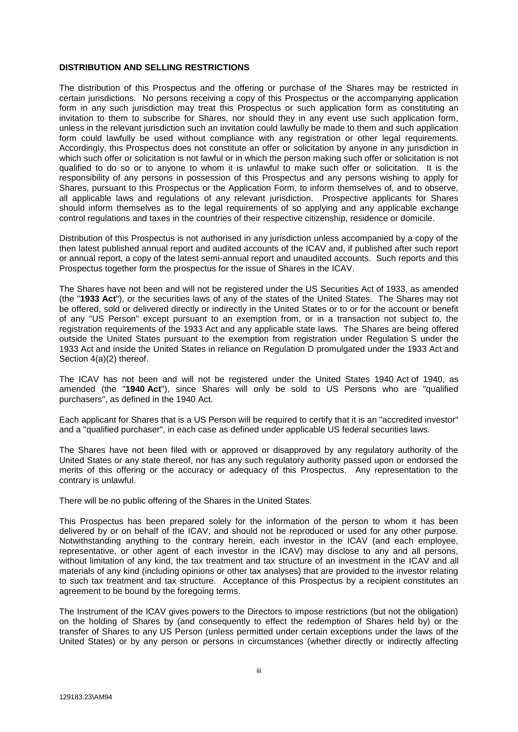**DISTRIBUTION AND SELLING RESTRICTIONS**

The distribution of this Prospectus and the offering or purchase of the Shares may be restricted in certain jurisdictions. No persons receiving a copy of this Prospectus or the accompanying application form in any such jurisdiction may treat this Prospectus or such application form as constituting an invitation to them to subscribe for Shares, nor should they in any event use such application form, unless in the relevant jurisdiction such an invitation could lawfully be made to them and such application form could lawfully be used without compliance with any registration or other legal requirements. Accordingly, this Prospectus does not constitute an offer or solicitation by anyone in any jurisdiction in which such offer or solicitation is not lawful or in which the person making such offer or solicitation is not qualified to do so or to anyone to whom it is unlawful to make such offer or solicitation. It is the responsibility of any persons in possession of this Prospectus and any persons wishing to apply for Shares, pursuant to this Prospectus or the Application Form, to inform themselves of, and to observe, all applicable laws and regulations of any relevant jurisdiction. Prospective applicants for Shares should inform themselves as to the legal requirements of so applying and any applicable exchange control regulations and taxes in the countries of their respective citizenship, residence or domicile.

Distribution of this Prospectus is not authorised in any jurisdiction unless accompanied by a copy of the then latest published annual report and audited accounts of the ICAV and, if published after such report or annual report, a copy of the latest semi-annual report and unaudited accounts. Such reports and this Prospectus together form the prospectus for the issue of Shares in the ICAV.

The Shares have not been and will not be registered under the US Securities Act of 1933, as amended (the "**1933 Act**"), or the securities laws of any of the states of the United States. The Shares may not be offered, sold or delivered directly or indirectly in the United States or to or for the account or benefit of any "US Person" except pursuant to an exemption from, or in a transaction not subject to, the registration requirements of the 1933 Act and any applicable state laws. The Shares are being offered outside the United States pursuant to the exemption from registration under Regulation S under the 1933 Act and inside the United States in reliance on Regulation D promulgated under the 1933 Act and Section 4(a)(2) thereof.

The ICAV has not been and will not be registered under the United States 1940 Act of 1940, as amended (the "**1940 Act**"), since Shares will only be sold to US Persons who are "qualified purchasers", as defined in the 1940 Act.

Each applicant for Shares that is a US Person will be required to certify that it is an "accredited investor" and a "qualified purchaser", in each case as defined under applicable US federal securities laws.

The Shares have not been filed with or approved or disapproved by any regulatory authority of the United States or any state thereof, nor has any such regulatory authority passed upon or endorsed the merits of this offering or the accuracy or adequacy of this Prospectus. Any representation to the contrary is unlawful.

There will be no public offering of the Shares in the United States.

This Prospectus has been prepared solely for the information of the person to whom it has been delivered by or on behalf of the ICAV, and should not be reproduced or used for any other purpose. Notwithstanding anything to the contrary herein, each investor in the ICAV (and each employee, representative, or other agent of each investor in the ICAV) may disclose to any and all persons, without limitation of any kind, the tax treatment and tax structure of an investment in the ICAV and all materials of any kind (including opinions or other tax analyses) that are provided to the investor relating to such tax treatment and tax structure. Acceptance of this Prospectus by a recipient constitutes an agreement to be bound by the foregoing terms.

The Instrument of the ICAV gives powers to the Directors to impose restrictions (but not the obligation) on the holding of Shares by (and consequently to effect the redemption of Shares held by) or the transfer of Shares to any US Person (unless permitted under certain exceptions under the laws of the United States) or by any person or persons in circumstances (whether directly or indirectly affecting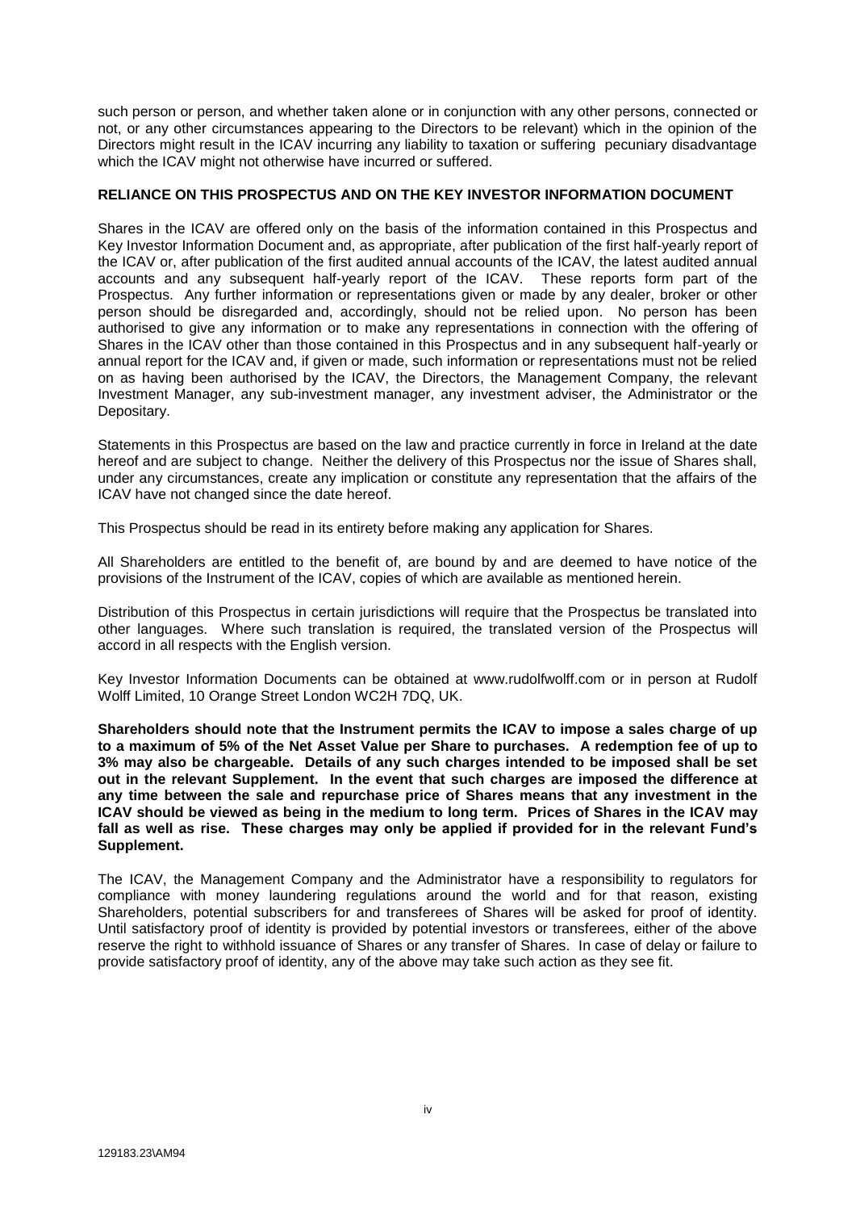such person or person, and whether taken alone or in conjunction with any other persons, connected or not, or any other circumstances appearing to the Directors to be relevant) which in the opinion of the Directors might result in the ICAV incurring any liability to taxation or suffering pecuniary disadvantage which the ICAV might not otherwise have incurred or suffered.

**RELIANCE ON THIS PROSPECTUS AND ON THE KEY INVESTOR INFORMATION DOCUMENT**

Shares in the ICAV are offered only on the basis of the information contained in this Prospectus and Key Investor Information Document and, as appropriate, after publication of the first half-yearly report of the ICAV or, after publication of the first audited annual accounts of the ICAV, the latest audited annual accounts and any subsequent half-yearly report of the ICAV. These reports form part of the Prospectus. Any further information or representations given or made by any dealer, broker or other person should be disregarded and, accordingly, should not be relied upon. No person has been authorised to give any information or to make any representations in connection with the offering of Shares in the ICAV other than those contained in this Prospectus and in any subsequent half-yearly or annual report for the ICAV and, if given or made, such information or representations must not be relied on as having been authorised by the ICAV, the Directors, the Management Company, the relevant Investment Manager, any sub-investment manager, any investment adviser, the Administrator or the Depositary.

Statements in this Prospectus are based on the law and practice currently in force in Ireland at the date hereof and are subject to change. Neither the delivery of this Prospectus nor the issue of Shares shall, under any circumstances, create any implication or constitute any representation that the affairs of the ICAV have not changed since the date hereof.

This Prospectus should be read in its entirety before making any application for Shares.

All Shareholders are entitled to the benefit of, are bound by and are deemed to have notice of the provisions of the Instrument of the ICAV, copies of which are available as mentioned herein.

Distribution of this Prospectus in certain jurisdictions will require that the Prospectus be translated into other languages. Where such translation is required, the translated version of the Prospectus will accord in all respects with the English version.

Key Investor Information Documents can be obtained at www.rudolfwolff.com or in person at Rudolf Wolff Limited, 10 Orange Street London WC2H 7DQ, UK.

**Shareholders should note that the Instrument permits the ICAV to impose a sales charge of up to a maximum of 5% of the Net Asset Value per Share to purchases. A redemption fee of up to 3% may also be chargeable. Details of any such charges intended to be imposed shall be set out in the relevant Supplement. In the event that such charges are imposed the difference at any time between the sale and repurchase price of Shares means that any investment in the ICAV should be viewed as being in the medium to long term. Prices of Shares in the ICAV may fall as well as rise. These charges may only be applied if provided for in the relevant Fund's Supplement.**

The ICAV, the Management Company and the Administrator have a responsibility to regulators for compliance with money laundering regulations around the world and for that reason, existing Shareholders, potential subscribers for and transferees of Shares will be asked for proof of identity. Until satisfactory proof of identity is provided by potential investors or transferees, either of the above reserve the right to withhold issuance of Shares or any transfer of Shares. In case of delay or failure to provide satisfactory proof of identity, any of the above may take such action as they see fit.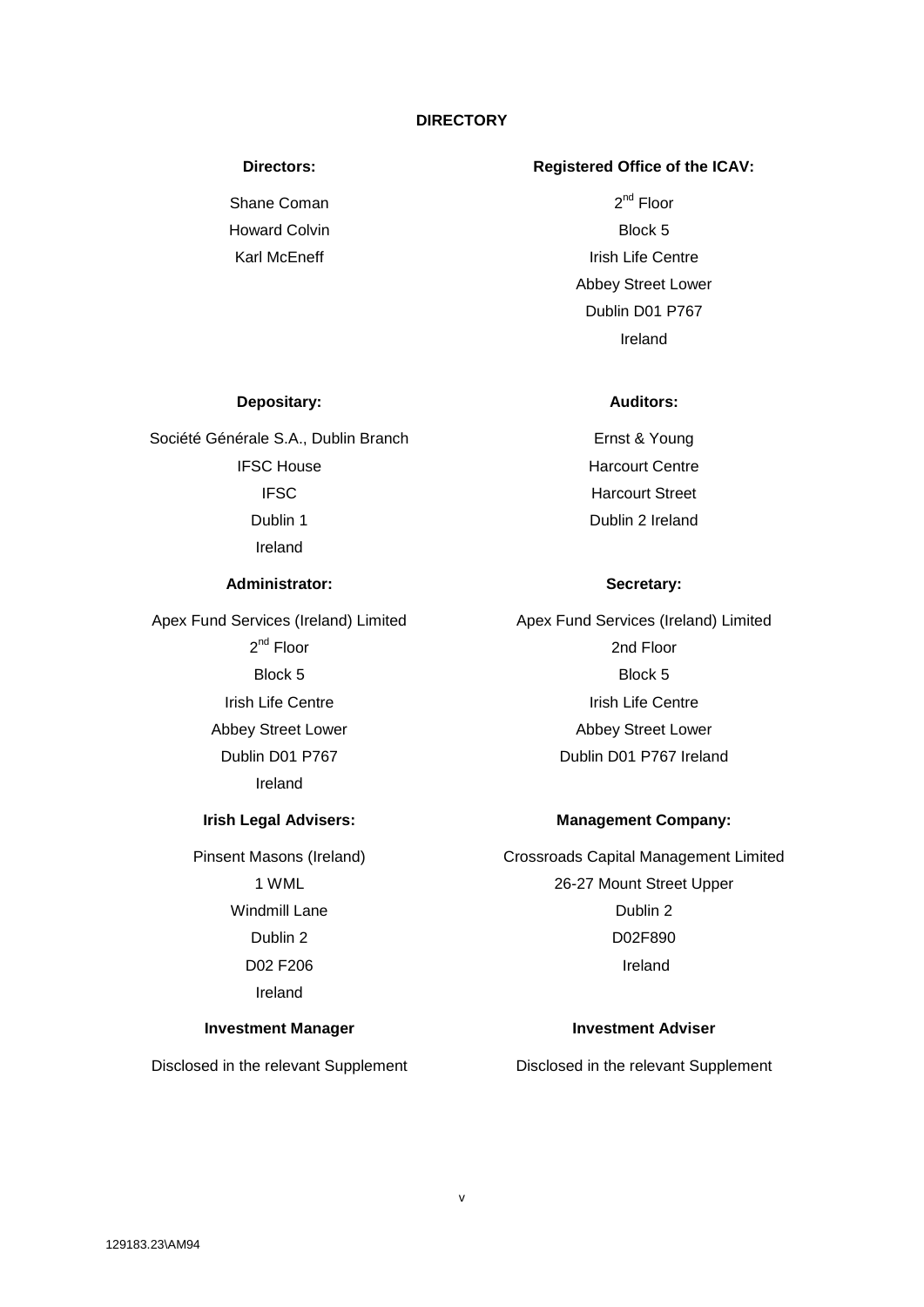# DIRECTORY

**Directors:**

Shane Coman
Howard Colvin
Karl McEneff

**Registered Office of the ICAV:**

2nd Floor
Block 5
Irish Life Centre
Abbey Street Lower
Dublin D01 P767
Ireland

**Depositary:**

Société Générale S.A., Dublin Branch
IFSC House
IFSC
Dublin 1
Ireland

**Auditors:**

Ernst & Young
Harcourt Centre
Harcourt Street
Dublin 2 Ireland

**Administrator:**

Apex Fund Services (Ireland) Limited
2nd Floor
Block 5
Irish Life Centre
Abbey Street Lower
Dublin D01 P767
Ireland

**Secretary:**

Apex Fund Services (Ireland) Limited
2nd Floor
Block 5
Irish Life Centre
Abbey Street Lower
Dublin D01 P767 Ireland

**Irish Legal Advisers:**

Pinsent Masons (Ireland)
1 WML
Windmill Lane
Dublin 2
D02 F206
Ireland

**Management Company:**

Crossroads Capital Management Limited
26-27 Mount Street Upper
Dublin 2
D02F890
Ireland

**Investment Manager**

Disclosed in the relevant Supplement

**Investment Adviser**

Disclosed in the relevant Supplement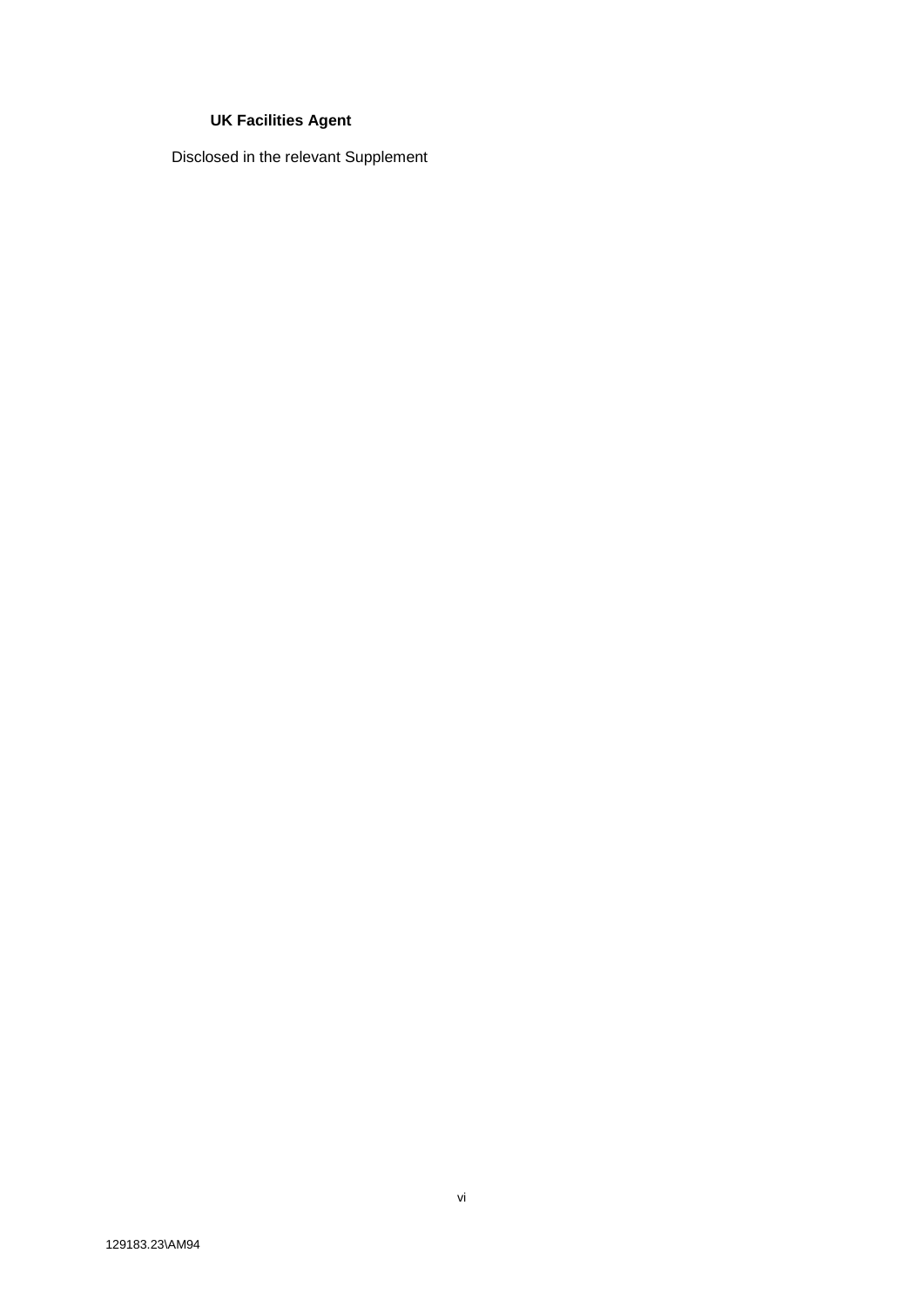**UK Facilities Agent**

Disclosed in the relevant Supplement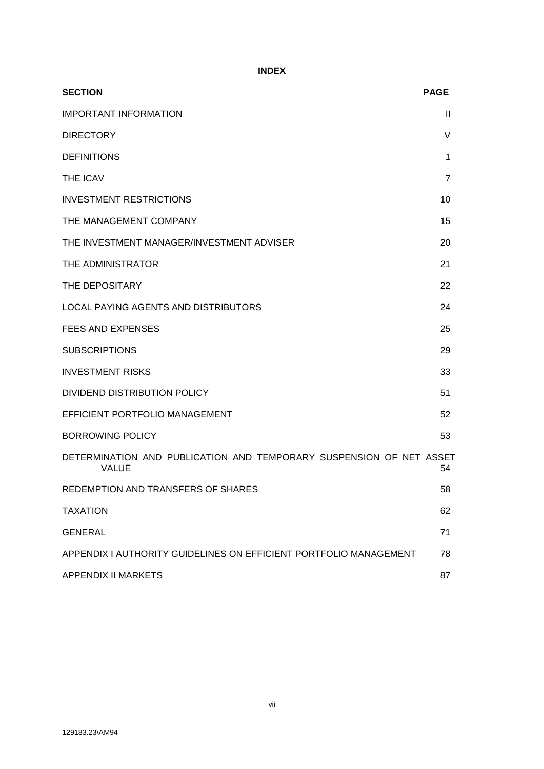# INDEX

| SECTION | PAGE |
| --- | --- |
| IMPORTANT INFORMATION | II |
| DIRECTORY | V |
| DEFINITIONS | 1 |
| THE ICAV | 7 |
| INVESTMENT RESTRICTIONS | 10 |
| THE MANAGEMENT COMPANY | 15 |
| THE INVESTMENT MANAGER/INVESTMENT ADVISER | 20 |
| THE ADMINISTRATOR | 21 |
| THE DEPOSITARY | 22 |
| LOCAL PAYING AGENTS AND DISTRIBUTORS | 24 |
| FEES AND EXPENSES | 25 |
| SUBSCRIPTIONS | 29 |
| INVESTMENT RISKS | 33 |
| DIVIDEND DISTRIBUTION POLICY | 51 |
| EFFICIENT PORTFOLIO MANAGEMENT | 52 |
| BORROWING POLICY | 53 |
| DETERMINATION AND PUBLICATION AND TEMPORARY SUSPENSION OF NET ASSET VALUE | 54 |
| REDEMPTION AND TRANSFERS OF SHARES | 58 |
| TAXATION | 62 |
| GENERAL | 71 |
| APPENDIX I AUTHORITY GUIDELINES ON EFFICIENT PORTFOLIO MANAGEMENT | 78 |
| APPENDIX II MARKETS | 87 |

129183.23\AM94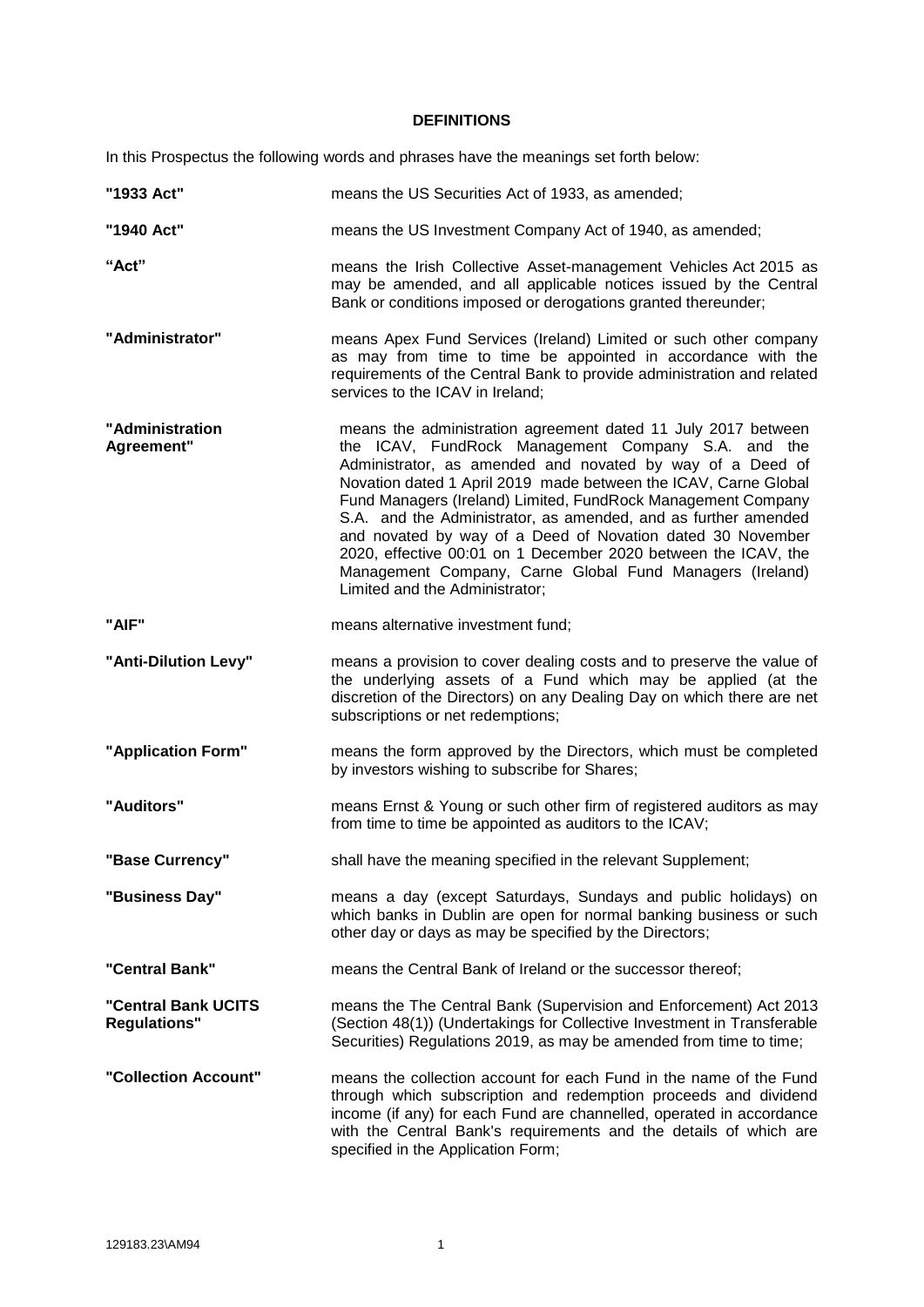## DEFINITIONS

In this Prospectus the following words and phrases have the meanings set forth below:

**"1933 Act"** means the US Securities Act of 1933, as amended;

**"1940 Act"** means the US Investment Company Act of 1940, as amended;

**"Act"** means the Irish Collective Asset-management Vehicles Act 2015 as may be amended, and all applicable notices issued by the Central Bank or conditions imposed or derogations granted thereunder;

**"Administrator"** means Apex Fund Services (Ireland) Limited or such other company as may from time to time be appointed in accordance with the requirements of the Central Bank to provide administration and related services to the ICAV in Ireland;

**"Administration Agreement"** means the administration agreement dated 11 July 2017 between the ICAV, FundRock Management Company S.A. and the Administrator, as amended and novated by way of a Deed of Novation dated 1 April 2019 made between the ICAV, Carne Global Fund Managers (Ireland) Limited, FundRock Management Company S.A. and the Administrator, as amended, and as further amended and novated by way of a Deed of Novation dated 30 November 2020, effective 00:01 on 1 December 2020 between the ICAV, the Management Company, Carne Global Fund Managers (Ireland) Limited and the Administrator;

**"AIF"** means alternative investment fund;

**"Anti-Dilution Levy"** means a provision to cover dealing costs and to preserve the value of the underlying assets of a Fund which may be applied (at the discretion of the Directors) on any Dealing Day on which there are net subscriptions or net redemptions;

**"Application Form"** means the form approved by the Directors, which must be completed by investors wishing to subscribe for Shares;

**"Auditors"** means Ernst & Young or such other firm of registered auditors as may from time to time be appointed as auditors to the ICAV;

**"Base Currency"** shall have the meaning specified in the relevant Supplement;

**"Business Day"** means a day (except Saturdays, Sundays and public holidays) on which banks in Dublin are open for normal banking business or such other day or days as may be specified by the Directors;

**"Central Bank"** means the Central Bank of Ireland or the successor thereof;

**"Central Bank UCITS Regulations"** means the The Central Bank (Supervision and Enforcement) Act 2013 (Section 48(1)) (Undertakings for Collective Investment in Transferable Securities) Regulations 2019, as may be amended from time to time;

**"Collection Account"** means the collection account for each Fund in the name of the Fund through which subscription and redemption proceeds and dividend income (if any) for each Fund are channelled, operated in accordance with the Central Bank's requirements and the details of which are specified in the Application Form;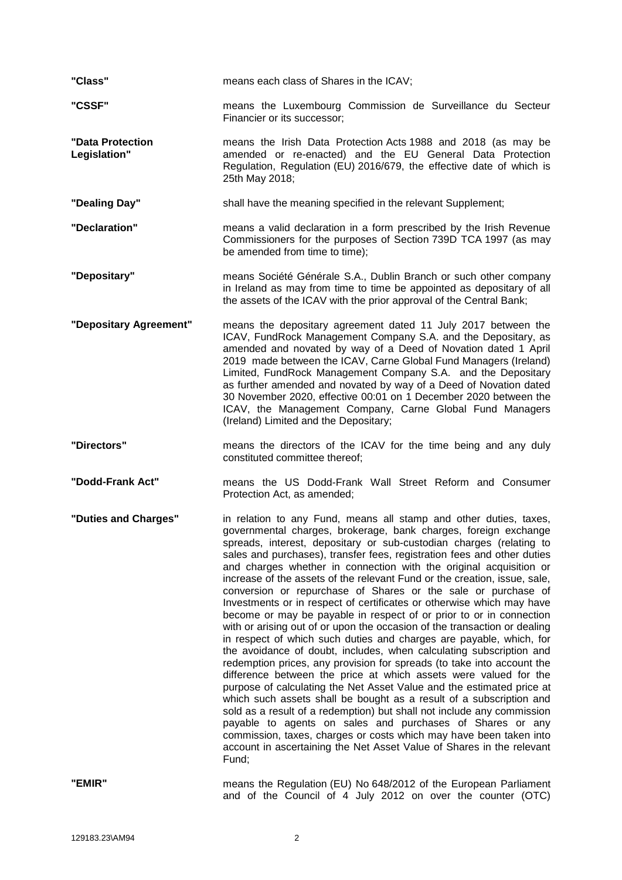**"Class"** means each class of Shares in the ICAV;

**"CSSF"** means the Luxembourg Commission de Surveillance du Secteur Financier or its successor;

**"Data Protection Legislation"** means the Irish Data Protection Acts 1988 and 2018 (as may be amended or re-enacted) and the EU General Data Protection Regulation, Regulation (EU) 2016/679, the effective date of which is 25th May 2018;

**"Dealing Day"** shall have the meaning specified in the relevant Supplement;

**"Declaration"** means a valid declaration in a form prescribed by the Irish Revenue Commissioners for the purposes of Section 739D TCA 1997 (as may be amended from time to time);

**"Depositary"** means Société Générale S.A., Dublin Branch or such other company in Ireland as may from time to time be appointed as depositary of all the assets of the ICAV with the prior approval of the Central Bank;

**"Depositary Agreement"** means the depositary agreement dated 11 July 2017 between the ICAV, FundRock Management Company S.A. and the Depositary, as amended and novated by way of a Deed of Novation dated 1 April 2019 made between the ICAV, Carne Global Fund Managers (Ireland) Limited, FundRock Management Company S.A. and the Depositary as further amended and novated by way of a Deed of Novation dated 30 November 2020, effective 00:01 on 1 December 2020 between the ICAV, the Management Company, Carne Global Fund Managers (Ireland) Limited and the Depositary;

**"Directors"** means the directors of the ICAV for the time being and any duly constituted committee thereof;

**"Dodd-Frank Act"** means the US Dodd-Frank Wall Street Reform and Consumer Protection Act, as amended;

**"Duties and Charges"** in relation to any Fund, means all stamp and other duties, taxes, governmental charges, brokerage, bank charges, foreign exchange spreads, interest, depositary or sub-custodian charges (relating to sales and purchases), transfer fees, registration fees and other duties and charges whether in connection with the original acquisition or increase of the assets of the relevant Fund or the creation, issue, sale, conversion or repurchase of Shares or the sale or purchase of Investments or in respect of certificates or otherwise which may have become or may be payable in respect of or prior to or in connection with or arising out of or upon the occasion of the transaction or dealing in respect of which such duties and charges are payable, which, for the avoidance of doubt, includes, when calculating subscription and redemption prices, any provision for spreads (to take into account the difference between the price at which assets were valued for the purpose of calculating the Net Asset Value and the estimated price at which such assets shall be bought as a result of a subscription and sold as a result of a redemption) but shall not include any commission payable to agents on sales and purchases of Shares or any commission, taxes, charges or costs which may have been taken into account in ascertaining the Net Asset Value of Shares in the relevant Fund;

**"EMIR"** means the Regulation (EU) No 648/2012 of the European Parliament and of the Council of 4 July 2012 on over the counter (OTC)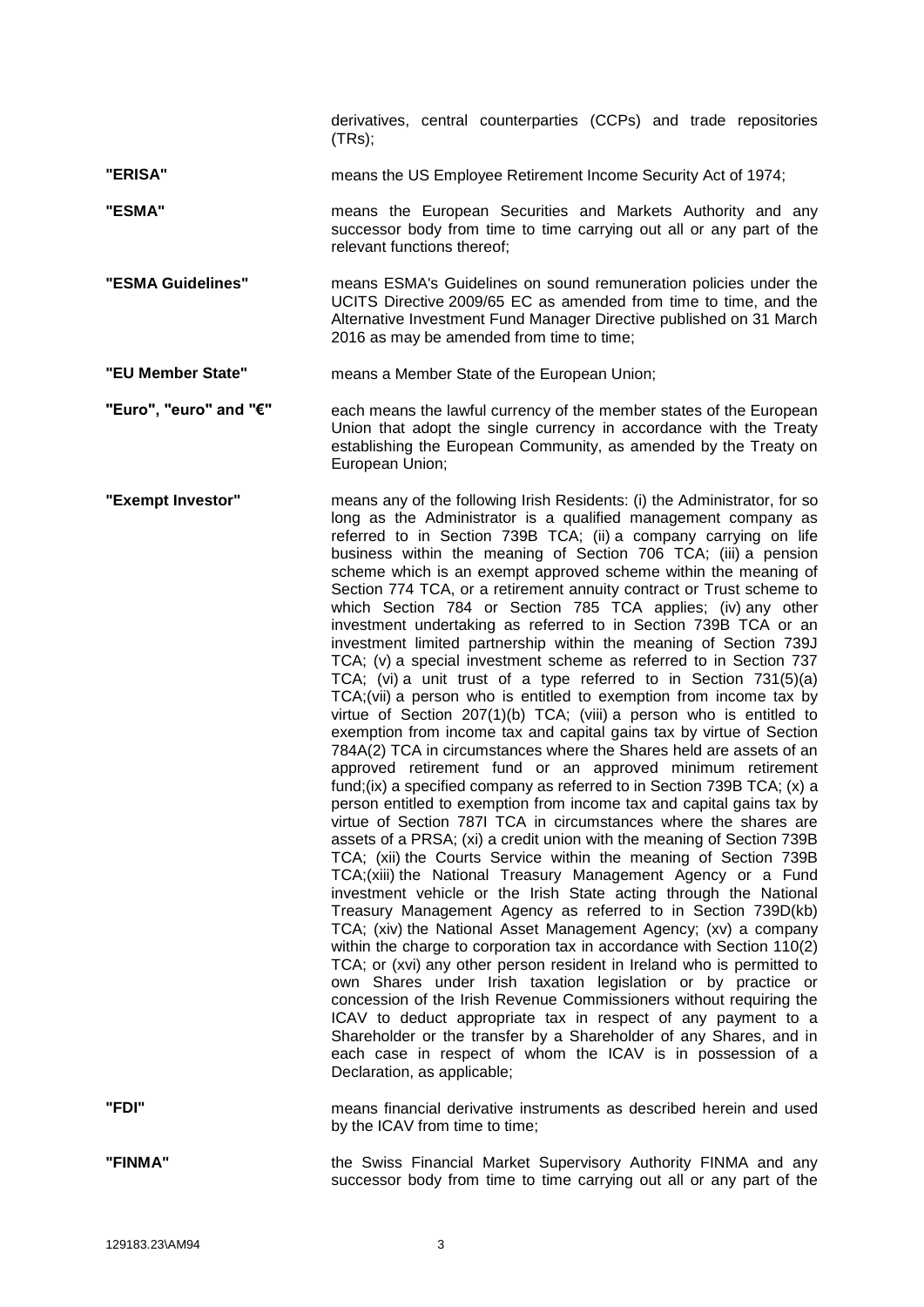derivatives, central counterparties (CCPs) and trade repositories (TRs);

**"ERISA"** means the US Employee Retirement Income Security Act of 1974;

**"ESMA"** means the European Securities and Markets Authority and any successor body from time to time carrying out all or any part of the relevant functions thereof;

**"ESMA Guidelines"** means ESMA's Guidelines on sound remuneration policies under the UCITS Directive 2009/65 EC as amended from time to time, and the Alternative Investment Fund Manager Directive published on 31 March 2016 as may be amended from time to time;

**"EU Member State"** means a Member State of the European Union;

**"Euro", "euro" and "€"** each means the lawful currency of the member states of the European Union that adopt the single currency in accordance with the Treaty establishing the European Community, as amended by the Treaty on European Union;

**"Exempt Investor"** means any of the following Irish Residents: (i) the Administrator, for so long as the Administrator is a qualified management company as referred to in Section 739B TCA; (ii) a company carrying on life business within the meaning of Section 706 TCA; (iii) a pension scheme which is an exempt approved scheme within the meaning of Section 774 TCA, or a retirement annuity contract or Trust scheme to which Section 784 or Section 785 TCA applies; (iv) any other investment undertaking as referred to in Section 739B TCA or an investment limited partnership within the meaning of Section 739J TCA; (v) a special investment scheme as referred to in Section 737 TCA; (vi) a unit trust of a type referred to in Section 731(5)(a) TCA;(vii) a person who is entitled to exemption from income tax by virtue of Section 207(1)(b) TCA; (viii) a person who is entitled to exemption from income tax and capital gains tax by virtue of Section 784A(2) TCA in circumstances where the Shares held are assets of an approved retirement fund or an approved minimum retirement fund;(ix) a specified company as referred to in Section 739B TCA; (x) a person entitled to exemption from income tax and capital gains tax by virtue of Section 787I TCA in circumstances where the shares are assets of a PRSA; (xi) a credit union with the meaning of Section 739B TCA; (xii) the Courts Service within the meaning of Section 739B TCA;(xiii) the National Treasury Management Agency or a Fund investment vehicle or the Irish State acting through the National Treasury Management Agency as referred to in Section 739D(kb) TCA; (xiv) the National Asset Management Agency; (xv) a company within the charge to corporation tax in accordance with Section 110(2) TCA; or (xvi) any other person resident in Ireland who is permitted to own Shares under Irish taxation legislation or by practice or concession of the Irish Revenue Commissioners without requiring the ICAV to deduct appropriate tax in respect of any payment to a Shareholder or the transfer by a Shareholder of any Shares, and in each case in respect of whom the ICAV is in possession of a Declaration, as applicable;

**"FDI"** means financial derivative instruments as described herein and used by the ICAV from time to time;

**"FINMA"** the Swiss Financial Market Supervisory Authority FINMA and any successor body from time to time carrying out all or any part of the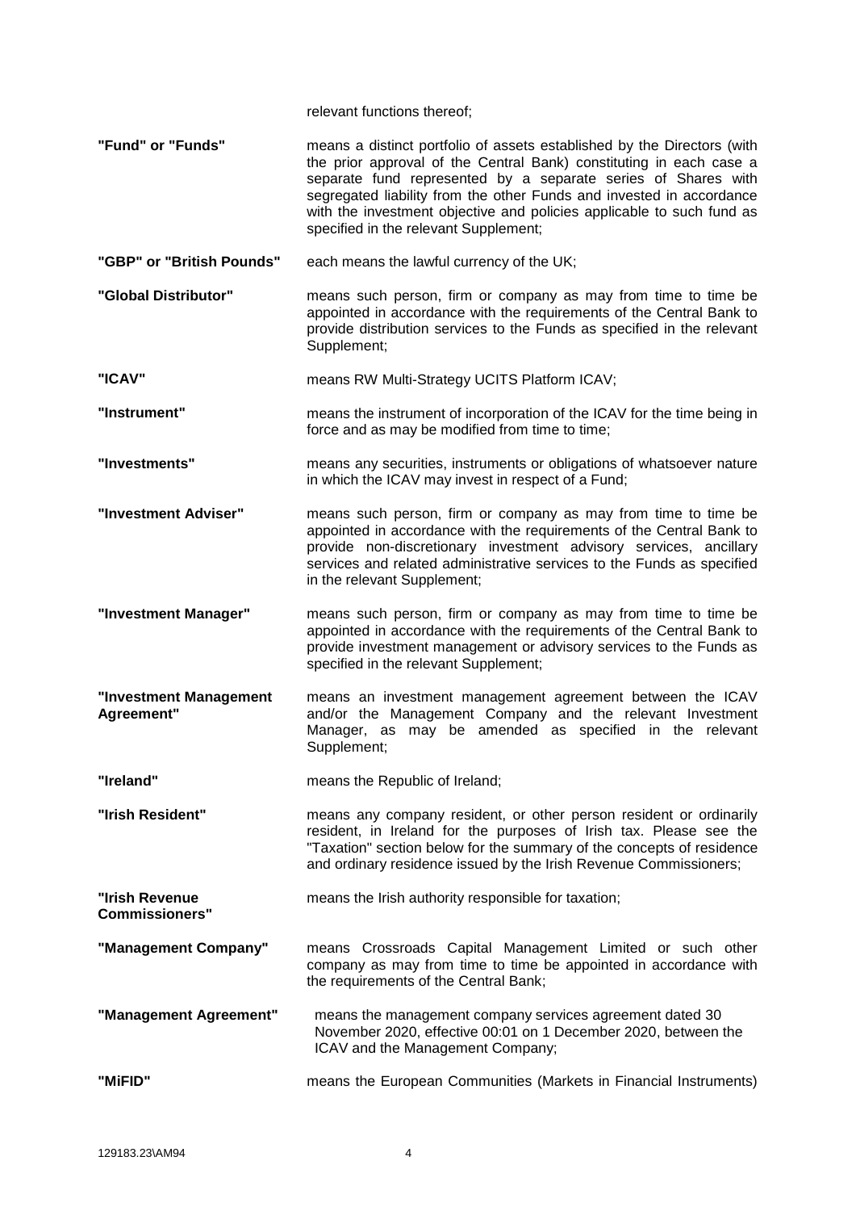relevant functions thereof;

| | |
|---|---|
| **"Fund" or "Funds"** | means a distinct portfolio of assets established by the Directors (with the prior approval of the Central Bank) constituting in each case a separate fund represented by a separate series of Shares with segregated liability from the other Funds and invested in accordance with the investment objective and policies applicable to such fund as specified in the relevant Supplement; |
| **"GBP" or "British Pounds"** | each means the lawful currency of the UK; |
| **"Global Distributor"** | means such person, firm or company as may from time to time be appointed in accordance with the requirements of the Central Bank to provide distribution services to the Funds as specified in the relevant Supplement; |
| **"ICAV"** | means RW Multi-Strategy UCITS Platform ICAV; |
| **"Instrument"** | means the instrument of incorporation of the ICAV for the time being in force and as may be modified from time to time; |
| **"Investments"** | means any securities, instruments or obligations of whatsoever nature in which the ICAV may invest in respect of a Fund; |
| **"Investment Adviser"** | means such person, firm or company as may from time to time be appointed in accordance with the requirements of the Central Bank to provide non-discretionary investment advisory services, ancillary services and related administrative services to the Funds as specified in the relevant Supplement; |
| **"Investment Manager"** | means such person, firm or company as may from time to time be appointed in accordance with the requirements of the Central Bank to provide investment management or advisory services to the Funds as specified in the relevant Supplement; |
| **"Investment Management Agreement"** | means an investment management agreement between the ICAV and/or the Management Company and the relevant Investment Manager, as may be amended as specified in the relevant Supplement; |
| **"Ireland"** | means the Republic of Ireland; |
| **"Irish Resident"** | means any company resident, or other person resident or ordinarily resident, in Ireland for the purposes of Irish tax. Please see the "Taxation" section below for the summary of the concepts of residence and ordinary residence issued by the Irish Revenue Commissioners; |
| **"Irish Revenue Commissioners"** | means the Irish authority responsible for taxation; |
| **"Management Company"** | means Crossroads Capital Management Limited or such other company as may from time to time be appointed in accordance with the requirements of the Central Bank; |
| **"Management Agreement"** | means the management company services agreement dated 30 November 2020, effective 00:01 on 1 December 2020, between the ICAV and the Management Company; |
| **"MiFID"** | means the European Communities (Markets in Financial Instruments) |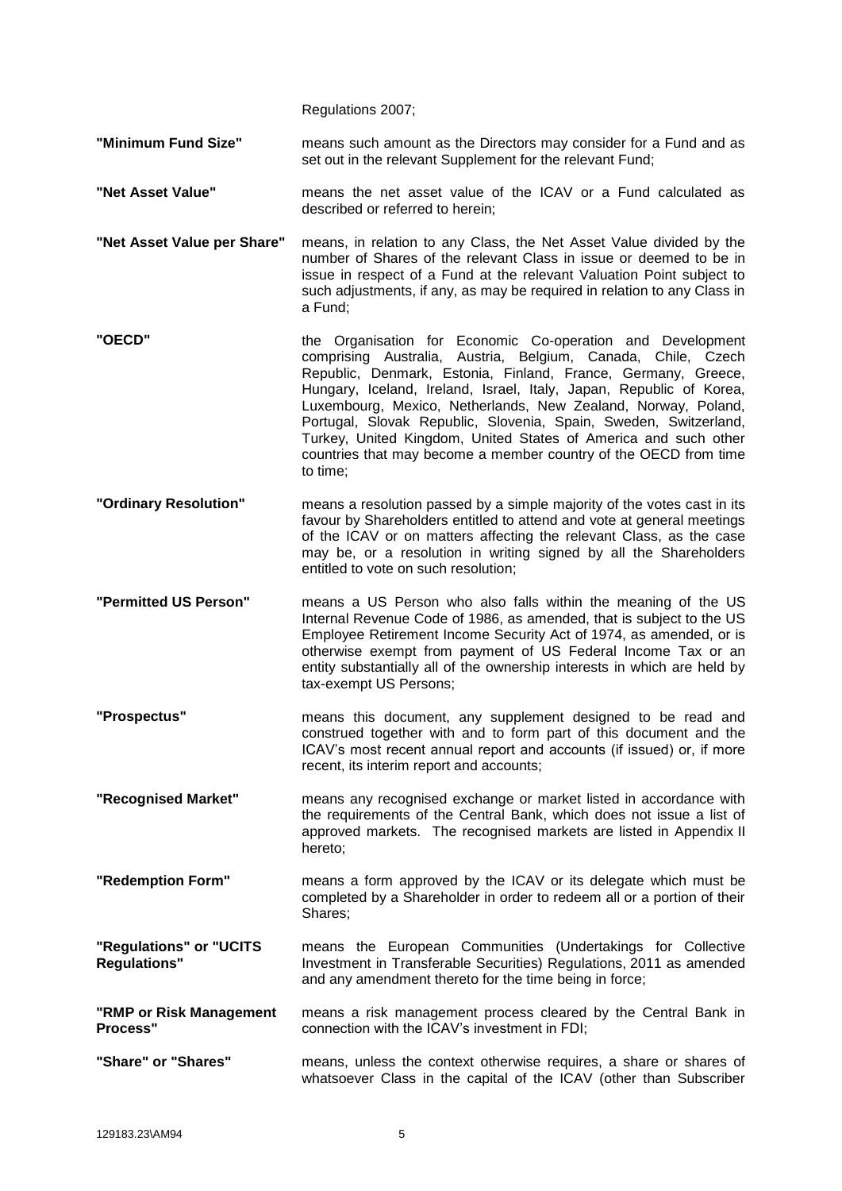Regulations 2007;

| | |
|---|---|
| **"Minimum Fund Size"** | means such amount as the Directors may consider for a Fund and as set out in the relevant Supplement for the relevant Fund; |
| **"Net Asset Value"** | means the net asset value of the ICAV or a Fund calculated as described or referred to herein; |
| **"Net Asset Value per Share"** | means, in relation to any Class, the Net Asset Value divided by the number of Shares of the relevant Class in issue or deemed to be in issue in respect of a Fund at the relevant Valuation Point subject to such adjustments, if any, as may be required in relation to any Class in a Fund; |
| **"OECD"** | the Organisation for Economic Co-operation and Development comprising Australia, Austria, Belgium, Canada, Chile, Czech Republic, Denmark, Estonia, Finland, France, Germany, Greece, Hungary, Iceland, Ireland, Israel, Italy, Japan, Republic of Korea, Luxembourg, Mexico, Netherlands, New Zealand, Norway, Poland, Portugal, Slovak Republic, Slovenia, Spain, Sweden, Switzerland, Turkey, United Kingdom, United States of America and such other countries that may become a member country of the OECD from time to time; |
| **"Ordinary Resolution"** | means a resolution passed by a simple majority of the votes cast in its favour by Shareholders entitled to attend and vote at general meetings of the ICAV or on matters affecting the relevant Class, as the case may be, or a resolution in writing signed by all the Shareholders entitled to vote on such resolution; |
| **"Permitted US Person"** | means a US Person who also falls within the meaning of the US Internal Revenue Code of 1986, as amended, that is subject to the US Employee Retirement Income Security Act of 1974, as amended, or is otherwise exempt from payment of US Federal Income Tax or an entity substantially all of the ownership interests in which are held by tax-exempt US Persons; |
| **"Prospectus"** | means this document, any supplement designed to be read and construed together with and to form part of this document and the ICAV's most recent annual report and accounts (if issued) or, if more recent, its interim report and accounts; |
| **"Recognised Market"** | means any recognised exchange or market listed in accordance with the requirements of the Central Bank, which does not issue a list of approved markets. The recognised markets are listed in Appendix II hereto; |
| **"Redemption Form"** | means a form approved by the ICAV or its delegate which must be completed by a Shareholder in order to redeem all or a portion of their Shares; |
| **"Regulations" or "UCITS Regulations"** | means the European Communities (Undertakings for Collective Investment in Transferable Securities) Regulations, 2011 as amended and any amendment thereto for the time being in force; |
| **"RMP or Risk Management Process"** | means a risk management process cleared by the Central Bank in connection with the ICAV's investment in FDI; |
| **"Share" or "Shares"** | means, unless the context otherwise requires, a share or shares of whatsoever Class in the capital of the ICAV (other than Subscriber |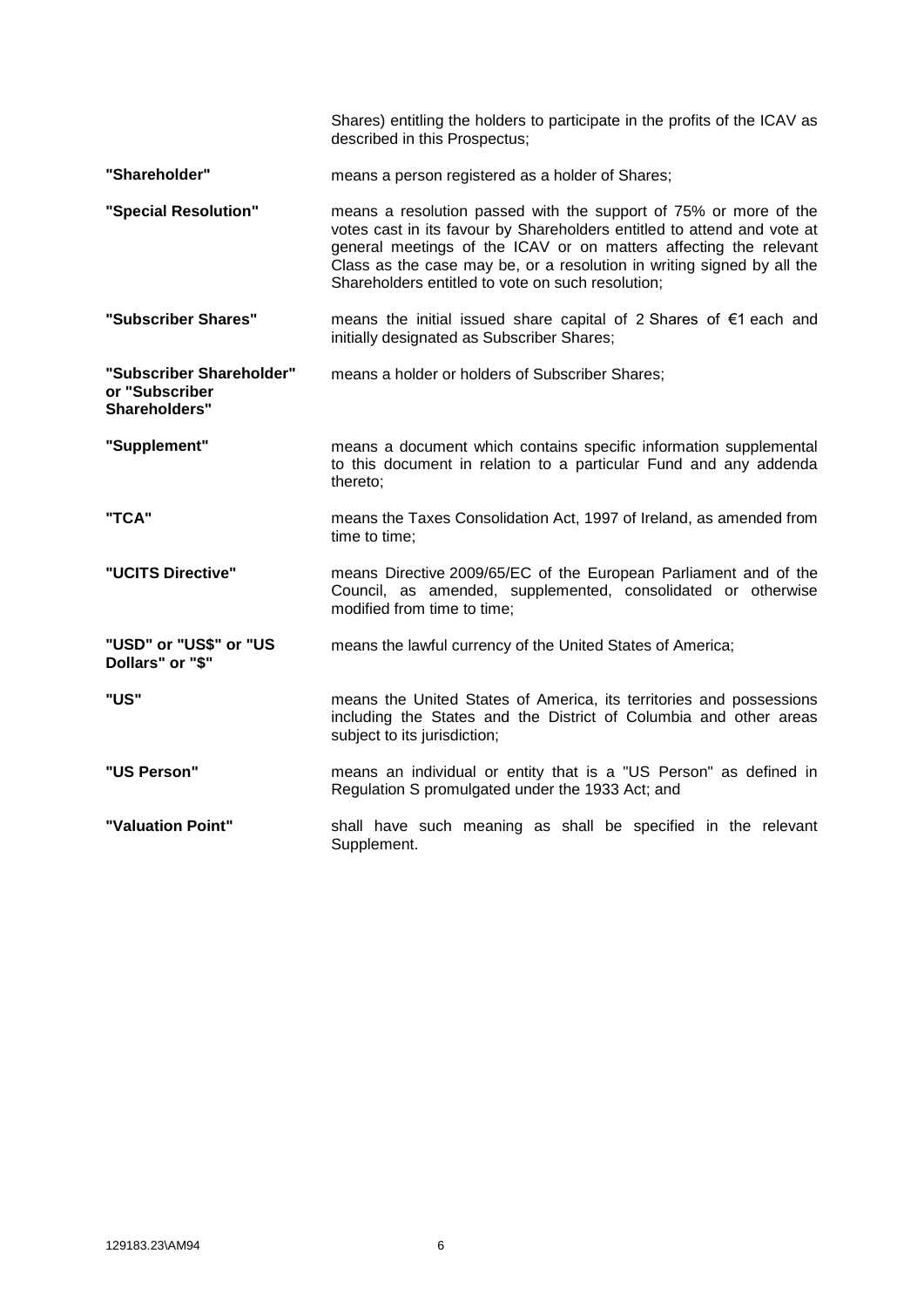| | |
|---|---|
| | Shares) entitling the holders to participate in the profits of the ICAV as described in this Prospectus; |
| **"Shareholder"** | means a person registered as a holder of Shares; |
| **"Special Resolution"** | means a resolution passed with the support of 75% or more of the votes cast in its favour by Shareholders entitled to attend and vote at general meetings of the ICAV or on matters affecting the relevant Class as the case may be, or a resolution in writing signed by all the Shareholders entitled to vote on such resolution; |
| **"Subscriber Shares"** | means the initial issued share capital of 2 Shares of €1 each and initially designated as Subscriber Shares; |
| **"Subscriber Shareholder" or "Subscriber Shareholders"** | means a holder or holders of Subscriber Shares; |
| **"Supplement"** | means a document which contains specific information supplemental to this document in relation to a particular Fund and any addenda thereto; |
| **"TCA"** | means the Taxes Consolidation Act, 1997 of Ireland, as amended from time to time; |
| **"UCITS Directive"** | means Directive 2009/65/EC of the European Parliament and of the Council, as amended, supplemented, consolidated or otherwise modified from time to time; |
| **"USD" or "US$" or "US Dollars" or "$"** | means the lawful currency of the United States of America; |
| **"US"** | means the United States of America, its territories and possessions including the States and the District of Columbia and other areas subject to its jurisdiction; |
| **"US Person"** | means an individual or entity that is a "US Person" as defined in Regulation S promulgated under the 1933 Act; and |
| **"Valuation Point"** | shall have such meaning as shall be specified in the relevant Supplement. |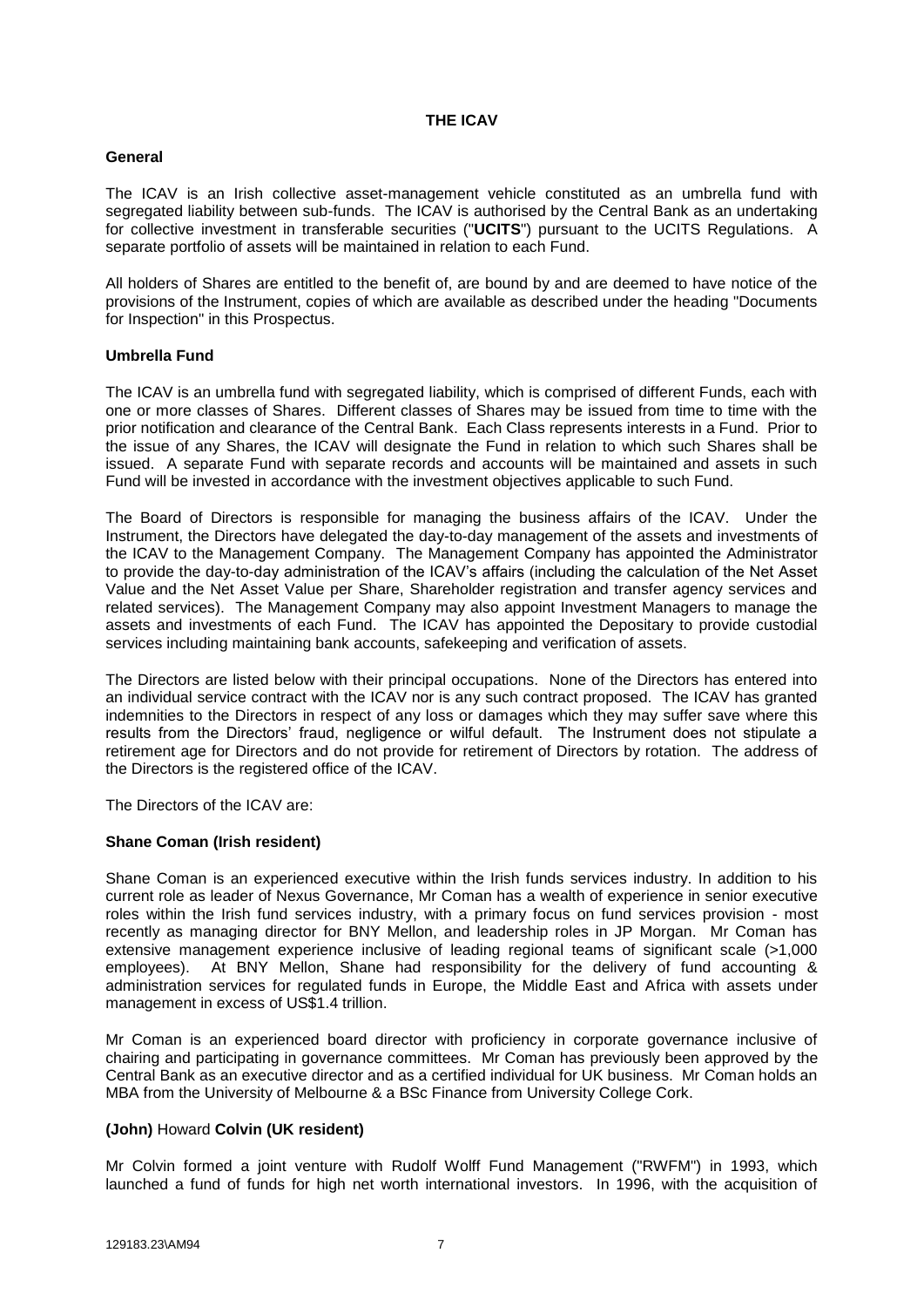# THE ICAV

## General

The ICAV is an Irish collective asset-management vehicle constituted as an umbrella fund with segregated liability between sub-funds. The ICAV is authorised by the Central Bank as an undertaking for collective investment in transferable securities ("**UCITS**") pursuant to the UCITS Regulations. A separate portfolio of assets will be maintained in relation to each Fund.

All holders of Shares are entitled to the benefit of, are bound by and are deemed to have notice of the provisions of the Instrument, copies of which are available as described under the heading "Documents for Inspection" in this Prospectus.

## Umbrella Fund

The ICAV is an umbrella fund with segregated liability, which is comprised of different Funds, each with one or more classes of Shares. Different classes of Shares may be issued from time to time with the prior notification and clearance of the Central Bank. Each Class represents interests in a Fund. Prior to the issue of any Shares, the ICAV will designate the Fund in relation to which such Shares shall be issued. A separate Fund with separate records and accounts will be maintained and assets in such Fund will be invested in accordance with the investment objectives applicable to such Fund.

The Board of Directors is responsible for managing the business affairs of the ICAV. Under the Instrument, the Directors have delegated the day-to-day management of the assets and investments of the ICAV to the Management Company. The Management Company has appointed the Administrator to provide the day-to-day administration of the ICAV's affairs (including the calculation of the Net Asset Value and the Net Asset Value per Share, Shareholder registration and transfer agency services and related services). The Management Company may also appoint Investment Managers to manage the assets and investments of each Fund. The ICAV has appointed the Depositary to provide custodial services including maintaining bank accounts, safekeeping and verification of assets.

The Directors are listed below with their principal occupations. None of the Directors has entered into an individual service contract with the ICAV nor is any such contract proposed. The ICAV has granted indemnities to the Directors in respect of any loss or damages which they may suffer save where this results from the Directors' fraud, negligence or wilful default. The Instrument does not stipulate a retirement age for Directors and do not provide for retirement of Directors by rotation. The address of the Directors is the registered office of the ICAV.

The Directors of the ICAV are:

### Shane Coman (Irish resident)

Shane Coman is an experienced executive within the Irish funds services industry. In addition to his current role as leader of Nexus Governance, Mr Coman has a wealth of experience in senior executive roles within the Irish fund services industry, with a primary focus on fund services provision - most recently as managing director for BNY Mellon, and leadership roles in JP Morgan. Mr Coman has extensive management experience inclusive of leading regional teams of significant scale (>1,000 employees). At BNY Mellon, Shane had responsibility for the delivery of fund accounting & administration services for regulated funds in Europe, the Middle East and Africa with assets under management in excess of US$1.4 trillion.

Mr Coman is an experienced board director with proficiency in corporate governance inclusive of chairing and participating in governance committees. Mr Coman has previously been approved by the Central Bank as an executive director and as a certified individual for UK business. Mr Coman holds an MBA from the University of Melbourne & a BSc Finance from University College Cork.

### (John) Howard Colvin (UK resident)

Mr Colvin formed a joint venture with Rudolf Wolff Fund Management ("RWFM") in 1993, which launched a fund of funds for high net worth international investors. In 1996, with the acquisition of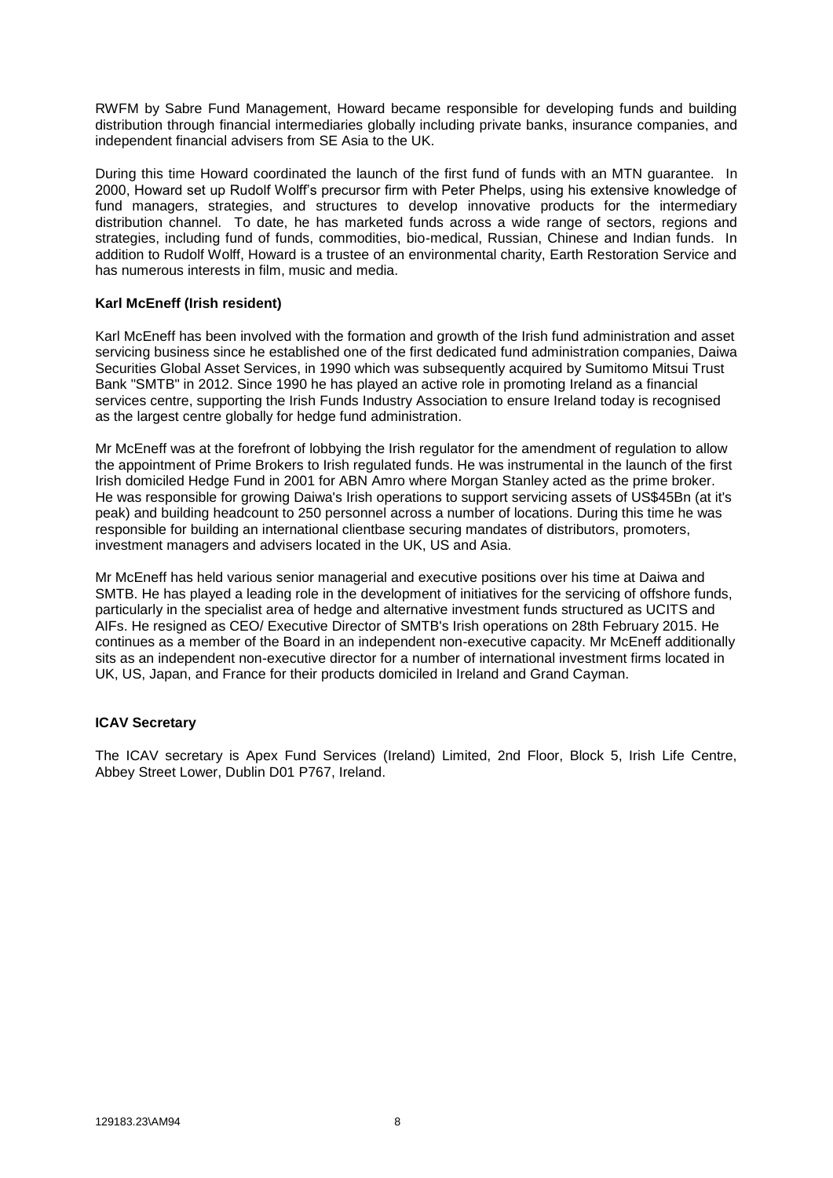RWFM by Sabre Fund Management, Howard became responsible for developing funds and building distribution through financial intermediaries globally including private banks, insurance companies, and independent financial advisers from SE Asia to the UK.

During this time Howard coordinated the launch of the first fund of funds with an MTN guarantee. In 2000, Howard set up Rudolf Wolff's precursor firm with Peter Phelps, using his extensive knowledge of fund managers, strategies, and structures to develop innovative products for the intermediary distribution channel. To date, he has marketed funds across a wide range of sectors, regions and strategies, including fund of funds, commodities, bio-medical, Russian, Chinese and Indian funds. In addition to Rudolf Wolff, Howard is a trustee of an environmental charity, Earth Restoration Service and has numerous interests in film, music and media.

**Karl McEneff (Irish resident)**

Karl McEneff has been involved with the formation and growth of the Irish fund administration and asset servicing business since he established one of the first dedicated fund administration companies, Daiwa Securities Global Asset Services, in 1990 which was subsequently acquired by Sumitomo Mitsui Trust Bank "SMTB" in 2012. Since 1990 he has played an active role in promoting Ireland as a financial services centre, supporting the Irish Funds Industry Association to ensure Ireland today is recognised as the largest centre globally for hedge fund administration.

Mr McEneff was at the forefront of lobbying the Irish regulator for the amendment of regulation to allow the appointment of Prime Brokers to Irish regulated funds. He was instrumental in the launch of the first Irish domiciled Hedge Fund in 2001 for ABN Amro where Morgan Stanley acted as the prime broker. He was responsible for growing Daiwa's Irish operations to support servicing assets of US$45Bn (at it's peak) and building headcount to 250 personnel across a number of locations. During this time he was responsible for building an international clientbase securing mandates of distributors, promoters, investment managers and advisers located in the UK, US and Asia.

Mr McEneff has held various senior managerial and executive positions over his time at Daiwa and SMTB. He has played a leading role in the development of initiatives for the servicing of offshore funds, particularly in the specialist area of hedge and alternative investment funds structured as UCITS and AIFs. He resigned as CEO/ Executive Director of SMTB's Irish operations on 28th February 2015. He continues as a member of the Board in an independent non-executive capacity. Mr McEneff additionally sits as an independent non-executive director for a number of international investment firms located in UK, US, Japan, and France for their products domiciled in Ireland and Grand Cayman.

**ICAV Secretary**

The ICAV secretary is Apex Fund Services (Ireland) Limited, 2nd Floor, Block 5, Irish Life Centre, Abbey Street Lower, Dublin D01 P767, Ireland.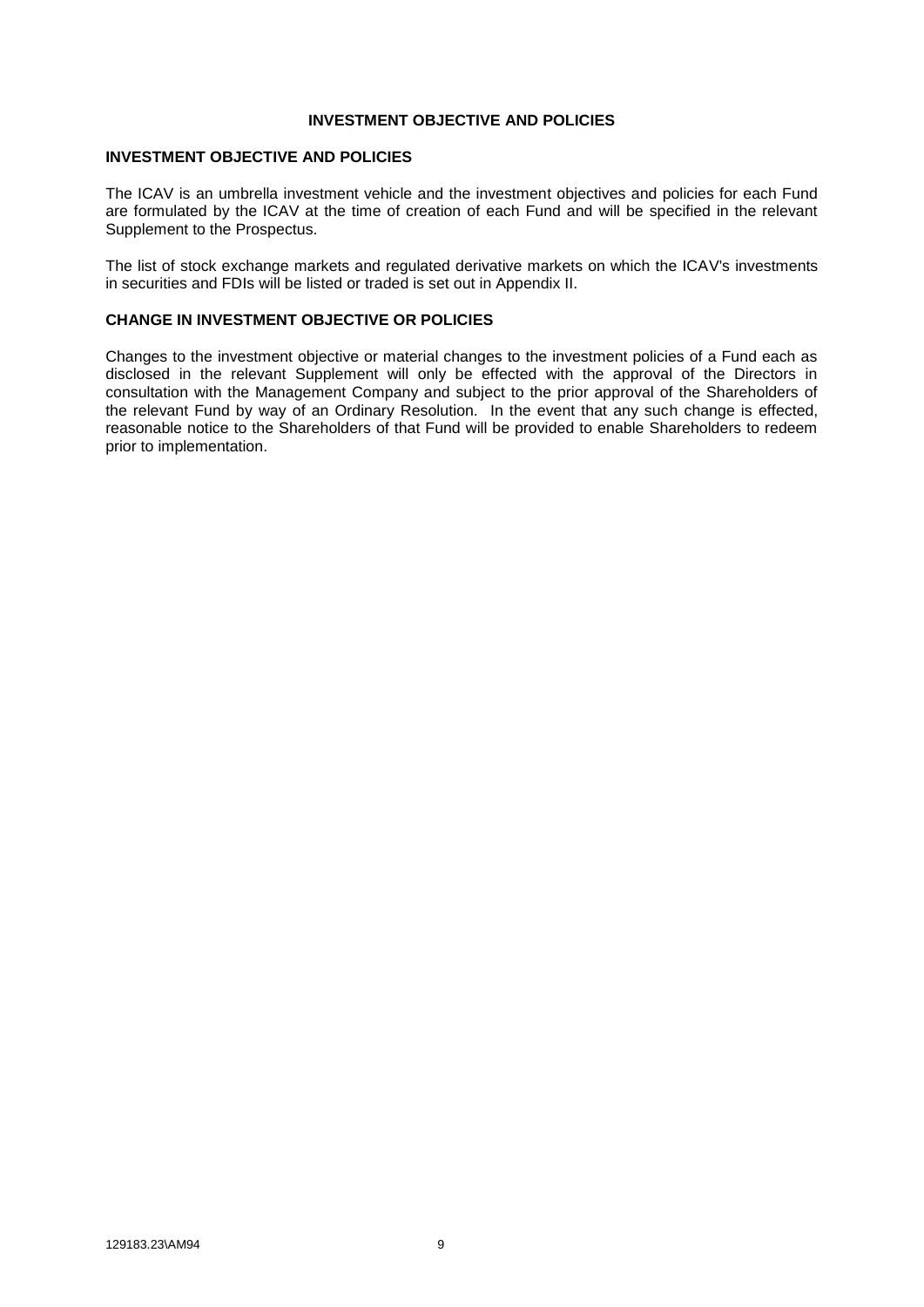# INVESTMENT OBJECTIVE AND POLICIES

## INVESTMENT OBJECTIVE AND POLICIES

The ICAV is an umbrella investment vehicle and the investment objectives and policies for each Fund are formulated by the ICAV at the time of creation of each Fund and will be specified in the relevant Supplement to the Prospectus.

The list of stock exchange markets and regulated derivative markets on which the ICAV's investments in securities and FDIs will be listed or traded is set out in Appendix II.

## CHANGE IN INVESTMENT OBJECTIVE OR POLICIES

Changes to the investment objective or material changes to the investment policies of a Fund each as disclosed in the relevant Supplement will only be effected with the approval of the Directors in consultation with the Management Company and subject to the prior approval of the Shareholders of the relevant Fund by way of an Ordinary Resolution. In the event that any such change is effected, reasonable notice to the Shareholders of that Fund will be provided to enable Shareholders to redeem prior to implementation.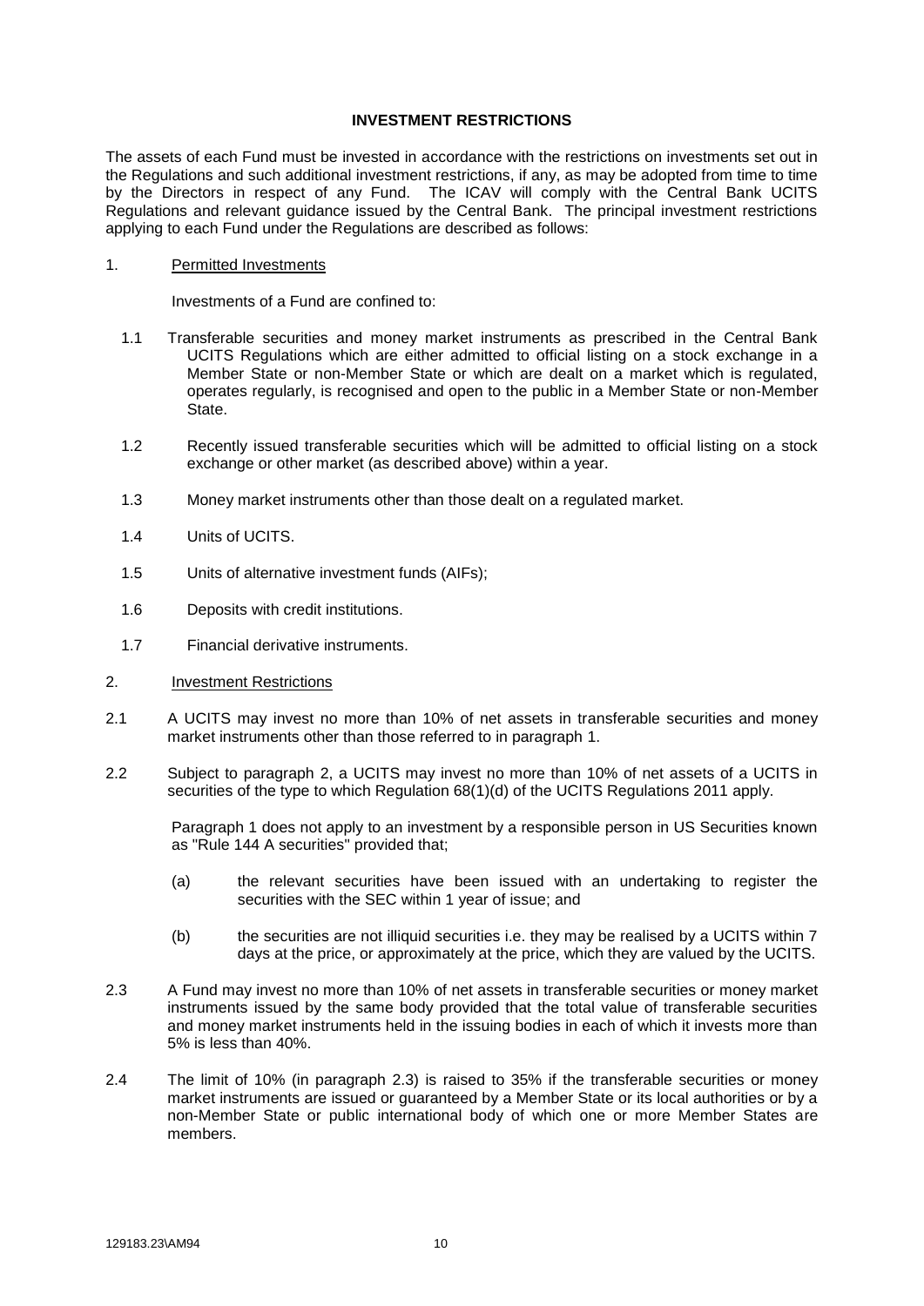# INVESTMENT RESTRICTIONS

The assets of each Fund must be invested in accordance with the restrictions on investments set out in the Regulations and such additional investment restrictions, if any, as may be adopted from time to time by the Directors in respect of any Fund. The ICAV will comply with the Central Bank UCITS Regulations and relevant guidance issued by the Central Bank. The principal investment restrictions applying to each Fund under the Regulations are described as follows:

1. Permitted Investments

   Investments of a Fund are confined to:

   1.1 Transferable securities and money market instruments as prescribed in the Central Bank UCITS Regulations which are either admitted to official listing on a stock exchange in a Member State or non-Member State or which are dealt on a market which is regulated, operates regularly, is recognised and open to the public in a Member State or non-Member State.

   1.2 Recently issued transferable securities which will be admitted to official listing on a stock exchange or other market (as described above) within a year.

   1.3 Money market instruments other than those dealt on a regulated market.

   1.4 Units of UCITS.

   1.5 Units of alternative investment funds (AIFs);

   1.6 Deposits with credit institutions.

   1.7 Financial derivative instruments.

2. Investment Restrictions

2.1 A UCITS may invest no more than 10% of net assets in transferable securities and money market instruments other than those referred to in paragraph 1.

2.2 Subject to paragraph 2, a UCITS may invest no more than 10% of net assets of a UCITS in securities of the type to which Regulation 68(1)(d) of the UCITS Regulations 2011 apply.

   Paragraph 1 does not apply to an investment by a responsible person in US Securities known as "Rule 144 A securities" provided that;

   (a) the relevant securities have been issued with an undertaking to register the securities with the SEC within 1 year of issue; and

   (b) the securities are not illiquid securities i.e. they may be realised by a UCITS within 7 days at the price, or approximately at the price, which they are valued by the UCITS.

2.3 A Fund may invest no more than 10% of net assets in transferable securities or money market instruments issued by the same body provided that the total value of transferable securities and money market instruments held in the issuing bodies in each of which it invests more than 5% is less than 40%.

2.4 The limit of 10% (in paragraph 2.3) is raised to 35% if the transferable securities or money market instruments are issued or guaranteed by a Member State or its local authorities or by a non-Member State or public international body of which one or more Member States are members.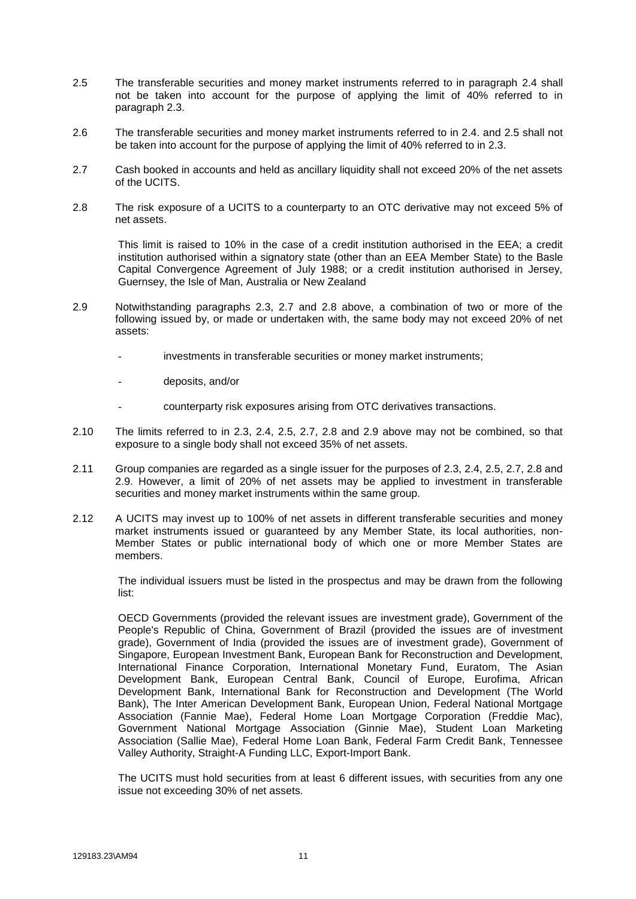2.5 The transferable securities and money market instruments referred to in paragraph 2.4 shall not be taken into account for the purpose of applying the limit of 40% referred to in paragraph 2.3.

2.6 The transferable securities and money market instruments referred to in 2.4. and 2.5 shall not be taken into account for the purpose of applying the limit of 40% referred to in 2.3.

2.7 Cash booked in accounts and held as ancillary liquidity shall not exceed 20% of the net assets of the UCITS.

2.8 The risk exposure of a UCITS to a counterparty to an OTC derivative may not exceed 5% of net assets.

This limit is raised to 10% in the case of a credit institution authorised in the EEA; a credit institution authorised within a signatory state (other than an EEA Member State) to the Basle Capital Convergence Agreement of July 1988; or a credit institution authorised in Jersey, Guernsey, the Isle of Man, Australia or New Zealand

2.9 Notwithstanding paragraphs 2.3, 2.7 and 2.8 above, a combination of two or more of the following issued by, or made or undertaken with, the same body may not exceed 20% of net assets:

- investments in transferable securities or money market instruments;
- deposits, and/or
- counterparty risk exposures arising from OTC derivatives transactions.

2.10 The limits referred to in 2.3, 2.4, 2.5, 2.7, 2.8 and 2.9 above may not be combined, so that exposure to a single body shall not exceed 35% of net assets.

2.11 Group companies are regarded as a single issuer for the purposes of 2.3, 2.4, 2.5, 2.7, 2.8 and 2.9. However, a limit of 20% of net assets may be applied to investment in transferable securities and money market instruments within the same group.

2.12 A UCITS may invest up to 100% of net assets in different transferable securities and money market instruments issued or guaranteed by any Member State, its local authorities, non-Member States or public international body of which one or more Member States are members.

The individual issuers must be listed in the prospectus and may be drawn from the following list:

OECD Governments (provided the relevant issues are investment grade), Government of the People's Republic of China, Government of Brazil (provided the issues are of investment grade), Government of India (provided the issues are of investment grade), Government of Singapore, European Investment Bank, European Bank for Reconstruction and Development, International Finance Corporation, International Monetary Fund, Euratom, The Asian Development Bank, European Central Bank, Council of Europe, Eurofima, African Development Bank, International Bank for Reconstruction and Development (The World Bank), The Inter American Development Bank, European Union, Federal National Mortgage Association (Fannie Mae), Federal Home Loan Mortgage Corporation (Freddie Mac), Government National Mortgage Association (Ginnie Mae), Student Loan Marketing Association (Sallie Mae), Federal Home Loan Bank, Federal Farm Credit Bank, Tennessee Valley Authority, Straight-A Funding LLC, Export-Import Bank.

The UCITS must hold securities from at least 6 different issues, with securities from any one issue not exceeding 30% of net assets.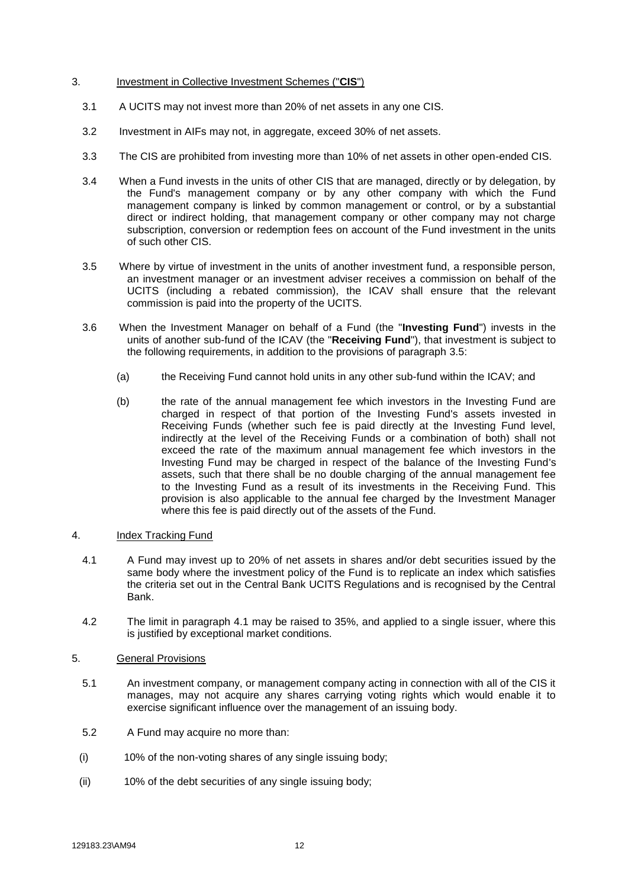3. <u>Investment in Collective Investment Schemes ("**CIS**")</u>

3.1 A UCITS may not invest more than 20% of net assets in any one CIS.

3.2 Investment in AIFs may not, in aggregate, exceed 30% of net assets.

3.3 The CIS are prohibited from investing more than 10% of net assets in other open-ended CIS.

3.4 When a Fund invests in the units of other CIS that are managed, directly or by delegation, by the Fund's management company or by any other company with which the Fund management company is linked by common management or control, or by a substantial direct or indirect holding, that management company or other company may not charge subscription, conversion or redemption fees on account of the Fund investment in the units of such other CIS.

3.5 Where by virtue of investment in the units of another investment fund, a responsible person, an investment manager or an investment adviser receives a commission on behalf of the UCITS (including a rebated commission), the ICAV shall ensure that the relevant commission is paid into the property of the UCITS.

3.6 When the Investment Manager on behalf of a Fund (the "**Investing Fund**") invests in the units of another sub-fund of the ICAV (the "**Receiving Fund**"), that investment is subject to the following requirements, in addition to the provisions of paragraph 3.5:

(a) the Receiving Fund cannot hold units in any other sub-fund within the ICAV; and

(b) the rate of the annual management fee which investors in the Investing Fund are charged in respect of that portion of the Investing Fund's assets invested in Receiving Funds (whether such fee is paid directly at the Investing Fund level, indirectly at the level of the Receiving Funds or a combination of both) shall not exceed the rate of the maximum annual management fee which investors in the Investing Fund may be charged in respect of the balance of the Investing Fund's assets, such that there shall be no double charging of the annual management fee to the Investing Fund as a result of its investments in the Receiving Fund. This provision is also applicable to the annual fee charged by the Investment Manager where this fee is paid directly out of the assets of the Fund.

4. <u>Index Tracking Fund</u>

4.1 A Fund may invest up to 20% of net assets in shares and/or debt securities issued by the same body where the investment policy of the Fund is to replicate an index which satisfies the criteria set out in the Central Bank UCITS Regulations and is recognised by the Central Bank.

4.2 The limit in paragraph 4.1 may be raised to 35%, and applied to a single issuer, where this is justified by exceptional market conditions.

5. <u>General Provisions</u>

5.1 An investment company, or management company acting in connection with all of the CIS it manages, may not acquire any shares carrying voting rights which would enable it to exercise significant influence over the management of an issuing body.

5.2 A Fund may acquire no more than:

(i) 10% of the non-voting shares of any single issuing body;

(ii) 10% of the debt securities of any single issuing body;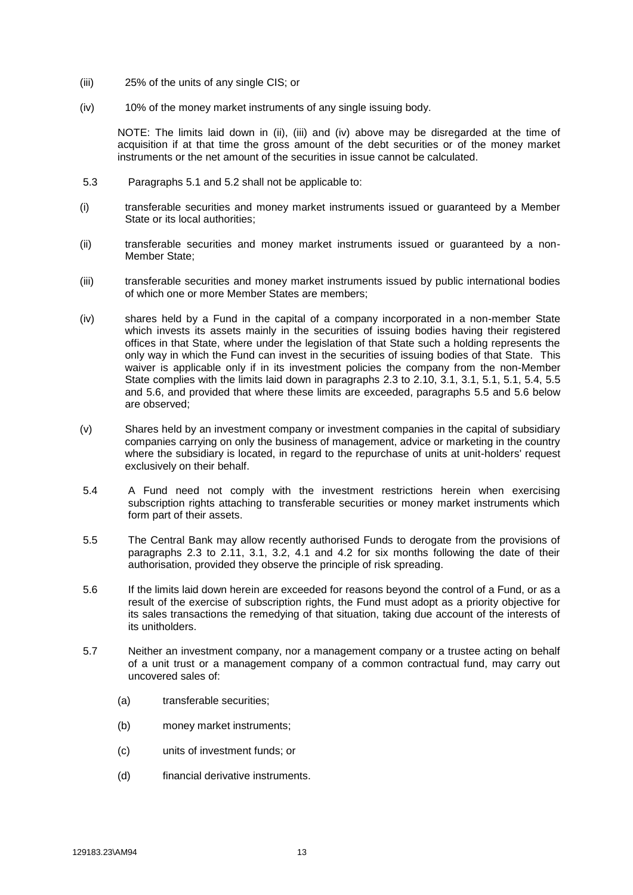(iii) 25% of the units of any single CIS; or

(iv) 10% of the money market instruments of any single issuing body.

NOTE: The limits laid down in (ii), (iii) and (iv) above may be disregarded at the time of acquisition if at that time the gross amount of the debt securities or of the money market instruments or the net amount of the securities in issue cannot be calculated.

5.3 Paragraphs 5.1 and 5.2 shall not be applicable to:

(i) transferable securities and money market instruments issued or guaranteed by a Member State or its local authorities;

(ii) transferable securities and money market instruments issued or guaranteed by a non-Member State;

(iii) transferable securities and money market instruments issued by public international bodies of which one or more Member States are members;

(iv) shares held by a Fund in the capital of a company incorporated in a non-member State which invests its assets mainly in the securities of issuing bodies having their registered offices in that State, where under the legislation of that State such a holding represents the only way in which the Fund can invest in the securities of issuing bodies of that State. This waiver is applicable only if in its investment policies the company from the non-Member State complies with the limits laid down in paragraphs 2.3 to 2.10, 3.1, 3.1, 5.1, 5.1, 5.4, 5.5 and 5.6, and provided that where these limits are exceeded, paragraphs 5.5 and 5.6 below are observed;

(v) Shares held by an investment company or investment companies in the capital of subsidiary companies carrying on only the business of management, advice or marketing in the country where the subsidiary is located, in regard to the repurchase of units at unit-holders' request exclusively on their behalf.

5.4 A Fund need not comply with the investment restrictions herein when exercising subscription rights attaching to transferable securities or money market instruments which form part of their assets.

5.5 The Central Bank may allow recently authorised Funds to derogate from the provisions of paragraphs 2.3 to 2.11, 3.1, 3.2, 4.1 and 4.2 for six months following the date of their authorisation, provided they observe the principle of risk spreading.

5.6 If the limits laid down herein are exceeded for reasons beyond the control of a Fund, or as a result of the exercise of subscription rights, the Fund must adopt as a priority objective for its sales transactions the remedying of that situation, taking due account of the interests of its unitholders.

5.7 Neither an investment company, nor a management company or a trustee acting on behalf of a unit trust or a management company of a common contractual fund, may carry out uncovered sales of:

(a) transferable securities;

(b) money market instruments;

(c) units of investment funds; or

(d) financial derivative instruments.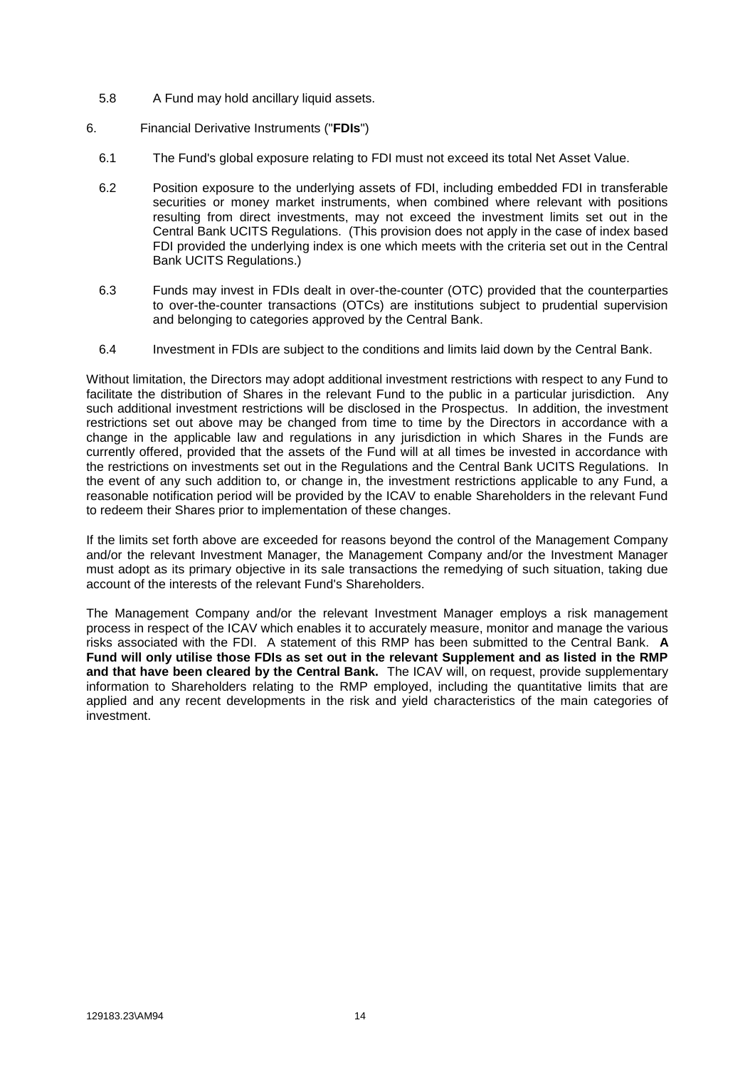5.8 A Fund may hold ancillary liquid assets.

6. Financial Derivative Instruments ("**FDIs**")

6.1 The Fund's global exposure relating to FDI must not exceed its total Net Asset Value.

6.2 Position exposure to the underlying assets of FDI, including embedded FDI in transferable securities or money market instruments, when combined where relevant with positions resulting from direct investments, may not exceed the investment limits set out in the Central Bank UCITS Regulations. (This provision does not apply in the case of index based FDI provided the underlying index is one which meets with the criteria set out in the Central Bank UCITS Regulations.)

6.3 Funds may invest in FDIs dealt in over-the-counter (OTC) provided that the counterparties to over-the-counter transactions (OTCs) are institutions subject to prudential supervision and belonging to categories approved by the Central Bank.

6.4 Investment in FDIs are subject to the conditions and limits laid down by the Central Bank.

Without limitation, the Directors may adopt additional investment restrictions with respect to any Fund to facilitate the distribution of Shares in the relevant Fund to the public in a particular jurisdiction. Any such additional investment restrictions will be disclosed in the Prospectus. In addition, the investment restrictions set out above may be changed from time to time by the Directors in accordance with a change in the applicable law and regulations in any jurisdiction in which Shares in the Funds are currently offered, provided that the assets of the Fund will at all times be invested in accordance with the restrictions on investments set out in the Regulations and the Central Bank UCITS Regulations. In the event of any such addition to, or change in, the investment restrictions applicable to any Fund, a reasonable notification period will be provided by the ICAV to enable Shareholders in the relevant Fund to redeem their Shares prior to implementation of these changes.

If the limits set forth above are exceeded for reasons beyond the control of the Management Company and/or the relevant Investment Manager, the Management Company and/or the Investment Manager must adopt as its primary objective in its sale transactions the remedying of such situation, taking due account of the interests of the relevant Fund's Shareholders.

The Management Company and/or the relevant Investment Manager employs a risk management process in respect of the ICAV which enables it to accurately measure, monitor and manage the various risks associated with the FDI. A statement of this RMP has been submitted to the Central Bank. **A Fund will only utilise those FDIs as set out in the relevant Supplement and as listed in the RMP and that have been cleared by the Central Bank.** The ICAV will, on request, provide supplementary information to Shareholders relating to the RMP employed, including the quantitative limits that are applied and any recent developments in the risk and yield characteristics of the main categories of investment.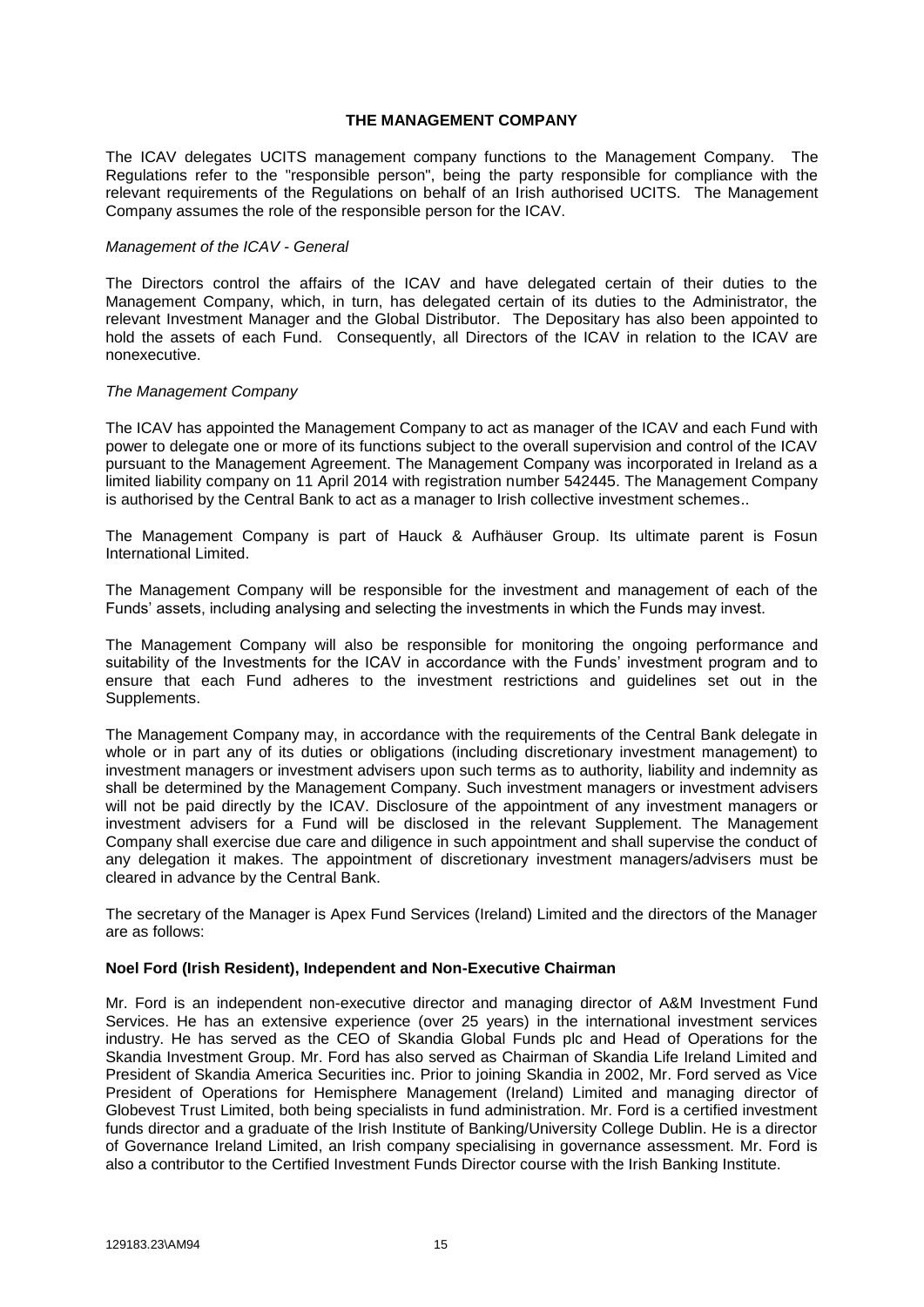## THE MANAGEMENT COMPANY

The ICAV delegates UCITS management company functions to the Management Company. The Regulations refer to the "responsible person", being the party responsible for compliance with the relevant requirements of the Regulations on behalf of an Irish authorised UCITS. The Management Company assumes the role of the responsible person for the ICAV.

*Management of the ICAV - General*

The Directors control the affairs of the ICAV and have delegated certain of their duties to the Management Company, which, in turn, has delegated certain of its duties to the Administrator, the relevant Investment Manager and the Global Distributor. The Depositary has also been appointed to hold the assets of each Fund. Consequently, all Directors of the ICAV in relation to the ICAV are nonexecutive.

*The Management Company*

The ICAV has appointed the Management Company to act as manager of the ICAV and each Fund with power to delegate one or more of its functions subject to the overall supervision and control of the ICAV pursuant to the Management Agreement. The Management Company was incorporated in Ireland as a limited liability company on 11 April 2014 with registration number 542445. The Management Company is authorised by the Central Bank to act as a manager to Irish collective investment schemes..

The Management Company is part of Hauck & Aufhäuser Group. Its ultimate parent is Fosun International Limited.

The Management Company will be responsible for the investment and management of each of the Funds' assets, including analysing and selecting the investments in which the Funds may invest.

The Management Company will also be responsible for monitoring the ongoing performance and suitability of the Investments for the ICAV in accordance with the Funds' investment program and to ensure that each Fund adheres to the investment restrictions and guidelines set out in the Supplements.

The Management Company may, in accordance with the requirements of the Central Bank delegate in whole or in part any of its duties or obligations (including discretionary investment management) to investment managers or investment advisers upon such terms as to authority, liability and indemnity as shall be determined by the Management Company. Such investment managers or investment advisers will not be paid directly by the ICAV. Disclosure of the appointment of any investment managers or investment advisers for a Fund will be disclosed in the relevant Supplement. The Management Company shall exercise due care and diligence in such appointment and shall supervise the conduct of any delegation it makes. The appointment of discretionary investment managers/advisers must be cleared in advance by the Central Bank.

The secretary of the Manager is Apex Fund Services (Ireland) Limited and the directors of the Manager are as follows:

**Noel Ford (Irish Resident), Independent and Non-Executive Chairman**

Mr. Ford is an independent non-executive director and managing director of A&M Investment Fund Services. He has an extensive experience (over 25 years) in the international investment services industry. He has served as the CEO of Skandia Global Funds plc and Head of Operations for the Skandia Investment Group. Mr. Ford has also served as Chairman of Skandia Life Ireland Limited and President of Skandia America Securities inc. Prior to joining Skandia in 2002, Mr. Ford served as Vice President of Operations for Hemisphere Management (Ireland) Limited and managing director of Globevest Trust Limited, both being specialists in fund administration. Mr. Ford is a certified investment funds director and a graduate of the Irish Institute of Banking/University College Dublin. He is a director of Governance Ireland Limited, an Irish company specialising in governance assessment. Mr. Ford is also a contributor to the Certified Investment Funds Director course with the Irish Banking Institute.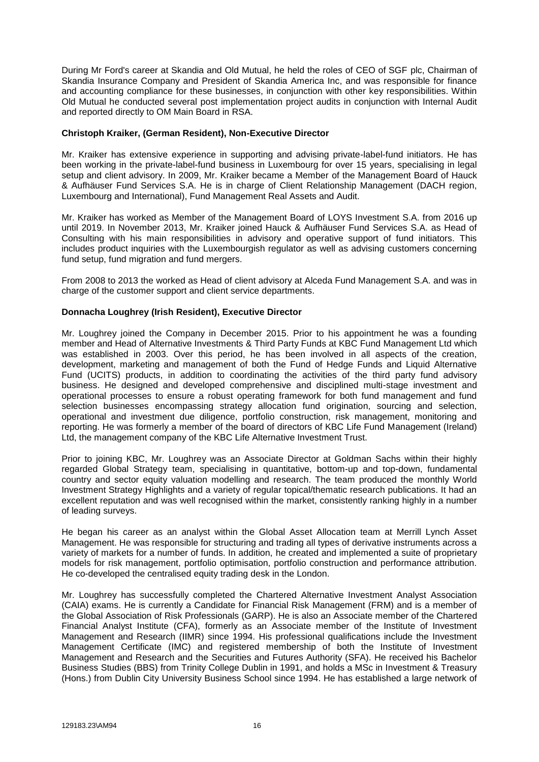During Mr Ford's career at Skandia and Old Mutual, he held the roles of CEO of SGF plc, Chairman of Skandia Insurance Company and President of Skandia America Inc, and was responsible for finance and accounting compliance for these businesses, in conjunction with other key responsibilities. Within Old Mutual he conducted several post implementation project audits in conjunction with Internal Audit and reported directly to OM Main Board in RSA.

**Christoph Kraiker, (German Resident), Non-Executive Director**

Mr. Kraiker has extensive experience in supporting and advising private-label-fund initiators. He has been working in the private-label-fund business in Luxembourg for over 15 years, specialising in legal setup and client advisory. In 2009, Mr. Kraiker became a Member of the Management Board of Hauck & Aufhäuser Fund Services S.A. He is in charge of Client Relationship Management (DACH region, Luxembourg and International), Fund Management Real Assets and Audit.

Mr. Kraiker has worked as Member of the Management Board of LOYS Investment S.A. from 2016 up until 2019. In November 2013, Mr. Kraiker joined Hauck & Aufhäuser Fund Services S.A. as Head of Consulting with his main responsibilities in advisory and operative support of fund initiators. This includes product inquiries with the Luxembourgish regulator as well as advising customers concerning fund setup, fund migration and fund mergers.

From 2008 to 2013 the worked as Head of client advisory at Alceda Fund Management S.A. and was in charge of the customer support and client service departments.

**Donnacha Loughrey (Irish Resident), Executive Director**

Mr. Loughrey joined the Company in December 2015. Prior to his appointment he was a founding member and Head of Alternative Investments & Third Party Funds at KBC Fund Management Ltd which was established in 2003. Over this period, he has been involved in all aspects of the creation, development, marketing and management of both the Fund of Hedge Funds and Liquid Alternative Fund (UCITS) products, in addition to coordinating the activities of the third party fund advisory business. He designed and developed comprehensive and disciplined multi-stage investment and operational processes to ensure a robust operating framework for both fund management and fund selection businesses encompassing strategy allocation fund origination, sourcing and selection, operational and investment due diligence, portfolio construction, risk management, monitoring and reporting. He was formerly a member of the board of directors of KBC Life Fund Management (Ireland) Ltd, the management company of the KBC Life Alternative Investment Trust.

Prior to joining KBC, Mr. Loughrey was an Associate Director at Goldman Sachs within their highly regarded Global Strategy team, specialising in quantitative, bottom-up and top-down, fundamental country and sector equity valuation modelling and research. The team produced the monthly World Investment Strategy Highlights and a variety of regular topical/thematic research publications. It had an excellent reputation and was well recognised within the market, consistently ranking highly in a number of leading surveys.

He began his career as an analyst within the Global Asset Allocation team at Merrill Lynch Asset Management. He was responsible for structuring and trading all types of derivative instruments across a variety of markets for a number of funds. In addition, he created and implemented a suite of proprietary models for risk management, portfolio optimisation, portfolio construction and performance attribution. He co-developed the centralised equity trading desk in the London.

Mr. Loughrey has successfully completed the Chartered Alternative Investment Analyst Association (CAIA) exams. He is currently a Candidate for Financial Risk Management (FRM) and is a member of the Global Association of Risk Professionals (GARP). He is also an Associate member of the Chartered Financial Analyst Institute (CFA), formerly as an Associate member of the Institute of Investment Management and Research (IIMR) since 1994. His professional qualifications include the Investment Management Certificate (IMC) and registered membership of both the Institute of Investment Management and Research and the Securities and Futures Authority (SFA). He received his Bachelor Business Studies (BBS) from Trinity College Dublin in 1991, and holds a MSc in Investment & Treasury (Hons.) from Dublin City University Business School since 1994. He has established a large network of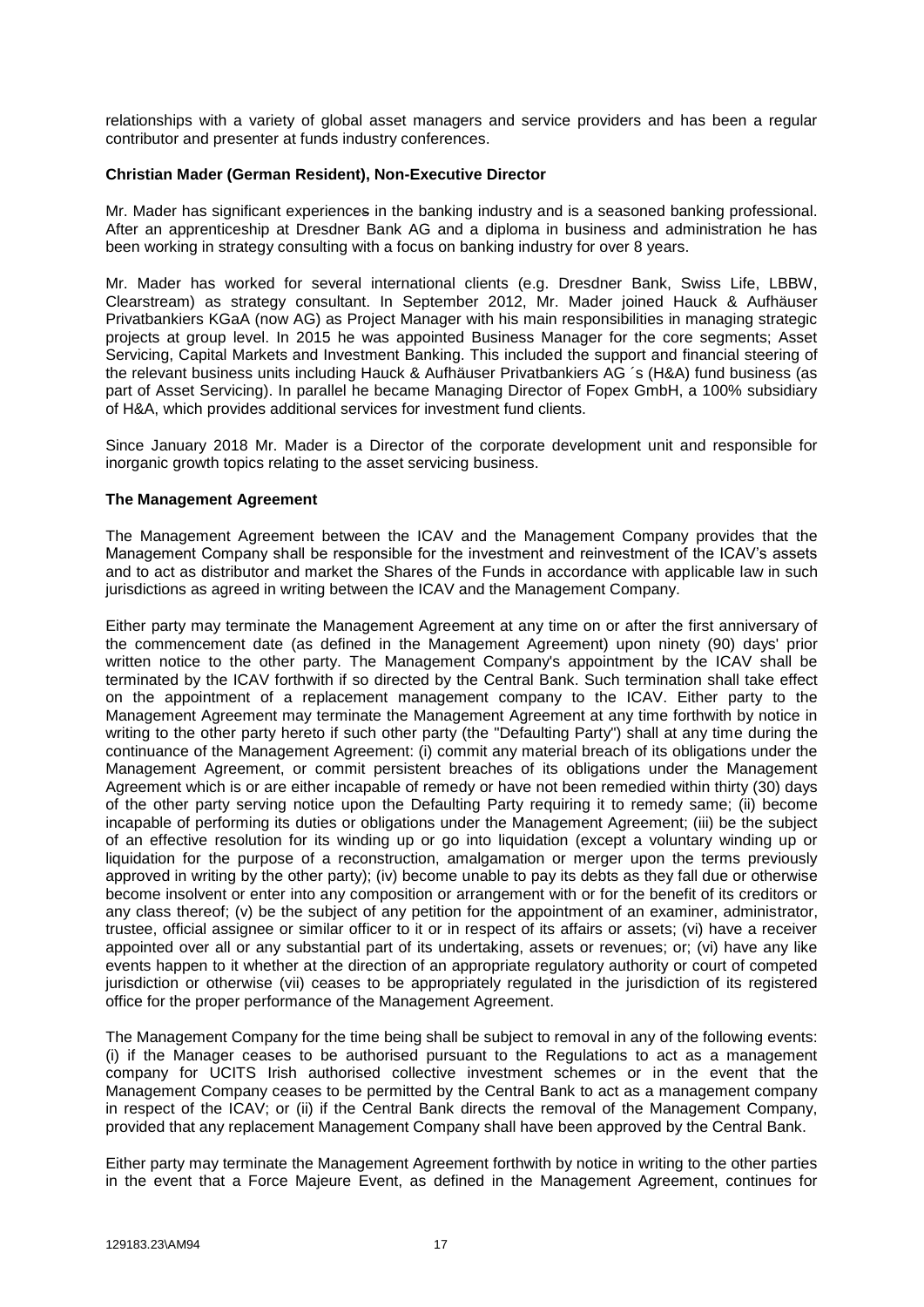relationships with a variety of global asset managers and service providers and has been a regular contributor and presenter at funds industry conferences.

**Christian Mader (German Resident), Non-Executive Director**

Mr. Mader has significant experiences in the banking industry and is a seasoned banking professional. After an apprenticeship at Dresdner Bank AG and a diploma in business and administration he has been working in strategy consulting with a focus on banking industry for over 8 years.

Mr. Mader has worked for several international clients (e.g. Dresdner Bank, Swiss Life, LBBW, Clearstream) as strategy consultant. In September 2012, Mr. Mader joined Hauck & Aufhäuser Privatbankiers KGaA (now AG) as Project Manager with his main responsibilities in managing strategic projects at group level. In 2015 he was appointed Business Manager for the core segments; Asset Servicing, Capital Markets and Investment Banking. This included the support and financial steering of the relevant business units including Hauck & Aufhäuser Privatbankiers AG ´s (H&A) fund business (as part of Asset Servicing). In parallel he became Managing Director of Fopex GmbH, a 100% subsidiary of H&A, which provides additional services for investment fund clients.

Since January 2018 Mr. Mader is a Director of the corporate development unit and responsible for inorganic growth topics relating to the asset servicing business.

**The Management Agreement**

The Management Agreement between the ICAV and the Management Company provides that the Management Company shall be responsible for the investment and reinvestment of the ICAV's assets and to act as distributor and market the Shares of the Funds in accordance with applicable law in such jurisdictions as agreed in writing between the ICAV and the Management Company.

Either party may terminate the Management Agreement at any time on or after the first anniversary of the commencement date (as defined in the Management Agreement) upon ninety (90) days' prior written notice to the other party. The Management Company's appointment by the ICAV shall be terminated by the ICAV forthwith if so directed by the Central Bank. Such termination shall take effect on the appointment of a replacement management company to the ICAV. Either party to the Management Agreement may terminate the Management Agreement at any time forthwith by notice in writing to the other party hereto if such other party (the "Defaulting Party") shall at any time during the continuance of the Management Agreement: (i) commit any material breach of its obligations under the Management Agreement, or commit persistent breaches of its obligations under the Management Agreement which is or are either incapable of remedy or have not been remedied within thirty (30) days of the other party serving notice upon the Defaulting Party requiring it to remedy same; (ii) become incapable of performing its duties or obligations under the Management Agreement; (iii) be the subject of an effective resolution for its winding up or go into liquidation (except a voluntary winding up or liquidation for the purpose of a reconstruction, amalgamation or merger upon the terms previously approved in writing by the other party); (iv) become unable to pay its debts as they fall due or otherwise become insolvent or enter into any composition or arrangement with or for the benefit of its creditors or any class thereof; (v) be the subject of any petition for the appointment of an examiner, administrator, trustee, official assignee or similar officer to it or in respect of its affairs or assets; (vi) have a receiver appointed over all or any substantial part of its undertaking, assets or revenues; or; (vi) have any like events happen to it whether at the direction of an appropriate regulatory authority or court of competed jurisdiction or otherwise (vii) ceases to be appropriately regulated in the jurisdiction of its registered office for the proper performance of the Management Agreement.

The Management Company for the time being shall be subject to removal in any of the following events: (i) if the Manager ceases to be authorised pursuant to the Regulations to act as a management company for UCITS Irish authorised collective investment schemes or in the event that the Management Company ceases to be permitted by the Central Bank to act as a management company in respect of the ICAV; or (ii) if the Central Bank directs the removal of the Management Company, provided that any replacement Management Company shall have been approved by the Central Bank.

Either party may terminate the Management Agreement forthwith by notice in writing to the other parties in the event that a Force Majeure Event, as defined in the Management Agreement, continues for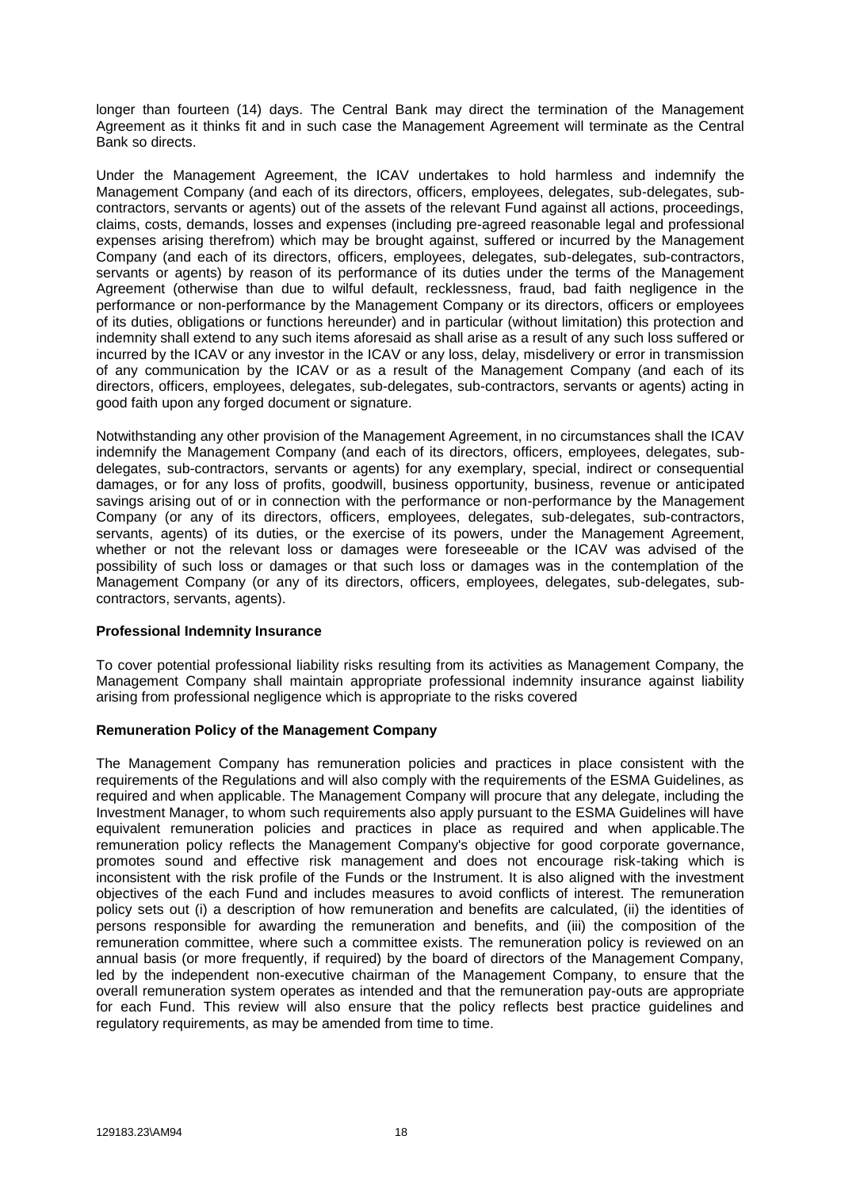longer than fourteen (14) days. The Central Bank may direct the termination of the Management Agreement as it thinks fit and in such case the Management Agreement will terminate as the Central Bank so directs.

Under the Management Agreement, the ICAV undertakes to hold harmless and indemnify the Management Company (and each of its directors, officers, employees, delegates, sub-delegates, sub-contractors, servants or agents) out of the assets of the relevant Fund against all actions, proceedings, claims, costs, demands, losses and expenses (including pre-agreed reasonable legal and professional expenses arising therefrom) which may be brought against, suffered or incurred by the Management Company (and each of its directors, officers, employees, delegates, sub-delegates, sub-contractors, servants or agents) by reason of its performance of its duties under the terms of the Management Agreement (otherwise than due to wilful default, recklessness, fraud, bad faith negligence in the performance or non-performance by the Management Company or its directors, officers or employees of its duties, obligations or functions hereunder) and in particular (without limitation) this protection and indemnity shall extend to any such items aforesaid as shall arise as a result of any such loss suffered or incurred by the ICAV or any investor in the ICAV or any loss, delay, misdelivery or error in transmission of any communication by the ICAV or as a result of the Management Company (and each of its directors, officers, employees, delegates, sub-delegates, sub-contractors, servants or agents) acting in good faith upon any forged document or signature.

Notwithstanding any other provision of the Management Agreement, in no circumstances shall the ICAV indemnify the Management Company (and each of its directors, officers, employees, delegates, sub-delegates, sub-contractors, servants or agents) for any exemplary, special, indirect or consequential damages, or for any loss of profits, goodwill, business opportunity, business, revenue or anticipated savings arising out of or in connection with the performance or non-performance by the Management Company (or any of its directors, officers, employees, delegates, sub-delegates, sub-contractors, servants, agents) of its duties, or the exercise of its powers, under the Management Agreement, whether or not the relevant loss or damages were foreseeable or the ICAV was advised of the possibility of such loss or damages or that such loss or damages was in the contemplation of the Management Company (or any of its directors, officers, employees, delegates, sub-delegates, sub-contractors, servants, agents).

**Professional Indemnity Insurance**

To cover potential professional liability risks resulting from its activities as Management Company, the Management Company shall maintain appropriate professional indemnity insurance against liability arising from professional negligence which is appropriate to the risks covered

**Remuneration Policy of the Management Company**

The Management Company has remuneration policies and practices in place consistent with the requirements of the Regulations and will also comply with the requirements of the ESMA Guidelines, as required and when applicable. The Management Company will procure that any delegate, including the Investment Manager, to whom such requirements also apply pursuant to the ESMA Guidelines will have equivalent remuneration policies and practices in place as required and when applicable.The remuneration policy reflects the Management Company's objective for good corporate governance, promotes sound and effective risk management and does not encourage risk-taking which is inconsistent with the risk profile of the Funds or the Instrument. It is also aligned with the investment objectives of the each Fund and includes measures to avoid conflicts of interest. The remuneration policy sets out (i) a description of how remuneration and benefits are calculated, (ii) the identities of persons responsible for awarding the remuneration and benefits, and (iii) the composition of the remuneration committee, where such a committee exists. The remuneration policy is reviewed on an annual basis (or more frequently, if required) by the board of directors of the Management Company, led by the independent non-executive chairman of the Management Company, to ensure that the overall remuneration system operates as intended and that the remuneration pay-outs are appropriate for each Fund. This review will also ensure that the policy reflects best practice guidelines and regulatory requirements, as may be amended from time to time.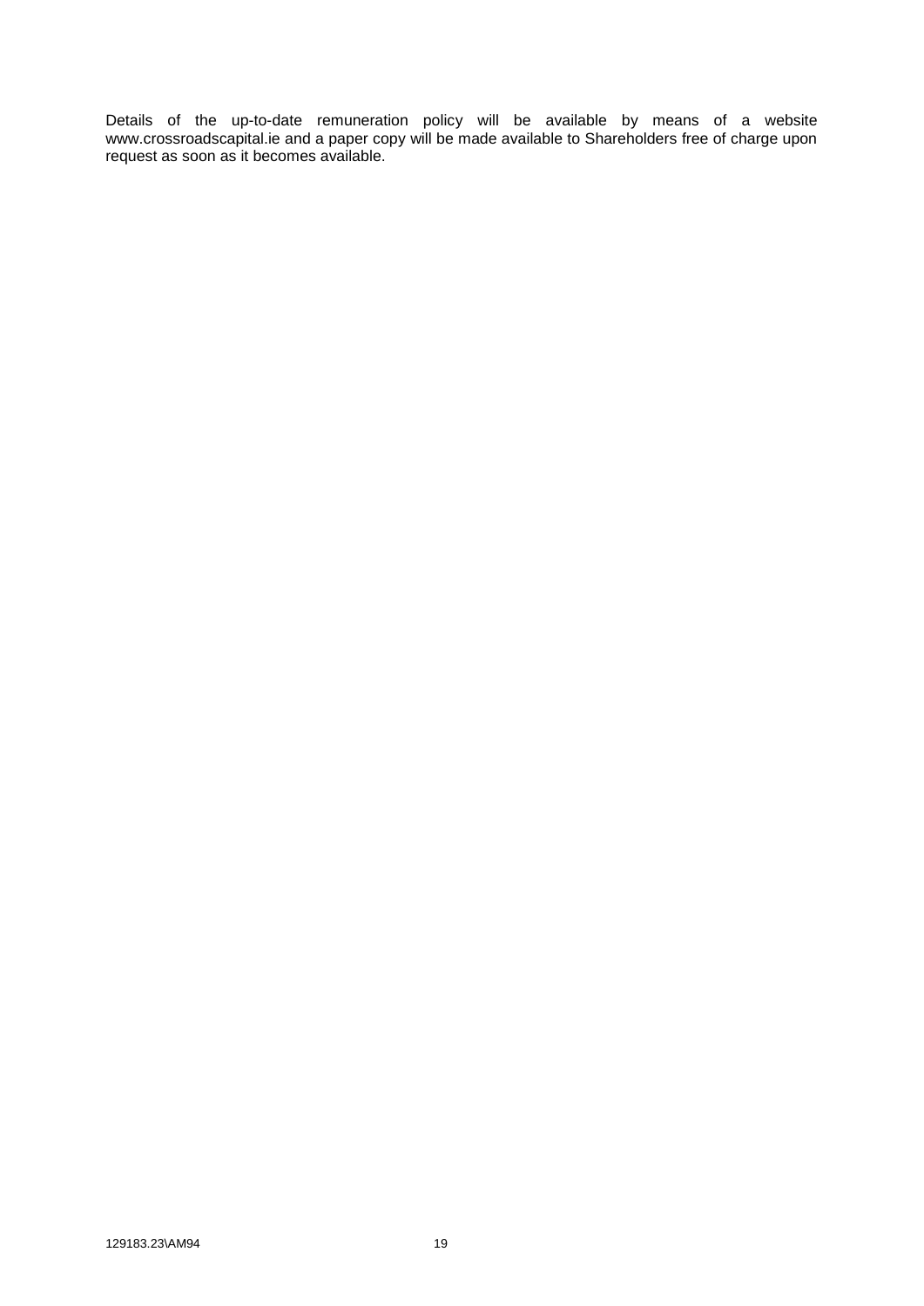Details of the up-to-date remuneration policy will be available by means of a website www.crossroadscapital.ie and a paper copy will be made available to Shareholders free of charge upon request as soon as it becomes available.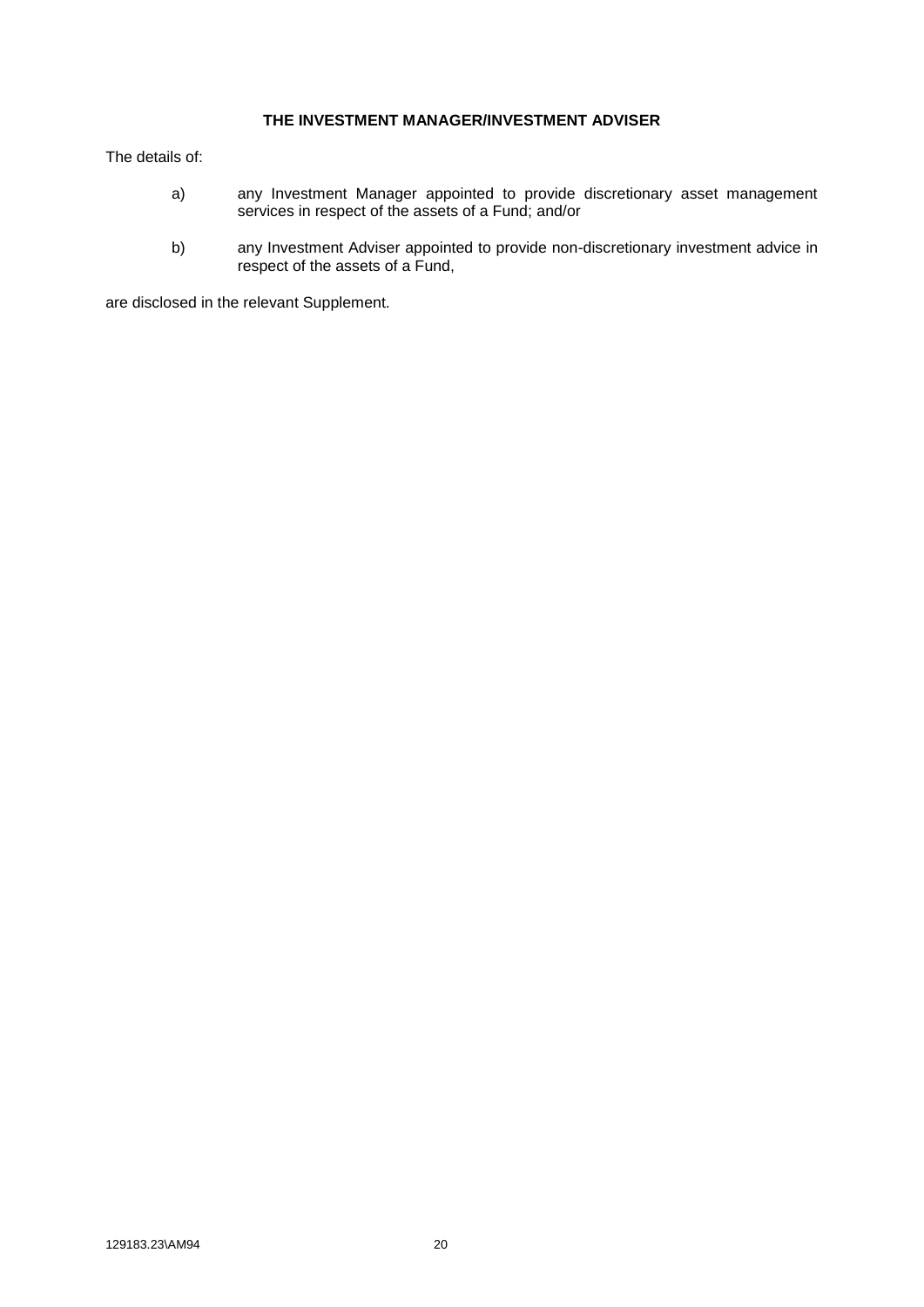## THE INVESTMENT MANAGER/INVESTMENT ADVISER

The details of:

a) any Investment Manager appointed to provide discretionary asset management services in respect of the assets of a Fund; and/or

b) any Investment Adviser appointed to provide non-discretionary investment advice in respect of the assets of a Fund,

are disclosed in the relevant Supplement.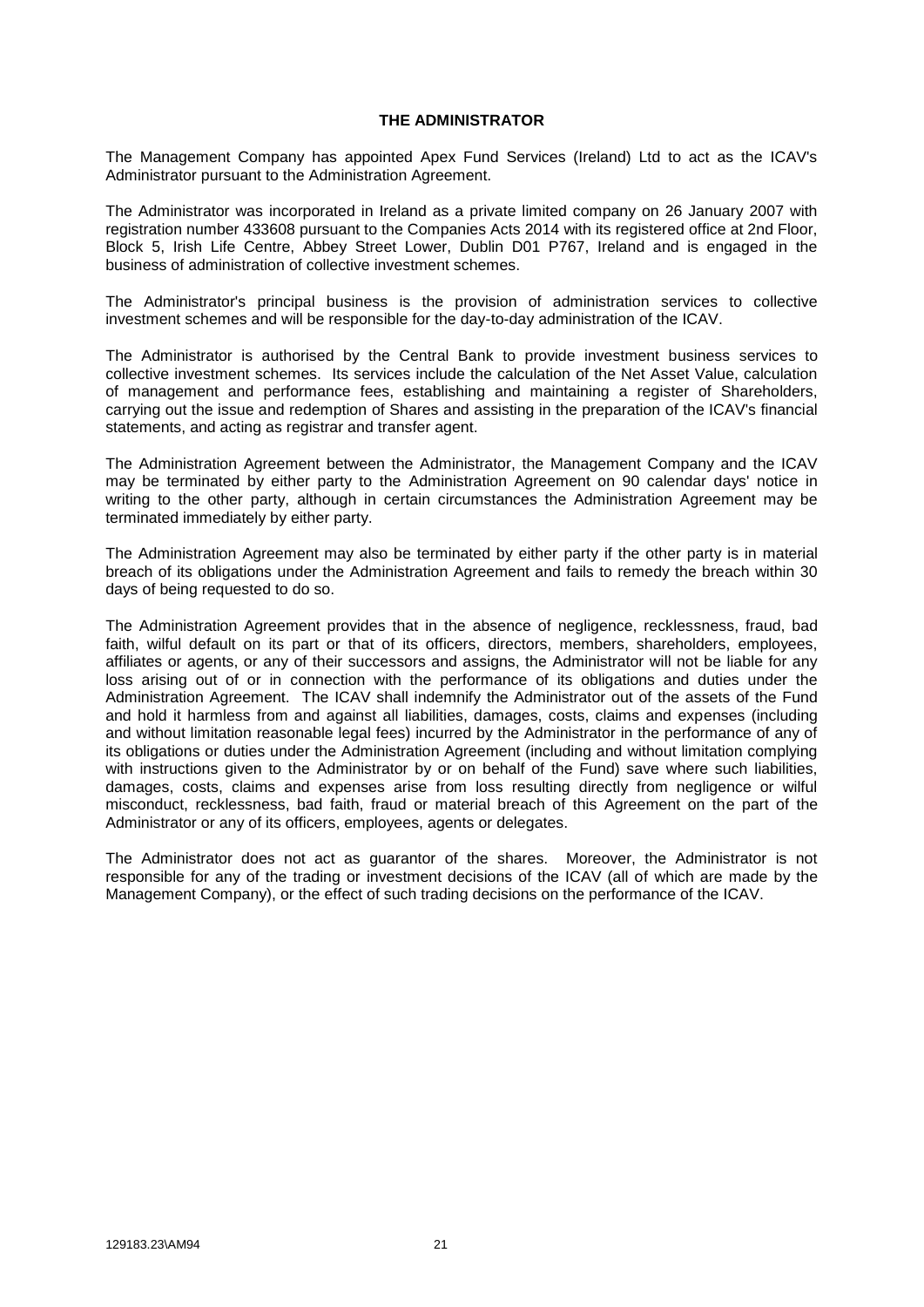## THE ADMINISTRATOR

The Management Company has appointed Apex Fund Services (Ireland) Ltd to act as the ICAV's Administrator pursuant to the Administration Agreement.

The Administrator was incorporated in Ireland as a private limited company on 26 January 2007 with registration number 433608 pursuant to the Companies Acts 2014 with its registered office at 2nd Floor, Block 5, Irish Life Centre, Abbey Street Lower, Dublin D01 P767, Ireland and is engaged in the business of administration of collective investment schemes.

The Administrator's principal business is the provision of administration services to collective investment schemes and will be responsible for the day-to-day administration of the ICAV.

The Administrator is authorised by the Central Bank to provide investment business services to collective investment schemes. Its services include the calculation of the Net Asset Value, calculation of management and performance fees, establishing and maintaining a register of Shareholders, carrying out the issue and redemption of Shares and assisting in the preparation of the ICAV's financial statements, and acting as registrar and transfer agent.

The Administration Agreement between the Administrator, the Management Company and the ICAV may be terminated by either party to the Administration Agreement on 90 calendar days' notice in writing to the other party, although in certain circumstances the Administration Agreement may be terminated immediately by either party.

The Administration Agreement may also be terminated by either party if the other party is in material breach of its obligations under the Administration Agreement and fails to remedy the breach within 30 days of being requested to do so.

The Administration Agreement provides that in the absence of negligence, recklessness, fraud, bad faith, wilful default on its part or that of its officers, directors, members, shareholders, employees, affiliates or agents, or any of their successors and assigns, the Administrator will not be liable for any loss arising out of or in connection with the performance of its obligations and duties under the Administration Agreement. The ICAV shall indemnify the Administrator out of the assets of the Fund and hold it harmless from and against all liabilities, damages, costs, claims and expenses (including and without limitation reasonable legal fees) incurred by the Administrator in the performance of any of its obligations or duties under the Administration Agreement (including and without limitation complying with instructions given to the Administrator by or on behalf of the Fund) save where such liabilities, damages, costs, claims and expenses arise from loss resulting directly from negligence or wilful misconduct, recklessness, bad faith, fraud or material breach of this Agreement on the part of the Administrator or any of its officers, employees, agents or delegates.

The Administrator does not act as guarantor of the shares. Moreover, the Administrator is not responsible for any of the trading or investment decisions of the ICAV (all of which are made by the Management Company), or the effect of such trading decisions on the performance of the ICAV.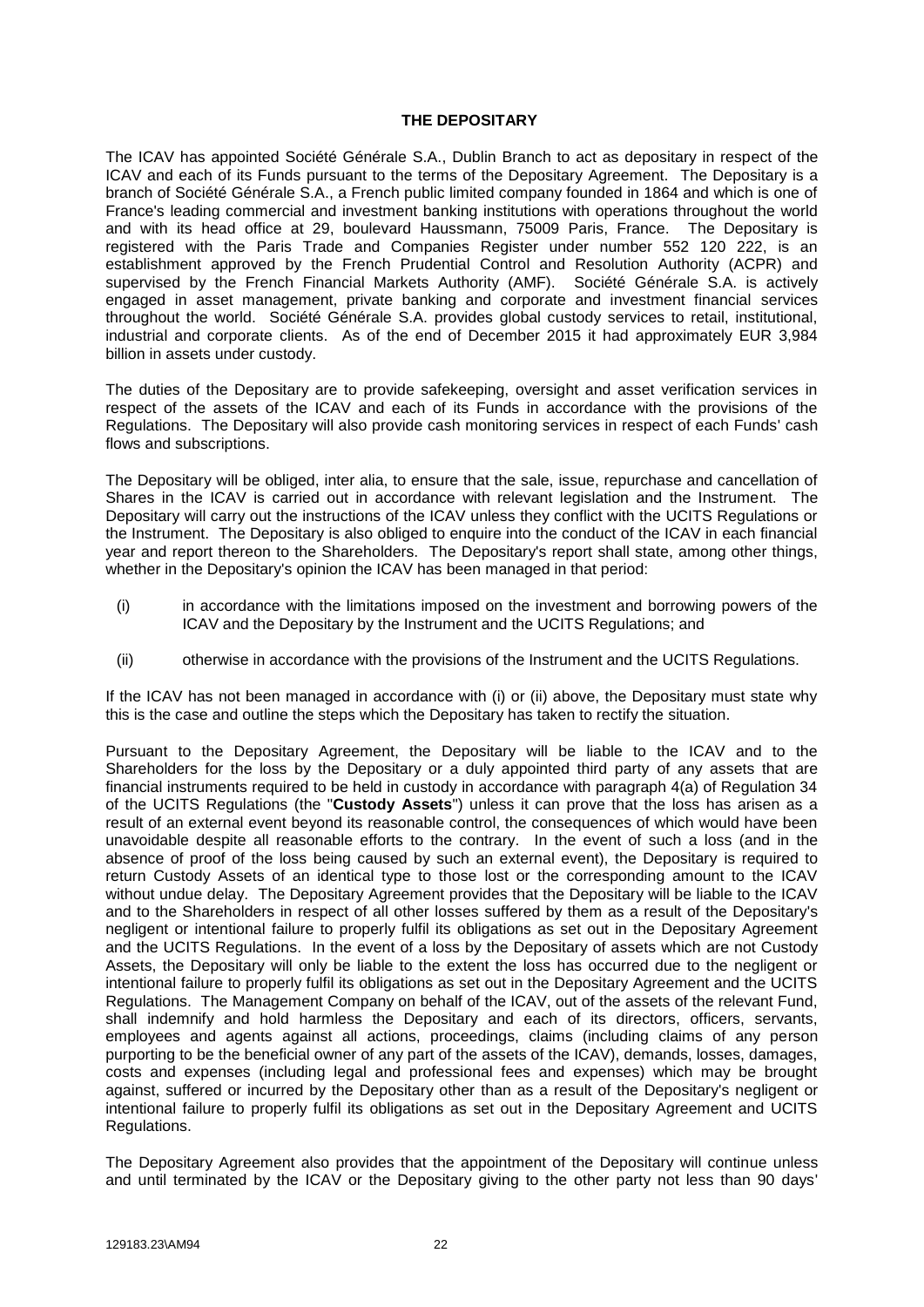## THE DEPOSITARY

The ICAV has appointed Société Générale S.A., Dublin Branch to act as depositary in respect of the ICAV and each of its Funds pursuant to the terms of the Depositary Agreement. The Depositary is a branch of Société Générale S.A., a French public limited company founded in 1864 and which is one of France's leading commercial and investment banking institutions with operations throughout the world and with its head office at 29, boulevard Haussmann, 75009 Paris, France. The Depositary is registered with the Paris Trade and Companies Register under number 552 120 222, is an establishment approved by the French Prudential Control and Resolution Authority (ACPR) and supervised by the French Financial Markets Authority (AMF). Société Générale S.A. is actively engaged in asset management, private banking and corporate and investment financial services throughout the world. Société Générale S.A. provides global custody services to retail, institutional, industrial and corporate clients. As of the end of December 2015 it had approximately EUR 3,984 billion in assets under custody.

The duties of the Depositary are to provide safekeeping, oversight and asset verification services in respect of the assets of the ICAV and each of its Funds in accordance with the provisions of the Regulations. The Depositary will also provide cash monitoring services in respect of each Funds' cash flows and subscriptions.

The Depositary will be obliged, inter alia, to ensure that the sale, issue, repurchase and cancellation of Shares in the ICAV is carried out in accordance with relevant legislation and the Instrument. The Depositary will carry out the instructions of the ICAV unless they conflict with the UCITS Regulations or the Instrument. The Depositary is also obliged to enquire into the conduct of the ICAV in each financial year and report thereon to the Shareholders. The Depositary's report shall state, among other things, whether in the Depositary's opinion the ICAV has been managed in that period:

(i) in accordance with the limitations imposed on the investment and borrowing powers of the ICAV and the Depositary by the Instrument and the UCITS Regulations; and

(ii) otherwise in accordance with the provisions of the Instrument and the UCITS Regulations.

If the ICAV has not been managed in accordance with (i) or (ii) above, the Depositary must state why this is the case and outline the steps which the Depositary has taken to rectify the situation.

Pursuant to the Depositary Agreement, the Depositary will be liable to the ICAV and to the Shareholders for the loss by the Depositary or a duly appointed third party of any assets that are financial instruments required to be held in custody in accordance with paragraph 4(a) of Regulation 34 of the UCITS Regulations (the "**Custody Assets**") unless it can prove that the loss has arisen as a result of an external event beyond its reasonable control, the consequences of which would have been unavoidable despite all reasonable efforts to the contrary. In the event of such a loss (and in the absence of proof of the loss being caused by such an external event), the Depositary is required to return Custody Assets of an identical type to those lost or the corresponding amount to the ICAV without undue delay. The Depositary Agreement provides that the Depositary will be liable to the ICAV and to the Shareholders in respect of all other losses suffered by them as a result of the Depositary's negligent or intentional failure to properly fulfil its obligations as set out in the Depositary Agreement and the UCITS Regulations. In the event of a loss by the Depositary of assets which are not Custody Assets, the Depositary will only be liable to the extent the loss has occurred due to the negligent or intentional failure to properly fulfil its obligations as set out in the Depositary Agreement and the UCITS Regulations. The Management Company on behalf of the ICAV, out of the assets of the relevant Fund, shall indemnify and hold harmless the Depositary and each of its directors, officers, servants, employees and agents against all actions, proceedings, claims (including claims of any person purporting to be the beneficial owner of any part of the assets of the ICAV), demands, losses, damages, costs and expenses (including legal and professional fees and expenses) which may be brought against, suffered or incurred by the Depositary other than as a result of the Depositary's negligent or intentional failure to properly fulfil its obligations as set out in the Depositary Agreement and UCITS Regulations.

The Depositary Agreement also provides that the appointment of the Depositary will continue unless and until terminated by the ICAV or the Depositary giving to the other party not less than 90 days'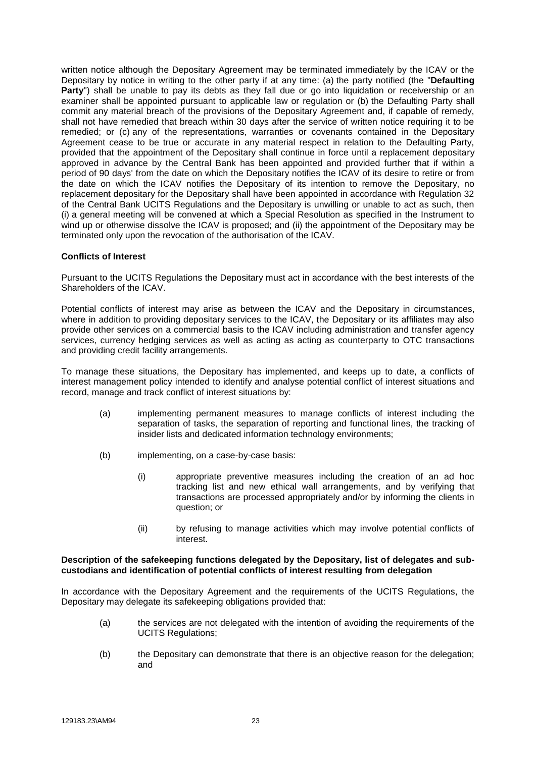written notice although the Depositary Agreement may be terminated immediately by the ICAV or the Depositary by notice in writing to the other party if at any time: (a) the party notified (the "**Defaulting Party**") shall be unable to pay its debts as they fall due or go into liquidation or receivership or an examiner shall be appointed pursuant to applicable law or regulation or (b) the Defaulting Party shall commit any material breach of the provisions of the Depositary Agreement and, if capable of remedy, shall not have remedied that breach within 30 days after the service of written notice requiring it to be remedied; or (c) any of the representations, warranties or covenants contained in the Depositary Agreement cease to be true or accurate in any material respect in relation to the Defaulting Party, provided that the appointment of the Depositary shall continue in force until a replacement depositary approved in advance by the Central Bank has been appointed and provided further that if within a period of 90 days' from the date on which the Depositary notifies the ICAV of its desire to retire or from the date on which the ICAV notifies the Depositary of its intention to remove the Depositary, no replacement depositary for the Depositary shall have been appointed in accordance with Regulation 32 of the Central Bank UCITS Regulations and the Depositary is unwilling or unable to act as such, then (i) a general meeting will be convened at which a Special Resolution as specified in the Instrument to wind up or otherwise dissolve the ICAV is proposed; and (ii) the appointment of the Depositary may be terminated only upon the revocation of the authorisation of the ICAV.

**Conflicts of Interest**

Pursuant to the UCITS Regulations the Depositary must act in accordance with the best interests of the Shareholders of the ICAV.

Potential conflicts of interest may arise as between the ICAV and the Depositary in circumstances, where in addition to providing depositary services to the ICAV, the Depositary or its affiliates may also provide other services on a commercial basis to the ICAV including administration and transfer agency services, currency hedging services as well as acting as acting as counterparty to OTC transactions and providing credit facility arrangements.

To manage these situations, the Depositary has implemented, and keeps up to date, a conflicts of interest management policy intended to identify and analyse potential conflict of interest situations and record, manage and track conflict of interest situations by:

(a) implementing permanent measures to manage conflicts of interest including the separation of tasks, the separation of reporting and functional lines, the tracking of insider lists and dedicated information technology environments;

(b) implementing, on a case-by-case basis:

   (i) appropriate preventive measures including the creation of an ad hoc tracking list and new ethical wall arrangements, and by verifying that transactions are processed appropriately and/or by informing the clients in question; or

   (ii) by refusing to manage activities which may involve potential conflicts of interest.

**Description of the safekeeping functions delegated by the Depositary, list of delegates and sub-custodians and identification of potential conflicts of interest resulting from delegation**

In accordance with the Depositary Agreement and the requirements of the UCITS Regulations, the Depositary may delegate its safekeeping obligations provided that:

(a) the services are not delegated with the intention of avoiding the requirements of the UCITS Regulations;

(b) the Depositary can demonstrate that there is an objective reason for the delegation; and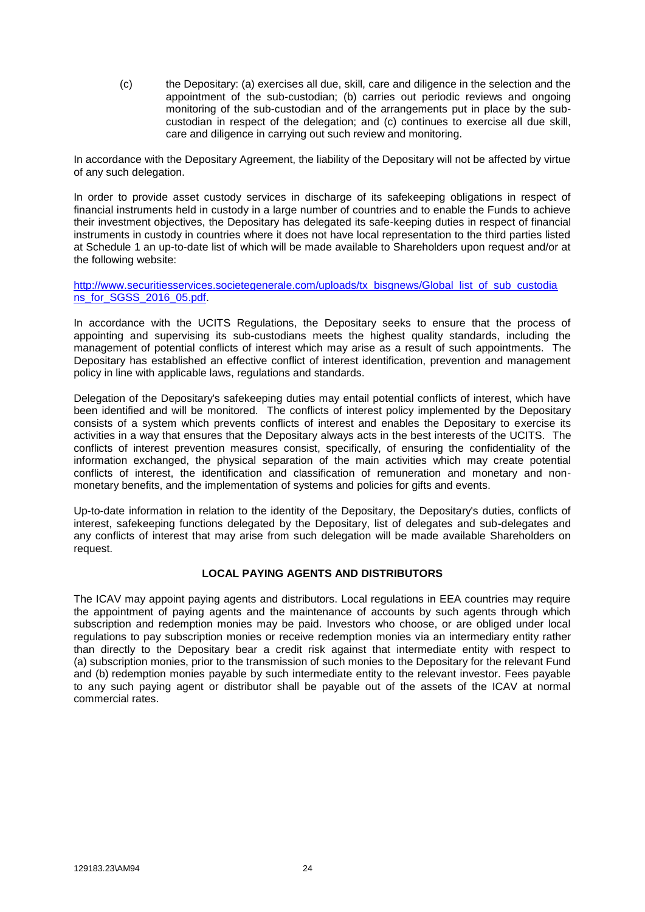(c) the Depositary: (a) exercises all due, skill, care and diligence in the selection and the appointment of the sub-custodian; (b) carries out periodic reviews and ongoing monitoring of the sub-custodian and of the arrangements put in place by the sub-custodian in respect of the delegation; and (c) continues to exercise all due skill, care and diligence in carrying out such review and monitoring.

In accordance with the Depositary Agreement, the liability of the Depositary will not be affected by virtue of any such delegation.

In order to provide asset custody services in discharge of its safekeeping obligations in respect of financial instruments held in custody in a large number of countries and to enable the Funds to achieve their investment objectives, the Depositary has delegated its safe-keeping duties in respect of financial instruments in custody in countries where it does not have local representation to the third parties listed at Schedule 1 an up-to-date list of which will be made available to Shareholders upon request and/or at the following website:

http://www.securitiesservices.societegenerale.com/uploads/tx_bisgnews/Global_list_of_sub_custodians_for_SGSS_2016_05.pdf.

In accordance with the UCITS Regulations, the Depositary seeks to ensure that the process of appointing and supervising its sub-custodians meets the highest quality standards, including the management of potential conflicts of interest which may arise as a result of such appointments. The Depositary has established an effective conflict of interest identification, prevention and management policy in line with applicable laws, regulations and standards.

Delegation of the Depositary's safekeeping duties may entail potential conflicts of interest, which have been identified and will be monitored. The conflicts of interest policy implemented by the Depositary consists of a system which prevents conflicts of interest and enables the Depositary to exercise its activities in a way that ensures that the Depositary always acts in the best interests of the UCITS. The conflicts of interest prevention measures consist, specifically, of ensuring the confidentiality of the information exchanged, the physical separation of the main activities which may create potential conflicts of interest, the identification and classification of remuneration and monetary and non-monetary benefits, and the implementation of systems and policies for gifts and events.

Up-to-date information in relation to the identity of the Depositary, the Depositary's duties, conflicts of interest, safekeeping functions delegated by the Depositary, list of delegates and sub-delegates and any conflicts of interest that may arise from such delegation will be made available Shareholders on request.

## LOCAL PAYING AGENTS AND DISTRIBUTORS

The ICAV may appoint paying agents and distributors. Local regulations in EEA countries may require the appointment of paying agents and the maintenance of accounts by such agents through which subscription and redemption monies may be paid. Investors who choose, or are obliged under local regulations to pay subscription monies or receive redemption monies via an intermediary entity rather than directly to the Depositary bear a credit risk against that intermediate entity with respect to (a) subscription monies, prior to the transmission of such monies to the Depositary for the relevant Fund and (b) redemption monies payable by such intermediate entity to the relevant investor. Fees payable to any such paying agent or distributor shall be payable out of the assets of the ICAV at normal commercial rates.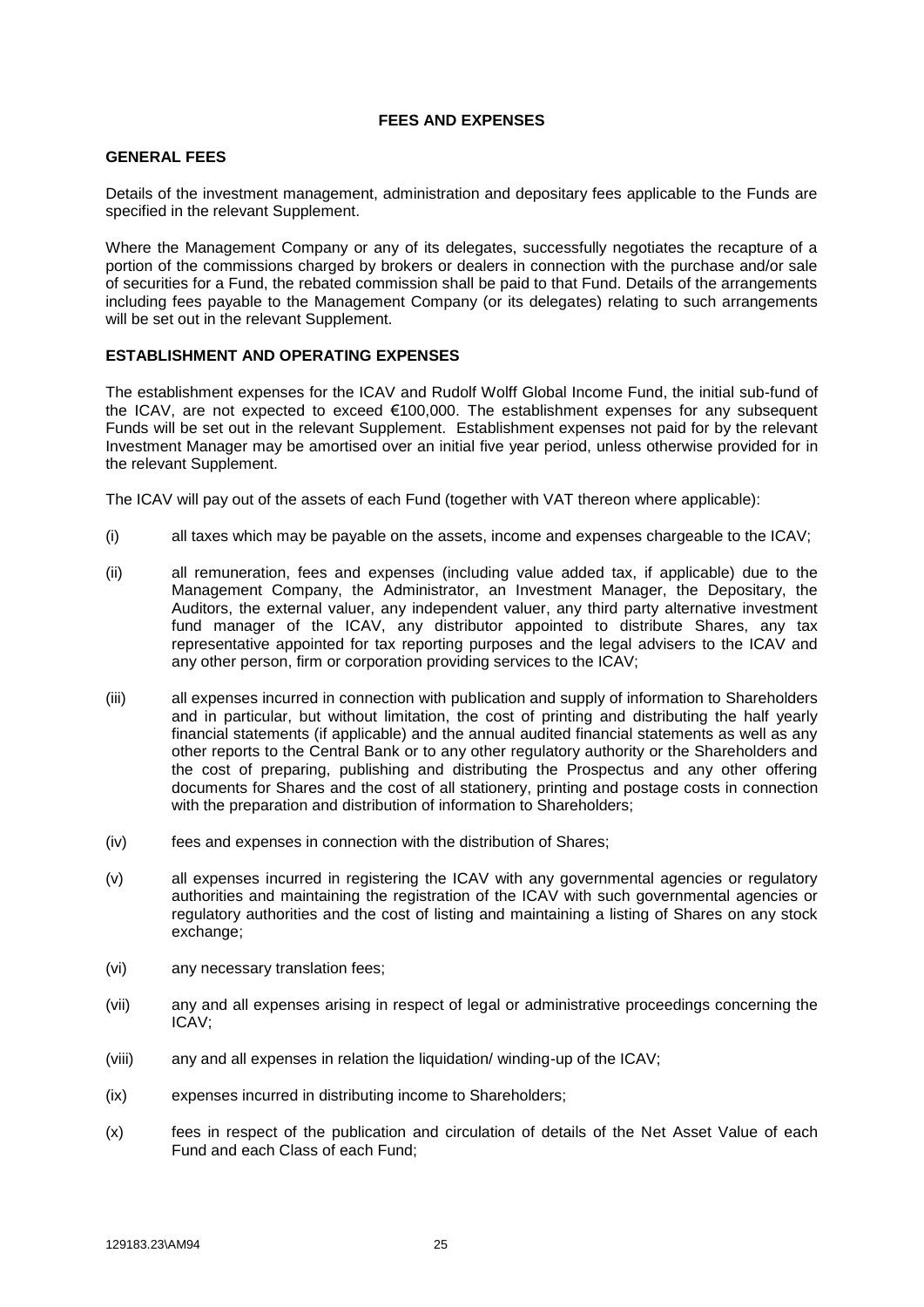## FEES AND EXPENSES

### GENERAL FEES

Details of the investment management, administration and depositary fees applicable to the Funds are specified in the relevant Supplement.

Where the Management Company or any of its delegates, successfully negotiates the recapture of a portion of the commissions charged by brokers or dealers in connection with the purchase and/or sale of securities for a Fund, the rebated commission shall be paid to that Fund. Details of the arrangements including fees payable to the Management Company (or its delegates) relating to such arrangements will be set out in the relevant Supplement.

### ESTABLISHMENT AND OPERATING EXPENSES

The establishment expenses for the ICAV and Rudolf Wolff Global Income Fund, the initial sub-fund of the ICAV, are not expected to exceed €100,000. The establishment expenses for any subsequent Funds will be set out in the relevant Supplement. Establishment expenses not paid for by the relevant Investment Manager may be amortised over an initial five year period, unless otherwise provided for in the relevant Supplement.

The ICAV will pay out of the assets of each Fund (together with VAT thereon where applicable):

(i) all taxes which may be payable on the assets, income and expenses chargeable to the ICAV;

(ii) all remuneration, fees and expenses (including value added tax, if applicable) due to the Management Company, the Administrator, an Investment Manager, the Depositary, the Auditors, the external valuer, any independent valuer, any third party alternative investment fund manager of the ICAV, any distributor appointed to distribute Shares, any tax representative appointed for tax reporting purposes and the legal advisers to the ICAV and any other person, firm or corporation providing services to the ICAV;

(iii) all expenses incurred in connection with publication and supply of information to Shareholders and in particular, but without limitation, the cost of printing and distributing the half yearly financial statements (if applicable) and the annual audited financial statements as well as any other reports to the Central Bank or to any other regulatory authority or the Shareholders and the cost of preparing, publishing and distributing the Prospectus and any other offering documents for Shares and the cost of all stationery, printing and postage costs in connection with the preparation and distribution of information to Shareholders;

(iv) fees and expenses in connection with the distribution of Shares;

(v) all expenses incurred in registering the ICAV with any governmental agencies or regulatory authorities and maintaining the registration of the ICAV with such governmental agencies or regulatory authorities and the cost of listing and maintaining a listing of Shares on any stock exchange;

(vi) any necessary translation fees;

(vii) any and all expenses arising in respect of legal or administrative proceedings concerning the ICAV;

(viii) any and all expenses in relation the liquidation/ winding-up of the ICAV;

(ix) expenses incurred in distributing income to Shareholders;

(x) fees in respect of the publication and circulation of details of the Net Asset Value of each Fund and each Class of each Fund;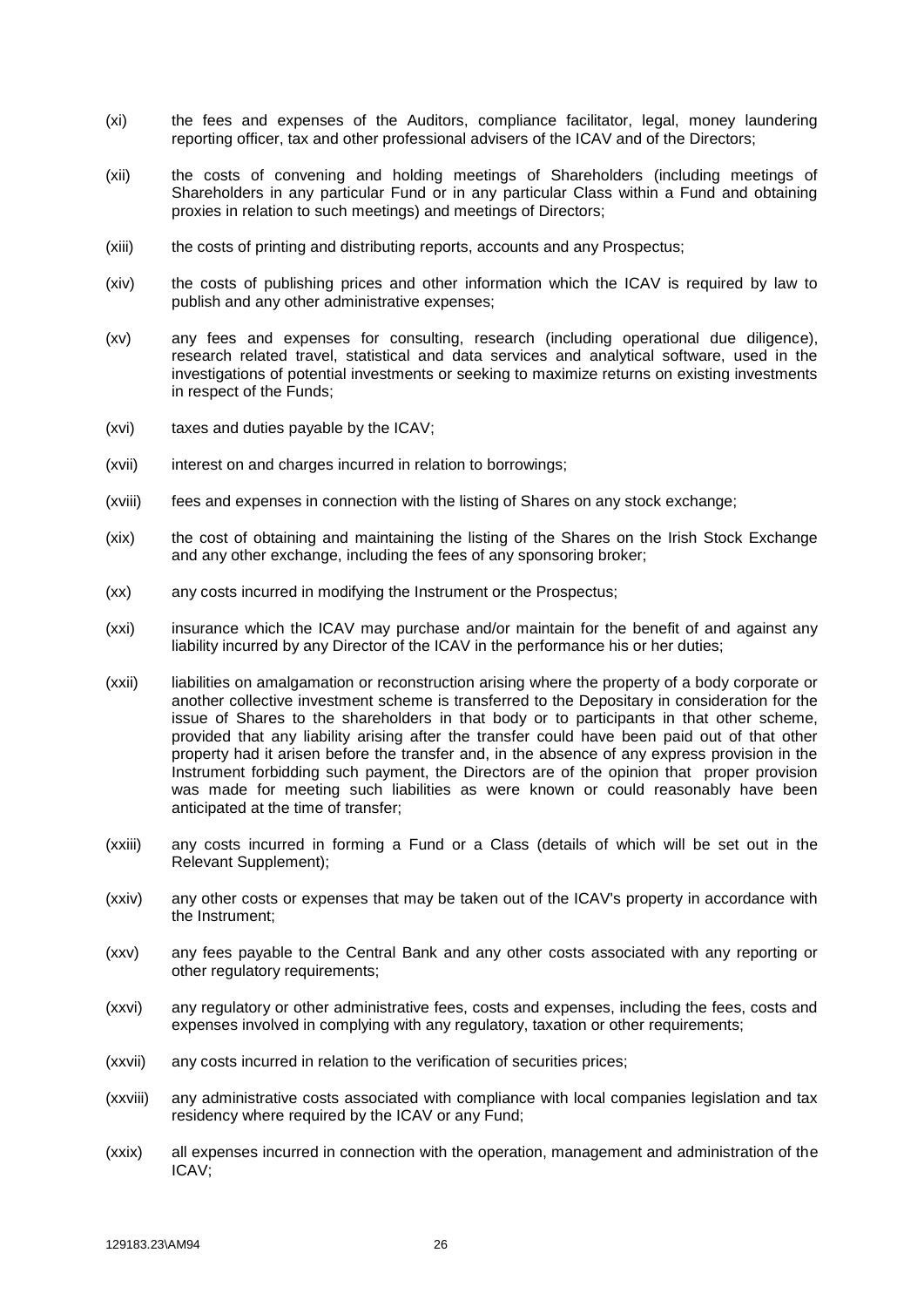(xi) the fees and expenses of the Auditors, compliance facilitator, legal, money laundering reporting officer, tax and other professional advisers of the ICAV and of the Directors;

(xii) the costs of convening and holding meetings of Shareholders (including meetings of Shareholders in any particular Fund or in any particular Class within a Fund and obtaining proxies in relation to such meetings) and meetings of Directors;

(xiii) the costs of printing and distributing reports, accounts and any Prospectus;

(xiv) the costs of publishing prices and other information which the ICAV is required by law to publish and any other administrative expenses;

(xv) any fees and expenses for consulting, research (including operational due diligence), research related travel, statistical and data services and analytical software, used in the investigations of potential investments or seeking to maximize returns on existing investments in respect of the Funds;

(xvi) taxes and duties payable by the ICAV;

(xvii) interest on and charges incurred in relation to borrowings;

(xviii) fees and expenses in connection with the listing of Shares on any stock exchange;

(xix) the cost of obtaining and maintaining the listing of the Shares on the Irish Stock Exchange and any other exchange, including the fees of any sponsoring broker;

(xx) any costs incurred in modifying the Instrument or the Prospectus;

(xxi) insurance which the ICAV may purchase and/or maintain for the benefit of and against any liability incurred by any Director of the ICAV in the performance his or her duties;

(xxii) liabilities on amalgamation or reconstruction arising where the property of a body corporate or another collective investment scheme is transferred to the Depositary in consideration for the issue of Shares to the shareholders in that body or to participants in that other scheme, provided that any liability arising after the transfer could have been paid out of that other property had it arisen before the transfer and, in the absence of any express provision in the Instrument forbidding such payment, the Directors are of the opinion that proper provision was made for meeting such liabilities as were known or could reasonably have been anticipated at the time of transfer;

(xxiii) any costs incurred in forming a Fund or a Class (details of which will be set out in the Relevant Supplement);

(xxiv) any other costs or expenses that may be taken out of the ICAV's property in accordance with the Instrument;

(xxv) any fees payable to the Central Bank and any other costs associated with any reporting or other regulatory requirements;

(xxvi) any regulatory or other administrative fees, costs and expenses, including the fees, costs and expenses involved in complying with any regulatory, taxation or other requirements;

(xxvii) any costs incurred in relation to the verification of securities prices;

(xxviii) any administrative costs associated with compliance with local companies legislation and tax residency where required by the ICAV or any Fund;

(xxix) all expenses incurred in connection with the operation, management and administration of the ICAV;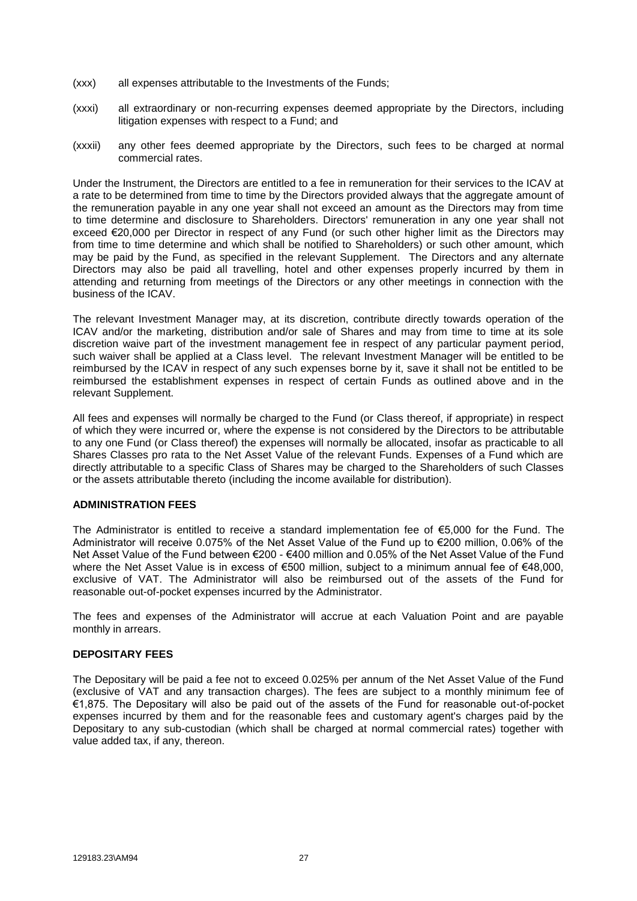(xxx) all expenses attributable to the Investments of the Funds;

(xxxi) all extraordinary or non-recurring expenses deemed appropriate by the Directors, including litigation expenses with respect to a Fund; and

(xxxii) any other fees deemed appropriate by the Directors, such fees to be charged at normal commercial rates.

Under the Instrument, the Directors are entitled to a fee in remuneration for their services to the ICAV at a rate to be determined from time to time by the Directors provided always that the aggregate amount of the remuneration payable in any one year shall not exceed an amount as the Directors may from time to time determine and disclosure to Shareholders. Directors' remuneration in any one year shall not exceed €20,000 per Director in respect of any Fund (or such other higher limit as the Directors may from time to time determine and which shall be notified to Shareholders) or such other amount, which may be paid by the Fund, as specified in the relevant Supplement. The Directors and any alternate Directors may also be paid all travelling, hotel and other expenses properly incurred by them in attending and returning from meetings of the Directors or any other meetings in connection with the business of the ICAV.

The relevant Investment Manager may, at its discretion, contribute directly towards operation of the ICAV and/or the marketing, distribution and/or sale of Shares and may from time to time at its sole discretion waive part of the investment management fee in respect of any particular payment period, such waiver shall be applied at a Class level. The relevant Investment Manager will be entitled to be reimbursed by the ICAV in respect of any such expenses borne by it, save it shall not be entitled to be reimbursed the establishment expenses in respect of certain Funds as outlined above and in the relevant Supplement.

All fees and expenses will normally be charged to the Fund (or Class thereof, if appropriate) in respect of which they were incurred or, where the expense is not considered by the Directors to be attributable to any one Fund (or Class thereof) the expenses will normally be allocated, insofar as practicable to all Shares Classes pro rata to the Net Asset Value of the relevant Funds. Expenses of a Fund which are directly attributable to a specific Class of Shares may be charged to the Shareholders of such Classes or the assets attributable thereto (including the income available for distribution).

**ADMINISTRATION FEES**

The Administrator is entitled to receive a standard implementation fee of €5,000 for the Fund. The Administrator will receive 0.075% of the Net Asset Value of the Fund up to €200 million, 0.06% of the Net Asset Value of the Fund between €200 - €400 million and 0.05% of the Net Asset Value of the Fund where the Net Asset Value is in excess of €500 million, subject to a minimum annual fee of €48,000, exclusive of VAT. The Administrator will also be reimbursed out of the assets of the Fund for reasonable out-of-pocket expenses incurred by the Administrator.

The fees and expenses of the Administrator will accrue at each Valuation Point and are payable monthly in arrears.

**DEPOSITARY FEES**

The Depositary will be paid a fee not to exceed 0.025% per annum of the Net Asset Value of the Fund (exclusive of VAT and any transaction charges). The fees are subject to a monthly minimum fee of €1,875. The Depositary will also be paid out of the assets of the Fund for reasonable out-of-pocket expenses incurred by them and for the reasonable fees and customary agent's charges paid by the Depositary to any sub-custodian (which shall be charged at normal commercial rates) together with value added tax, if any, thereon.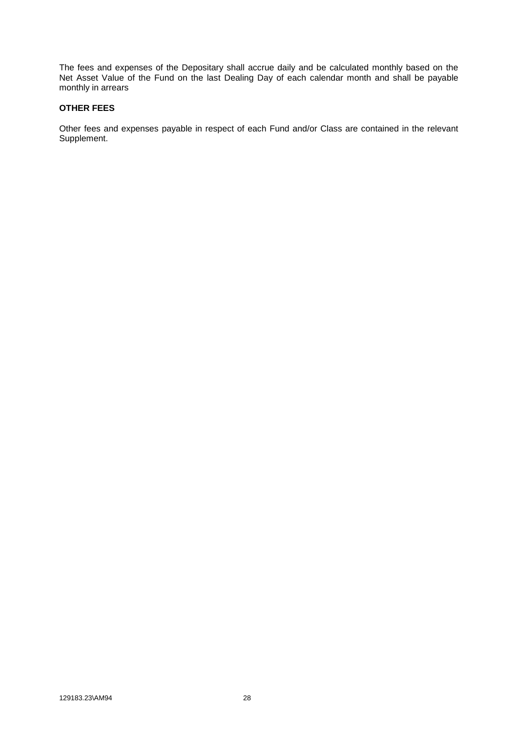The fees and expenses of the Depositary shall accrue daily and be calculated monthly based on the Net Asset Value of the Fund on the last Dealing Day of each calendar month and shall be payable monthly in arrears

**OTHER FEES**

Other fees and expenses payable in respect of each Fund and/or Class are contained in the relevant Supplement.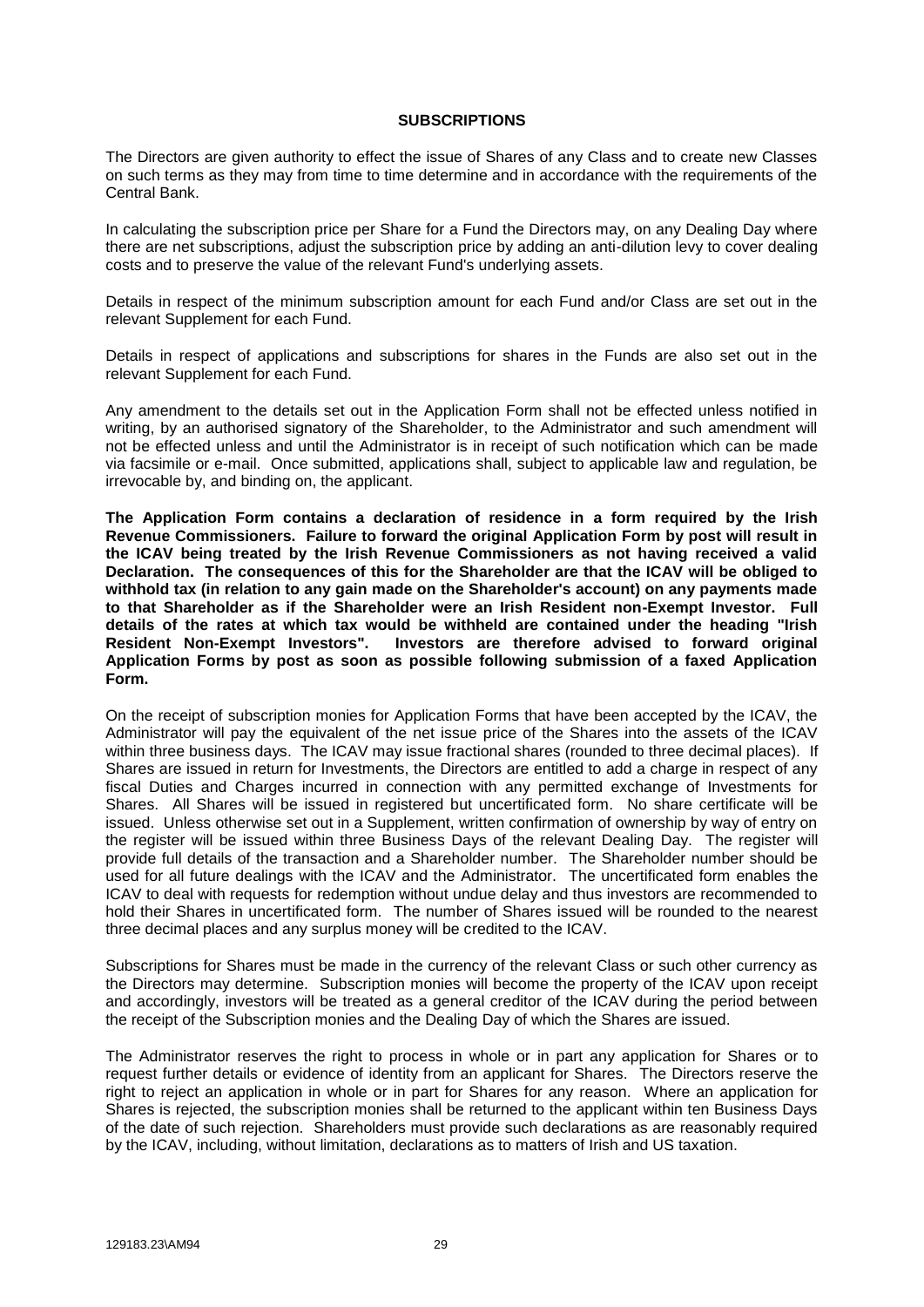## SUBSCRIPTIONS

The Directors are given authority to effect the issue of Shares of any Class and to create new Classes on such terms as they may from time to time determine and in accordance with the requirements of the Central Bank.

In calculating the subscription price per Share for a Fund the Directors may, on any Dealing Day where there are net subscriptions, adjust the subscription price by adding an anti-dilution levy to cover dealing costs and to preserve the value of the relevant Fund's underlying assets.

Details in respect of the minimum subscription amount for each Fund and/or Class are set out in the relevant Supplement for each Fund.

Details in respect of applications and subscriptions for shares in the Funds are also set out in the relevant Supplement for each Fund.

Any amendment to the details set out in the Application Form shall not be effected unless notified in writing, by an authorised signatory of the Shareholder, to the Administrator and such amendment will not be effected unless and until the Administrator is in receipt of such notification which can be made via facsimile or e-mail. Once submitted, applications shall, subject to applicable law and regulation, be irrevocable by, and binding on, the applicant.

**The Application Form contains a declaration of residence in a form required by the Irish Revenue Commissioners. Failure to forward the original Application Form by post will result in the ICAV being treated by the Irish Revenue Commissioners as not having received a valid Declaration. The consequences of this for the Shareholder are that the ICAV will be obliged to withhold tax (in relation to any gain made on the Shareholder's account) on any payments made to that Shareholder as if the Shareholder were an Irish Resident non-Exempt Investor. Full details of the rates at which tax would be withheld are contained under the heading "Irish Resident Non-Exempt Investors". Investors are therefore advised to forward original Application Forms by post as soon as possible following submission of a faxed Application Form.**

On the receipt of subscription monies for Application Forms that have been accepted by the ICAV, the Administrator will pay the equivalent of the net issue price of the Shares into the assets of the ICAV within three business days. The ICAV may issue fractional shares (rounded to three decimal places). If Shares are issued in return for Investments, the Directors are entitled to add a charge in respect of any fiscal Duties and Charges incurred in connection with any permitted exchange of Investments for Shares. All Shares will be issued in registered but uncertificated form. No share certificate will be issued. Unless otherwise set out in a Supplement, written confirmation of ownership by way of entry on the register will be issued within three Business Days of the relevant Dealing Day. The register will provide full details of the transaction and a Shareholder number. The Shareholder number should be used for all future dealings with the ICAV and the Administrator. The uncertificated form enables the ICAV to deal with requests for redemption without undue delay and thus investors are recommended to hold their Shares in uncertificated form. The number of Shares issued will be rounded to the nearest three decimal places and any surplus money will be credited to the ICAV.

Subscriptions for Shares must be made in the currency of the relevant Class or such other currency as the Directors may determine. Subscription monies will become the property of the ICAV upon receipt and accordingly, investors will be treated as a general creditor of the ICAV during the period between the receipt of the Subscription monies and the Dealing Day of which the Shares are issued.

The Administrator reserves the right to process in whole or in part any application for Shares or to request further details or evidence of identity from an applicant for Shares. The Directors reserve the right to reject an application in whole or in part for Shares for any reason. Where an application for Shares is rejected, the subscription monies shall be returned to the applicant within ten Business Days of the date of such rejection. Shareholders must provide such declarations as are reasonably required by the ICAV, including, without limitation, declarations as to matters of Irish and US taxation.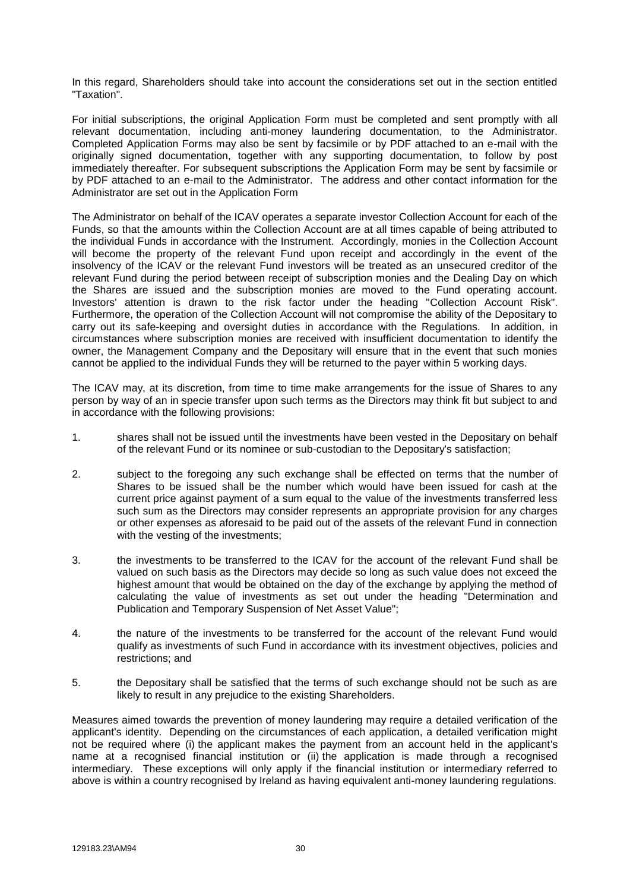In this regard, Shareholders should take into account the considerations set out in the section entitled "Taxation".

For initial subscriptions, the original Application Form must be completed and sent promptly with all relevant documentation, including anti-money laundering documentation, to the Administrator. Completed Application Forms may also be sent by facsimile or by PDF attached to an e-mail with the originally signed documentation, together with any supporting documentation, to follow by post immediately thereafter. For subsequent subscriptions the Application Form may be sent by facsimile or by PDF attached to an e-mail to the Administrator. The address and other contact information for the Administrator are set out in the Application Form

The Administrator on behalf of the ICAV operates a separate investor Collection Account for each of the Funds, so that the amounts within the Collection Account are at all times capable of being attributed to the individual Funds in accordance with the Instrument. Accordingly, monies in the Collection Account will become the property of the relevant Fund upon receipt and accordingly in the event of the insolvency of the ICAV or the relevant Fund investors will be treated as an unsecured creditor of the relevant Fund during the period between receipt of subscription monies and the Dealing Day on which the Shares are issued and the subscription monies are moved to the Fund operating account. Investors' attention is drawn to the risk factor under the heading "Collection Account Risk". Furthermore, the operation of the Collection Account will not compromise the ability of the Depositary to carry out its safe-keeping and oversight duties in accordance with the Regulations. In addition, in circumstances where subscription monies are received with insufficient documentation to identify the owner, the Management Company and the Depositary will ensure that in the event that such monies cannot be applied to the individual Funds they will be returned to the payer within 5 working days.

The ICAV may, at its discretion, from time to time make arrangements for the issue of Shares to any person by way of an in specie transfer upon such terms as the Directors may think fit but subject to and in accordance with the following provisions:

1. shares shall not be issued until the investments have been vested in the Depositary on behalf of the relevant Fund or its nominee or sub-custodian to the Depositary's satisfaction;

2. subject to the foregoing any such exchange shall be effected on terms that the number of Shares to be issued shall be the number which would have been issued for cash at the current price against payment of a sum equal to the value of the investments transferred less such sum as the Directors may consider represents an appropriate provision for any charges or other expenses as aforesaid to be paid out of the assets of the relevant Fund in connection with the vesting of the investments;

3. the investments to be transferred to the ICAV for the account of the relevant Fund shall be valued on such basis as the Directors may decide so long as such value does not exceed the highest amount that would be obtained on the day of the exchange by applying the method of calculating the value of investments as set out under the heading "Determination and Publication and Temporary Suspension of Net Asset Value";

4. the nature of the investments to be transferred for the account of the relevant Fund would qualify as investments of such Fund in accordance with its investment objectives, policies and restrictions; and

5. the Depositary shall be satisfied that the terms of such exchange should not be such as are likely to result in any prejudice to the existing Shareholders.

Measures aimed towards the prevention of money laundering may require a detailed verification of the applicant's identity. Depending on the circumstances of each application, a detailed verification might not be required where (i) the applicant makes the payment from an account held in the applicant's name at a recognised financial institution or (ii) the application is made through a recognised intermediary. These exceptions will only apply if the financial institution or intermediary referred to above is within a country recognised by Ireland as having equivalent anti-money laundering regulations.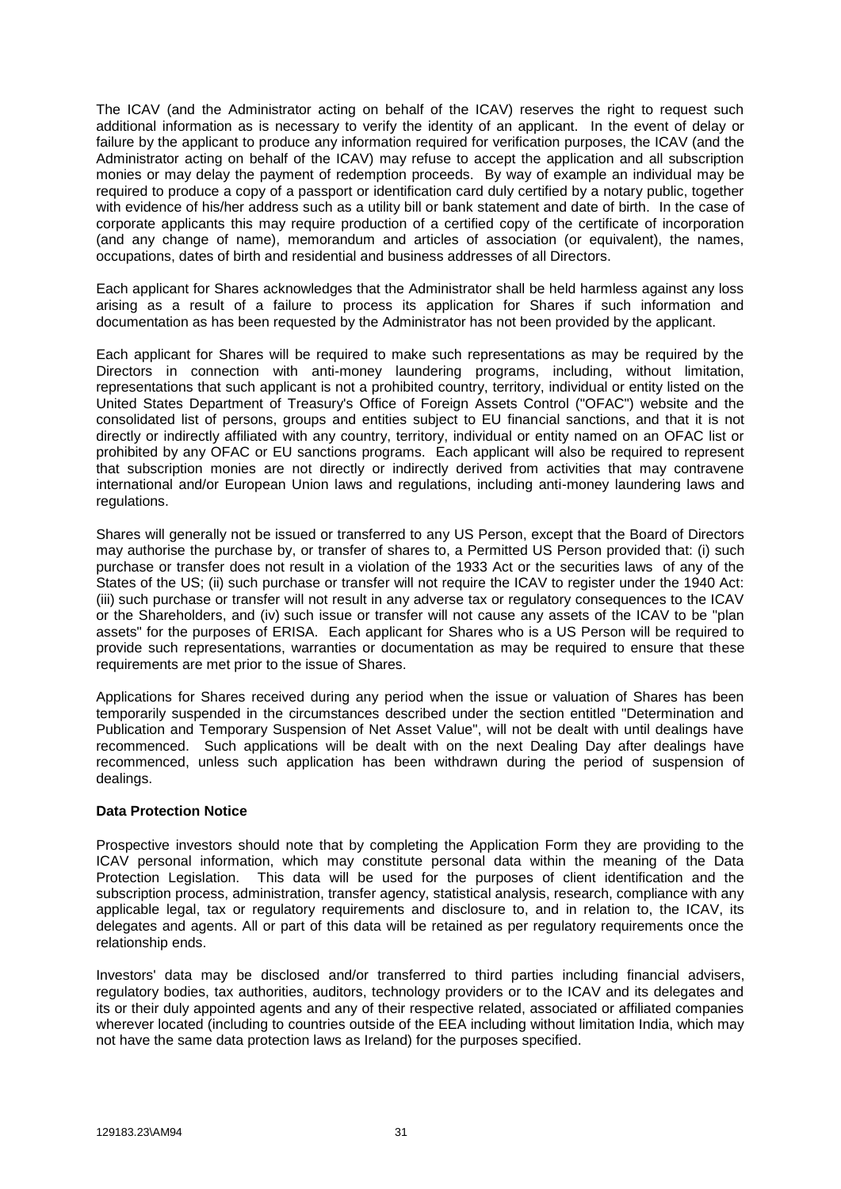The ICAV (and the Administrator acting on behalf of the ICAV) reserves the right to request such additional information as is necessary to verify the identity of an applicant. In the event of delay or failure by the applicant to produce any information required for verification purposes, the ICAV (and the Administrator acting on behalf of the ICAV) may refuse to accept the application and all subscription monies or may delay the payment of redemption proceeds. By way of example an individual may be required to produce a copy of a passport or identification card duly certified by a notary public, together with evidence of his/her address such as a utility bill or bank statement and date of birth. In the case of corporate applicants this may require production of a certified copy of the certificate of incorporation (and any change of name), memorandum and articles of association (or equivalent), the names, occupations, dates of birth and residential and business addresses of all Directors.

Each applicant for Shares acknowledges that the Administrator shall be held harmless against any loss arising as a result of a failure to process its application for Shares if such information and documentation as has been requested by the Administrator has not been provided by the applicant.

Each applicant for Shares will be required to make such representations as may be required by the Directors in connection with anti-money laundering programs, including, without limitation, representations that such applicant is not a prohibited country, territory, individual or entity listed on the United States Department of Treasury's Office of Foreign Assets Control ("OFAC") website and the consolidated list of persons, groups and entities subject to EU financial sanctions, and that it is not directly or indirectly affiliated with any country, territory, individual or entity named on an OFAC list or prohibited by any OFAC or EU sanctions programs. Each applicant will also be required to represent that subscription monies are not directly or indirectly derived from activities that may contravene international and/or European Union laws and regulations, including anti-money laundering laws and regulations.

Shares will generally not be issued or transferred to any US Person, except that the Board of Directors may authorise the purchase by, or transfer of shares to, a Permitted US Person provided that: (i) such purchase or transfer does not result in a violation of the 1933 Act or the securities laws of any of the States of the US; (ii) such purchase or transfer will not require the ICAV to register under the 1940 Act: (iii) such purchase or transfer will not result in any adverse tax or regulatory consequences to the ICAV or the Shareholders, and (iv) such issue or transfer will not cause any assets of the ICAV to be "plan assets" for the purposes of ERISA. Each applicant for Shares who is a US Person will be required to provide such representations, warranties or documentation as may be required to ensure that these requirements are met prior to the issue of Shares.

Applications for Shares received during any period when the issue or valuation of Shares has been temporarily suspended in the circumstances described under the section entitled "Determination and Publication and Temporary Suspension of Net Asset Value", will not be dealt with until dealings have recommenced. Such applications will be dealt with on the next Dealing Day after dealings have recommenced, unless such application has been withdrawn during the period of suspension of dealings.

**Data Protection Notice**

Prospective investors should note that by completing the Application Form they are providing to the ICAV personal information, which may constitute personal data within the meaning of the Data Protection Legislation. This data will be used for the purposes of client identification and the subscription process, administration, transfer agency, statistical analysis, research, compliance with any applicable legal, tax or regulatory requirements and disclosure to, and in relation to, the ICAV, its delegates and agents. All or part of this data will be retained as per regulatory requirements once the relationship ends.

Investors' data may be disclosed and/or transferred to third parties including financial advisers, regulatory bodies, tax authorities, auditors, technology providers or to the ICAV and its delegates and its or their duly appointed agents and any of their respective related, associated or affiliated companies wherever located (including to countries outside of the EEA including without limitation India, which may not have the same data protection laws as Ireland) for the purposes specified.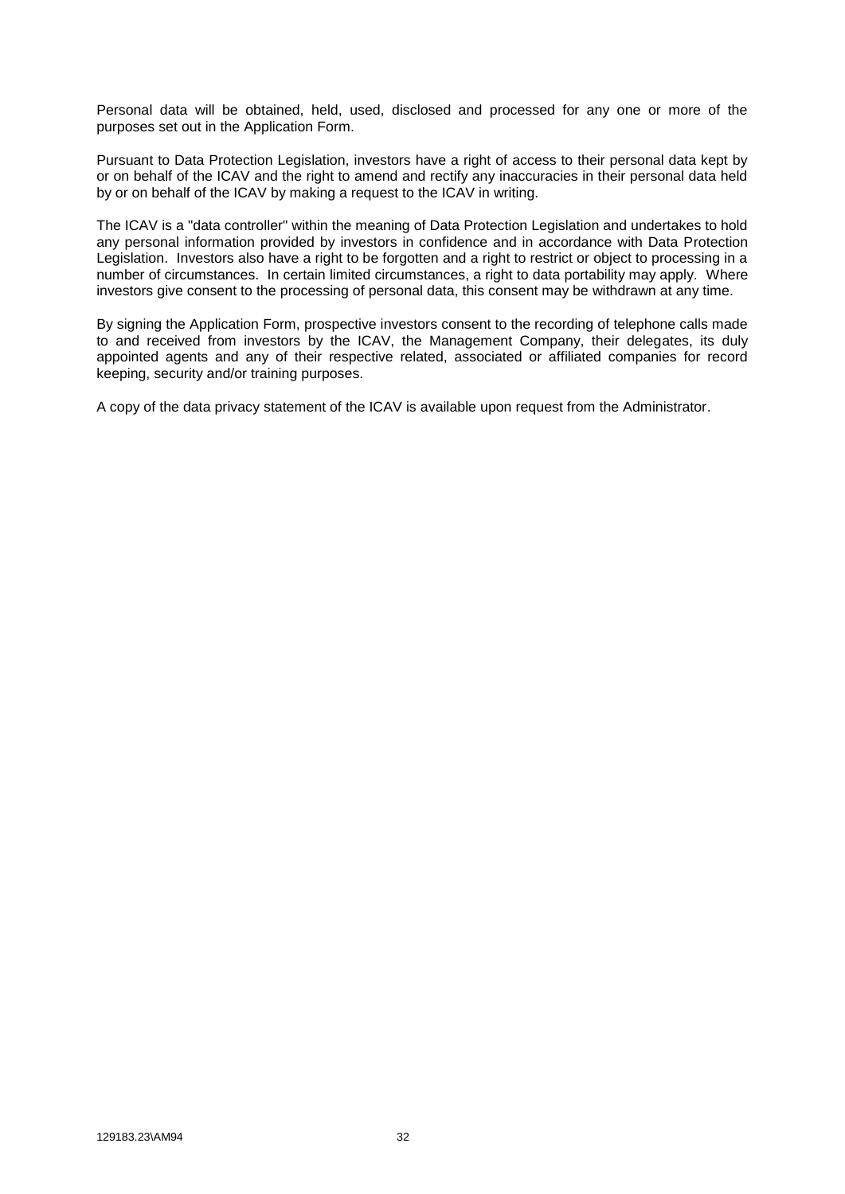Personal data will be obtained, held, used, disclosed and processed for any one or more of the purposes set out in the Application Form.

Pursuant to Data Protection Legislation, investors have a right of access to their personal data kept by or on behalf of the ICAV and the right to amend and rectify any inaccuracies in their personal data held by or on behalf of the ICAV by making a request to the ICAV in writing.

The ICAV is a "data controller" within the meaning of Data Protection Legislation and undertakes to hold any personal information provided by investors in confidence and in accordance with Data Protection Legislation. Investors also have a right to be forgotten and a right to restrict or object to processing in a number of circumstances. In certain limited circumstances, a right to data portability may apply. Where investors give consent to the processing of personal data, this consent may be withdrawn at any time.

By signing the Application Form, prospective investors consent to the recording of telephone calls made to and received from investors by the ICAV, the Management Company, their delegates, its duly appointed agents and any of their respective related, associated or affiliated companies for record keeping, security and/or training purposes.

A copy of the data privacy statement of the ICAV is available upon request from the Administrator.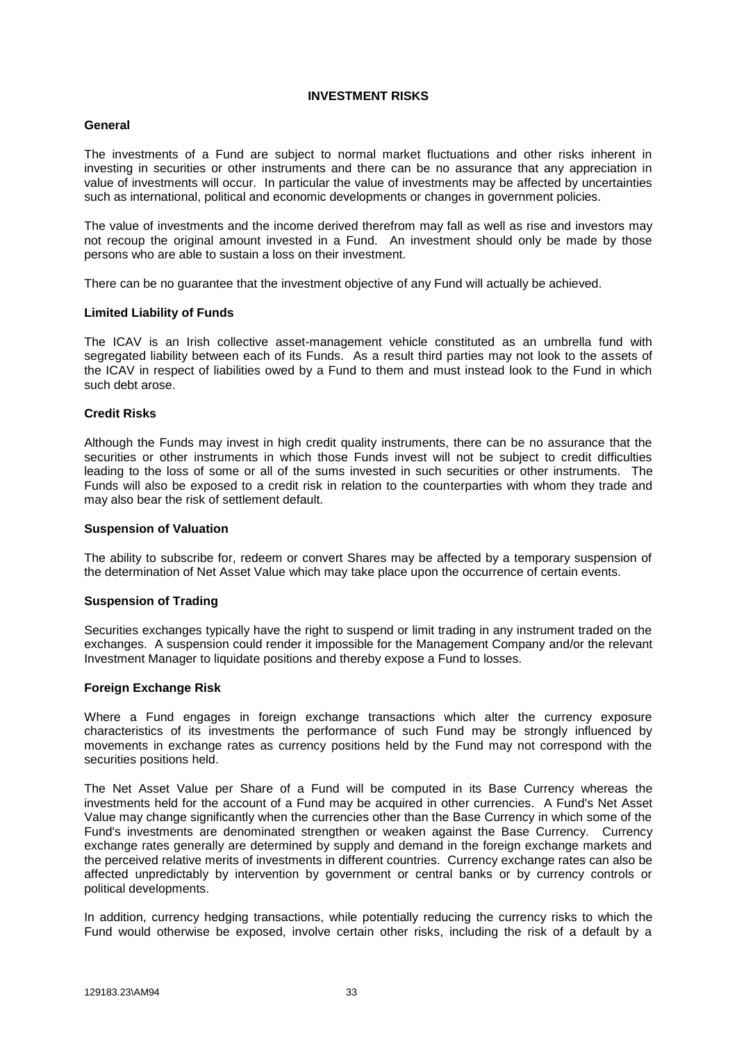# INVESTMENT RISKS

## General

The investments of a Fund are subject to normal market fluctuations and other risks inherent in investing in securities or other instruments and there can be no assurance that any appreciation in value of investments will occur. In particular the value of investments may be affected by uncertainties such as international, political and economic developments or changes in government policies.

The value of investments and the income derived therefrom may fall as well as rise and investors may not recoup the original amount invested in a Fund. An investment should only be made by those persons who are able to sustain a loss on their investment.

There can be no guarantee that the investment objective of any Fund will actually be achieved.

## Limited Liability of Funds

The ICAV is an Irish collective asset-management vehicle constituted as an umbrella fund with segregated liability between each of its Funds. As a result third parties may not look to the assets of the ICAV in respect of liabilities owed by a Fund to them and must instead look to the Fund in which such debt arose.

## Credit Risks

Although the Funds may invest in high credit quality instruments, there can be no assurance that the securities or other instruments in which those Funds invest will not be subject to credit difficulties leading to the loss of some or all of the sums invested in such securities or other instruments. The Funds will also be exposed to a credit risk in relation to the counterparties with whom they trade and may also bear the risk of settlement default.

## Suspension of Valuation

The ability to subscribe for, redeem or convert Shares may be affected by a temporary suspension of the determination of Net Asset Value which may take place upon the occurrence of certain events.

## Suspension of Trading

Securities exchanges typically have the right to suspend or limit trading in any instrument traded on the exchanges. A suspension could render it impossible for the Management Company and/or the relevant Investment Manager to liquidate positions and thereby expose a Fund to losses.

## Foreign Exchange Risk

Where a Fund engages in foreign exchange transactions which alter the currency exposure characteristics of its investments the performance of such Fund may be strongly influenced by movements in exchange rates as currency positions held by the Fund may not correspond with the securities positions held.

The Net Asset Value per Share of a Fund will be computed in its Base Currency whereas the investments held for the account of a Fund may be acquired in other currencies. A Fund's Net Asset Value may change significantly when the currencies other than the Base Currency in which some of the Fund's investments are denominated strengthen or weaken against the Base Currency. Currency exchange rates generally are determined by supply and demand in the foreign exchange markets and the perceived relative merits of investments in different countries. Currency exchange rates can also be affected unpredictably by intervention by government or central banks or by currency controls or political developments.

In addition, currency hedging transactions, while potentially reducing the currency risks to which the Fund would otherwise be exposed, involve certain other risks, including the risk of a default by a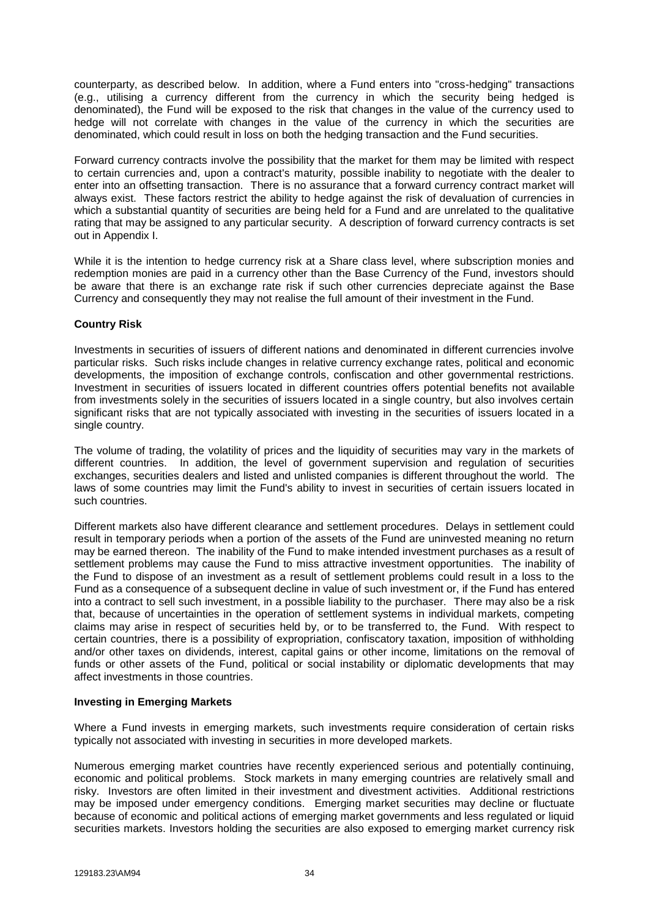counterparty, as described below. In addition, where a Fund enters into "cross-hedging" transactions (e.g., utilising a currency different from the currency in which the security being hedged is denominated), the Fund will be exposed to the risk that changes in the value of the currency used to hedge will not correlate with changes in the value of the currency in which the securities are denominated, which could result in loss on both the hedging transaction and the Fund securities.

Forward currency contracts involve the possibility that the market for them may be limited with respect to certain currencies and, upon a contract's maturity, possible inability to negotiate with the dealer to enter into an offsetting transaction. There is no assurance that a forward currency contract market will always exist. These factors restrict the ability to hedge against the risk of devaluation of currencies in which a substantial quantity of securities are being held for a Fund and are unrelated to the qualitative rating that may be assigned to any particular security. A description of forward currency contracts is set out in Appendix I.

While it is the intention to hedge currency risk at a Share class level, where subscription monies and redemption monies are paid in a currency other than the Base Currency of the Fund, investors should be aware that there is an exchange rate risk if such other currencies depreciate against the Base Currency and consequently they may not realise the full amount of their investment in the Fund.

**Country Risk**

Investments in securities of issuers of different nations and denominated in different currencies involve particular risks. Such risks include changes in relative currency exchange rates, political and economic developments, the imposition of exchange controls, confiscation and other governmental restrictions. Investment in securities of issuers located in different countries offers potential benefits not available from investments solely in the securities of issuers located in a single country, but also involves certain significant risks that are not typically associated with investing in the securities of issuers located in a single country.

The volume of trading, the volatility of prices and the liquidity of securities may vary in the markets of different countries. In addition, the level of government supervision and regulation of securities exchanges, securities dealers and listed and unlisted companies is different throughout the world. The laws of some countries may limit the Fund's ability to invest in securities of certain issuers located in such countries.

Different markets also have different clearance and settlement procedures. Delays in settlement could result in temporary periods when a portion of the assets of the Fund are uninvested meaning no return may be earned thereon. The inability of the Fund to make intended investment purchases as a result of settlement problems may cause the Fund to miss attractive investment opportunities. The inability of the Fund to dispose of an investment as a result of settlement problems could result in a loss to the Fund as a consequence of a subsequent decline in value of such investment or, if the Fund has entered into a contract to sell such investment, in a possible liability to the purchaser. There may also be a risk that, because of uncertainties in the operation of settlement systems in individual markets, competing claims may arise in respect of securities held by, or to be transferred to, the Fund. With respect to certain countries, there is a possibility of expropriation, confiscatory taxation, imposition of withholding and/or other taxes on dividends, interest, capital gains or other income, limitations on the removal of funds or other assets of the Fund, political or social instability or diplomatic developments that may affect investments in those countries.

**Investing in Emerging Markets**

Where a Fund invests in emerging markets, such investments require consideration of certain risks typically not associated with investing in securities in more developed markets.

Numerous emerging market countries have recently experienced serious and potentially continuing, economic and political problems. Stock markets in many emerging countries are relatively small and risky. Investors are often limited in their investment and divestment activities. Additional restrictions may be imposed under emergency conditions. Emerging market securities may decline or fluctuate because of economic and political actions of emerging market governments and less regulated or liquid securities markets. Investors holding the securities are also exposed to emerging market currency risk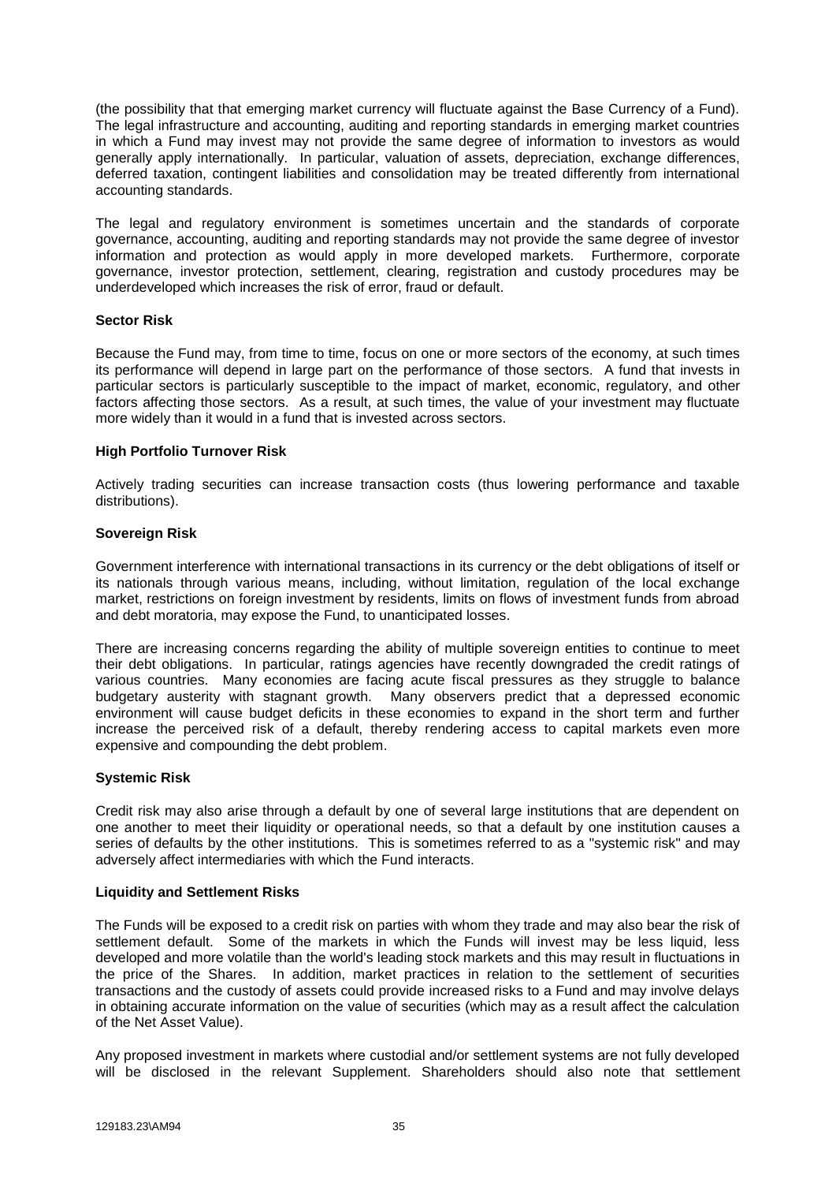(the possibility that that emerging market currency will fluctuate against the Base Currency of a Fund). The legal infrastructure and accounting, auditing and reporting standards in emerging market countries in which a Fund may invest may not provide the same degree of information to investors as would generally apply internationally. In particular, valuation of assets, depreciation, exchange differences, deferred taxation, contingent liabilities and consolidation may be treated differently from international accounting standards.

The legal and regulatory environment is sometimes uncertain and the standards of corporate governance, accounting, auditing and reporting standards may not provide the same degree of investor information and protection as would apply in more developed markets. Furthermore, corporate governance, investor protection, settlement, clearing, registration and custody procedures may be underdeveloped which increases the risk of error, fraud or default.

**Sector Risk**

Because the Fund may, from time to time, focus on one or more sectors of the economy, at such times its performance will depend in large part on the performance of those sectors. A fund that invests in particular sectors is particularly susceptible to the impact of market, economic, regulatory, and other factors affecting those sectors. As a result, at such times, the value of your investment may fluctuate more widely than it would in a fund that is invested across sectors.

**High Portfolio Turnover Risk**

Actively trading securities can increase transaction costs (thus lowering performance and taxable distributions).

**Sovereign Risk**

Government interference with international transactions in its currency or the debt obligations of itself or its nationals through various means, including, without limitation, regulation of the local exchange market, restrictions on foreign investment by residents, limits on flows of investment funds from abroad and debt moratoria, may expose the Fund, to unanticipated losses.

There are increasing concerns regarding the ability of multiple sovereign entities to continue to meet their debt obligations. In particular, ratings agencies have recently downgraded the credit ratings of various countries. Many economies are facing acute fiscal pressures as they struggle to balance budgetary austerity with stagnant growth. Many observers predict that a depressed economic environment will cause budget deficits in these economies to expand in the short term and further increase the perceived risk of a default, thereby rendering access to capital markets even more expensive and compounding the debt problem.

**Systemic Risk**

Credit risk may also arise through a default by one of several large institutions that are dependent on one another to meet their liquidity or operational needs, so that a default by one institution causes a series of defaults by the other institutions. This is sometimes referred to as a "systemic risk" and may adversely affect intermediaries with which the Fund interacts.

**Liquidity and Settlement Risks**

The Funds will be exposed to a credit risk on parties with whom they trade and may also bear the risk of settlement default. Some of the markets in which the Funds will invest may be less liquid, less developed and more volatile than the world's leading stock markets and this may result in fluctuations in the price of the Shares. In addition, market practices in relation to the settlement of securities transactions and the custody of assets could provide increased risks to a Fund and may involve delays in obtaining accurate information on the value of securities (which may as a result affect the calculation of the Net Asset Value).

Any proposed investment in markets where custodial and/or settlement systems are not fully developed will be disclosed in the relevant Supplement. Shareholders should also note that settlement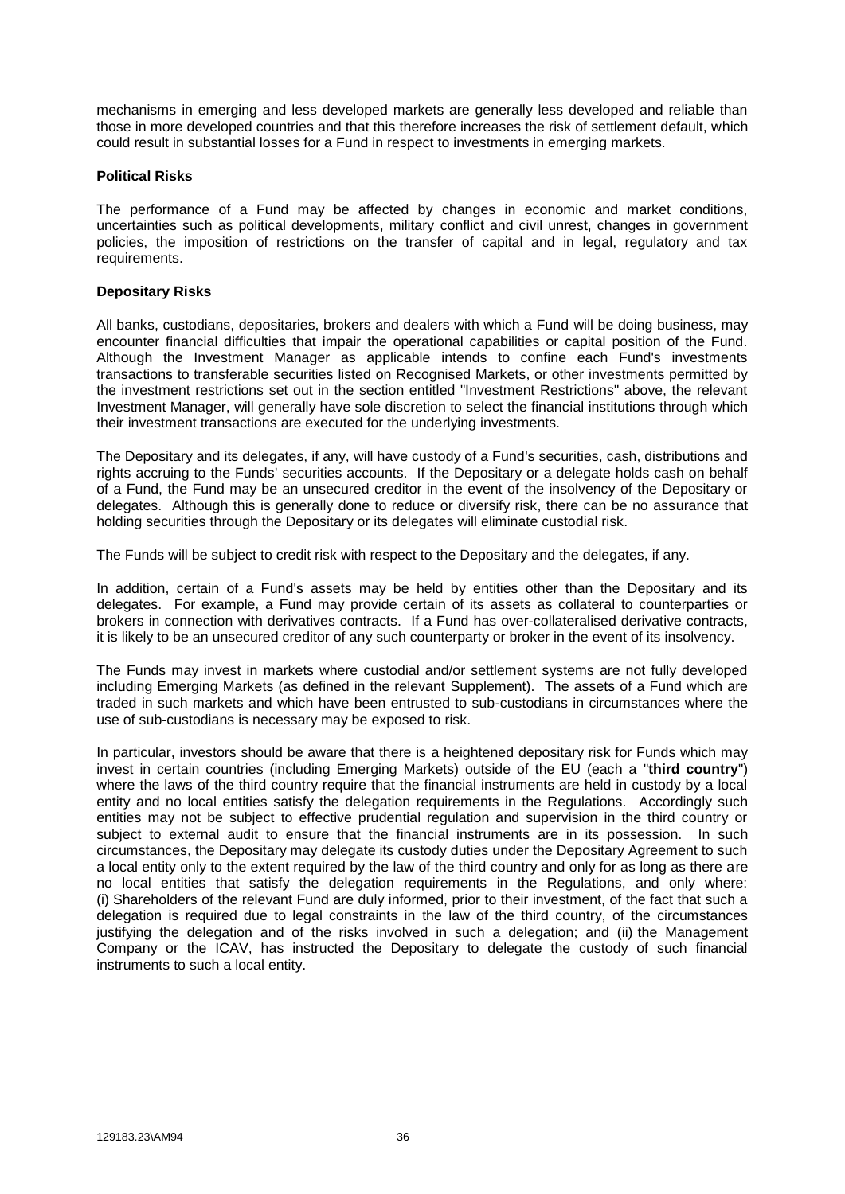mechanisms in emerging and less developed markets are generally less developed and reliable than those in more developed countries and that this therefore increases the risk of settlement default, which could result in substantial losses for a Fund in respect to investments in emerging markets.

**Political Risks**

The performance of a Fund may be affected by changes in economic and market conditions, uncertainties such as political developments, military conflict and civil unrest, changes in government policies, the imposition of restrictions on the transfer of capital and in legal, regulatory and tax requirements.

**Depositary Risks**

All banks, custodians, depositaries, brokers and dealers with which a Fund will be doing business, may encounter financial difficulties that impair the operational capabilities or capital position of the Fund. Although the Investment Manager as applicable intends to confine each Fund's investments transactions to transferable securities listed on Recognised Markets, or other investments permitted by the investment restrictions set out in the section entitled "Investment Restrictions" above, the relevant Investment Manager, will generally have sole discretion to select the financial institutions through which their investment transactions are executed for the underlying investments.

The Depositary and its delegates, if any, will have custody of a Fund's securities, cash, distributions and rights accruing to the Funds' securities accounts. If the Depositary or a delegate holds cash on behalf of a Fund, the Fund may be an unsecured creditor in the event of the insolvency of the Depositary or delegates. Although this is generally done to reduce or diversify risk, there can be no assurance that holding securities through the Depositary or its delegates will eliminate custodial risk.

The Funds will be subject to credit risk with respect to the Depositary and the delegates, if any.

In addition, certain of a Fund's assets may be held by entities other than the Depositary and its delegates. For example, a Fund may provide certain of its assets as collateral to counterparties or brokers in connection with derivatives contracts. If a Fund has over-collateralised derivative contracts, it is likely to be an unsecured creditor of any such counterparty or broker in the event of its insolvency.

The Funds may invest in markets where custodial and/or settlement systems are not fully developed including Emerging Markets (as defined in the relevant Supplement). The assets of a Fund which are traded in such markets and which have been entrusted to sub-custodians in circumstances where the use of sub-custodians is necessary may be exposed to risk.

In particular, investors should be aware that there is a heightened depositary risk for Funds which may invest in certain countries (including Emerging Markets) outside of the EU (each a "**third country**") where the laws of the third country require that the financial instruments are held in custody by a local entity and no local entities satisfy the delegation requirements in the Regulations. Accordingly such entities may not be subject to effective prudential regulation and supervision in the third country or subject to external audit to ensure that the financial instruments are in its possession. In such circumstances, the Depositary may delegate its custody duties under the Depositary Agreement to such a local entity only to the extent required by the law of the third country and only for as long as there are no local entities that satisfy the delegation requirements in the Regulations, and only where: (i) Shareholders of the relevant Fund are duly informed, prior to their investment, of the fact that such a delegation is required due to legal constraints in the law of the third country, of the circumstances justifying the delegation and of the risks involved in such a delegation; and (ii) the Management Company or the ICAV, has instructed the Depositary to delegate the custody of such financial instruments to such a local entity.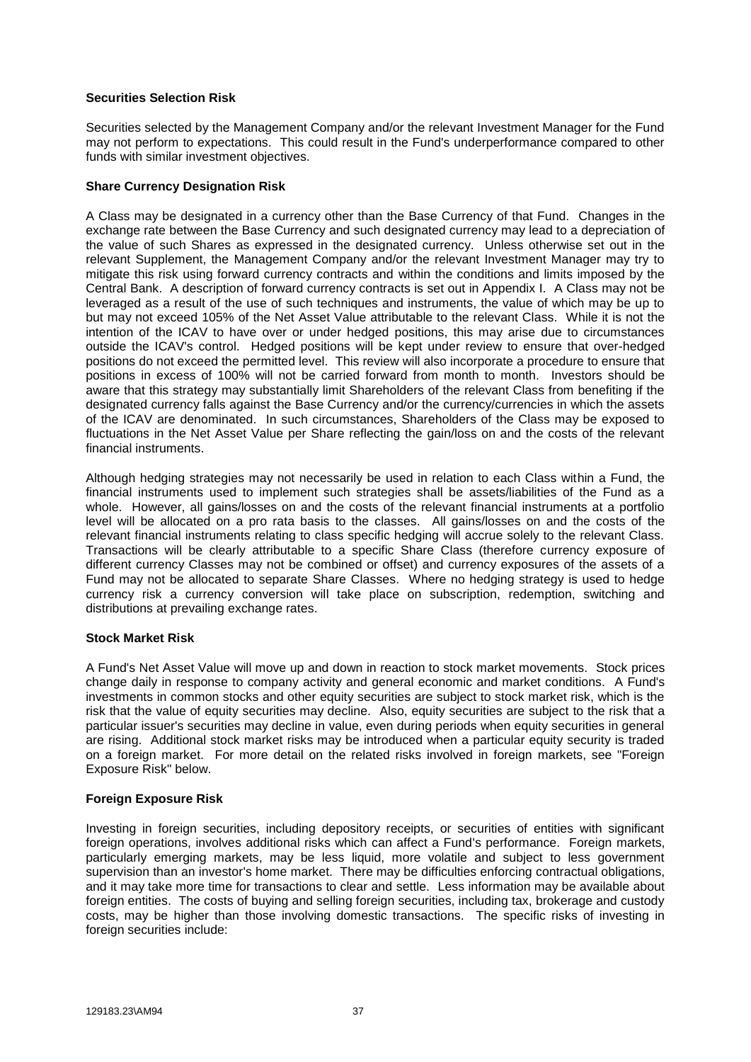**Securities Selection Risk**

Securities selected by the Management Company and/or the relevant Investment Manager for the Fund may not perform to expectations. This could result in the Fund's underperformance compared to other funds with similar investment objectives.

**Share Currency Designation Risk**

A Class may be designated in a currency other than the Base Currency of that Fund. Changes in the exchange rate between the Base Currency and such designated currency may lead to a depreciation of the value of such Shares as expressed in the designated currency. Unless otherwise set out in the relevant Supplement, the Management Company and/or the relevant Investment Manager may try to mitigate this risk using forward currency contracts and within the conditions and limits imposed by the Central Bank. A description of forward currency contracts is set out in Appendix I. A Class may not be leveraged as a result of the use of such techniques and instruments, the value of which may be up to but may not exceed 105% of the Net Asset Value attributable to the relevant Class. While it is not the intention of the ICAV to have over or under hedged positions, this may arise due to circumstances outside the ICAV's control. Hedged positions will be kept under review to ensure that over-hedged positions do not exceed the permitted level. This review will also incorporate a procedure to ensure that positions in excess of 100% will not be carried forward from month to month. Investors should be aware that this strategy may substantially limit Shareholders of the relevant Class from benefiting if the designated currency falls against the Base Currency and/or the currency/currencies in which the assets of the ICAV are denominated. In such circumstances, Shareholders of the Class may be exposed to fluctuations in the Net Asset Value per Share reflecting the gain/loss on and the costs of the relevant financial instruments.

Although hedging strategies may not necessarily be used in relation to each Class within a Fund, the financial instruments used to implement such strategies shall be assets/liabilities of the Fund as a whole. However, all gains/losses on and the costs of the relevant financial instruments at a portfolio level will be allocated on a pro rata basis to the classes. All gains/losses on and the costs of the relevant financial instruments relating to class specific hedging will accrue solely to the relevant Class. Transactions will be clearly attributable to a specific Share Class (therefore currency exposure of different currency Classes may not be combined or offset) and currency exposures of the assets of a Fund may not be allocated to separate Share Classes. Where no hedging strategy is used to hedge currency risk a currency conversion will take place on subscription, redemption, switching and distributions at prevailing exchange rates.

**Stock Market Risk**

A Fund's Net Asset Value will move up and down in reaction to stock market movements. Stock prices change daily in response to company activity and general economic and market conditions. A Fund's investments in common stocks and other equity securities are subject to stock market risk, which is the risk that the value of equity securities may decline. Also, equity securities are subject to the risk that a particular issuer's securities may decline in value, even during periods when equity securities in general are rising. Additional stock market risks may be introduced when a particular equity security is traded on a foreign market. For more detail on the related risks involved in foreign markets, see "Foreign Exposure Risk" below.

**Foreign Exposure Risk**

Investing in foreign securities, including depository receipts, or securities of entities with significant foreign operations, involves additional risks which can affect a Fund's performance. Foreign markets, particularly emerging markets, may be less liquid, more volatile and subject to less government supervision than an investor's home market. There may be difficulties enforcing contractual obligations, and it may take more time for transactions to clear and settle. Less information may be available about foreign entities. The costs of buying and selling foreign securities, including tax, brokerage and custody costs, may be higher than those involving domestic transactions. The specific risks of investing in foreign securities include: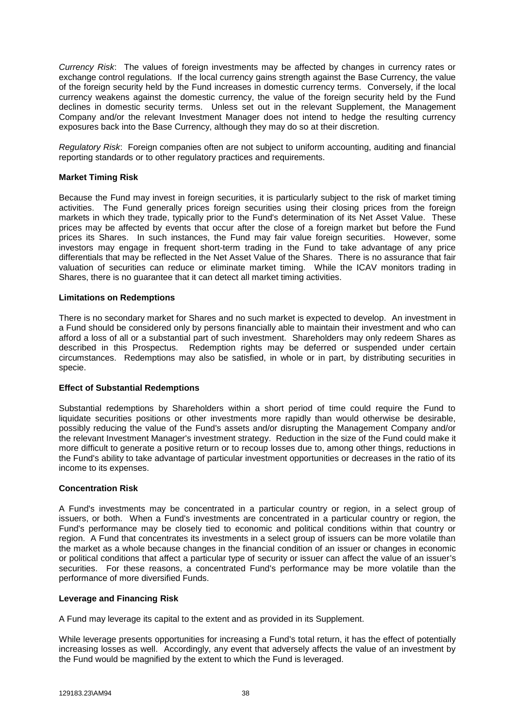*Currency Risk*: The values of foreign investments may be affected by changes in currency rates or exchange control regulations. If the local currency gains strength against the Base Currency, the value of the foreign security held by the Fund increases in domestic currency terms. Conversely, if the local currency weakens against the domestic currency, the value of the foreign security held by the Fund declines in domestic security terms. Unless set out in the relevant Supplement, the Management Company and/or the relevant Investment Manager does not intend to hedge the resulting currency exposures back into the Base Currency, although they may do so at their discretion.

*Regulatory Risk*: Foreign companies often are not subject to uniform accounting, auditing and financial reporting standards or to other regulatory practices and requirements.

**Market Timing Risk**

Because the Fund may invest in foreign securities, it is particularly subject to the risk of market timing activities. The Fund generally prices foreign securities using their closing prices from the foreign markets in which they trade, typically prior to the Fund's determination of its Net Asset Value. These prices may be affected by events that occur after the close of a foreign market but before the Fund prices its Shares. In such instances, the Fund may fair value foreign securities. However, some investors may engage in frequent short-term trading in the Fund to take advantage of any price differentials that may be reflected in the Net Asset Value of the Shares. There is no assurance that fair valuation of securities can reduce or eliminate market timing. While the ICAV monitors trading in Shares, there is no guarantee that it can detect all market timing activities.

**Limitations on Redemptions**

There is no secondary market for Shares and no such market is expected to develop. An investment in a Fund should be considered only by persons financially able to maintain their investment and who can afford a loss of all or a substantial part of such investment. Shareholders may only redeem Shares as described in this Prospectus. Redemption rights may be deferred or suspended under certain circumstances. Redemptions may also be satisfied, in whole or in part, by distributing securities in specie.

**Effect of Substantial Redemptions**

Substantial redemptions by Shareholders within a short period of time could require the Fund to liquidate securities positions or other investments more rapidly than would otherwise be desirable, possibly reducing the value of the Fund's assets and/or disrupting the Management Company and/or the relevant Investment Manager's investment strategy. Reduction in the size of the Fund could make it more difficult to generate a positive return or to recoup losses due to, among other things, reductions in the Fund's ability to take advantage of particular investment opportunities or decreases in the ratio of its income to its expenses.

**Concentration Risk**

A Fund's investments may be concentrated in a particular country or region, in a select group of issuers, or both. When a Fund's investments are concentrated in a particular country or region, the Fund's performance may be closely tied to economic and political conditions within that country or region. A Fund that concentrates its investments in a select group of issuers can be more volatile than the market as a whole because changes in the financial condition of an issuer or changes in economic or political conditions that affect a particular type of security or issuer can affect the value of an issuer's securities. For these reasons, a concentrated Fund's performance may be more volatile than the performance of more diversified Funds.

**Leverage and Financing Risk**

A Fund may leverage its capital to the extent and as provided in its Supplement.

While leverage presents opportunities for increasing a Fund's total return, it has the effect of potentially increasing losses as well. Accordingly, any event that adversely affects the value of an investment by the Fund would be magnified by the extent to which the Fund is leveraged.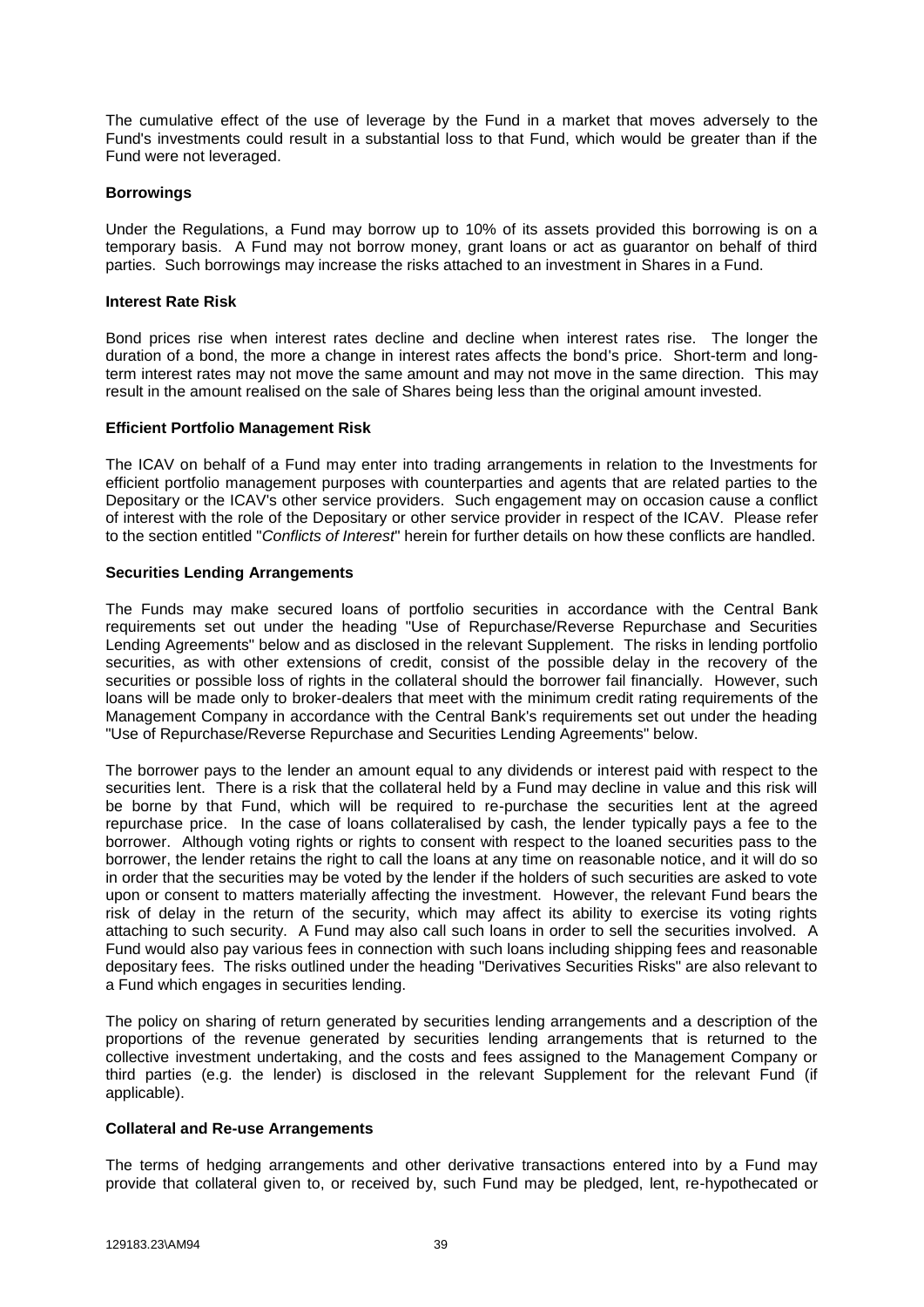The cumulative effect of the use of leverage by the Fund in a market that moves adversely to the Fund's investments could result in a substantial loss to that Fund, which would be greater than if the Fund were not leveraged.

**Borrowings**

Under the Regulations, a Fund may borrow up to 10% of its assets provided this borrowing is on a temporary basis. A Fund may not borrow money, grant loans or act as guarantor on behalf of third parties. Such borrowings may increase the risks attached to an investment in Shares in a Fund.

**Interest Rate Risk**

Bond prices rise when interest rates decline and decline when interest rates rise. The longer the duration of a bond, the more a change in interest rates affects the bond's price. Short-term and long-term interest rates may not move the same amount and may not move in the same direction. This may result in the amount realised on the sale of Shares being less than the original amount invested.

**Efficient Portfolio Management Risk**

The ICAV on behalf of a Fund may enter into trading arrangements in relation to the Investments for efficient portfolio management purposes with counterparties and agents that are related parties to the Depositary or the ICAV's other service providers. Such engagement may on occasion cause a conflict of interest with the role of the Depositary or other service provider in respect of the ICAV. Please refer to the section entitled "*Conflicts of Interest*" herein for further details on how these conflicts are handled.

**Securities Lending Arrangements**

The Funds may make secured loans of portfolio securities in accordance with the Central Bank requirements set out under the heading "Use of Repurchase/Reverse Repurchase and Securities Lending Agreements" below and as disclosed in the relevant Supplement. The risks in lending portfolio securities, as with other extensions of credit, consist of the possible delay in the recovery of the securities or possible loss of rights in the collateral should the borrower fail financially. However, such loans will be made only to broker-dealers that meet with the minimum credit rating requirements of the Management Company in accordance with the Central Bank's requirements set out under the heading "Use of Repurchase/Reverse Repurchase and Securities Lending Agreements" below.

The borrower pays to the lender an amount equal to any dividends or interest paid with respect to the securities lent. There is a risk that the collateral held by a Fund may decline in value and this risk will be borne by that Fund, which will be required to re-purchase the securities lent at the agreed repurchase price. In the case of loans collateralised by cash, the lender typically pays a fee to the borrower. Although voting rights or rights to consent with respect to the loaned securities pass to the borrower, the lender retains the right to call the loans at any time on reasonable notice, and it will do so in order that the securities may be voted by the lender if the holders of such securities are asked to vote upon or consent to matters materially affecting the investment. However, the relevant Fund bears the risk of delay in the return of the security, which may affect its ability to exercise its voting rights attaching to such security. A Fund may also call such loans in order to sell the securities involved. A Fund would also pay various fees in connection with such loans including shipping fees and reasonable depositary fees. The risks outlined under the heading "Derivatives Securities Risks" are also relevant to a Fund which engages in securities lending.

The policy on sharing of return generated by securities lending arrangements and a description of the proportions of the revenue generated by securities lending arrangements that is returned to the collective investment undertaking, and the costs and fees assigned to the Management Company or third parties (e.g. the lender) is disclosed in the relevant Supplement for the relevant Fund (if applicable).

**Collateral and Re-use Arrangements**

The terms of hedging arrangements and other derivative transactions entered into by a Fund may provide that collateral given to, or received by, such Fund may be pledged, lent, re-hypothecated or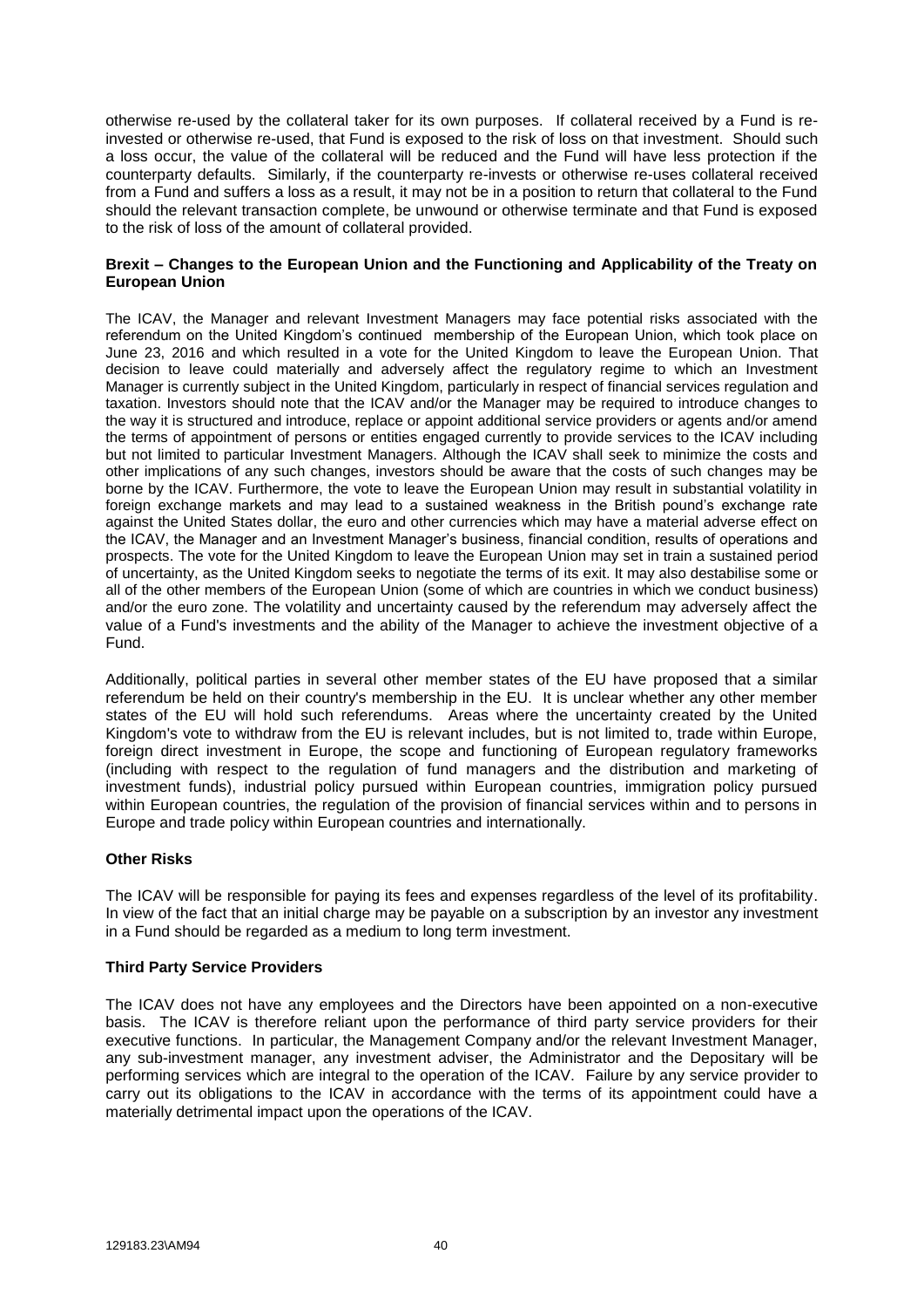otherwise re-used by the collateral taker for its own purposes. If collateral received by a Fund is re-invested or otherwise re-used, that Fund is exposed to the risk of loss on that investment. Should such a loss occur, the value of the collateral will be reduced and the Fund will have less protection if the counterparty defaults. Similarly, if the counterparty re-invests or otherwise re-uses collateral received from a Fund and suffers a loss as a result, it may not be in a position to return that collateral to the Fund should the relevant transaction complete, be unwound or otherwise terminate and that Fund is exposed to the risk of loss of the amount of collateral provided.

**Brexit – Changes to the European Union and the Functioning and Applicability of the Treaty on European Union**

The ICAV, the Manager and relevant Investment Managers may face potential risks associated with the referendum on the United Kingdom's continued membership of the European Union, which took place on June 23, 2016 and which resulted in a vote for the United Kingdom to leave the European Union. That decision to leave could materially and adversely affect the regulatory regime to which an Investment Manager is currently subject in the United Kingdom, particularly in respect of financial services regulation and taxation. Investors should note that the ICAV and/or the Manager may be required to introduce changes to the way it is structured and introduce, replace or appoint additional service providers or agents and/or amend the terms of appointment of persons or entities engaged currently to provide services to the ICAV including but not limited to particular Investment Managers. Although the ICAV shall seek to minimize the costs and other implications of any such changes, investors should be aware that the costs of such changes may be borne by the ICAV. Furthermore, the vote to leave the European Union may result in substantial volatility in foreign exchange markets and may lead to a sustained weakness in the British pound's exchange rate against the United States dollar, the euro and other currencies which may have a material adverse effect on the ICAV, the Manager and an Investment Manager's business, financial condition, results of operations and prospects. The vote for the United Kingdom to leave the European Union may set in train a sustained period of uncertainty, as the United Kingdom seeks to negotiate the terms of its exit. It may also destabilise some or all of the other members of the European Union (some of which are countries in which we conduct business) and/or the euro zone. The volatility and uncertainty caused by the referendum may adversely affect the value of a Fund's investments and the ability of the Manager to achieve the investment objective of a Fund.

Additionally, political parties in several other member states of the EU have proposed that a similar referendum be held on their country's membership in the EU. It is unclear whether any other member states of the EU will hold such referendums. Areas where the uncertainty created by the United Kingdom's vote to withdraw from the EU is relevant includes, but is not limited to, trade within Europe, foreign direct investment in Europe, the scope and functioning of European regulatory frameworks (including with respect to the regulation of fund managers and the distribution and marketing of investment funds), industrial policy pursued within European countries, immigration policy pursued within European countries, the regulation of the provision of financial services within and to persons in Europe and trade policy within European countries and internationally.

**Other Risks**

The ICAV will be responsible for paying its fees and expenses regardless of the level of its profitability. In view of the fact that an initial charge may be payable on a subscription by an investor any investment in a Fund should be regarded as a medium to long term investment.

**Third Party Service Providers**

The ICAV does not have any employees and the Directors have been appointed on a non-executive basis. The ICAV is therefore reliant upon the performance of third party service providers for their executive functions. In particular, the Management Company and/or the relevant Investment Manager, any sub-investment manager, any investment adviser, the Administrator and the Depositary will be performing services which are integral to the operation of the ICAV. Failure by any service provider to carry out its obligations to the ICAV in accordance with the terms of its appointment could have a materially detrimental impact upon the operations of the ICAV.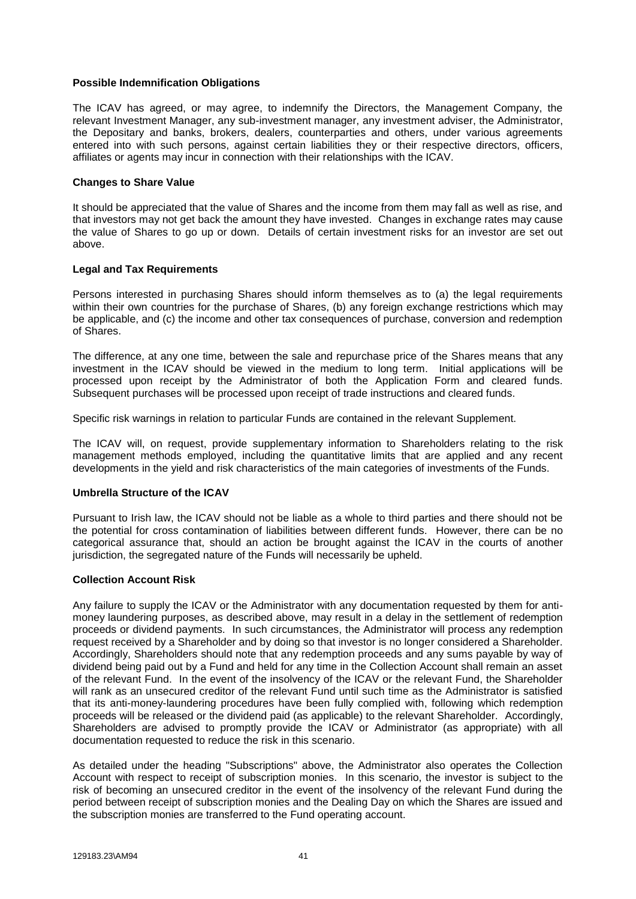**Possible Indemnification Obligations**

The ICAV has agreed, or may agree, to indemnify the Directors, the Management Company, the relevant Investment Manager, any sub-investment manager, any investment adviser, the Administrator, the Depositary and banks, brokers, dealers, counterparties and others, under various agreements entered into with such persons, against certain liabilities they or their respective directors, officers, affiliates or agents may incur in connection with their relationships with the ICAV.

**Changes to Share Value**

It should be appreciated that the value of Shares and the income from them may fall as well as rise, and that investors may not get back the amount they have invested. Changes in exchange rates may cause the value of Shares to go up or down. Details of certain investment risks for an investor are set out above.

**Legal and Tax Requirements**

Persons interested in purchasing Shares should inform themselves as to (a) the legal requirements within their own countries for the purchase of Shares, (b) any foreign exchange restrictions which may be applicable, and (c) the income and other tax consequences of purchase, conversion and redemption of Shares.

The difference, at any one time, between the sale and repurchase price of the Shares means that any investment in the ICAV should be viewed in the medium to long term. Initial applications will be processed upon receipt by the Administrator of both the Application Form and cleared funds. Subsequent purchases will be processed upon receipt of trade instructions and cleared funds.

Specific risk warnings in relation to particular Funds are contained in the relevant Supplement.

The ICAV will, on request, provide supplementary information to Shareholders relating to the risk management methods employed, including the quantitative limits that are applied and any recent developments in the yield and risk characteristics of the main categories of investments of the Funds.

**Umbrella Structure of the ICAV**

Pursuant to Irish law, the ICAV should not be liable as a whole to third parties and there should not be the potential for cross contamination of liabilities between different funds. However, there can be no categorical assurance that, should an action be brought against the ICAV in the courts of another jurisdiction, the segregated nature of the Funds will necessarily be upheld.

**Collection Account Risk**

Any failure to supply the ICAV or the Administrator with any documentation requested by them for anti-money laundering purposes, as described above, may result in a delay in the settlement of redemption proceeds or dividend payments. In such circumstances, the Administrator will process any redemption request received by a Shareholder and by doing so that investor is no longer considered a Shareholder. Accordingly, Shareholders should note that any redemption proceeds and any sums payable by way of dividend being paid out by a Fund and held for any time in the Collection Account shall remain an asset of the relevant Fund. In the event of the insolvency of the ICAV or the relevant Fund, the Shareholder will rank as an unsecured creditor of the relevant Fund until such time as the Administrator is satisfied that its anti-money-laundering procedures have been fully complied with, following which redemption proceeds will be released or the dividend paid (as applicable) to the relevant Shareholder. Accordingly, Shareholders are advised to promptly provide the ICAV or Administrator (as appropriate) with all documentation requested to reduce the risk in this scenario.

As detailed under the heading "Subscriptions" above, the Administrator also operates the Collection Account with respect to receipt of subscription monies. In this scenario, the investor is subject to the risk of becoming an unsecured creditor in the event of the insolvency of the relevant Fund during the period between receipt of subscription monies and the Dealing Day on which the Shares are issued and the subscription monies are transferred to the Fund operating account.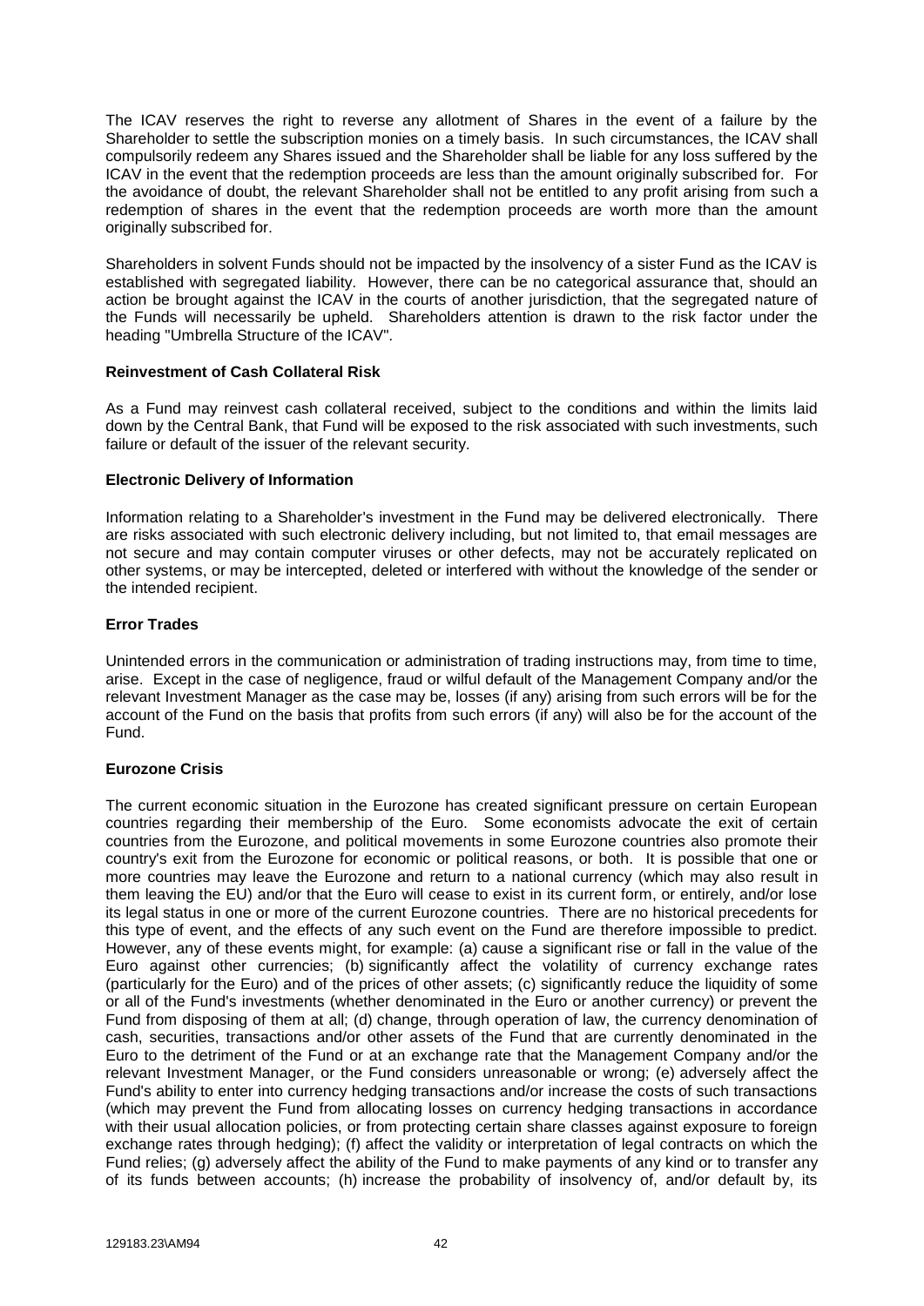The ICAV reserves the right to reverse any allotment of Shares in the event of a failure by the Shareholder to settle the subscription monies on a timely basis. In such circumstances, the ICAV shall compulsorily redeem any Shares issued and the Shareholder shall be liable for any loss suffered by the ICAV in the event that the redemption proceeds are less than the amount originally subscribed for. For the avoidance of doubt, the relevant Shareholder shall not be entitled to any profit arising from such a redemption of shares in the event that the redemption proceeds are worth more than the amount originally subscribed for.

Shareholders in solvent Funds should not be impacted by the insolvency of a sister Fund as the ICAV is established with segregated liability. However, there can be no categorical assurance that, should an action be brought against the ICAV in the courts of another jurisdiction, that the segregated nature of the Funds will necessarily be upheld. Shareholders attention is drawn to the risk factor under the heading "Umbrella Structure of the ICAV".

**Reinvestment of Cash Collateral Risk**

As a Fund may reinvest cash collateral received, subject to the conditions and within the limits laid down by the Central Bank, that Fund will be exposed to the risk associated with such investments, such failure or default of the issuer of the relevant security.

**Electronic Delivery of Information**

Information relating to a Shareholder's investment in the Fund may be delivered electronically. There are risks associated with such electronic delivery including, but not limited to, that email messages are not secure and may contain computer viruses or other defects, may not be accurately replicated on other systems, or may be intercepted, deleted or interfered with without the knowledge of the sender or the intended recipient.

**Error Trades**

Unintended errors in the communication or administration of trading instructions may, from time to time, arise. Except in the case of negligence, fraud or wilful default of the Management Company and/or the relevant Investment Manager as the case may be, losses (if any) arising from such errors will be for the account of the Fund on the basis that profits from such errors (if any) will also be for the account of the Fund.

**Eurozone Crisis**

The current economic situation in the Eurozone has created significant pressure on certain European countries regarding their membership of the Euro. Some economists advocate the exit of certain countries from the Eurozone, and political movements in some Eurozone countries also promote their country's exit from the Eurozone for economic or political reasons, or both. It is possible that one or more countries may leave the Eurozone and return to a national currency (which may also result in them leaving the EU) and/or that the Euro will cease to exist in its current form, or entirely, and/or lose its legal status in one or more of the current Eurozone countries. There are no historical precedents for this type of event, and the effects of any such event on the Fund are therefore impossible to predict. However, any of these events might, for example: (a) cause a significant rise or fall in the value of the Euro against other currencies; (b) significantly affect the volatility of currency exchange rates (particularly for the Euro) and of the prices of other assets; (c) significantly reduce the liquidity of some or all of the Fund's investments (whether denominated in the Euro or another currency) or prevent the Fund from disposing of them at all; (d) change, through operation of law, the currency denomination of cash, securities, transactions and/or other assets of the Fund that are currently denominated in the Euro to the detriment of the Fund or at an exchange rate that the Management Company and/or the relevant Investment Manager, or the Fund considers unreasonable or wrong; (e) adversely affect the Fund's ability to enter into currency hedging transactions and/or increase the costs of such transactions (which may prevent the Fund from allocating losses on currency hedging transactions in accordance with their usual allocation policies, or from protecting certain share classes against exposure to foreign exchange rates through hedging); (f) affect the validity or interpretation of legal contracts on which the Fund relies; (g) adversely affect the ability of the Fund to make payments of any kind or to transfer any of its funds between accounts; (h) increase the probability of insolvency of, and/or default by, its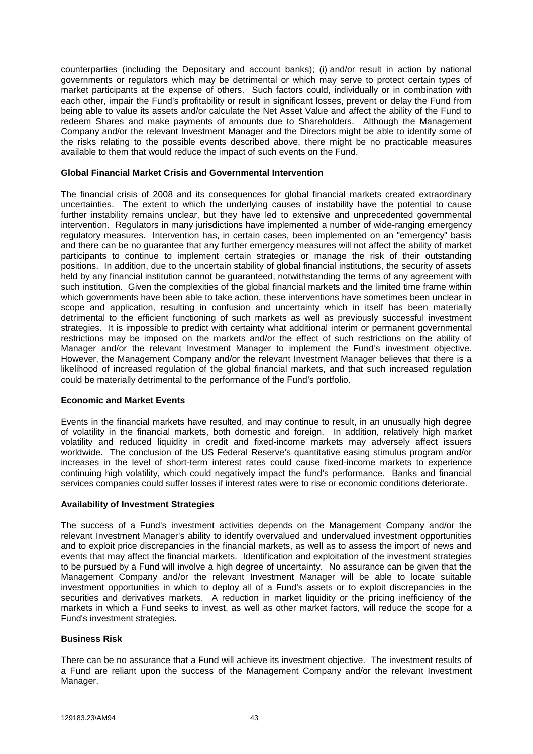counterparties (including the Depositary and account banks); (i) and/or result in action by national governments or regulators which may be detrimental or which may serve to protect certain types of market participants at the expense of others. Such factors could, individually or in combination with each other, impair the Fund's profitability or result in significant losses, prevent or delay the Fund from being able to value its assets and/or calculate the Net Asset Value and affect the ability of the Fund to redeem Shares and make payments of amounts due to Shareholders. Although the Management Company and/or the relevant Investment Manager and the Directors might be able to identify some of the risks relating to the possible events described above, there might be no practicable measures available to them that would reduce the impact of such events on the Fund.

**Global Financial Market Crisis and Governmental Intervention**

The financial crisis of 2008 and its consequences for global financial markets created extraordinary uncertainties. The extent to which the underlying causes of instability have the potential to cause further instability remains unclear, but they have led to extensive and unprecedented governmental intervention. Regulators in many jurisdictions have implemented a number of wide-ranging emergency regulatory measures. Intervention has, in certain cases, been implemented on an "emergency" basis and there can be no guarantee that any further emergency measures will not affect the ability of market participants to continue to implement certain strategies or manage the risk of their outstanding positions. In addition, due to the uncertain stability of global financial institutions, the security of assets held by any financial institution cannot be guaranteed, notwithstanding the terms of any agreement with such institution. Given the complexities of the global financial markets and the limited time frame within which governments have been able to take action, these interventions have sometimes been unclear in scope and application, resulting in confusion and uncertainty which in itself has been materially detrimental to the efficient functioning of such markets as well as previously successful investment strategies. It is impossible to predict with certainty what additional interim or permanent governmental restrictions may be imposed on the markets and/or the effect of such restrictions on the ability of Manager and/or the relevant Investment Manager to implement the Fund's investment objective. However, the Management Company and/or the relevant Investment Manager believes that there is a likelihood of increased regulation of the global financial markets, and that such increased regulation could be materially detrimental to the performance of the Fund's portfolio.

**Economic and Market Events**

Events in the financial markets have resulted, and may continue to result, in an unusually high degree of volatility in the financial markets, both domestic and foreign. In addition, relatively high market volatility and reduced liquidity in credit and fixed-income markets may adversely affect issuers worldwide. The conclusion of the US Federal Reserve's quantitative easing stimulus program and/or increases in the level of short-term interest rates could cause fixed-income markets to experience continuing high volatility, which could negatively impact the fund's performance. Banks and financial services companies could suffer losses if interest rates were to rise or economic conditions deteriorate.

**Availability of Investment Strategies**

The success of a Fund's investment activities depends on the Management Company and/or the relevant Investment Manager's ability to identify overvalued and undervalued investment opportunities and to exploit price discrepancies in the financial markets, as well as to assess the import of news and events that may affect the financial markets. Identification and exploitation of the investment strategies to be pursued by a Fund will involve a high degree of uncertainty. No assurance can be given that the Management Company and/or the relevant Investment Manager will be able to locate suitable investment opportunities in which to deploy all of a Fund's assets or to exploit discrepancies in the securities and derivatives markets. A reduction in market liquidity or the pricing inefficiency of the markets in which a Fund seeks to invest, as well as other market factors, will reduce the scope for a Fund's investment strategies.

**Business Risk**

There can be no assurance that a Fund will achieve its investment objective. The investment results of a Fund are reliant upon the success of the Management Company and/or the relevant Investment Manager.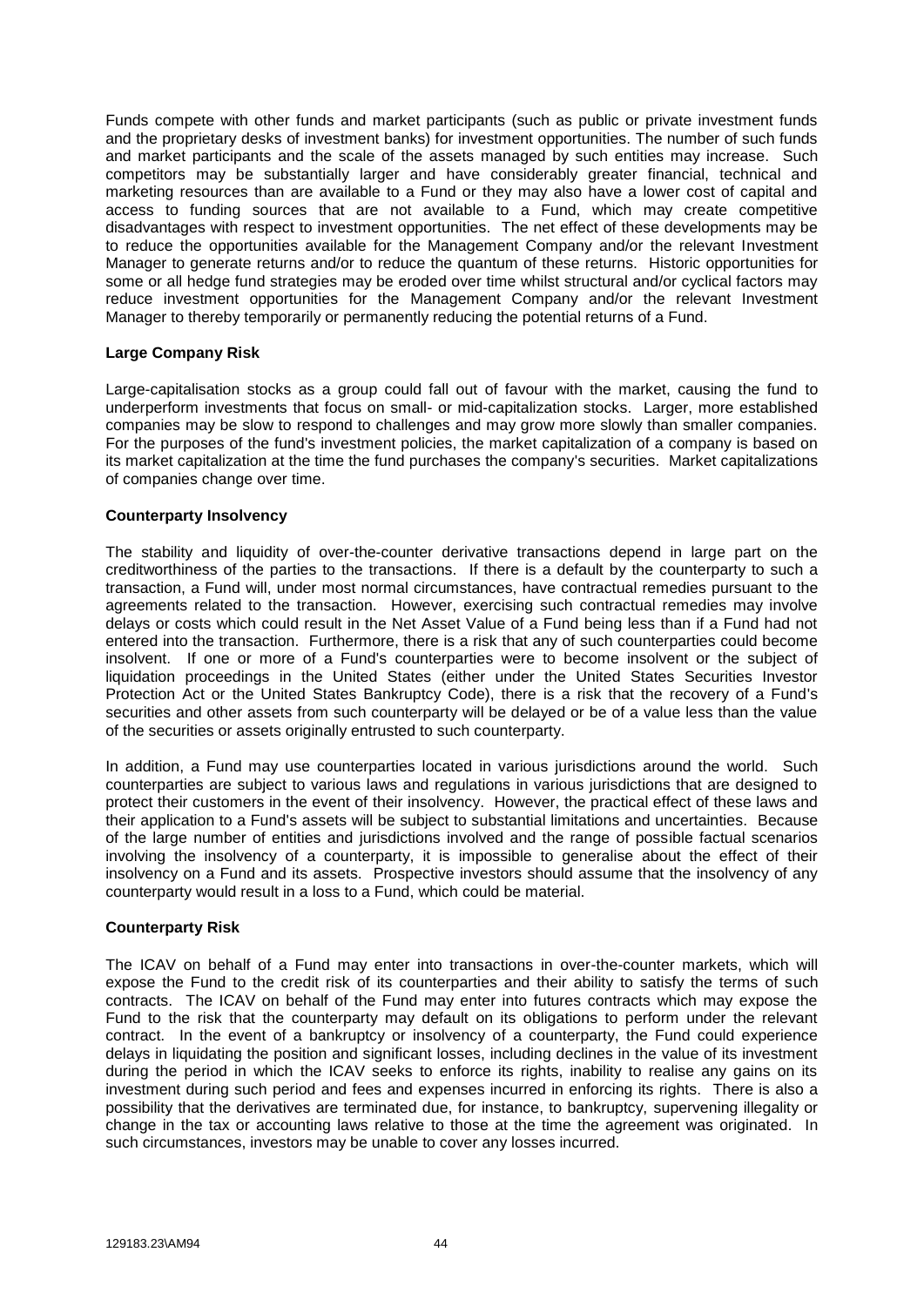Funds compete with other funds and market participants (such as public or private investment funds and the proprietary desks of investment banks) for investment opportunities. The number of such funds and market participants and the scale of the assets managed by such entities may increase. Such competitors may be substantially larger and have considerably greater financial, technical and marketing resources than are available to a Fund or they may also have a lower cost of capital and access to funding sources that are not available to a Fund, which may create competitive disadvantages with respect to investment opportunities. The net effect of these developments may be to reduce the opportunities available for the Management Company and/or the relevant Investment Manager to generate returns and/or to reduce the quantum of these returns. Historic opportunities for some or all hedge fund strategies may be eroded over time whilst structural and/or cyclical factors may reduce investment opportunities for the Management Company and/or the relevant Investment Manager to thereby temporarily or permanently reducing the potential returns of a Fund.

**Large Company Risk**

Large-capitalisation stocks as a group could fall out of favour with the market, causing the fund to underperform investments that focus on small- or mid-capitalization stocks. Larger, more established companies may be slow to respond to challenges and may grow more slowly than smaller companies. For the purposes of the fund's investment policies, the market capitalization of a company is based on its market capitalization at the time the fund purchases the company's securities. Market capitalizations of companies change over time.

**Counterparty Insolvency**

The stability and liquidity of over-the-counter derivative transactions depend in large part on the creditworthiness of the parties to the transactions. If there is a default by the counterparty to such a transaction, a Fund will, under most normal circumstances, have contractual remedies pursuant to the agreements related to the transaction. However, exercising such contractual remedies may involve delays or costs which could result in the Net Asset Value of a Fund being less than if a Fund had not entered into the transaction. Furthermore, there is a risk that any of such counterparties could become insolvent. If one or more of a Fund's counterparties were to become insolvent or the subject of liquidation proceedings in the United States (either under the United States Securities Investor Protection Act or the United States Bankruptcy Code), there is a risk that the recovery of a Fund's securities and other assets from such counterparty will be delayed or be of a value less than the value of the securities or assets originally entrusted to such counterparty.

In addition, a Fund may use counterparties located in various jurisdictions around the world. Such counterparties are subject to various laws and regulations in various jurisdictions that are designed to protect their customers in the event of their insolvency. However, the practical effect of these laws and their application to a Fund's assets will be subject to substantial limitations and uncertainties. Because of the large number of entities and jurisdictions involved and the range of possible factual scenarios involving the insolvency of a counterparty, it is impossible to generalise about the effect of their insolvency on a Fund and its assets. Prospective investors should assume that the insolvency of any counterparty would result in a loss to a Fund, which could be material.

**Counterparty Risk**

The ICAV on behalf of a Fund may enter into transactions in over-the-counter markets, which will expose the Fund to the credit risk of its counterparties and their ability to satisfy the terms of such contracts. The ICAV on behalf of the Fund may enter into futures contracts which may expose the Fund to the risk that the counterparty may default on its obligations to perform under the relevant contract. In the event of a bankruptcy or insolvency of a counterparty, the Fund could experience delays in liquidating the position and significant losses, including declines in the value of its investment during the period in which the ICAV seeks to enforce its rights, inability to realise any gains on its investment during such period and fees and expenses incurred in enforcing its rights. There is also a possibility that the derivatives are terminated due, for instance, to bankruptcy, supervening illegality or change in the tax or accounting laws relative to those at the time the agreement was originated. In such circumstances, investors may be unable to cover any losses incurred.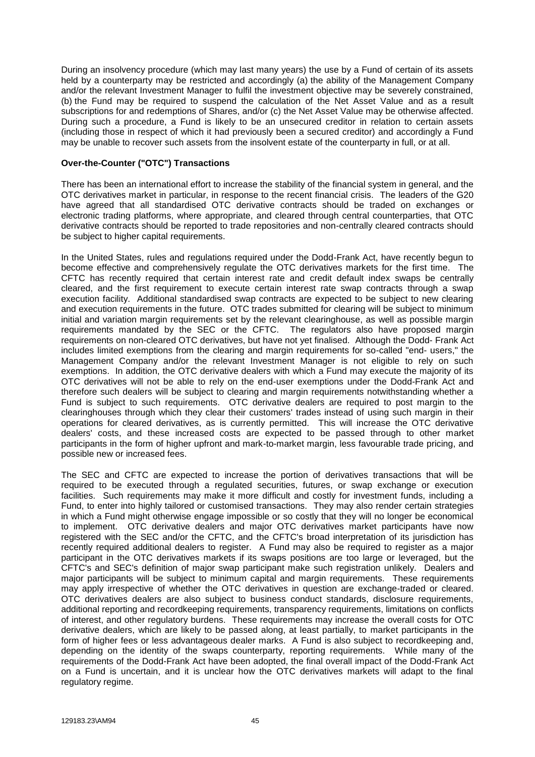During an insolvency procedure (which may last many years) the use by a Fund of certain of its assets held by a counterparty may be restricted and accordingly (a) the ability of the Management Company and/or the relevant Investment Manager to fulfil the investment objective may be severely constrained, (b) the Fund may be required to suspend the calculation of the Net Asset Value and as a result subscriptions for and redemptions of Shares, and/or (c) the Net Asset Value may be otherwise affected. During such a procedure, a Fund is likely to be an unsecured creditor in relation to certain assets (including those in respect of which it had previously been a secured creditor) and accordingly a Fund may be unable to recover such assets from the insolvent estate of the counterparty in full, or at all.

**Over-the-Counter ("OTC") Transactions**

There has been an international effort to increase the stability of the financial system in general, and the OTC derivatives market in particular, in response to the recent financial crisis. The leaders of the G20 have agreed that all standardised OTC derivative contracts should be traded on exchanges or electronic trading platforms, where appropriate, and cleared through central counterparties, that OTC derivative contracts should be reported to trade repositories and non-centrally cleared contracts should be subject to higher capital requirements.

In the United States, rules and regulations required under the Dodd-Frank Act, have recently begun to become effective and comprehensively regulate the OTC derivatives markets for the first time. The CFTC has recently required that certain interest rate and credit default index swaps be centrally cleared, and the first requirement to execute certain interest rate swap contracts through a swap execution facility. Additional standardised swap contracts are expected to be subject to new clearing and execution requirements in the future. OTC trades submitted for clearing will be subject to minimum initial and variation margin requirements set by the relevant clearinghouse, as well as possible margin requirements mandated by the SEC or the CFTC. The regulators also have proposed margin requirements on non-cleared OTC derivatives, but have not yet finalised. Although the Dodd- Frank Act includes limited exemptions from the clearing and margin requirements for so-called "end- users," the Management Company and/or the relevant Investment Manager is not eligible to rely on such exemptions. In addition, the OTC derivative dealers with which a Fund may execute the majority of its OTC derivatives will not be able to rely on the end-user exemptions under the Dodd-Frank Act and therefore such dealers will be subject to clearing and margin requirements notwithstanding whether a Fund is subject to such requirements. OTC derivative dealers are required to post margin to the clearinghouses through which they clear their customers' trades instead of using such margin in their operations for cleared derivatives, as is currently permitted. This will increase the OTC derivative dealers' costs, and these increased costs are expected to be passed through to other market participants in the form of higher upfront and mark-to-market margin, less favourable trade pricing, and possible new or increased fees.

The SEC and CFTC are expected to increase the portion of derivatives transactions that will be required to be executed through a regulated securities, futures, or swap exchange or execution facilities. Such requirements may make it more difficult and costly for investment funds, including a Fund, to enter into highly tailored or customised transactions. They may also render certain strategies in which a Fund might otherwise engage impossible or so costly that they will no longer be economical to implement. OTC derivative dealers and major OTC derivatives market participants have now registered with the SEC and/or the CFTC, and the CFTC's broad interpretation of its jurisdiction has recently required additional dealers to register. A Fund may also be required to register as a major participant in the OTC derivatives markets if its swaps positions are too large or leveraged, but the CFTC's and SEC's definition of major swap participant make such registration unlikely. Dealers and major participants will be subject to minimum capital and margin requirements. These requirements may apply irrespective of whether the OTC derivatives in question are exchange-traded or cleared. OTC derivatives dealers are also subject to business conduct standards, disclosure requirements, additional reporting and recordkeeping requirements, transparency requirements, limitations on conflicts of interest, and other regulatory burdens. These requirements may increase the overall costs for OTC derivative dealers, which are likely to be passed along, at least partially, to market participants in the form of higher fees or less advantageous dealer marks. A Fund is also subject to recordkeeping and, depending on the identity of the swaps counterparty, reporting requirements. While many of the requirements of the Dodd-Frank Act have been adopted, the final overall impact of the Dodd-Frank Act on a Fund is uncertain, and it is unclear how the OTC derivatives markets will adapt to the final regulatory regime.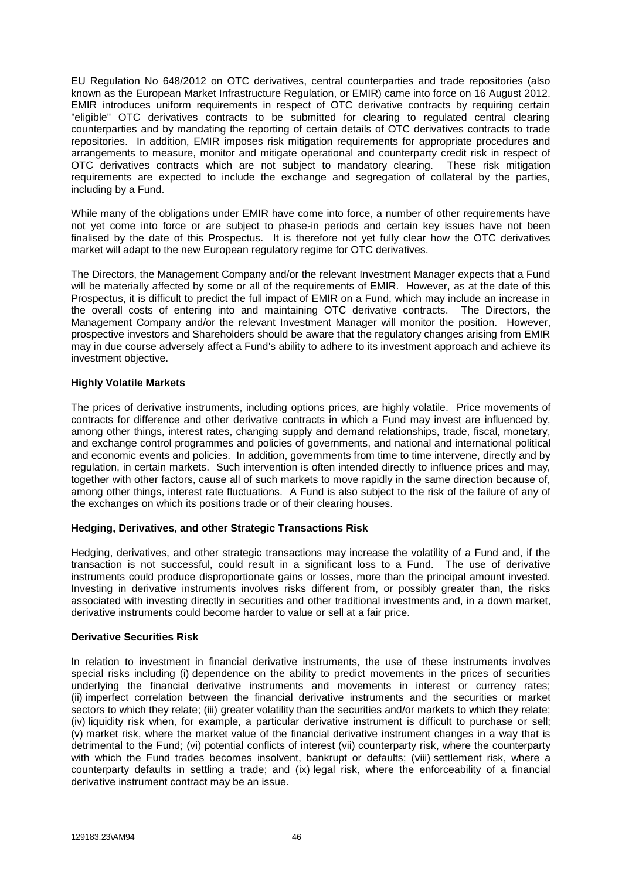EU Regulation No 648/2012 on OTC derivatives, central counterparties and trade repositories (also known as the European Market Infrastructure Regulation, or EMIR) came into force on 16 August 2012. EMIR introduces uniform requirements in respect of OTC derivative contracts by requiring certain "eligible" OTC derivatives contracts to be submitted for clearing to regulated central clearing counterparties and by mandating the reporting of certain details of OTC derivatives contracts to trade repositories. In addition, EMIR imposes risk mitigation requirements for appropriate procedures and arrangements to measure, monitor and mitigate operational and counterparty credit risk in respect of OTC derivatives contracts which are not subject to mandatory clearing. These risk mitigation requirements are expected to include the exchange and segregation of collateral by the parties, including by a Fund.

While many of the obligations under EMIR have come into force, a number of other requirements have not yet come into force or are subject to phase-in periods and certain key issues have not been finalised by the date of this Prospectus. It is therefore not yet fully clear how the OTC derivatives market will adapt to the new European regulatory regime for OTC derivatives.

The Directors, the Management Company and/or the relevant Investment Manager expects that a Fund will be materially affected by some or all of the requirements of EMIR. However, as at the date of this Prospectus, it is difficult to predict the full impact of EMIR on a Fund, which may include an increase in the overall costs of entering into and maintaining OTC derivative contracts. The Directors, the Management Company and/or the relevant Investment Manager will monitor the position. However, prospective investors and Shareholders should be aware that the regulatory changes arising from EMIR may in due course adversely affect a Fund's ability to adhere to its investment approach and achieve its investment objective.

**Highly Volatile Markets**

The prices of derivative instruments, including options prices, are highly volatile. Price movements of contracts for difference and other derivative contracts in which a Fund may invest are influenced by, among other things, interest rates, changing supply and demand relationships, trade, fiscal, monetary, and exchange control programmes and policies of governments, and national and international political and economic events and policies. In addition, governments from time to time intervene, directly and by regulation, in certain markets. Such intervention is often intended directly to influence prices and may, together with other factors, cause all of such markets to move rapidly in the same direction because of, among other things, interest rate fluctuations. A Fund is also subject to the risk of the failure of any of the exchanges on which its positions trade or of their clearing houses.

**Hedging, Derivatives, and other Strategic Transactions Risk**

Hedging, derivatives, and other strategic transactions may increase the volatility of a Fund and, if the transaction is not successful, could result in a significant loss to a Fund. The use of derivative instruments could produce disproportionate gains or losses, more than the principal amount invested. Investing in derivative instruments involves risks different from, or possibly greater than, the risks associated with investing directly in securities and other traditional investments and, in a down market, derivative instruments could become harder to value or sell at a fair price.

**Derivative Securities Risk**

In relation to investment in financial derivative instruments, the use of these instruments involves special risks including (i) dependence on the ability to predict movements in the prices of securities underlying the financial derivative instruments and movements in interest or currency rates; (ii) imperfect correlation between the financial derivative instruments and the securities or market sectors to which they relate; (iii) greater volatility than the securities and/or markets to which they relate; (iv) liquidity risk when, for example, a particular derivative instrument is difficult to purchase or sell; (v) market risk, where the market value of the financial derivative instrument changes in a way that is detrimental to the Fund; (vi) potential conflicts of interest (vii) counterparty risk, where the counterparty with which the Fund trades becomes insolvent, bankrupt or defaults; (viii) settlement risk, where a counterparty defaults in settling a trade; and (ix) legal risk, where the enforceability of a financial derivative instrument contract may be an issue.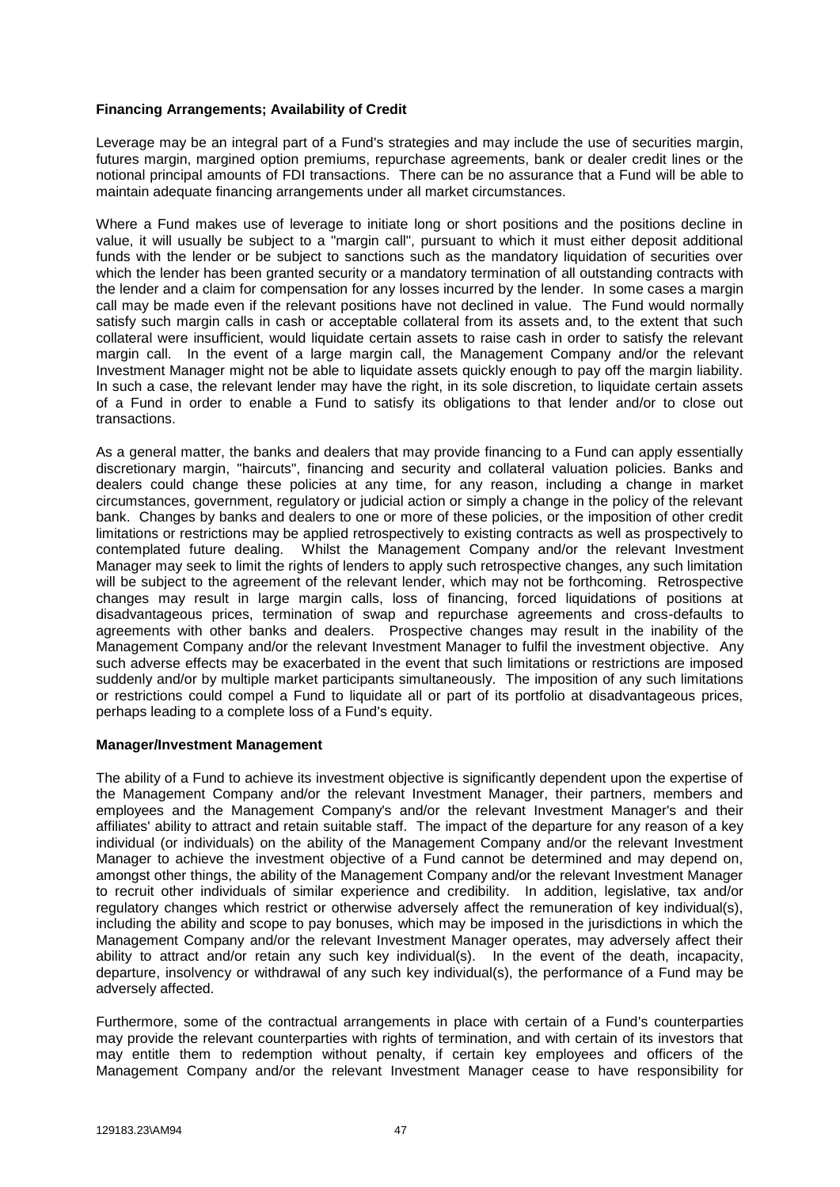**Financing Arrangements; Availability of Credit**

Leverage may be an integral part of a Fund's strategies and may include the use of securities margin, futures margin, margined option premiums, repurchase agreements, bank or dealer credit lines or the notional principal amounts of FDI transactions. There can be no assurance that a Fund will be able to maintain adequate financing arrangements under all market circumstances.

Where a Fund makes use of leverage to initiate long or short positions and the positions decline in value, it will usually be subject to a "margin call", pursuant to which it must either deposit additional funds with the lender or be subject to sanctions such as the mandatory liquidation of securities over which the lender has been granted security or a mandatory termination of all outstanding contracts with the lender and a claim for compensation for any losses incurred by the lender. In some cases a margin call may be made even if the relevant positions have not declined in value. The Fund would normally satisfy such margin calls in cash or acceptable collateral from its assets and, to the extent that such collateral were insufficient, would liquidate certain assets to raise cash in order to satisfy the relevant margin call. In the event of a large margin call, the Management Company and/or the relevant Investment Manager might not be able to liquidate assets quickly enough to pay off the margin liability. In such a case, the relevant lender may have the right, in its sole discretion, to liquidate certain assets of a Fund in order to enable a Fund to satisfy its obligations to that lender and/or to close out transactions.

As a general matter, the banks and dealers that may provide financing to a Fund can apply essentially discretionary margin, "haircuts", financing and security and collateral valuation policies. Banks and dealers could change these policies at any time, for any reason, including a change in market circumstances, government, regulatory or judicial action or simply a change in the policy of the relevant bank. Changes by banks and dealers to one or more of these policies, or the imposition of other credit limitations or restrictions may be applied retrospectively to existing contracts as well as prospectively to contemplated future dealing. Whilst the Management Company and/or the relevant Investment Manager may seek to limit the rights of lenders to apply such retrospective changes, any such limitation will be subject to the agreement of the relevant lender, which may not be forthcoming. Retrospective changes may result in large margin calls, loss of financing, forced liquidations of positions at disadvantageous prices, termination of swap and repurchase agreements and cross-defaults to agreements with other banks and dealers. Prospective changes may result in the inability of the Management Company and/or the relevant Investment Manager to fulfil the investment objective. Any such adverse effects may be exacerbated in the event that such limitations or restrictions are imposed suddenly and/or by multiple market participants simultaneously. The imposition of any such limitations or restrictions could compel a Fund to liquidate all or part of its portfolio at disadvantageous prices, perhaps leading to a complete loss of a Fund's equity.

**Manager/Investment Management**

The ability of a Fund to achieve its investment objective is significantly dependent upon the expertise of the Management Company and/or the relevant Investment Manager, their partners, members and employees and the Management Company's and/or the relevant Investment Manager's and their affiliates' ability to attract and retain suitable staff. The impact of the departure for any reason of a key individual (or individuals) on the ability of the Management Company and/or the relevant Investment Manager to achieve the investment objective of a Fund cannot be determined and may depend on, amongst other things, the ability of the Management Company and/or the relevant Investment Manager to recruit other individuals of similar experience and credibility. In addition, legislative, tax and/or regulatory changes which restrict or otherwise adversely affect the remuneration of key individual(s), including the ability and scope to pay bonuses, which may be imposed in the jurisdictions in which the Management Company and/or the relevant Investment Manager operates, may adversely affect their ability to attract and/or retain any such key individual(s). In the event of the death, incapacity, departure, insolvency or withdrawal of any such key individual(s), the performance of a Fund may be adversely affected.

Furthermore, some of the contractual arrangements in place with certain of a Fund's counterparties may provide the relevant counterparties with rights of termination, and with certain of its investors that may entitle them to redemption without penalty, if certain key employees and officers of the Management Company and/or the relevant Investment Manager cease to have responsibility for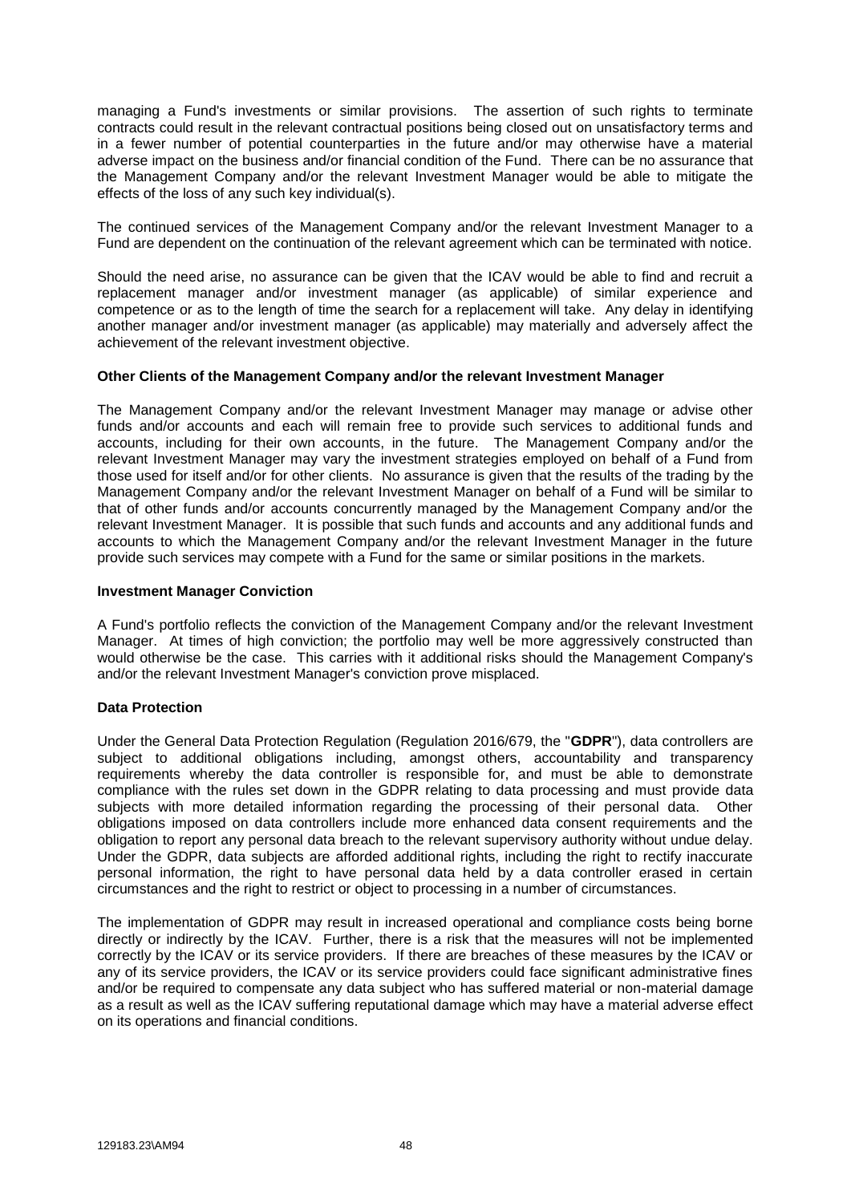managing a Fund's investments or similar provisions. The assertion of such rights to terminate contracts could result in the relevant contractual positions being closed out on unsatisfactory terms and in a fewer number of potential counterparties in the future and/or may otherwise have a material adverse impact on the business and/or financial condition of the Fund. There can be no assurance that the Management Company and/or the relevant Investment Manager would be able to mitigate the effects of the loss of any such key individual(s).

The continued services of the Management Company and/or the relevant Investment Manager to a Fund are dependent on the continuation of the relevant agreement which can be terminated with notice.

Should the need arise, no assurance can be given that the ICAV would be able to find and recruit a replacement manager and/or investment manager (as applicable) of similar experience and competence or as to the length of time the search for a replacement will take. Any delay in identifying another manager and/or investment manager (as applicable) may materially and adversely affect the achievement of the relevant investment objective.

**Other Clients of the Management Company and/or the relevant Investment Manager**

The Management Company and/or the relevant Investment Manager may manage or advise other funds and/or accounts and each will remain free to provide such services to additional funds and accounts, including for their own accounts, in the future. The Management Company and/or the relevant Investment Manager may vary the investment strategies employed on behalf of a Fund from those used for itself and/or for other clients. No assurance is given that the results of the trading by the Management Company and/or the relevant Investment Manager on behalf of a Fund will be similar to that of other funds and/or accounts concurrently managed by the Management Company and/or the relevant Investment Manager. It is possible that such funds and accounts and any additional funds and accounts to which the Management Company and/or the relevant Investment Manager in the future provide such services may compete with a Fund for the same or similar positions in the markets.

**Investment Manager Conviction**

A Fund's portfolio reflects the conviction of the Management Company and/or the relevant Investment Manager. At times of high conviction; the portfolio may well be more aggressively constructed than would otherwise be the case. This carries with it additional risks should the Management Company's and/or the relevant Investment Manager's conviction prove misplaced.

**Data Protection**

Under the General Data Protection Regulation (Regulation 2016/679, the "**GDPR**"), data controllers are subject to additional obligations including, amongst others, accountability and transparency requirements whereby the data controller is responsible for, and must be able to demonstrate compliance with the rules set down in the GDPR relating to data processing and must provide data subjects with more detailed information regarding the processing of their personal data. Other obligations imposed on data controllers include more enhanced data consent requirements and the obligation to report any personal data breach to the relevant supervisory authority without undue delay. Under the GDPR, data subjects are afforded additional rights, including the right to rectify inaccurate personal information, the right to have personal data held by a data controller erased in certain circumstances and the right to restrict or object to processing in a number of circumstances.

The implementation of GDPR may result in increased operational and compliance costs being borne directly or indirectly by the ICAV. Further, there is a risk that the measures will not be implemented correctly by the ICAV or its service providers. If there are breaches of these measures by the ICAV or any of its service providers, the ICAV or its service providers could face significant administrative fines and/or be required to compensate any data subject who has suffered material or non-material damage as a result as well as the ICAV suffering reputational damage which may have a material adverse effect on its operations and financial conditions.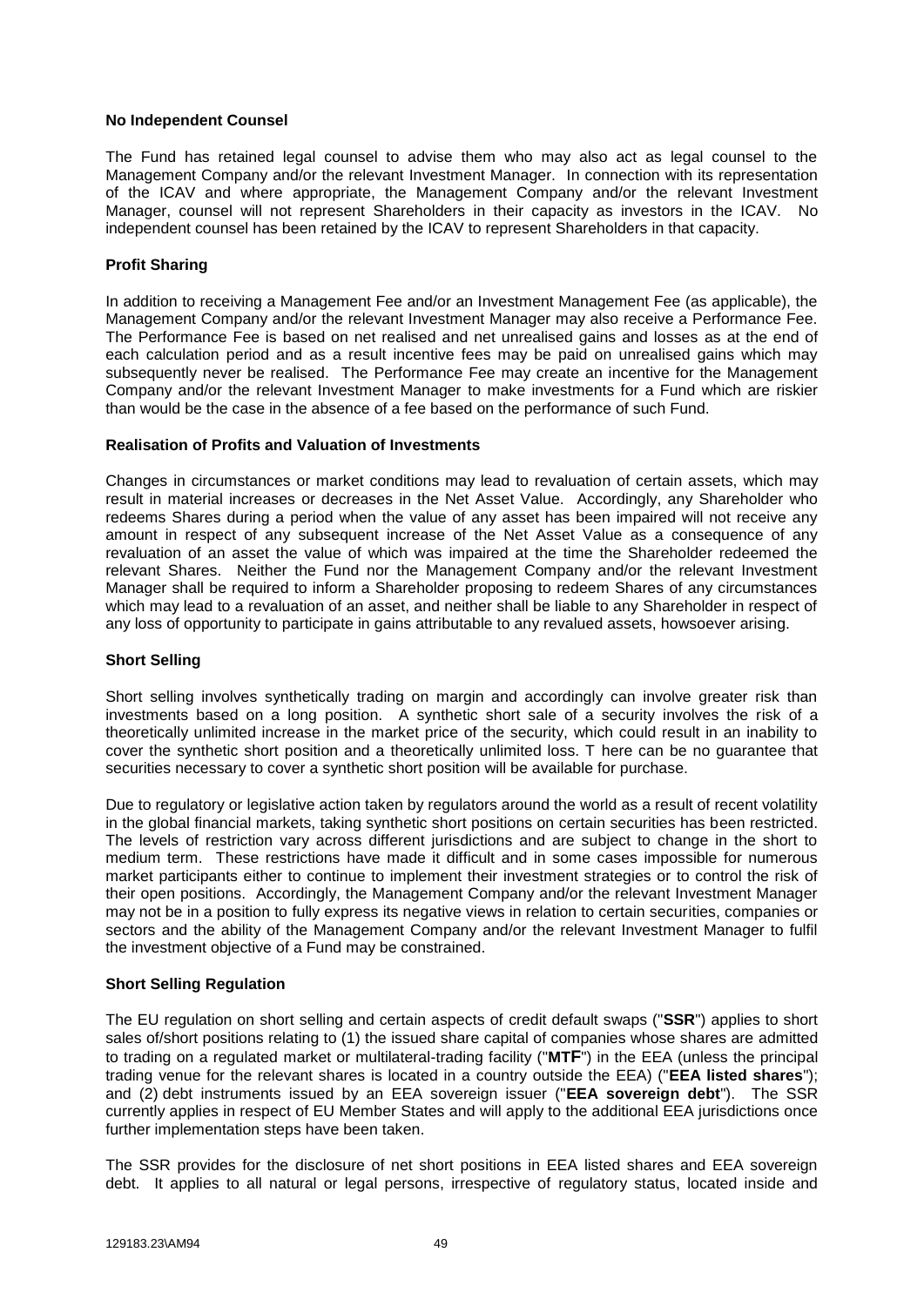**No Independent Counsel**

The Fund has retained legal counsel to advise them who may also act as legal counsel to the Management Company and/or the relevant Investment Manager. In connection with its representation of the ICAV and where appropriate, the Management Company and/or the relevant Investment Manager, counsel will not represent Shareholders in their capacity as investors in the ICAV. No independent counsel has been retained by the ICAV to represent Shareholders in that capacity.

**Profit Sharing**

In addition to receiving a Management Fee and/or an Investment Management Fee (as applicable), the Management Company and/or the relevant Investment Manager may also receive a Performance Fee. The Performance Fee is based on net realised and net unrealised gains and losses as at the end of each calculation period and as a result incentive fees may be paid on unrealised gains which may subsequently never be realised. The Performance Fee may create an incentive for the Management Company and/or the relevant Investment Manager to make investments for a Fund which are riskier than would be the case in the absence of a fee based on the performance of such Fund.

**Realisation of Profits and Valuation of Investments**

Changes in circumstances or market conditions may lead to revaluation of certain assets, which may result in material increases or decreases in the Net Asset Value. Accordingly, any Shareholder who redeems Shares during a period when the value of any asset has been impaired will not receive any amount in respect of any subsequent increase of the Net Asset Value as a consequence of any revaluation of an asset the value of which was impaired at the time the Shareholder redeemed the relevant Shares. Neither the Fund nor the Management Company and/or the relevant Investment Manager shall be required to inform a Shareholder proposing to redeem Shares of any circumstances which may lead to a revaluation of an asset, and neither shall be liable to any Shareholder in respect of any loss of opportunity to participate in gains attributable to any revalued assets, howsoever arising.

**Short Selling**

Short selling involves synthetically trading on margin and accordingly can involve greater risk than investments based on a long position. A synthetic short sale of a security involves the risk of a theoretically unlimited increase in the market price of the security, which could result in an inability to cover the synthetic short position and a theoretically unlimited loss. T here can be no guarantee that securities necessary to cover a synthetic short position will be available for purchase.

Due to regulatory or legislative action taken by regulators around the world as a result of recent volatility in the global financial markets, taking synthetic short positions on certain securities has been restricted. The levels of restriction vary across different jurisdictions and are subject to change in the short to medium term. These restrictions have made it difficult and in some cases impossible for numerous market participants either to continue to implement their investment strategies or to control the risk of their open positions. Accordingly, the Management Company and/or the relevant Investment Manager may not be in a position to fully express its negative views in relation to certain securities, companies or sectors and the ability of the Management Company and/or the relevant Investment Manager to fulfil the investment objective of a Fund may be constrained.

**Short Selling Regulation**

The EU regulation on short selling and certain aspects of credit default swaps ("**SSR**") applies to short sales of/short positions relating to (1) the issued share capital of companies whose shares are admitted to trading on a regulated market or multilateral-trading facility ("**MTF**") in the EEA (unless the principal trading venue for the relevant shares is located in a country outside the EEA) ("**EEA listed shares**"); and (2) debt instruments issued by an EEA sovereign issuer ("**EEA sovereign debt**"). The SSR currently applies in respect of EU Member States and will apply to the additional EEA jurisdictions once further implementation steps have been taken.

The SSR provides for the disclosure of net short positions in EEA listed shares and EEA sovereign debt. It applies to all natural or legal persons, irrespective of regulatory status, located inside and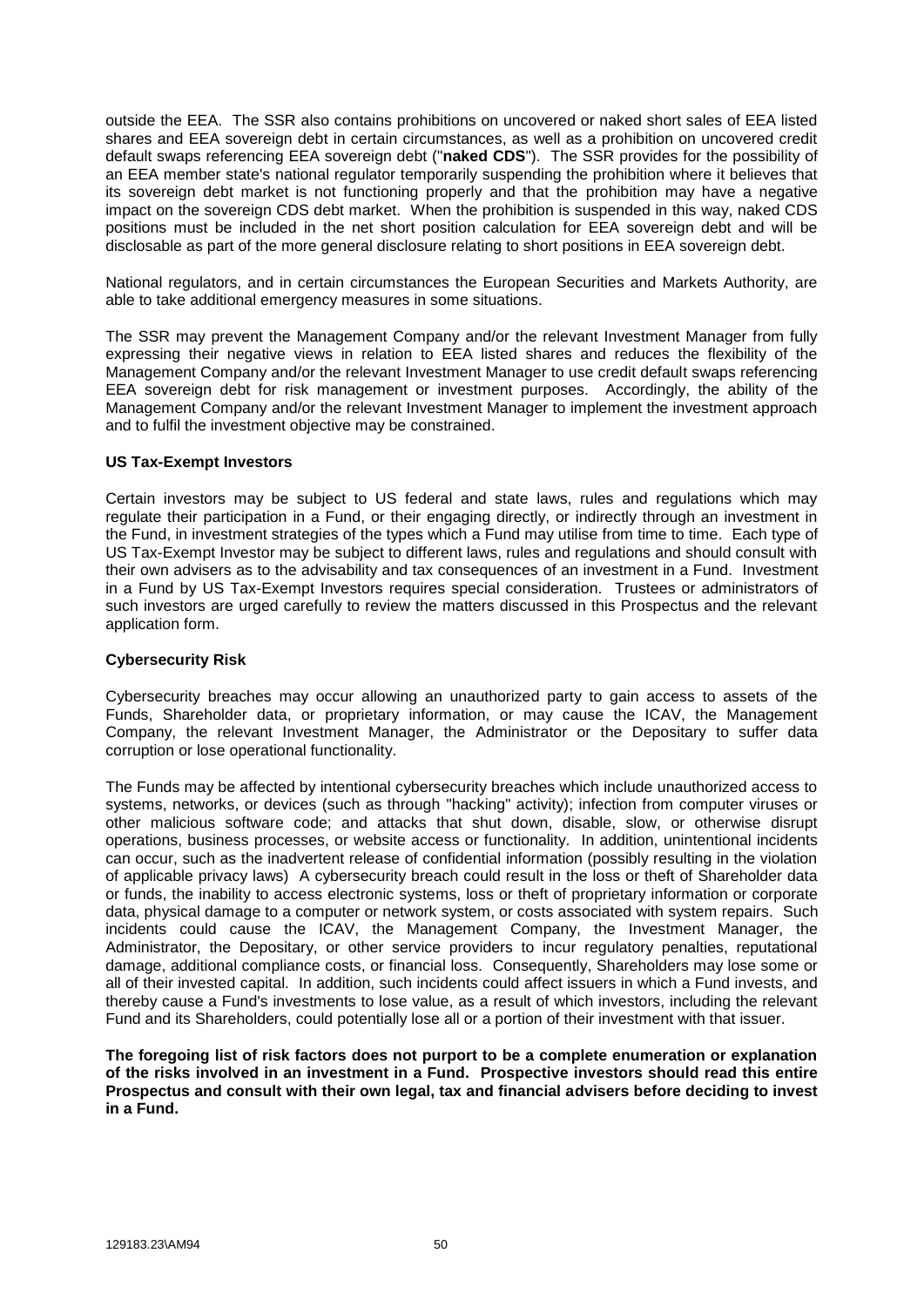outside the EEA. The SSR also contains prohibitions on uncovered or naked short sales of EEA listed shares and EEA sovereign debt in certain circumstances, as well as a prohibition on uncovered credit default swaps referencing EEA sovereign debt ("**naked CDS**"). The SSR provides for the possibility of an EEA member state's national regulator temporarily suspending the prohibition where it believes that its sovereign debt market is not functioning properly and that the prohibition may have a negative impact on the sovereign CDS debt market. When the prohibition is suspended in this way, naked CDS positions must be included in the net short position calculation for EEA sovereign debt and will be disclosable as part of the more general disclosure relating to short positions in EEA sovereign debt.

National regulators, and in certain circumstances the European Securities and Markets Authority, are able to take additional emergency measures in some situations.

The SSR may prevent the Management Company and/or the relevant Investment Manager from fully expressing their negative views in relation to EEA listed shares and reduces the flexibility of the Management Company and/or the relevant Investment Manager to use credit default swaps referencing EEA sovereign debt for risk management or investment purposes. Accordingly, the ability of the Management Company and/or the relevant Investment Manager to implement the investment approach and to fulfil the investment objective may be constrained.

**US Tax-Exempt Investors**

Certain investors may be subject to US federal and state laws, rules and regulations which may regulate their participation in a Fund, or their engaging directly, or indirectly through an investment in the Fund, in investment strategies of the types which a Fund may utilise from time to time. Each type of US Tax-Exempt Investor may be subject to different laws, rules and regulations and should consult with their own advisers as to the advisability and tax consequences of an investment in a Fund. Investment in a Fund by US Tax-Exempt Investors requires special consideration. Trustees or administrators of such investors are urged carefully to review the matters discussed in this Prospectus and the relevant application form.

**Cybersecurity Risk**

Cybersecurity breaches may occur allowing an unauthorized party to gain access to assets of the Funds, Shareholder data, or proprietary information, or may cause the ICAV, the Management Company, the relevant Investment Manager, the Administrator or the Depositary to suffer data corruption or lose operational functionality.

The Funds may be affected by intentional cybersecurity breaches which include unauthorized access to systems, networks, or devices (such as through "hacking" activity); infection from computer viruses or other malicious software code; and attacks that shut down, disable, slow, or otherwise disrupt operations, business processes, or website access or functionality. In addition, unintentional incidents can occur, such as the inadvertent release of confidential information (possibly resulting in the violation of applicable privacy laws) A cybersecurity breach could result in the loss or theft of Shareholder data or funds, the inability to access electronic systems, loss or theft of proprietary information or corporate data, physical damage to a computer or network system, or costs associated with system repairs. Such incidents could cause the ICAV, the Management Company, the Investment Manager, the Administrator, the Depositary, or other service providers to incur regulatory penalties, reputational damage, additional compliance costs, or financial loss. Consequently, Shareholders may lose some or all of their invested capital. In addition, such incidents could affect issuers in which a Fund invests, and thereby cause a Fund's investments to lose value, as a result of which investors, including the relevant Fund and its Shareholders, could potentially lose all or a portion of their investment with that issuer.

**The foregoing list of risk factors does not purport to be a complete enumeration or explanation of the risks involved in an investment in a Fund. Prospective investors should read this entire Prospectus and consult with their own legal, tax and financial advisers before deciding to invest in a Fund.**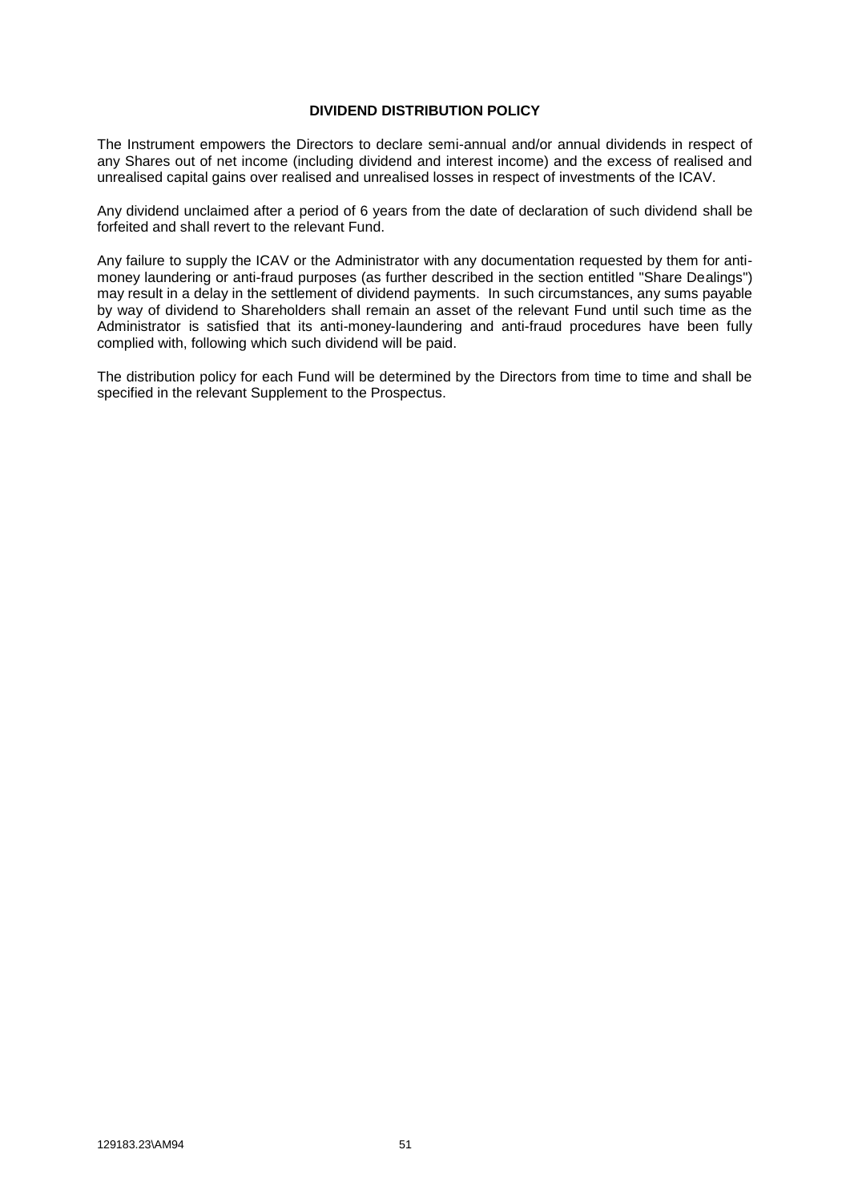## DIVIDEND DISTRIBUTION POLICY

The Instrument empowers the Directors to declare semi-annual and/or annual dividends in respect of any Shares out of net income (including dividend and interest income) and the excess of realised and unrealised capital gains over realised and unrealised losses in respect of investments of the ICAV.

Any dividend unclaimed after a period of 6 years from the date of declaration of such dividend shall be forfeited and shall revert to the relevant Fund.

Any failure to supply the ICAV or the Administrator with any documentation requested by them for anti-money laundering or anti-fraud purposes (as further described in the section entitled "Share Dealings") may result in a delay in the settlement of dividend payments. In such circumstances, any sums payable by way of dividend to Shareholders shall remain an asset of the relevant Fund until such time as the Administrator is satisfied that its anti-money-laundering and anti-fraud procedures have been fully complied with, following which such dividend will be paid.

The distribution policy for each Fund will be determined by the Directors from time to time and shall be specified in the relevant Supplement to the Prospectus.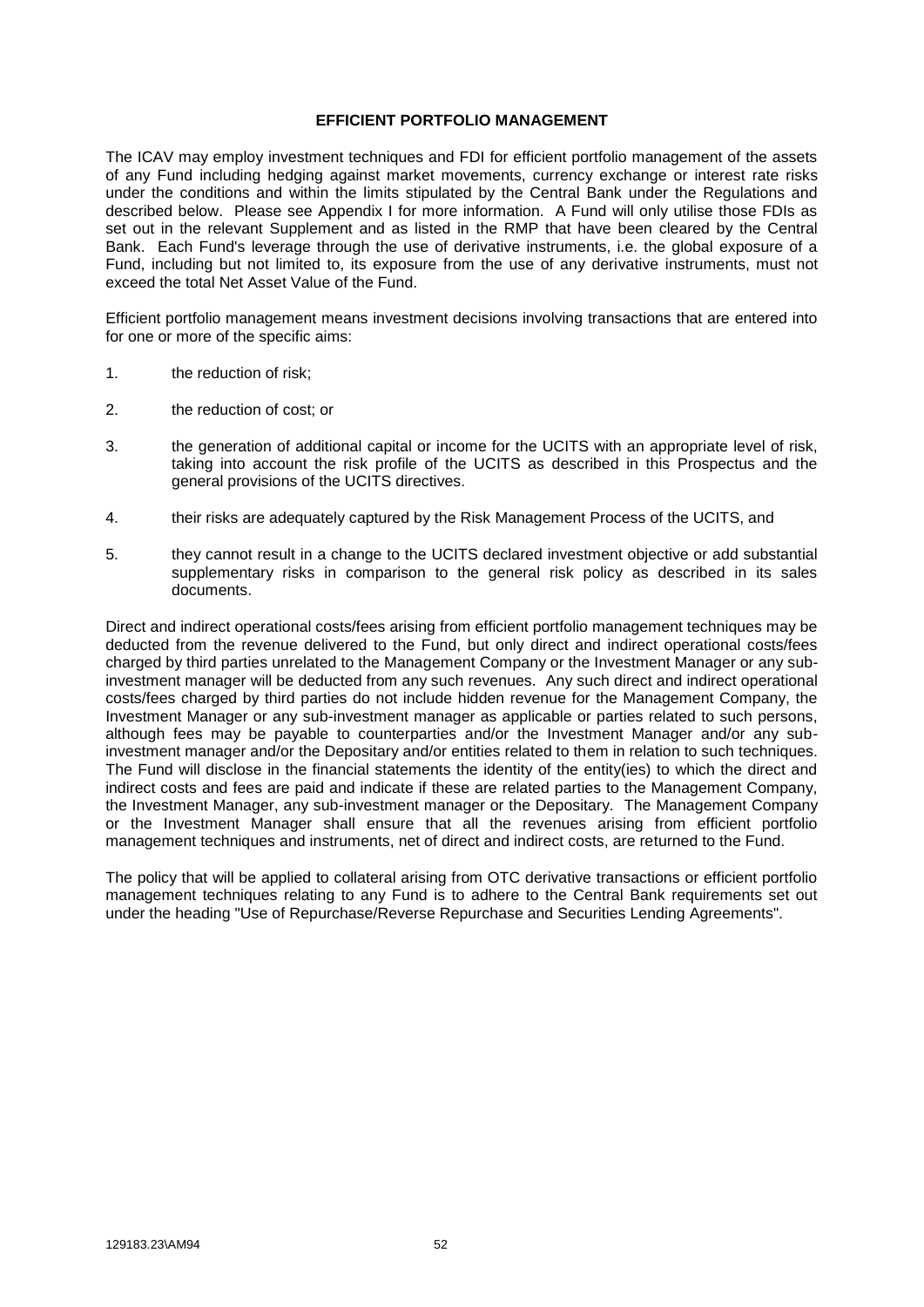## EFFICIENT PORTFOLIO MANAGEMENT

The ICAV may employ investment techniques and FDI for efficient portfolio management of the assets of any Fund including hedging against market movements, currency exchange or interest rate risks under the conditions and within the limits stipulated by the Central Bank under the Regulations and described below. Please see Appendix I for more information. A Fund will only utilise those FDIs as set out in the relevant Supplement and as listed in the RMP that have been cleared by the Central Bank. Each Fund's leverage through the use of derivative instruments, i.e. the global exposure of a Fund, including but not limited to, its exposure from the use of any derivative instruments, must not exceed the total Net Asset Value of the Fund.

Efficient portfolio management means investment decisions involving transactions that are entered into for one or more of the specific aims:

1. the reduction of risk;
2. the reduction of cost; or
3. the generation of additional capital or income for the UCITS with an appropriate level of risk, taking into account the risk profile of the UCITS as described in this Prospectus and the general provisions of the UCITS directives.
4. their risks are adequately captured by the Risk Management Process of the UCITS, and
5. they cannot result in a change to the UCITS declared investment objective or add substantial supplementary risks in comparison to the general risk policy as described in its sales documents.

Direct and indirect operational costs/fees arising from efficient portfolio management techniques may be deducted from the revenue delivered to the Fund, but only direct and indirect operational costs/fees charged by third parties unrelated to the Management Company or the Investment Manager or any sub-investment manager will be deducted from any such revenues. Any such direct and indirect operational costs/fees charged by third parties do not include hidden revenue for the Management Company, the Investment Manager or any sub-investment manager as applicable or parties related to such persons, although fees may be payable to counterparties and/or the Investment Manager and/or any sub-investment manager and/or the Depositary and/or entities related to them in relation to such techniques. The Fund will disclose in the financial statements the identity of the entity(ies) to which the direct and indirect costs and fees are paid and indicate if these are related parties to the Management Company, the Investment Manager, any sub-investment manager or the Depositary. The Management Company or the Investment Manager shall ensure that all the revenues arising from efficient portfolio management techniques and instruments, net of direct and indirect costs, are returned to the Fund.

The policy that will be applied to collateral arising from OTC derivative transactions or efficient portfolio management techniques relating to any Fund is to adhere to the Central Bank requirements set out under the heading "Use of Repurchase/Reverse Repurchase and Securities Lending Agreements".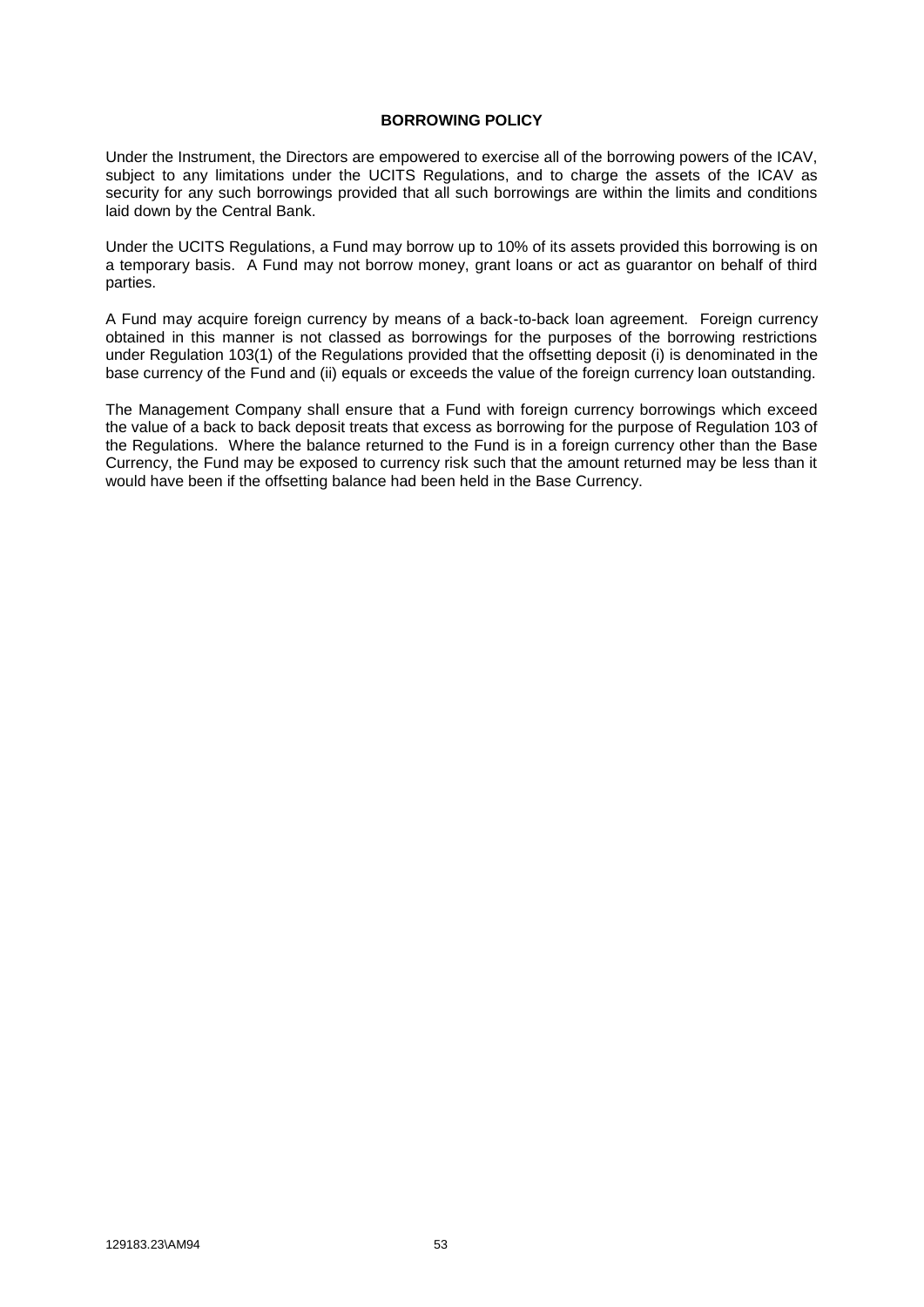## BORROWING POLICY

Under the Instrument, the Directors are empowered to exercise all of the borrowing powers of the ICAV, subject to any limitations under the UCITS Regulations, and to charge the assets of the ICAV as security for any such borrowings provided that all such borrowings are within the limits and conditions laid down by the Central Bank.

Under the UCITS Regulations, a Fund may borrow up to 10% of its assets provided this borrowing is on a temporary basis. A Fund may not borrow money, grant loans or act as guarantor on behalf of third parties.

A Fund may acquire foreign currency by means of a back-to-back loan agreement. Foreign currency obtained in this manner is not classed as borrowings for the purposes of the borrowing restrictions under Regulation 103(1) of the Regulations provided that the offsetting deposit (i) is denominated in the base currency of the Fund and (ii) equals or exceeds the value of the foreign currency loan outstanding.

The Management Company shall ensure that a Fund with foreign currency borrowings which exceed the value of a back to back deposit treats that excess as borrowing for the purpose of Regulation 103 of the Regulations. Where the balance returned to the Fund is in a foreign currency other than the Base Currency, the Fund may be exposed to currency risk such that the amount returned may be less than it would have been if the offsetting balance had been held in the Base Currency.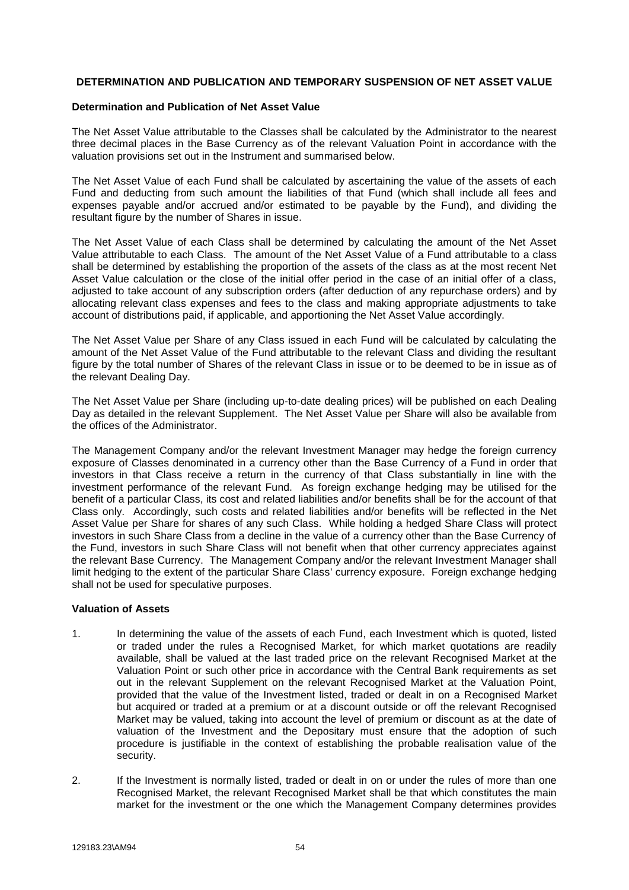## DETERMINATION AND PUBLICATION AND TEMPORARY SUSPENSION OF NET ASSET VALUE

### Determination and Publication of Net Asset Value

The Net Asset Value attributable to the Classes shall be calculated by the Administrator to the nearest three decimal places in the Base Currency as of the relevant Valuation Point in accordance with the valuation provisions set out in the Instrument and summarised below.

The Net Asset Value of each Fund shall be calculated by ascertaining the value of the assets of each Fund and deducting from such amount the liabilities of that Fund (which shall include all fees and expenses payable and/or accrued and/or estimated to be payable by the Fund), and dividing the resultant figure by the number of Shares in issue.

The Net Asset Value of each Class shall be determined by calculating the amount of the Net Asset Value attributable to each Class. The amount of the Net Asset Value of a Fund attributable to a class shall be determined by establishing the proportion of the assets of the class as at the most recent Net Asset Value calculation or the close of the initial offer period in the case of an initial offer of a class, adjusted to take account of any subscription orders (after deduction of any repurchase orders) and by allocating relevant class expenses and fees to the class and making appropriate adjustments to take account of distributions paid, if applicable, and apportioning the Net Asset Value accordingly.

The Net Asset Value per Share of any Class issued in each Fund will be calculated by calculating the amount of the Net Asset Value of the Fund attributable to the relevant Class and dividing the resultant figure by the total number of Shares of the relevant Class in issue or to be deemed to be in issue as of the relevant Dealing Day.

The Net Asset Value per Share (including up-to-date dealing prices) will be published on each Dealing Day as detailed in the relevant Supplement. The Net Asset Value per Share will also be available from the offices of the Administrator.

The Management Company and/or the relevant Investment Manager may hedge the foreign currency exposure of Classes denominated in a currency other than the Base Currency of a Fund in order that investors in that Class receive a return in the currency of that Class substantially in line with the investment performance of the relevant Fund. As foreign exchange hedging may be utilised for the benefit of a particular Class, its cost and related liabilities and/or benefits shall be for the account of that Class only. Accordingly, such costs and related liabilities and/or benefits will be reflected in the Net Asset Value per Share for shares of any such Class. While holding a hedged Share Class will protect investors in such Share Class from a decline in the value of a currency other than the Base Currency of the Fund, investors in such Share Class will not benefit when that other currency appreciates against the relevant Base Currency. The Management Company and/or the relevant Investment Manager shall limit hedging to the extent of the particular Share Class' currency exposure. Foreign exchange hedging shall not be used for speculative purposes.

### Valuation of Assets

1. In determining the value of the assets of each Fund, each Investment which is quoted, listed or traded under the rules a Recognised Market, for which market quotations are readily available, shall be valued at the last traded price on the relevant Recognised Market at the Valuation Point or such other price in accordance with the Central Bank requirements as set out in the relevant Supplement on the relevant Recognised Market at the Valuation Point, provided that the value of the Investment listed, traded or dealt in on a Recognised Market but acquired or traded at a premium or at a discount outside or off the relevant Recognised Market may be valued, taking into account the level of premium or discount as at the date of valuation of the Investment and the Depositary must ensure that the adoption of such procedure is justifiable in the context of establishing the probable realisation value of the security.

2. If the Investment is normally listed, traded or dealt in on or under the rules of more than one Recognised Market, the relevant Recognised Market shall be that which constitutes the main market for the investment or the one which the Management Company determines provides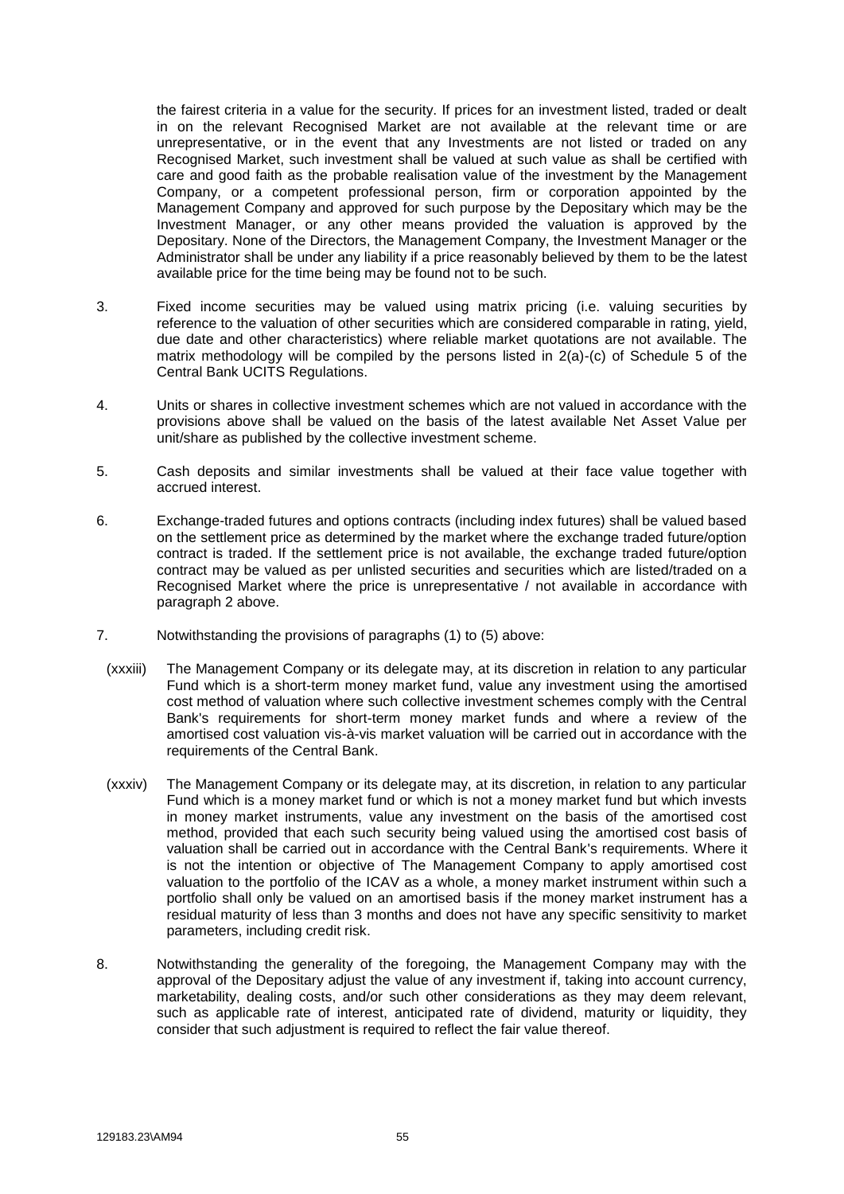the fairest criteria in a value for the security. If prices for an investment listed, traded or dealt in on the relevant Recognised Market are not available at the relevant time or are unrepresentative, or in the event that any Investments are not listed or traded on any Recognised Market, such investment shall be valued at such value as shall be certified with care and good faith as the probable realisation value of the investment by the Management Company, or a competent professional person, firm or corporation appointed by the Management Company and approved for such purpose by the Depositary which may be the Investment Manager, or any other means provided the valuation is approved by the Depositary. None of the Directors, the Management Company, the Investment Manager or the Administrator shall be under any liability if a price reasonably believed by them to be the latest available price for the time being may be found not to be such.

3. Fixed income securities may be valued using matrix pricing (i.e. valuing securities by reference to the valuation of other securities which are considered comparable in rating, yield, due date and other characteristics) where reliable market quotations are not available. The matrix methodology will be compiled by the persons listed in 2(a)-(c) of Schedule 5 of the Central Bank UCITS Regulations.

4. Units or shares in collective investment schemes which are not valued in accordance with the provisions above shall be valued on the basis of the latest available Net Asset Value per unit/share as published by the collective investment scheme.

5. Cash deposits and similar investments shall be valued at their face value together with accrued interest.

6. Exchange-traded futures and options contracts (including index futures) shall be valued based on the settlement price as determined by the market where the exchange traded future/option contract is traded. If the settlement price is not available, the exchange traded future/option contract may be valued as per unlisted securities and securities which are listed/traded on a Recognised Market where the price is unrepresentative / not available in accordance with paragraph 2 above.

7. Notwithstanding the provisions of paragraphs (1) to (5) above:

   (xxxiii) The Management Company or its delegate may, at its discretion in relation to any particular Fund which is a short-term money market fund, value any investment using the amortised cost method of valuation where such collective investment schemes comply with the Central Bank's requirements for short-term money market funds and where a review of the amortised cost valuation vis-à-vis market valuation will be carried out in accordance with the requirements of the Central Bank.

   (xxxiv) The Management Company or its delegate may, at its discretion, in relation to any particular Fund which is a money market fund or which is not a money market fund but which invests in money market instruments, value any investment on the basis of the amortised cost method, provided that each such security being valued using the amortised cost basis of valuation shall be carried out in accordance with the Central Bank's requirements. Where it is not the intention or objective of The Management Company to apply amortised cost valuation to the portfolio of the ICAV as a whole, a money market instrument within such a portfolio shall only be valued on an amortised basis if the money market instrument has a residual maturity of less than 3 months and does not have any specific sensitivity to market parameters, including credit risk.

8. Notwithstanding the generality of the foregoing, the Management Company may with the approval of the Depositary adjust the value of any investment if, taking into account currency, marketability, dealing costs, and/or such other considerations as they may deem relevant, such as applicable rate of interest, anticipated rate of dividend, maturity or liquidity, they consider that such adjustment is required to reflect the fair value thereof.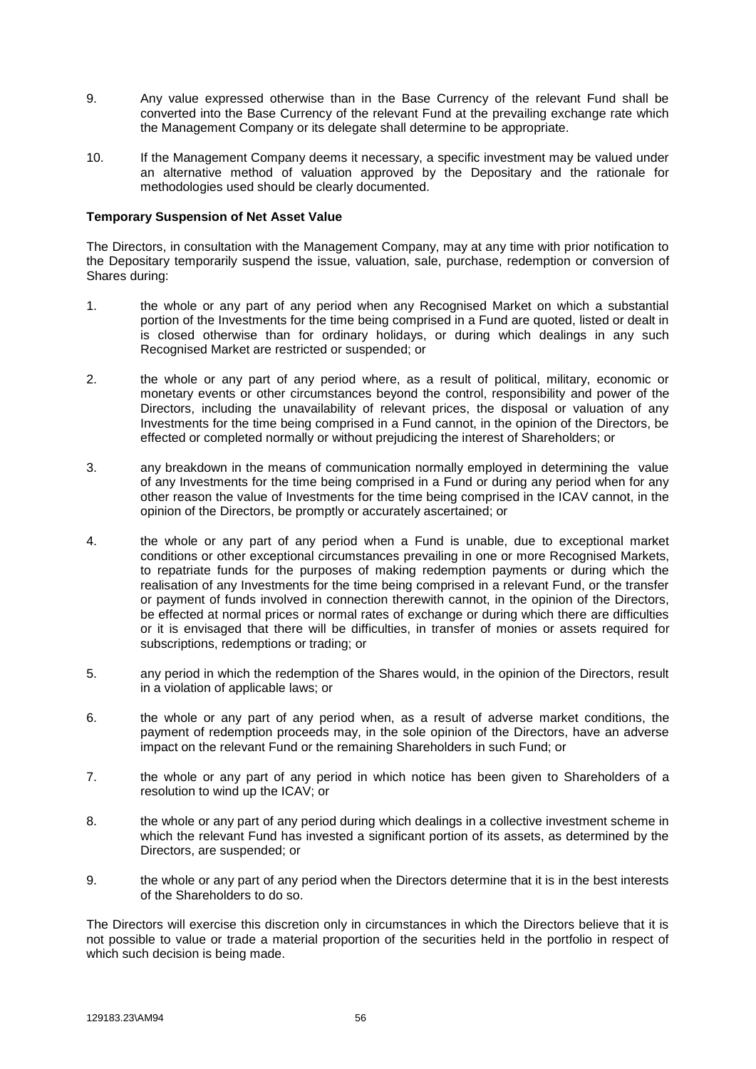9. Any value expressed otherwise than in the Base Currency of the relevant Fund shall be converted into the Base Currency of the relevant Fund at the prevailing exchange rate which the Management Company or its delegate shall determine to be appropriate.

10. If the Management Company deems it necessary, a specific investment may be valued under an alternative method of valuation approved by the Depositary and the rationale for methodologies used should be clearly documented.

**Temporary Suspension of Net Asset Value**

The Directors, in consultation with the Management Company, may at any time with prior notification to the Depositary temporarily suspend the issue, valuation, sale, purchase, redemption or conversion of Shares during:

1. the whole or any part of any period when any Recognised Market on which a substantial portion of the Investments for the time being comprised in a Fund are quoted, listed or dealt in is closed otherwise than for ordinary holidays, or during which dealings in any such Recognised Market are restricted or suspended; or

2. the whole or any part of any period where, as a result of political, military, economic or monetary events or other circumstances beyond the control, responsibility and power of the Directors, including the unavailability of relevant prices, the disposal or valuation of any Investments for the time being comprised in a Fund cannot, in the opinion of the Directors, be effected or completed normally or without prejudicing the interest of Shareholders; or

3. any breakdown in the means of communication normally employed in determining the value of any Investments for the time being comprised in a Fund or during any period when for any other reason the value of Investments for the time being comprised in the ICAV cannot, in the opinion of the Directors, be promptly or accurately ascertained; or

4. the whole or any part of any period when a Fund is unable, due to exceptional market conditions or other exceptional circumstances prevailing in one or more Recognised Markets, to repatriate funds for the purposes of making redemption payments or during which the realisation of any Investments for the time being comprised in a relevant Fund, or the transfer or payment of funds involved in connection therewith cannot, in the opinion of the Directors, be effected at normal prices or normal rates of exchange or during which there are difficulties or it is envisaged that there will be difficulties, in transfer of monies or assets required for subscriptions, redemptions or trading; or

5. any period in which the redemption of the Shares would, in the opinion of the Directors, result in a violation of applicable laws; or

6. the whole or any part of any period when, as a result of adverse market conditions, the payment of redemption proceeds may, in the sole opinion of the Directors, have an adverse impact on the relevant Fund or the remaining Shareholders in such Fund; or

7. the whole or any part of any period in which notice has been given to Shareholders of a resolution to wind up the ICAV; or

8. the whole or any part of any period during which dealings in a collective investment scheme in which the relevant Fund has invested a significant portion of its assets, as determined by the Directors, are suspended; or

9. the whole or any part of any period when the Directors determine that it is in the best interests of the Shareholders to do so.

The Directors will exercise this discretion only in circumstances in which the Directors believe that it is not possible to value or trade a material proportion of the securities held in the portfolio in respect of which such decision is being made.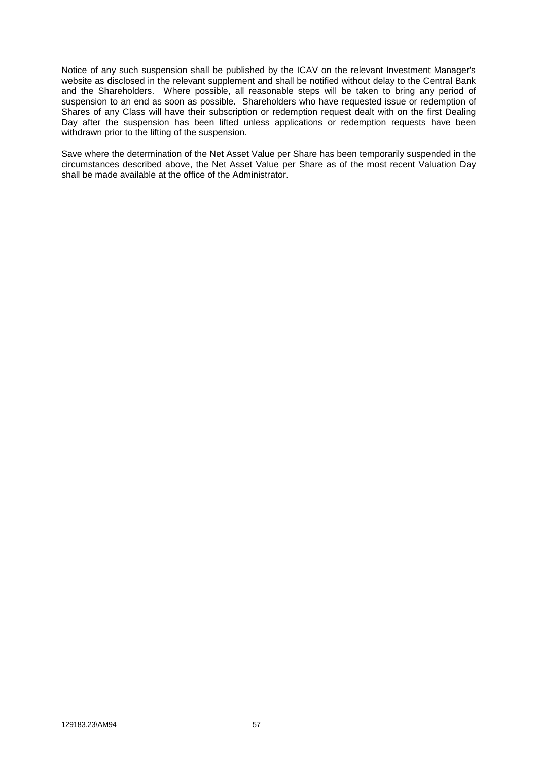Notice of any such suspension shall be published by the ICAV on the relevant Investment Manager's website as disclosed in the relevant supplement and shall be notified without delay to the Central Bank and the Shareholders. Where possible, all reasonable steps will be taken to bring any period of suspension to an end as soon as possible. Shareholders who have requested issue or redemption of Shares of any Class will have their subscription or redemption request dealt with on the first Dealing Day after the suspension has been lifted unless applications or redemption requests have been withdrawn prior to the lifting of the suspension.

Save where the determination of the Net Asset Value per Share has been temporarily suspended in the circumstances described above, the Net Asset Value per Share as of the most recent Valuation Day shall be made available at the office of the Administrator.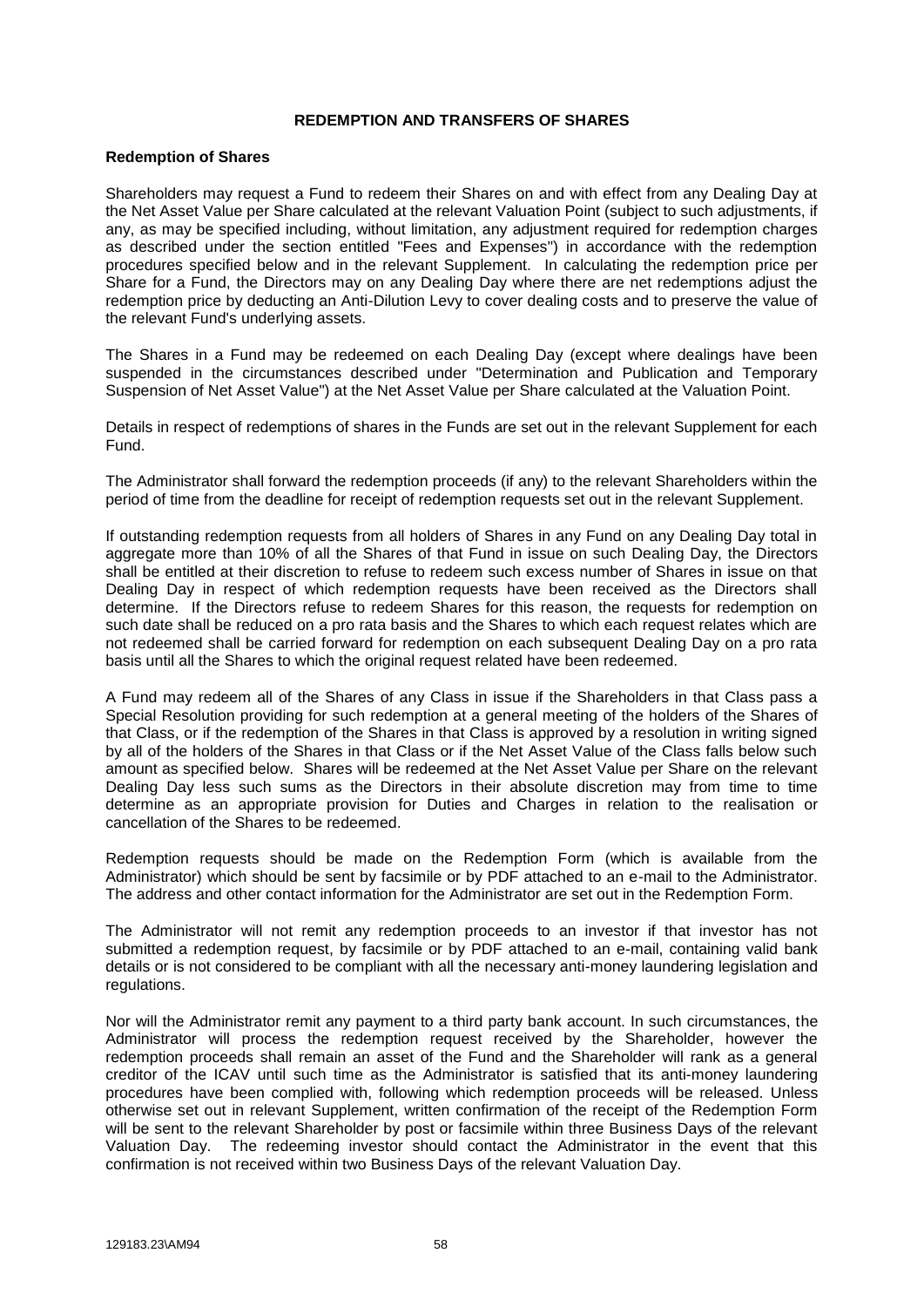## REDEMPTION AND TRANSFERS OF SHARES

### Redemption of Shares

Shareholders may request a Fund to redeem their Shares on and with effect from any Dealing Day at the Net Asset Value per Share calculated at the relevant Valuation Point (subject to such adjustments, if any, as may be specified including, without limitation, any adjustment required for redemption charges as described under the section entitled "Fees and Expenses") in accordance with the redemption procedures specified below and in the relevant Supplement. In calculating the redemption price per Share for a Fund, the Directors may on any Dealing Day where there are net redemptions adjust the redemption price by deducting an Anti-Dilution Levy to cover dealing costs and to preserve the value of the relevant Fund's underlying assets.

The Shares in a Fund may be redeemed on each Dealing Day (except where dealings have been suspended in the circumstances described under "Determination and Publication and Temporary Suspension of Net Asset Value") at the Net Asset Value per Share calculated at the Valuation Point.

Details in respect of redemptions of shares in the Funds are set out in the relevant Supplement for each Fund.

The Administrator shall forward the redemption proceeds (if any) to the relevant Shareholders within the period of time from the deadline for receipt of redemption requests set out in the relevant Supplement.

If outstanding redemption requests from all holders of Shares in any Fund on any Dealing Day total in aggregate more than 10% of all the Shares of that Fund in issue on such Dealing Day, the Directors shall be entitled at their discretion to refuse to redeem such excess number of Shares in issue on that Dealing Day in respect of which redemption requests have been received as the Directors shall determine. If the Directors refuse to redeem Shares for this reason, the requests for redemption on such date shall be reduced on a pro rata basis and the Shares to which each request relates which are not redeemed shall be carried forward for redemption on each subsequent Dealing Day on a pro rata basis until all the Shares to which the original request related have been redeemed.

A Fund may redeem all of the Shares of any Class in issue if the Shareholders in that Class pass a Special Resolution providing for such redemption at a general meeting of the holders of the Shares of that Class, or if the redemption of the Shares in that Class is approved by a resolution in writing signed by all of the holders of the Shares in that Class or if the Net Asset Value of the Class falls below such amount as specified below. Shares will be redeemed at the Net Asset Value per Share on the relevant Dealing Day less such sums as the Directors in their absolute discretion may from time to time determine as an appropriate provision for Duties and Charges in relation to the realisation or cancellation of the Shares to be redeemed.

Redemption requests should be made on the Redemption Form (which is available from the Administrator) which should be sent by facsimile or by PDF attached to an e-mail to the Administrator. The address and other contact information for the Administrator are set out in the Redemption Form.

The Administrator will not remit any redemption proceeds to an investor if that investor has not submitted a redemption request, by facsimile or by PDF attached to an e-mail, containing valid bank details or is not considered to be compliant with all the necessary anti-money laundering legislation and regulations.

Nor will the Administrator remit any payment to a third party bank account. In such circumstances, the Administrator will process the redemption request received by the Shareholder, however the redemption proceeds shall remain an asset of the Fund and the Shareholder will rank as a general creditor of the ICAV until such time as the Administrator is satisfied that its anti-money laundering procedures have been complied with, following which redemption proceeds will be released. Unless otherwise set out in relevant Supplement, written confirmation of the receipt of the Redemption Form will be sent to the relevant Shareholder by post or facsimile within three Business Days of the relevant Valuation Day. The redeeming investor should contact the Administrator in the event that this confirmation is not received within two Business Days of the relevant Valuation Day.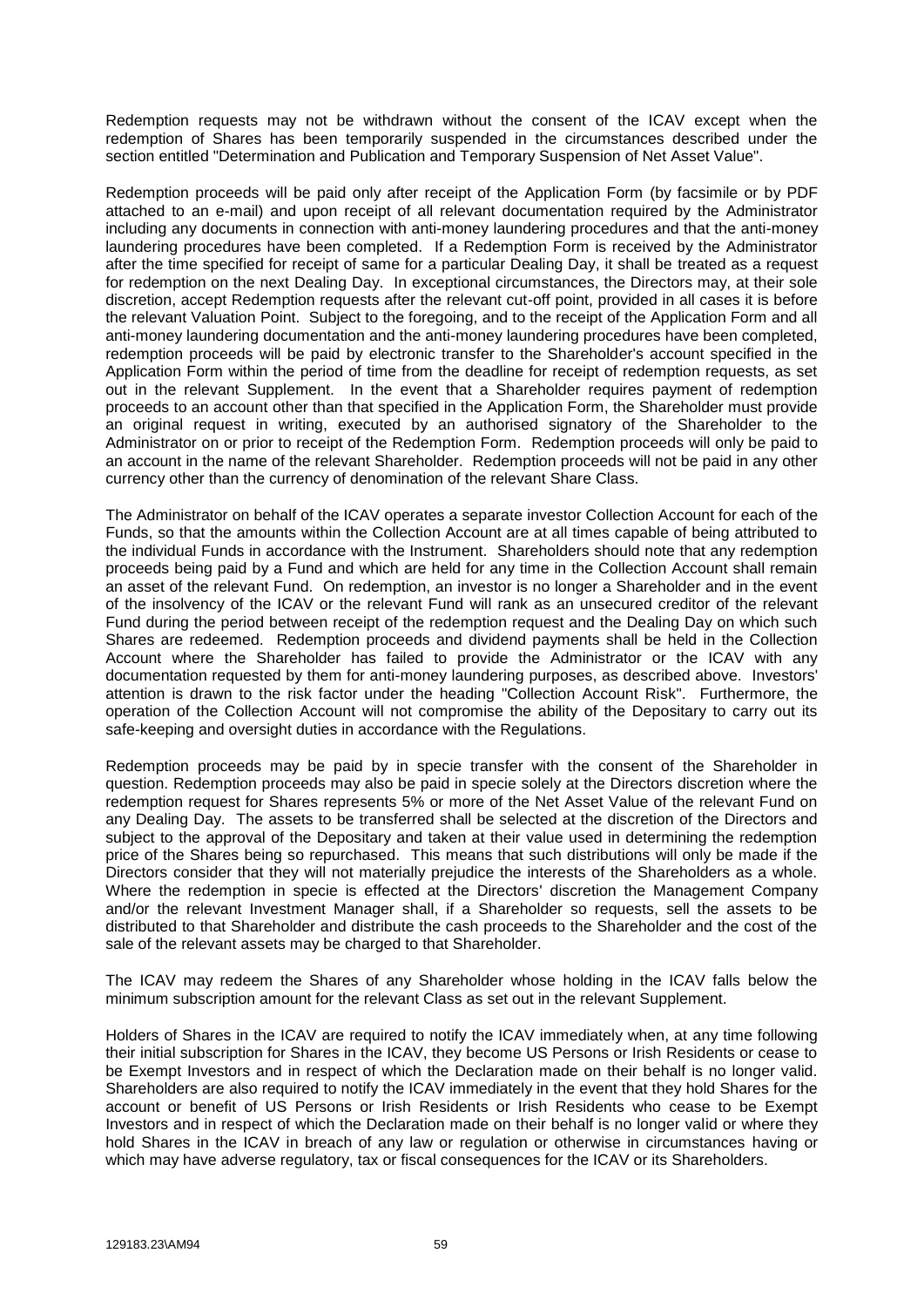Redemption requests may not be withdrawn without the consent of the ICAV except when the redemption of Shares has been temporarily suspended in the circumstances described under the section entitled "Determination and Publication and Temporary Suspension of Net Asset Value".

Redemption proceeds will be paid only after receipt of the Application Form (by facsimile or by PDF attached to an e-mail) and upon receipt of all relevant documentation required by the Administrator including any documents in connection with anti-money laundering procedures and that the anti-money laundering procedures have been completed. If a Redemption Form is received by the Administrator after the time specified for receipt of same for a particular Dealing Day, it shall be treated as a request for redemption on the next Dealing Day. In exceptional circumstances, the Directors may, at their sole discretion, accept Redemption requests after the relevant cut-off point, provided in all cases it is before the relevant Valuation Point. Subject to the foregoing, and to the receipt of the Application Form and all anti-money laundering documentation and the anti-money laundering procedures have been completed, redemption proceeds will be paid by electronic transfer to the Shareholder's account specified in the Application Form within the period of time from the deadline for receipt of redemption requests, as set out in the relevant Supplement. In the event that a Shareholder requires payment of redemption proceeds to an account other than that specified in the Application Form, the Shareholder must provide an original request in writing, executed by an authorised signatory of the Shareholder to the Administrator on or prior to receipt of the Redemption Form. Redemption proceeds will only be paid to an account in the name of the relevant Shareholder. Redemption proceeds will not be paid in any other currency other than the currency of denomination of the relevant Share Class.

The Administrator on behalf of the ICAV operates a separate investor Collection Account for each of the Funds, so that the amounts within the Collection Account are at all times capable of being attributed to the individual Funds in accordance with the Instrument. Shareholders should note that any redemption proceeds being paid by a Fund and which are held for any time in the Collection Account shall remain an asset of the relevant Fund. On redemption, an investor is no longer a Shareholder and in the event of the insolvency of the ICAV or the relevant Fund will rank as an unsecured creditor of the relevant Fund during the period between receipt of the redemption request and the Dealing Day on which such Shares are redeemed. Redemption proceeds and dividend payments shall be held in the Collection Account where the Shareholder has failed to provide the Administrator or the ICAV with any documentation requested by them for anti-money laundering purposes, as described above. Investors' attention is drawn to the risk factor under the heading "Collection Account Risk". Furthermore, the operation of the Collection Account will not compromise the ability of the Depositary to carry out its safe-keeping and oversight duties in accordance with the Regulations.

Redemption proceeds may be paid by in specie transfer with the consent of the Shareholder in question. Redemption proceeds may also be paid in specie solely at the Directors discretion where the redemption request for Shares represents 5% or more of the Net Asset Value of the relevant Fund on any Dealing Day. The assets to be transferred shall be selected at the discretion of the Directors and subject to the approval of the Depositary and taken at their value used in determining the redemption price of the Shares being so repurchased. This means that such distributions will only be made if the Directors consider that they will not materially prejudice the interests of the Shareholders as a whole. Where the redemption in specie is effected at the Directors' discretion the Management Company and/or the relevant Investment Manager shall, if a Shareholder so requests, sell the assets to be distributed to that Shareholder and distribute the cash proceeds to the Shareholder and the cost of the sale of the relevant assets may be charged to that Shareholder.

The ICAV may redeem the Shares of any Shareholder whose holding in the ICAV falls below the minimum subscription amount for the relevant Class as set out in the relevant Supplement.

Holders of Shares in the ICAV are required to notify the ICAV immediately when, at any time following their initial subscription for Shares in the ICAV, they become US Persons or Irish Residents or cease to be Exempt Investors and in respect of which the Declaration made on their behalf is no longer valid. Shareholders are also required to notify the ICAV immediately in the event that they hold Shares for the account or benefit of US Persons or Irish Residents or Irish Residents who cease to be Exempt Investors and in respect of which the Declaration made on their behalf is no longer valid or where they hold Shares in the ICAV in breach of any law or regulation or otherwise in circumstances having or which may have adverse regulatory, tax or fiscal consequences for the ICAV or its Shareholders.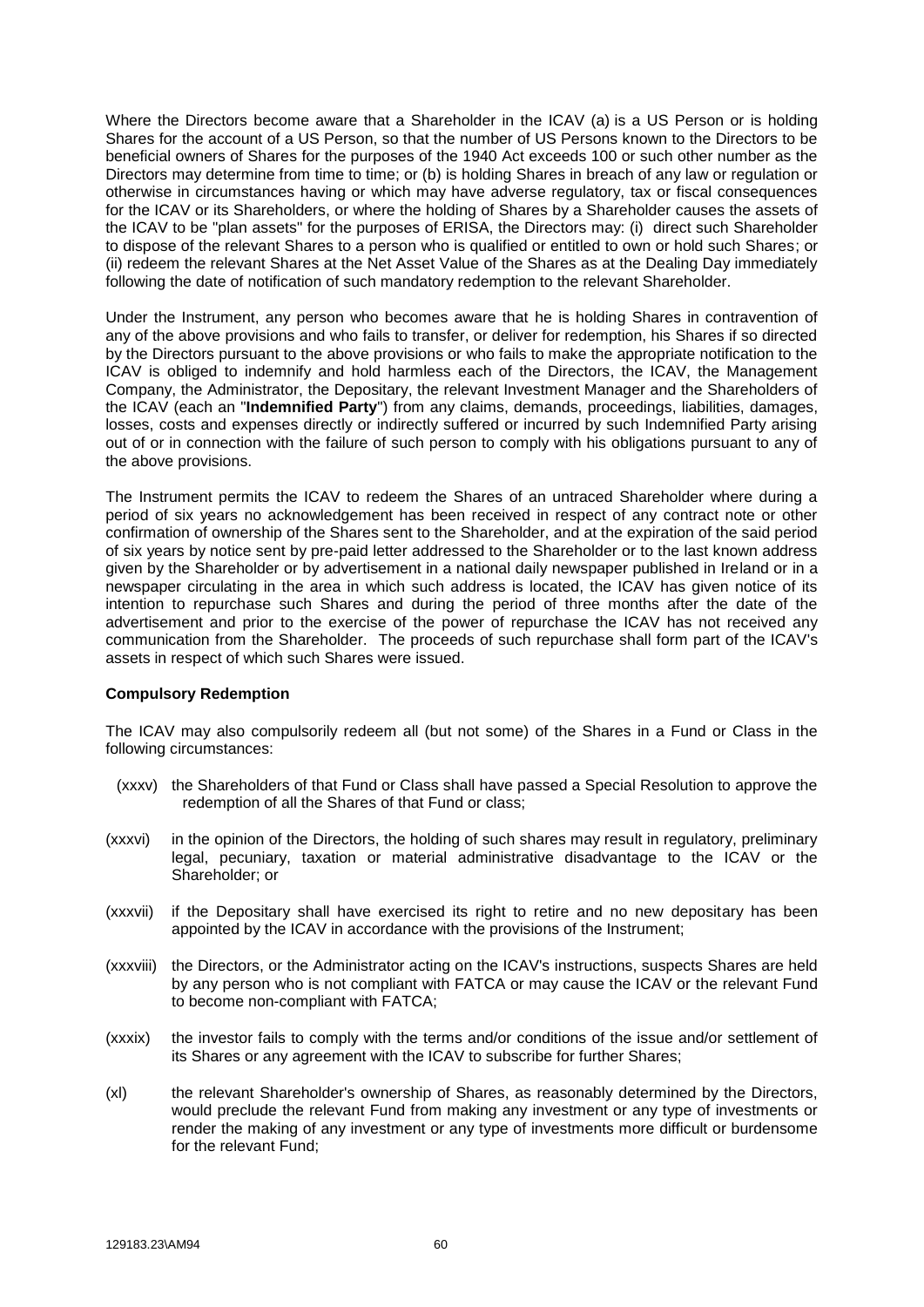Where the Directors become aware that a Shareholder in the ICAV (a) is a US Person or is holding Shares for the account of a US Person, so that the number of US Persons known to the Directors to be beneficial owners of Shares for the purposes of the 1940 Act exceeds 100 or such other number as the Directors may determine from time to time; or (b) is holding Shares in breach of any law or regulation or otherwise in circumstances having or which may have adverse regulatory, tax or fiscal consequences for the ICAV or its Shareholders, or where the holding of Shares by a Shareholder causes the assets of the ICAV to be "plan assets" for the purposes of ERISA, the Directors may: (i) direct such Shareholder to dispose of the relevant Shares to a person who is qualified or entitled to own or hold such Shares; or (ii) redeem the relevant Shares at the Net Asset Value of the Shares as at the Dealing Day immediately following the date of notification of such mandatory redemption to the relevant Shareholder.

Under the Instrument, any person who becomes aware that he is holding Shares in contravention of any of the above provisions and who fails to transfer, or deliver for redemption, his Shares if so directed by the Directors pursuant to the above provisions or who fails to make the appropriate notification to the ICAV is obliged to indemnify and hold harmless each of the Directors, the ICAV, the Management Company, the Administrator, the Depositary, the relevant Investment Manager and the Shareholders of the ICAV (each an "**Indemnified Party**") from any claims, demands, proceedings, liabilities, damages, losses, costs and expenses directly or indirectly suffered or incurred by such Indemnified Party arising out of or in connection with the failure of such person to comply with his obligations pursuant to any of the above provisions.

The Instrument permits the ICAV to redeem the Shares of an untraced Shareholder where during a period of six years no acknowledgement has been received in respect of any contract note or other confirmation of ownership of the Shares sent to the Shareholder, and at the expiration of the said period of six years by notice sent by pre-paid letter addressed to the Shareholder or to the last known address given by the Shareholder or by advertisement in a national daily newspaper published in Ireland or in a newspaper circulating in the area in which such address is located, the ICAV has given notice of its intention to repurchase such Shares and during the period of three months after the date of the advertisement and prior to the exercise of the power of repurchase the ICAV has not received any communication from the Shareholder. The proceeds of such repurchase shall form part of the ICAV's assets in respect of which such Shares were issued.

**Compulsory Redemption**

The ICAV may also compulsorily redeem all (but not some) of the Shares in a Fund or Class in the following circumstances:

(xxxv) the Shareholders of that Fund or Class shall have passed a Special Resolution to approve the redemption of all the Shares of that Fund or class;

(xxxvi) in the opinion of the Directors, the holding of such shares may result in regulatory, preliminary legal, pecuniary, taxation or material administrative disadvantage to the ICAV or the Shareholder; or

(xxxvii) if the Depositary shall have exercised its right to retire and no new depositary has been appointed by the ICAV in accordance with the provisions of the Instrument;

(xxxviii) the Directors, or the Administrator acting on the ICAV's instructions, suspects Shares are held by any person who is not compliant with FATCA or may cause the ICAV or the relevant Fund to become non-compliant with FATCA;

(xxxix) the investor fails to comply with the terms and/or conditions of the issue and/or settlement of its Shares or any agreement with the ICAV to subscribe for further Shares;

(xl) the relevant Shareholder's ownership of Shares, as reasonably determined by the Directors, would preclude the relevant Fund from making any investment or any type of investments or render the making of any investment or any type of investments more difficult or burdensome for the relevant Fund;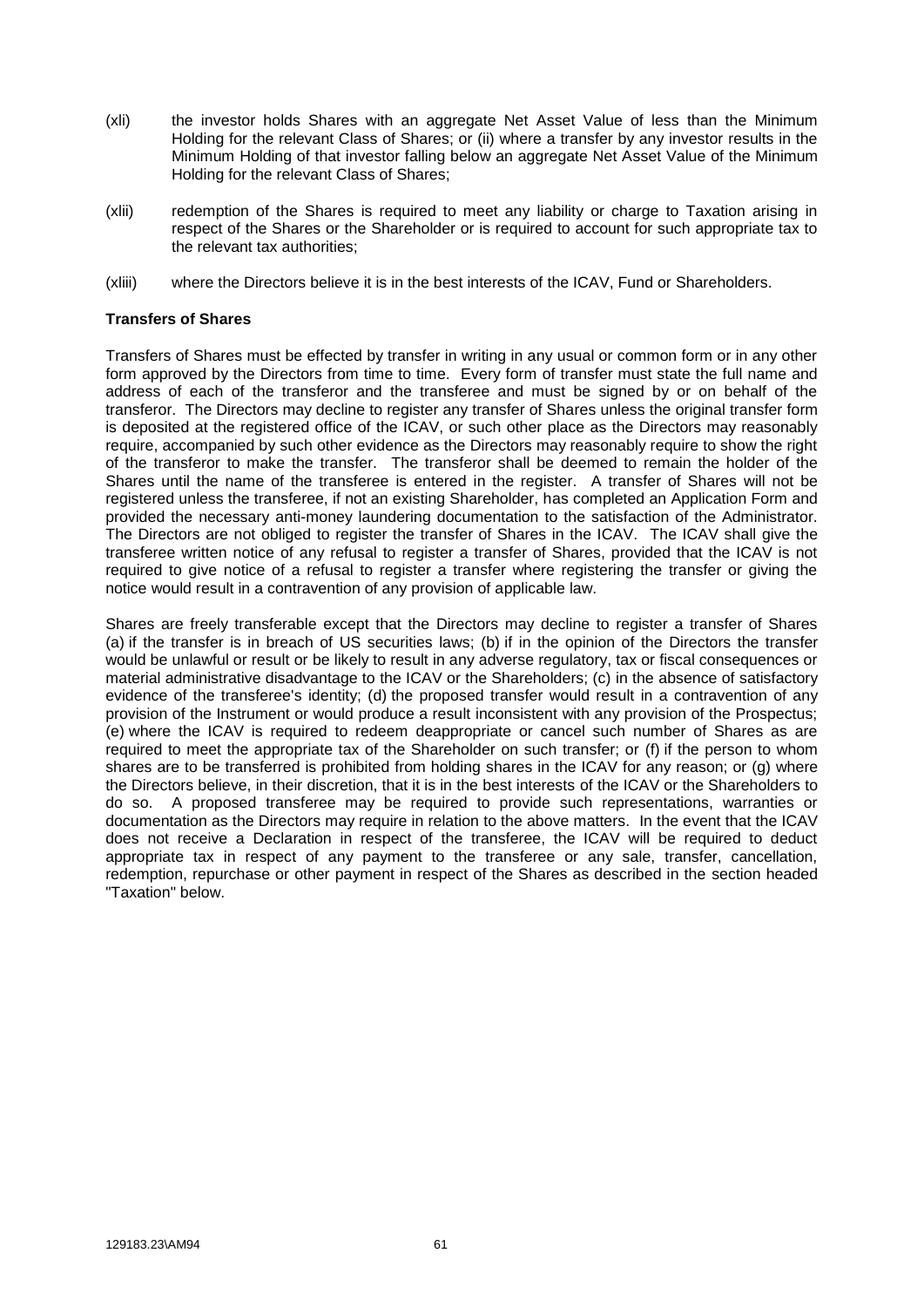(xli) the investor holds Shares with an aggregate Net Asset Value of less than the Minimum Holding for the relevant Class of Shares; or (ii) where a transfer by any investor results in the Minimum Holding of that investor falling below an aggregate Net Asset Value of the Minimum Holding for the relevant Class of Shares;

(xlii) redemption of the Shares is required to meet any liability or charge to Taxation arising in respect of the Shares or the Shareholder or is required to account for such appropriate tax to the relevant tax authorities;

(xliii) where the Directors believe it is in the best interests of the ICAV, Fund or Shareholders.

**Transfers of Shares**

Transfers of Shares must be effected by transfer in writing in any usual or common form or in any other form approved by the Directors from time to time. Every form of transfer must state the full name and address of each of the transferor and the transferee and must be signed by or on behalf of the transferor. The Directors may decline to register any transfer of Shares unless the original transfer form is deposited at the registered office of the ICAV, or such other place as the Directors may reasonably require, accompanied by such other evidence as the Directors may reasonably require to show the right of the transferor to make the transfer. The transferor shall be deemed to remain the holder of the Shares until the name of the transferee is entered in the register. A transfer of Shares will not be registered unless the transferee, if not an existing Shareholder, has completed an Application Form and provided the necessary anti-money laundering documentation to the satisfaction of the Administrator. The Directors are not obliged to register the transfer of Shares in the ICAV. The ICAV shall give the transferee written notice of any refusal to register a transfer of Shares, provided that the ICAV is not required to give notice of a refusal to register a transfer where registering the transfer or giving the notice would result in a contravention of any provision of applicable law.

Shares are freely transferable except that the Directors may decline to register a transfer of Shares (a) if the transfer is in breach of US securities laws; (b) if in the opinion of the Directors the transfer would be unlawful or result or be likely to result in any adverse regulatory, tax or fiscal consequences or material administrative disadvantage to the ICAV or the Shareholders; (c) in the absence of satisfactory evidence of the transferee's identity; (d) the proposed transfer would result in a contravention of any provision of the Instrument or would produce a result inconsistent with any provision of the Prospectus; (e) where the ICAV is required to redeem deappropriate or cancel such number of Shares as are required to meet the appropriate tax of the Shareholder on such transfer; or (f) if the person to whom shares are to be transferred is prohibited from holding shares in the ICAV for any reason; or (g) where the Directors believe, in their discretion, that it is in the best interests of the ICAV or the Shareholders to do so. A proposed transferee may be required to provide such representations, warranties or documentation as the Directors may require in relation to the above matters. In the event that the ICAV does not receive a Declaration in respect of the transferee, the ICAV will be required to deduct appropriate tax in respect of any payment to the transferee or any sale, transfer, cancellation, redemption, repurchase or other payment in respect of the Shares as described in the section headed "Taxation" below.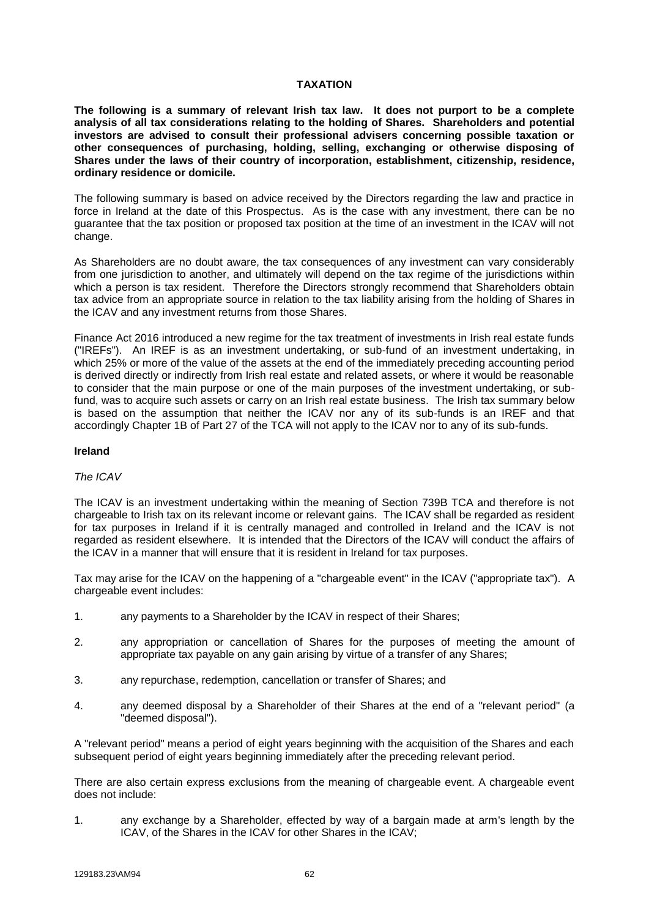## TAXATION

**The following is a summary of relevant Irish tax law. It does not purport to be a complete analysis of all tax considerations relating to the holding of Shares. Shareholders and potential investors are advised to consult their professional advisers concerning possible taxation or other consequences of purchasing, holding, selling, exchanging or otherwise disposing of Shares under the laws of their country of incorporation, establishment, citizenship, residence, ordinary residence or domicile.**

The following summary is based on advice received by the Directors regarding the law and practice in force in Ireland at the date of this Prospectus. As is the case with any investment, there can be no guarantee that the tax position or proposed tax position at the time of an investment in the ICAV will not change.

As Shareholders are no doubt aware, the tax consequences of any investment can vary considerably from one jurisdiction to another, and ultimately will depend on the tax regime of the jurisdictions within which a person is tax resident. Therefore the Directors strongly recommend that Shareholders obtain tax advice from an appropriate source in relation to the tax liability arising from the holding of Shares in the ICAV and any investment returns from those Shares.

Finance Act 2016 introduced a new regime for the tax treatment of investments in Irish real estate funds ("IREFs"). An IREF is as an investment undertaking, or sub-fund of an investment undertaking, in which 25% or more of the value of the assets at the end of the immediately preceding accounting period is derived directly or indirectly from Irish real estate and related assets, or where it would be reasonable to consider that the main purpose or one of the main purposes of the investment undertaking, or sub-fund, was to acquire such assets or carry on an Irish real estate business. The Irish tax summary below is based on the assumption that neither the ICAV nor any of its sub-funds is an IREF and that accordingly Chapter 1B of Part 27 of the TCA will not apply to the ICAV nor to any of its sub-funds.

### Ireland

*The ICAV*

The ICAV is an investment undertaking within the meaning of Section 739B TCA and therefore is not chargeable to Irish tax on its relevant income or relevant gains. The ICAV shall be regarded as resident for tax purposes in Ireland if it is centrally managed and controlled in Ireland and the ICAV is not regarded as resident elsewhere. It is intended that the Directors of the ICAV will conduct the affairs of the ICAV in a manner that will ensure that it is resident in Ireland for tax purposes.

Tax may arise for the ICAV on the happening of a "chargeable event" in the ICAV ("appropriate tax"). A chargeable event includes:

1. any payments to a Shareholder by the ICAV in respect of their Shares;
2. any appropriation or cancellation of Shares for the purposes of meeting the amount of appropriate tax payable on any gain arising by virtue of a transfer of any Shares;
3. any repurchase, redemption, cancellation or transfer of Shares; and
4. any deemed disposal by a Shareholder of their Shares at the end of a "relevant period" (a "deemed disposal").

A "relevant period" means a period of eight years beginning with the acquisition of the Shares and each subsequent period of eight years beginning immediately after the preceding relevant period.

There are also certain express exclusions from the meaning of chargeable event. A chargeable event does not include:

1. any exchange by a Shareholder, effected by way of a bargain made at arm's length by the ICAV, of the Shares in the ICAV for other Shares in the ICAV;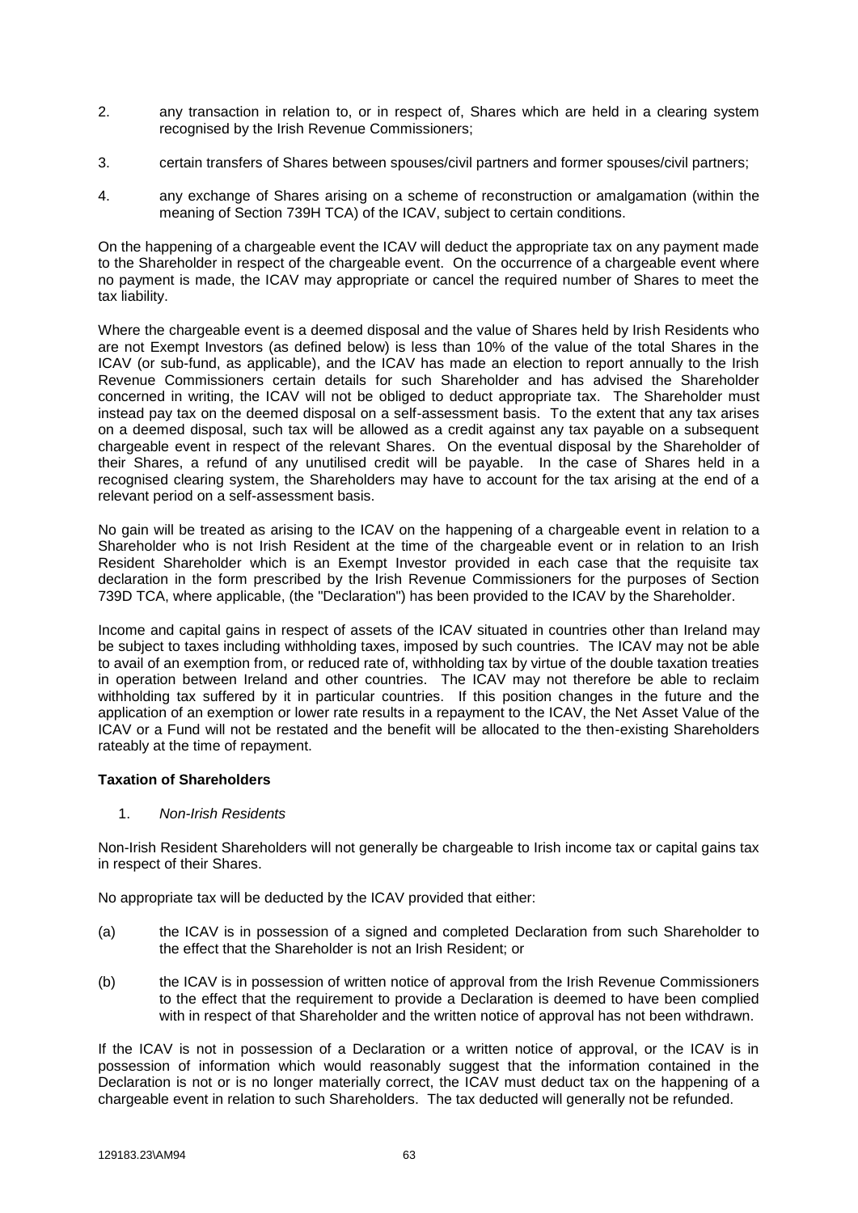2. any transaction in relation to, or in respect of, Shares which are held in a clearing system recognised by the Irish Revenue Commissioners;

3. certain transfers of Shares between spouses/civil partners and former spouses/civil partners;

4. any exchange of Shares arising on a scheme of reconstruction or amalgamation (within the meaning of Section 739H TCA) of the ICAV, subject to certain conditions.

On the happening of a chargeable event the ICAV will deduct the appropriate tax on any payment made to the Shareholder in respect of the chargeable event. On the occurrence of a chargeable event where no payment is made, the ICAV may appropriate or cancel the required number of Shares to meet the tax liability.

Where the chargeable event is a deemed disposal and the value of Shares held by Irish Residents who are not Exempt Investors (as defined below) is less than 10% of the value of the total Shares in the ICAV (or sub-fund, as applicable), and the ICAV has made an election to report annually to the Irish Revenue Commissioners certain details for such Shareholder and has advised the Shareholder concerned in writing, the ICAV will not be obliged to deduct appropriate tax. The Shareholder must instead pay tax on the deemed disposal on a self-assessment basis. To the extent that any tax arises on a deemed disposal, such tax will be allowed as a credit against any tax payable on a subsequent chargeable event in respect of the relevant Shares. On the eventual disposal by the Shareholder of their Shares, a refund of any unutilised credit will be payable. In the case of Shares held in a recognised clearing system, the Shareholders may have to account for the tax arising at the end of a relevant period on a self-assessment basis.

No gain will be treated as arising to the ICAV on the happening of a chargeable event in relation to a Shareholder who is not Irish Resident at the time of the chargeable event or in relation to an Irish Resident Shareholder which is an Exempt Investor provided in each case that the requisite tax declaration in the form prescribed by the Irish Revenue Commissioners for the purposes of Section 739D TCA, where applicable, (the "Declaration") has been provided to the ICAV by the Shareholder.

Income and capital gains in respect of assets of the ICAV situated in countries other than Ireland may be subject to taxes including withholding taxes, imposed by such countries. The ICAV may not be able to avail of an exemption from, or reduced rate of, withholding tax by virtue of the double taxation treaties in operation between Ireland and other countries. The ICAV may not therefore be able to reclaim withholding tax suffered by it in particular countries. If this position changes in the future and the application of an exemption or lower rate results in a repayment to the ICAV, the Net Asset Value of the ICAV or a Fund will not be restated and the benefit will be allocated to the then-existing Shareholders rateably at the time of repayment.

**Taxation of Shareholders**

1. *Non-Irish Residents*

Non-Irish Resident Shareholders will not generally be chargeable to Irish income tax or capital gains tax in respect of their Shares.

No appropriate tax will be deducted by the ICAV provided that either:

(a) the ICAV is in possession of a signed and completed Declaration from such Shareholder to the effect that the Shareholder is not an Irish Resident; or

(b) the ICAV is in possession of written notice of approval from the Irish Revenue Commissioners to the effect that the requirement to provide a Declaration is deemed to have been complied with in respect of that Shareholder and the written notice of approval has not been withdrawn.

If the ICAV is not in possession of a Declaration or a written notice of approval, or the ICAV is in possession of information which would reasonably suggest that the information contained in the Declaration is not or is no longer materially correct, the ICAV must deduct tax on the happening of a chargeable event in relation to such Shareholders. The tax deducted will generally not be refunded.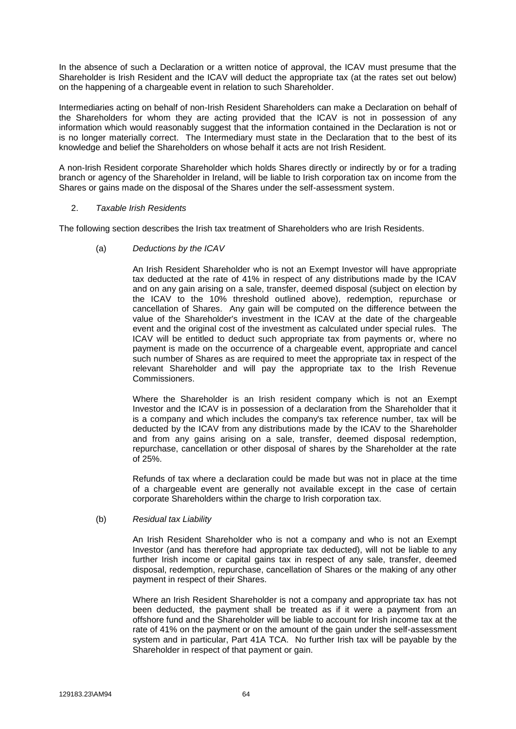In the absence of such a Declaration or a written notice of approval, the ICAV must presume that the Shareholder is Irish Resident and the ICAV will deduct the appropriate tax (at the rates set out below) on the happening of a chargeable event in relation to such Shareholder.

Intermediaries acting on behalf of non-Irish Resident Shareholders can make a Declaration on behalf of the Shareholders for whom they are acting provided that the ICAV is not in possession of any information which would reasonably suggest that the information contained in the Declaration is not or is no longer materially correct. The Intermediary must state in the Declaration that to the best of its knowledge and belief the Shareholders on whose behalf it acts are not Irish Resident.

A non-Irish Resident corporate Shareholder which holds Shares directly or indirectly by or for a trading branch or agency of the Shareholder in Ireland, will be liable to Irish corporation tax on income from the Shares or gains made on the disposal of the Shares under the self-assessment system.

2. *Taxable Irish Residents*

The following section describes the Irish tax treatment of Shareholders who are Irish Residents.

(a) *Deductions by the ICAV*

An Irish Resident Shareholder who is not an Exempt Investor will have appropriate tax deducted at the rate of 41% in respect of any distributions made by the ICAV and on any gain arising on a sale, transfer, deemed disposal (subject on election by the ICAV to the 10% threshold outlined above), redemption, repurchase or cancellation of Shares. Any gain will be computed on the difference between the value of the Shareholder's investment in the ICAV at the date of the chargeable event and the original cost of the investment as calculated under special rules. The ICAV will be entitled to deduct such appropriate tax from payments or, where no payment is made on the occurrence of a chargeable event, appropriate and cancel such number of Shares as are required to meet the appropriate tax in respect of the relevant Shareholder and will pay the appropriate tax to the Irish Revenue Commissioners.

Where the Shareholder is an Irish resident company which is not an Exempt Investor and the ICAV is in possession of a declaration from the Shareholder that it is a company and which includes the company's tax reference number, tax will be deducted by the ICAV from any distributions made by the ICAV to the Shareholder and from any gains arising on a sale, transfer, deemed disposal redemption, repurchase, cancellation or other disposal of shares by the Shareholder at the rate of 25%.

Refunds of tax where a declaration could be made but was not in place at the time of a chargeable event are generally not available except in the case of certain corporate Shareholders within the charge to Irish corporation tax.

(b) *Residual tax Liability*

An Irish Resident Shareholder who is not a company and who is not an Exempt Investor (and has therefore had appropriate tax deducted), will not be liable to any further Irish income or capital gains tax in respect of any sale, transfer, deemed disposal, redemption, repurchase, cancellation of Shares or the making of any other payment in respect of their Shares.

Where an Irish Resident Shareholder is not a company and appropriate tax has not been deducted, the payment shall be treated as if it were a payment from an offshore fund and the Shareholder will be liable to account for Irish income tax at the rate of 41% on the payment or on the amount of the gain under the self-assessment system and in particular, Part 41A TCA. No further Irish tax will be payable by the Shareholder in respect of that payment or gain.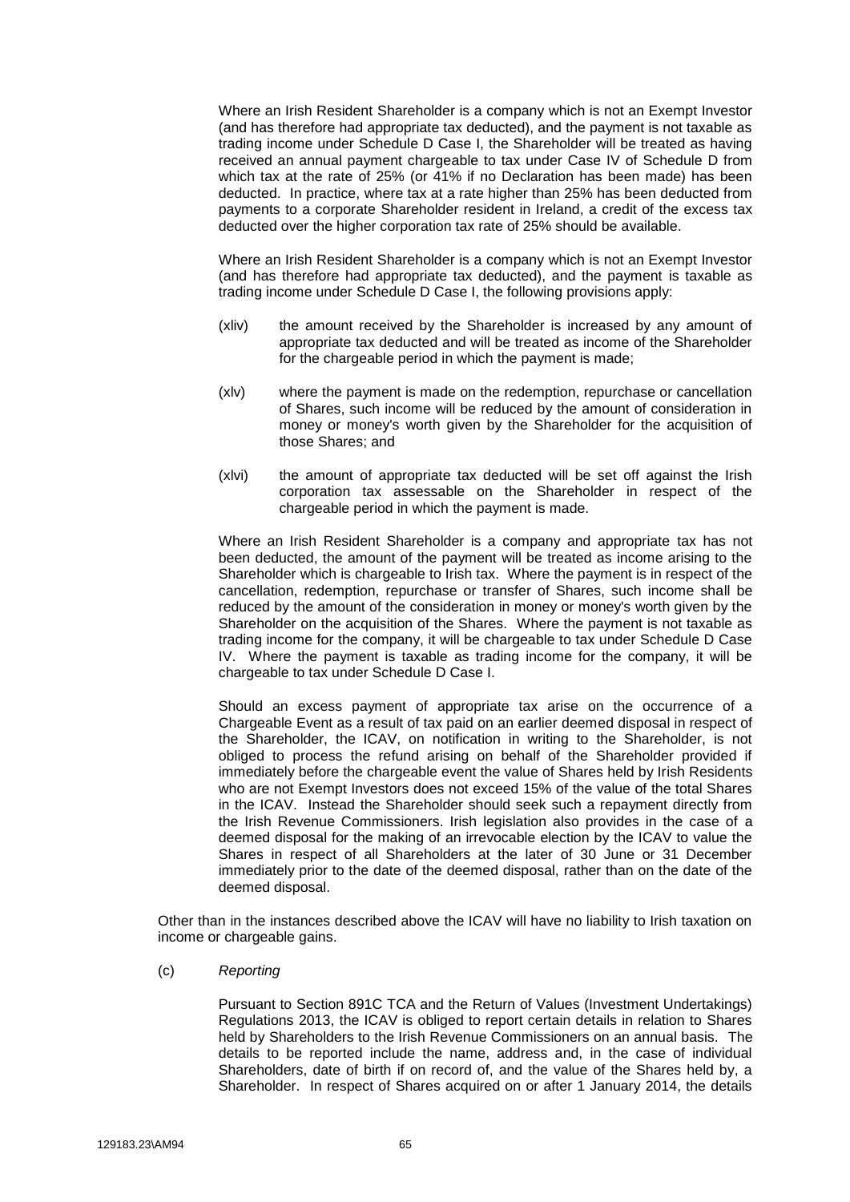Where an Irish Resident Shareholder is a company which is not an Exempt Investor (and has therefore had appropriate tax deducted), and the payment is not taxable as trading income under Schedule D Case I, the Shareholder will be treated as having received an annual payment chargeable to tax under Case IV of Schedule D from which tax at the rate of 25% (or 41% if no Declaration has been made) has been deducted. In practice, where tax at a rate higher than 25% has been deducted from payments to a corporate Shareholder resident in Ireland, a credit of the excess tax deducted over the higher corporation tax rate of 25% should be available.

Where an Irish Resident Shareholder is a company which is not an Exempt Investor (and has therefore had appropriate tax deducted), and the payment is taxable as trading income under Schedule D Case I, the following provisions apply:

(xliv) the amount received by the Shareholder is increased by any amount of appropriate tax deducted and will be treated as income of the Shareholder for the chargeable period in which the payment is made;

(xlv) where the payment is made on the redemption, repurchase or cancellation of Shares, such income will be reduced by the amount of consideration in money or money's worth given by the Shareholder for the acquisition of those Shares; and

(xlvi) the amount of appropriate tax deducted will be set off against the Irish corporation tax assessable on the Shareholder in respect of the chargeable period in which the payment is made.

Where an Irish Resident Shareholder is a company and appropriate tax has not been deducted, the amount of the payment will be treated as income arising to the Shareholder which is chargeable to Irish tax. Where the payment is in respect of the cancellation, redemption, repurchase or transfer of Shares, such income shall be reduced by the amount of the consideration in money or money's worth given by the Shareholder on the acquisition of the Shares. Where the payment is not taxable as trading income for the company, it will be chargeable to tax under Schedule D Case IV. Where the payment is taxable as trading income for the company, it will be chargeable to tax under Schedule D Case I.

Should an excess payment of appropriate tax arise on the occurrence of a Chargeable Event as a result of tax paid on an earlier deemed disposal in respect of the Shareholder, the ICAV, on notification in writing to the Shareholder, is not obliged to process the refund arising on behalf of the Shareholder provided if immediately before the chargeable event the value of Shares held by Irish Residents who are not Exempt Investors does not exceed 15% of the value of the total Shares in the ICAV. Instead the Shareholder should seek such a repayment directly from the Irish Revenue Commissioners. Irish legislation also provides in the case of a deemed disposal for the making of an irrevocable election by the ICAV to value the Shares in respect of all Shareholders at the later of 30 June or 31 December immediately prior to the date of the deemed disposal, rather than on the date of the deemed disposal.

Other than in the instances described above the ICAV will have no liability to Irish taxation on income or chargeable gains.

(c) *Reporting*

Pursuant to Section 891C TCA and the Return of Values (Investment Undertakings) Regulations 2013, the ICAV is obliged to report certain details in relation to Shares held by Shareholders to the Irish Revenue Commissioners on an annual basis. The details to be reported include the name, address and, in the case of individual Shareholders, date of birth if on record of, and the value of the Shares held by, a Shareholder. In respect of Shares acquired on or after 1 January 2014, the details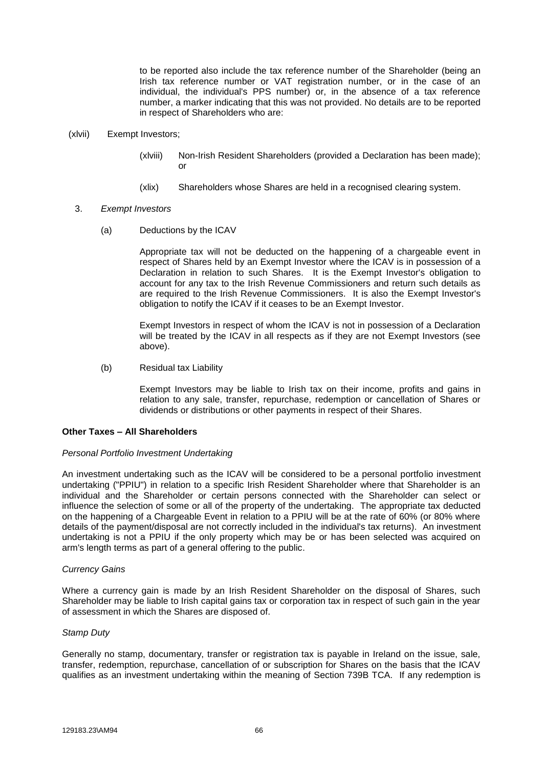to be reported also include the tax reference number of the Shareholder (being an Irish tax reference number or VAT registration number, or in the case of an individual, the individual's PPS number) or, in the absence of a tax reference number, a marker indicating that this was not provided. No details are to be reported in respect of Shareholders who are:

(xlvii) Exempt Investors;

(xlviii) Non-Irish Resident Shareholders (provided a Declaration has been made); or

(xlix) Shareholders whose Shares are held in a recognised clearing system.

3. *Exempt Investors*

(a) Deductions by the ICAV

Appropriate tax will not be deducted on the happening of a chargeable event in respect of Shares held by an Exempt Investor where the ICAV is in possession of a Declaration in relation to such Shares. It is the Exempt Investor's obligation to account for any tax to the Irish Revenue Commissioners and return such details as are required to the Irish Revenue Commissioners. It is also the Exempt Investor's obligation to notify the ICAV if it ceases to be an Exempt Investor.

Exempt Investors in respect of whom the ICAV is not in possession of a Declaration will be treated by the ICAV in all respects as if they are not Exempt Investors (see above).

(b) Residual tax Liability

Exempt Investors may be liable to Irish tax on their income, profits and gains in relation to any sale, transfer, repurchase, redemption or cancellation of Shares or dividends or distributions or other payments in respect of their Shares.

**Other Taxes – All Shareholders**

*Personal Portfolio Investment Undertaking*

An investment undertaking such as the ICAV will be considered to be a personal portfolio investment undertaking ("PPIU") in relation to a specific Irish Resident Shareholder where that Shareholder is an individual and the Shareholder or certain persons connected with the Shareholder can select or influence the selection of some or all of the property of the undertaking. The appropriate tax deducted on the happening of a Chargeable Event in relation to a PPIU will be at the rate of 60% (or 80% where details of the payment/disposal are not correctly included in the individual's tax returns). An investment undertaking is not a PPIU if the only property which may be or has been selected was acquired on arm's length terms as part of a general offering to the public.

*Currency Gains*

Where a currency gain is made by an Irish Resident Shareholder on the disposal of Shares, such Shareholder may be liable to Irish capital gains tax or corporation tax in respect of such gain in the year of assessment in which the Shares are disposed of.

*Stamp Duty*

Generally no stamp, documentary, transfer or registration tax is payable in Ireland on the issue, sale, transfer, redemption, repurchase, cancellation of or subscription for Shares on the basis that the ICAV qualifies as an investment undertaking within the meaning of Section 739B TCA. If any redemption is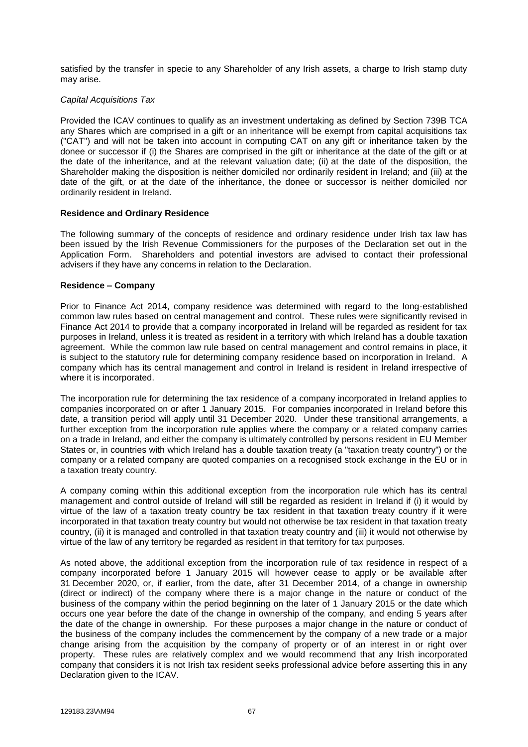satisfied by the transfer in specie to any Shareholder of any Irish assets, a charge to Irish stamp duty may arise.

*Capital Acquisitions Tax*

Provided the ICAV continues to qualify as an investment undertaking as defined by Section 739B TCA any Shares which are comprised in a gift or an inheritance will be exempt from capital acquisitions tax ("CAT") and will not be taken into account in computing CAT on any gift or inheritance taken by the donee or successor if (i) the Shares are comprised in the gift or inheritance at the date of the gift or at the date of the inheritance, and at the relevant valuation date; (ii) at the date of the disposition, the Shareholder making the disposition is neither domiciled nor ordinarily resident in Ireland; and (iii) at the date of the gift, or at the date of the inheritance, the donee or successor is neither domiciled nor ordinarily resident in Ireland.

**Residence and Ordinary Residence**

The following summary of the concepts of residence and ordinary residence under Irish tax law has been issued by the Irish Revenue Commissioners for the purposes of the Declaration set out in the Application Form. Shareholders and potential investors are advised to contact their professional advisers if they have any concerns in relation to the Declaration.

**Residence – Company**

Prior to Finance Act 2014, company residence was determined with regard to the long-established common law rules based on central management and control. These rules were significantly revised in Finance Act 2014 to provide that a company incorporated in Ireland will be regarded as resident for tax purposes in Ireland, unless it is treated as resident in a territory with which Ireland has a double taxation agreement. While the common law rule based on central management and control remains in place, it is subject to the statutory rule for determining company residence based on incorporation in Ireland. A company which has its central management and control in Ireland is resident in Ireland irrespective of where it is incorporated.

The incorporation rule for determining the tax residence of a company incorporated in Ireland applies to companies incorporated on or after 1 January 2015. For companies incorporated in Ireland before this date, a transition period will apply until 31 December 2020. Under these transitional arrangements, a further exception from the incorporation rule applies where the company or a related company carries on a trade in Ireland, and either the company is ultimately controlled by persons resident in EU Member States or, in countries with which Ireland has a double taxation treaty (a "taxation treaty country") or the company or a related company are quoted companies on a recognised stock exchange in the EU or in a taxation treaty country.

A company coming within this additional exception from the incorporation rule which has its central management and control outside of Ireland will still be regarded as resident in Ireland if (i) it would by virtue of the law of a taxation treaty country be tax resident in that taxation treaty country if it were incorporated in that taxation treaty country but would not otherwise be tax resident in that taxation treaty country, (ii) it is managed and controlled in that taxation treaty country and (iii) it would not otherwise by virtue of the law of any territory be regarded as resident in that territory for tax purposes.

As noted above, the additional exception from the incorporation rule of tax residence in respect of a company incorporated before 1 January 2015 will however cease to apply or be available after 31 December 2020, or, if earlier, from the date, after 31 December 2014, of a change in ownership (direct or indirect) of the company where there is a major change in the nature or conduct of the business of the company within the period beginning on the later of 1 January 2015 or the date which occurs one year before the date of the change in ownership of the company, and ending 5 years after the date of the change in ownership. For these purposes a major change in the nature or conduct of the business of the company includes the commencement by the company of a new trade or a major change arising from the acquisition by the company of property or of an interest in or right over property. These rules are relatively complex and we would recommend that any Irish incorporated company that considers it is not Irish tax resident seeks professional advice before asserting this in any Declaration given to the ICAV.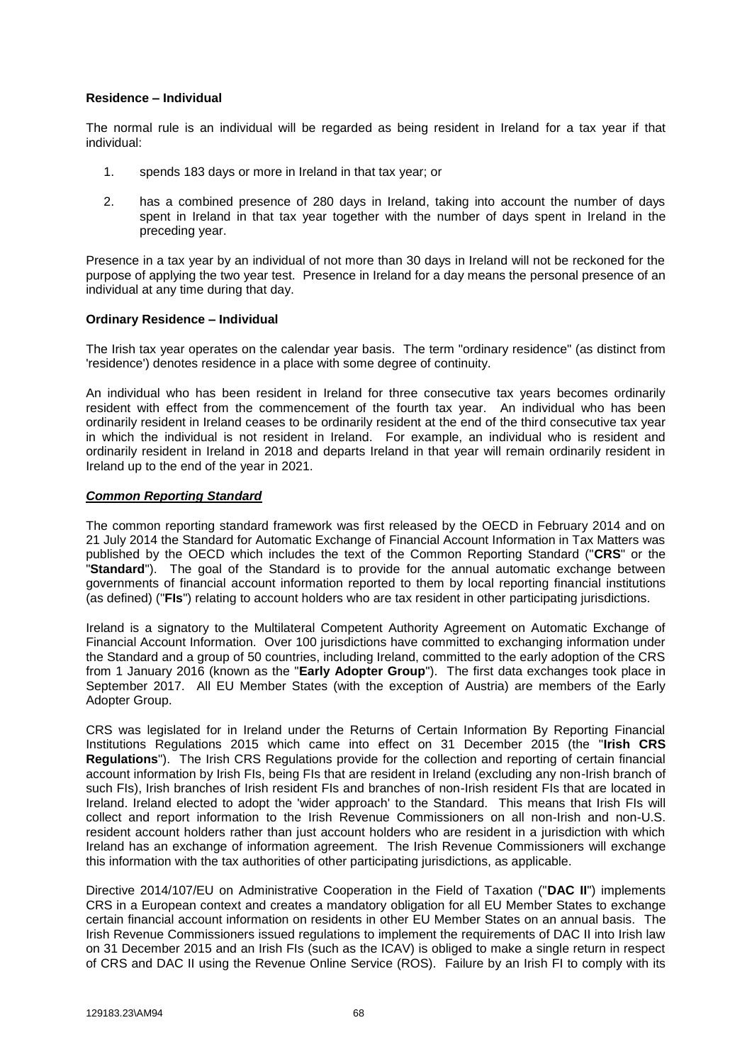**Residence – Individual**

The normal rule is an individual will be regarded as being resident in Ireland for a tax year if that individual:

1. spends 183 days or more in Ireland in that tax year; or
2. has a combined presence of 280 days in Ireland, taking into account the number of days spent in Ireland in that tax year together with the number of days spent in Ireland in the preceding year.

Presence in a tax year by an individual of not more than 30 days in Ireland will not be reckoned for the purpose of applying the two year test. Presence in Ireland for a day means the personal presence of an individual at any time during that day.

**Ordinary Residence – Individual**

The Irish tax year operates on the calendar year basis. The term "ordinary residence" (as distinct from 'residence') denotes residence in a place with some degree of continuity.

An individual who has been resident in Ireland for three consecutive tax years becomes ordinarily resident with effect from the commencement of the fourth tax year. An individual who has been ordinarily resident in Ireland ceases to be ordinarily resident at the end of the third consecutive tax year in which the individual is not resident in Ireland. For example, an individual who is resident and ordinarily resident in Ireland in 2018 and departs Ireland in that year will remain ordinarily resident in Ireland up to the end of the year in 2021.

***Common Reporting Standard***

The common reporting standard framework was first released by the OECD in February 2014 and on 21 July 2014 the Standard for Automatic Exchange of Financial Account Information in Tax Matters was published by the OECD which includes the text of the Common Reporting Standard ("**CRS**" or the "**Standard**"). The goal of the Standard is to provide for the annual automatic exchange between governments of financial account information reported to them by local reporting financial institutions (as defined) ("**FIs**") relating to account holders who are tax resident in other participating jurisdictions.

Ireland is a signatory to the Multilateral Competent Authority Agreement on Automatic Exchange of Financial Account Information. Over 100 jurisdictions have committed to exchanging information under the Standard and a group of 50 countries, including Ireland, committed to the early adoption of the CRS from 1 January 2016 (known as the "**Early Adopter Group**"). The first data exchanges took place in September 2017. All EU Member States (with the exception of Austria) are members of the Early Adopter Group.

CRS was legislated for in Ireland under the Returns of Certain Information By Reporting Financial Institutions Regulations 2015 which came into effect on 31 December 2015 (the "**Irish CRS Regulations**"). The Irish CRS Regulations provide for the collection and reporting of certain financial account information by Irish FIs, being FIs that are resident in Ireland (excluding any non-Irish branch of such FIs), Irish branches of Irish resident FIs and branches of non-Irish resident FIs that are located in Ireland. Ireland elected to adopt the 'wider approach' to the Standard. This means that Irish FIs will collect and report information to the Irish Revenue Commissioners on all non-Irish and non-U.S. resident account holders rather than just account holders who are resident in a jurisdiction with which Ireland has an exchange of information agreement. The Irish Revenue Commissioners will exchange this information with the tax authorities of other participating jurisdictions, as applicable.

Directive 2014/107/EU on Administrative Cooperation in the Field of Taxation ("**DAC II**") implements CRS in a European context and creates a mandatory obligation for all EU Member States to exchange certain financial account information on residents in other EU Member States on an annual basis. The Irish Revenue Commissioners issued regulations to implement the requirements of DAC II into Irish law on 31 December 2015 and an Irish FIs (such as the ICAV) is obliged to make a single return in respect of CRS and DAC II using the Revenue Online Service (ROS). Failure by an Irish FI to comply with its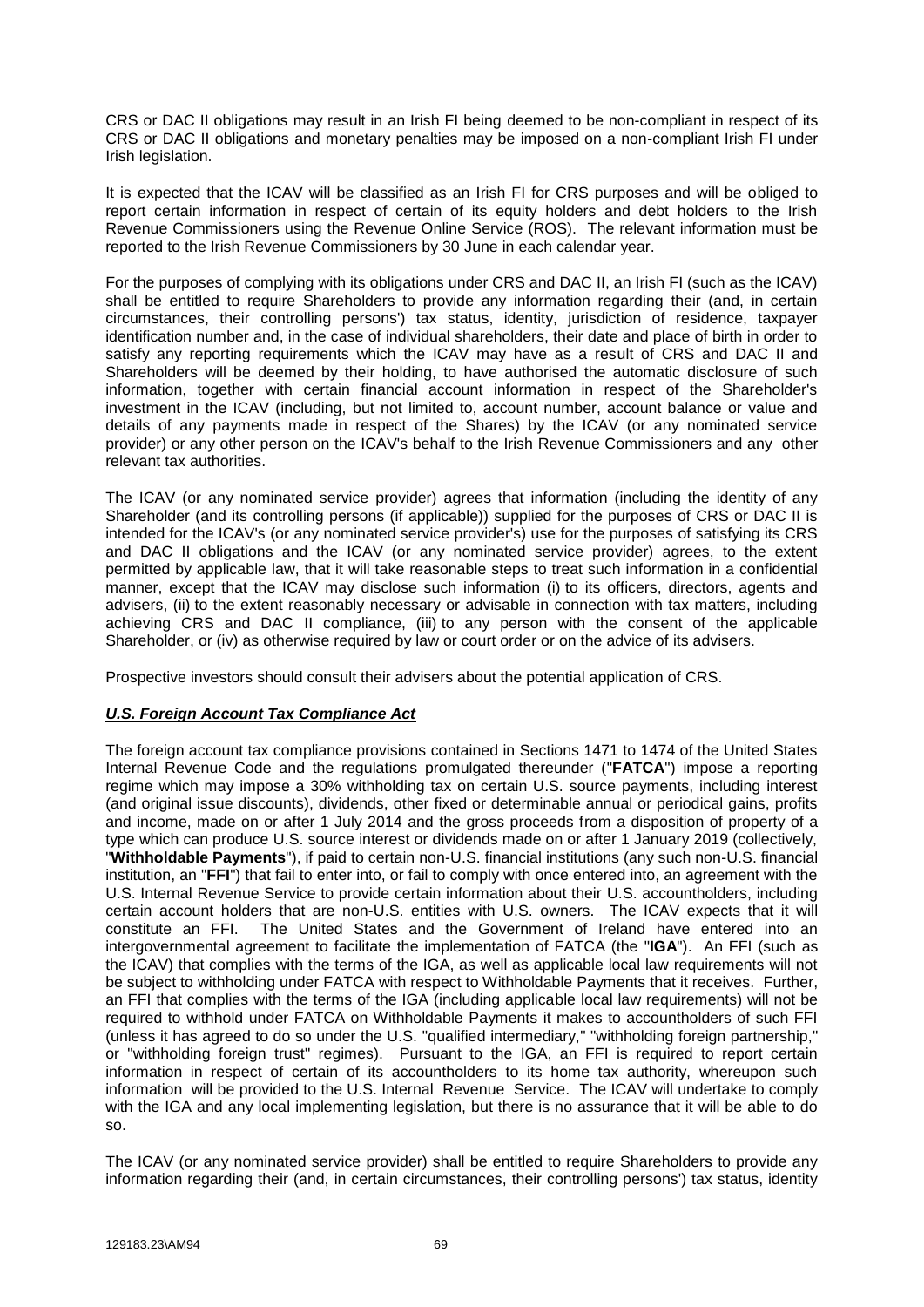CRS or DAC II obligations may result in an Irish FI being deemed to be non-compliant in respect of its CRS or DAC II obligations and monetary penalties may be imposed on a non-compliant Irish FI under Irish legislation.

It is expected that the ICAV will be classified as an Irish FI for CRS purposes and will be obliged to report certain information in respect of certain of its equity holders and debt holders to the Irish Revenue Commissioners using the Revenue Online Service (ROS). The relevant information must be reported to the Irish Revenue Commissioners by 30 June in each calendar year.

For the purposes of complying with its obligations under CRS and DAC II, an Irish FI (such as the ICAV) shall be entitled to require Shareholders to provide any information regarding their (and, in certain circumstances, their controlling persons') tax status, identity, jurisdiction of residence, taxpayer identification number and, in the case of individual shareholders, their date and place of birth in order to satisfy any reporting requirements which the ICAV may have as a result of CRS and DAC II and Shareholders will be deemed by their holding, to have authorised the automatic disclosure of such information, together with certain financial account information in respect of the Shareholder's investment in the ICAV (including, but not limited to, account number, account balance or value and details of any payments made in respect of the Shares) by the ICAV (or any nominated service provider) or any other person on the ICAV's behalf to the Irish Revenue Commissioners and any other relevant tax authorities.

The ICAV (or any nominated service provider) agrees that information (including the identity of any Shareholder (and its controlling persons (if applicable)) supplied for the purposes of CRS or DAC II is intended for the ICAV's (or any nominated service provider's) use for the purposes of satisfying its CRS and DAC II obligations and the ICAV (or any nominated service provider) agrees, to the extent permitted by applicable law, that it will take reasonable steps to treat such information in a confidential manner, except that the ICAV may disclose such information (i) to its officers, directors, agents and advisers, (ii) to the extent reasonably necessary or advisable in connection with tax matters, including achieving CRS and DAC II compliance, (iii) to any person with the consent of the applicable Shareholder, or (iv) as otherwise required by law or court order or on the advice of its advisers.

Prospective investors should consult their advisers about the potential application of CRS.

***U.S. Foreign Account Tax Compliance Act***

The foreign account tax compliance provisions contained in Sections 1471 to 1474 of the United States Internal Revenue Code and the regulations promulgated thereunder ("**FATCA**") impose a reporting regime which may impose a 30% withholding tax on certain U.S. source payments, including interest (and original issue discounts), dividends, other fixed or determinable annual or periodical gains, profits and income, made on or after 1 July 2014 and the gross proceeds from a disposition of property of a type which can produce U.S. source interest or dividends made on or after 1 January 2019 (collectively, "**Withholdable Payments**"), if paid to certain non-U.S. financial institutions (any such non-U.S. financial institution, an "**FFI**") that fail to enter into, or fail to comply with once entered into, an agreement with the U.S. Internal Revenue Service to provide certain information about their U.S. accountholders, including certain account holders that are non-U.S. entities with U.S. owners. The ICAV expects that it will constitute an FFI. The United States and the Government of Ireland have entered into an intergovernmental agreement to facilitate the implementation of FATCA (the "**IGA**"). An FFI (such as the ICAV) that complies with the terms of the IGA, as well as applicable local law requirements will not be subject to withholding under FATCA with respect to Withholdable Payments that it receives. Further, an FFI that complies with the terms of the IGA (including applicable local law requirements) will not be required to withhold under FATCA on Withholdable Payments it makes to accountholders of such FFI (unless it has agreed to do so under the U.S. "qualified intermediary," "withholding foreign partnership," or "withholding foreign trust" regimes). Pursuant to the IGA, an FFI is required to report certain information in respect of certain of its accountholders to its home tax authority, whereupon such information will be provided to the U.S. Internal Revenue Service. The ICAV will undertake to comply with the IGA and any local implementing legislation, but there is no assurance that it will be able to do so.

The ICAV (or any nominated service provider) shall be entitled to require Shareholders to provide any information regarding their (and, in certain circumstances, their controlling persons') tax status, identity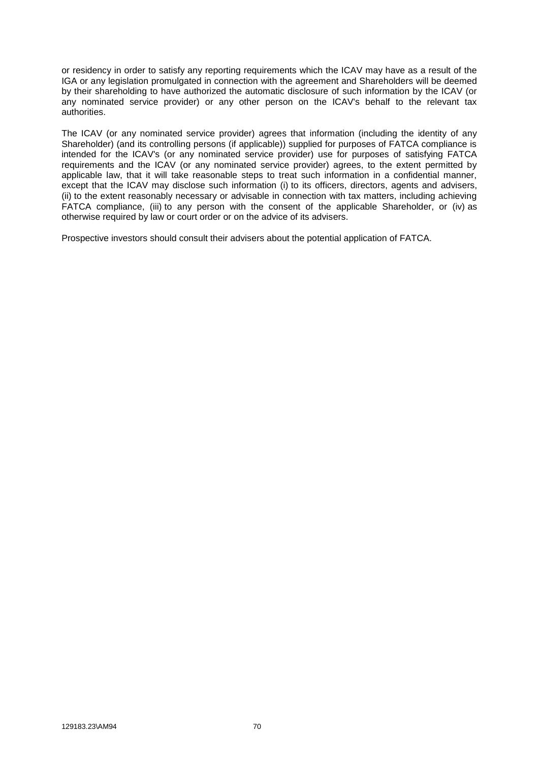or residency in order to satisfy any reporting requirements which the ICAV may have as a result of the IGA or any legislation promulgated in connection with the agreement and Shareholders will be deemed by their shareholding to have authorized the automatic disclosure of such information by the ICAV (or any nominated service provider) or any other person on the ICAV's behalf to the relevant tax authorities.

The ICAV (or any nominated service provider) agrees that information (including the identity of any Shareholder) (and its controlling persons (if applicable)) supplied for purposes of FATCA compliance is intended for the ICAV's (or any nominated service provider) use for purposes of satisfying FATCA requirements and the ICAV (or any nominated service provider) agrees, to the extent permitted by applicable law, that it will take reasonable steps to treat such information in a confidential manner, except that the ICAV may disclose such information (i) to its officers, directors, agents and advisers, (ii) to the extent reasonably necessary or advisable in connection with tax matters, including achieving FATCA compliance, (iii) to any person with the consent of the applicable Shareholder, or (iv) as otherwise required by law or court order or on the advice of its advisers.

Prospective investors should consult their advisers about the potential application of FATCA.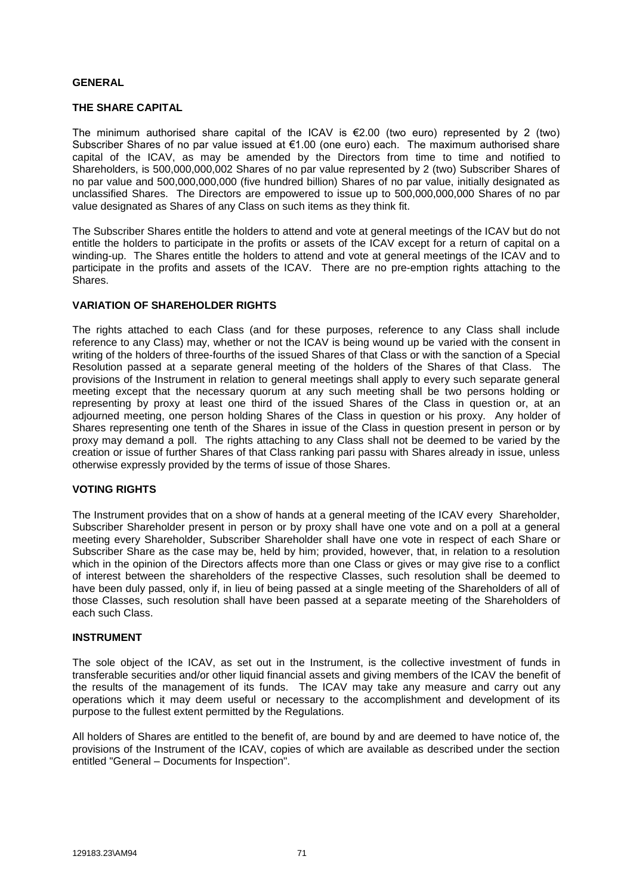## GENERAL

### THE SHARE CAPITAL

The minimum authorised share capital of the ICAV is €2.00 (two euro) represented by 2 (two) Subscriber Shares of no par value issued at €1.00 (one euro) each. The maximum authorised share capital of the ICAV, as may be amended by the Directors from time to time and notified to Shareholders, is 500,000,000,002 Shares of no par value represented by 2 (two) Subscriber Shares of no par value and 500,000,000,000 (five hundred billion) Shares of no par value, initially designated as unclassified Shares. The Directors are empowered to issue up to 500,000,000,000 Shares of no par value designated as Shares of any Class on such items as they think fit.

The Subscriber Shares entitle the holders to attend and vote at general meetings of the ICAV but do not entitle the holders to participate in the profits or assets of the ICAV except for a return of capital on a winding-up. The Shares entitle the holders to attend and vote at general meetings of the ICAV and to participate in the profits and assets of the ICAV. There are no pre-emption rights attaching to the Shares.

### VARIATION OF SHAREHOLDER RIGHTS

The rights attached to each Class (and for these purposes, reference to any Class shall include reference to any Class) may, whether or not the ICAV is being wound up be varied with the consent in writing of the holders of three-fourths of the issued Shares of that Class or with the sanction of a Special Resolution passed at a separate general meeting of the holders of the Shares of that Class. The provisions of the Instrument in relation to general meetings shall apply to every such separate general meeting except that the necessary quorum at any such meeting shall be two persons holding or representing by proxy at least one third of the issued Shares of the Class in question or, at an adjourned meeting, one person holding Shares of the Class in question or his proxy. Any holder of Shares representing one tenth of the Shares in issue of the Class in question present in person or by proxy may demand a poll. The rights attaching to any Class shall not be deemed to be varied by the creation or issue of further Shares of that Class ranking pari passu with Shares already in issue, unless otherwise expressly provided by the terms of issue of those Shares.

### VOTING RIGHTS

The Instrument provides that on a show of hands at a general meeting of the ICAV every Shareholder, Subscriber Shareholder present in person or by proxy shall have one vote and on a poll at a general meeting every Shareholder, Subscriber Shareholder shall have one vote in respect of each Share or Subscriber Share as the case may be, held by him; provided, however, that, in relation to a resolution which in the opinion of the Directors affects more than one Class or gives or may give rise to a conflict of interest between the shareholders of the respective Classes, such resolution shall be deemed to have been duly passed, only if, in lieu of being passed at a single meeting of the Shareholders of all of those Classes, such resolution shall have been passed at a separate meeting of the Shareholders of each such Class.

### INSTRUMENT

The sole object of the ICAV, as set out in the Instrument, is the collective investment of funds in transferable securities and/or other liquid financial assets and giving members of the ICAV the benefit of the results of the management of its funds. The ICAV may take any measure and carry out any operations which it may deem useful or necessary to the accomplishment and development of its purpose to the fullest extent permitted by the Regulations.

All holders of Shares are entitled to the benefit of, are bound by and are deemed to have notice of, the provisions of the Instrument of the ICAV, copies of which are available as described under the section entitled "General – Documents for Inspection".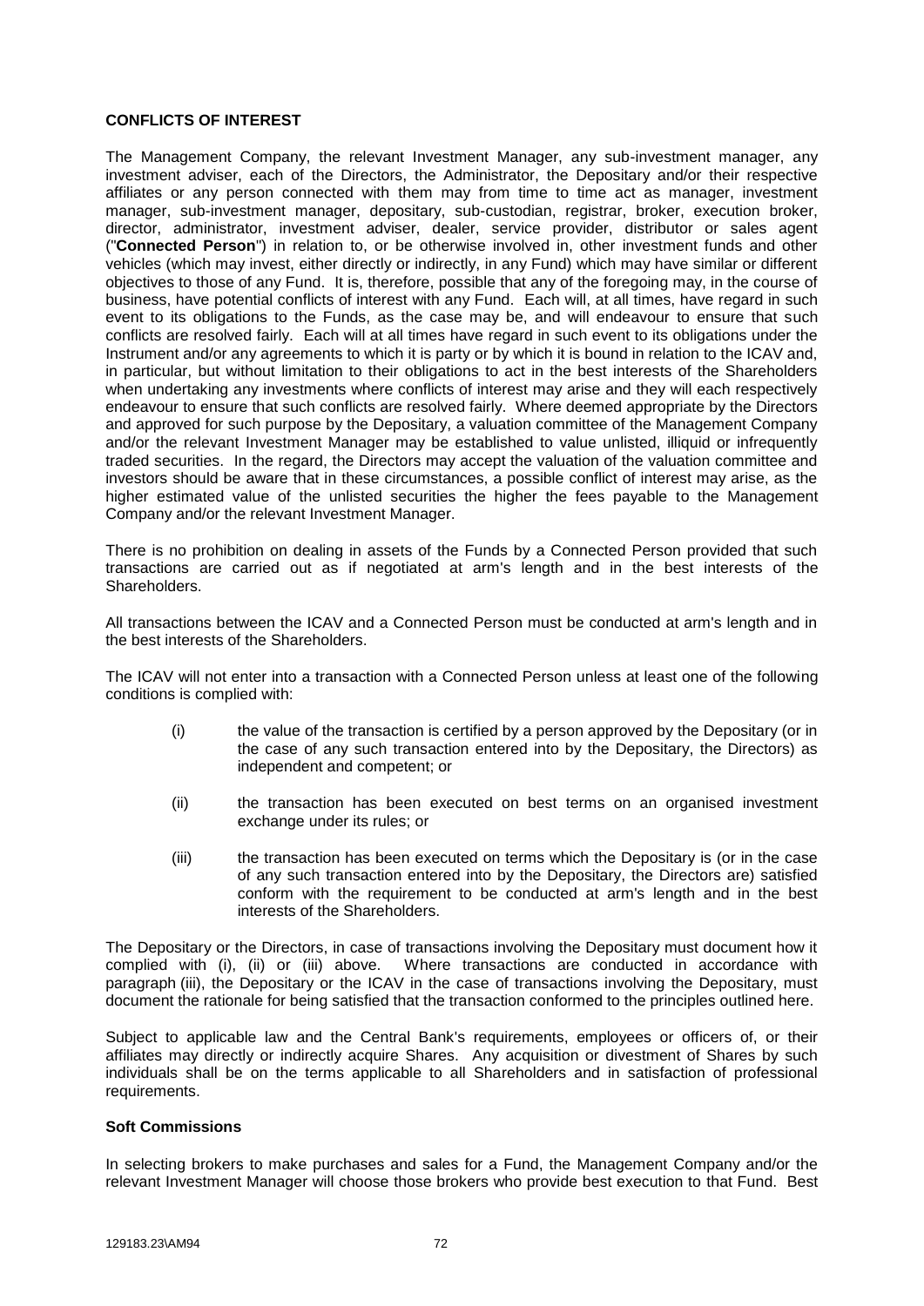**CONFLICTS OF INTEREST**

The Management Company, the relevant Investment Manager, any sub-investment manager, any investment adviser, each of the Directors, the Administrator, the Depositary and/or their respective affiliates or any person connected with them may from time to time act as manager, investment manager, sub-investment manager, depositary, sub-custodian, registrar, broker, execution broker, director, administrator, investment adviser, dealer, service provider, distributor or sales agent ("**Connected Person**") in relation to, or be otherwise involved in, other investment funds and other vehicles (which may invest, either directly or indirectly, in any Fund) which may have similar or different objectives to those of any Fund. It is, therefore, possible that any of the foregoing may, in the course of business, have potential conflicts of interest with any Fund. Each will, at all times, have regard in such event to its obligations to the Funds, as the case may be, and will endeavour to ensure that such conflicts are resolved fairly. Each will at all times have regard in such event to its obligations under the Instrument and/or any agreements to which it is party or by which it is bound in relation to the ICAV and, in particular, but without limitation to their obligations to act in the best interests of the Shareholders when undertaking any investments where conflicts of interest may arise and they will each respectively endeavour to ensure that such conflicts are resolved fairly. Where deemed appropriate by the Directors and approved for such purpose by the Depositary, a valuation committee of the Management Company and/or the relevant Investment Manager may be established to value unlisted, illiquid or infrequently traded securities. In the regard, the Directors may accept the valuation of the valuation committee and investors should be aware that in these circumstances, a possible conflict of interest may arise, as the higher estimated value of the unlisted securities the higher the fees payable to the Management Company and/or the relevant Investment Manager.

There is no prohibition on dealing in assets of the Funds by a Connected Person provided that such transactions are carried out as if negotiated at arm's length and in the best interests of the Shareholders.

All transactions between the ICAV and a Connected Person must be conducted at arm's length and in the best interests of the Shareholders.

The ICAV will not enter into a transaction with a Connected Person unless at least one of the following conditions is complied with:

(i) the value of the transaction is certified by a person approved by the Depositary (or in the case of any such transaction entered into by the Depositary, the Directors) as independent and competent; or

(ii) the transaction has been executed on best terms on an organised investment exchange under its rules; or

(iii) the transaction has been executed on terms which the Depositary is (or in the case of any such transaction entered into by the Depositary, the Directors are) satisfied conform with the requirement to be conducted at arm's length and in the best interests of the Shareholders.

The Depositary or the Directors, in case of transactions involving the Depositary must document how it complied with (i), (ii) or (iii) above. Where transactions are conducted in accordance with paragraph (iii), the Depositary or the ICAV in the case of transactions involving the Depositary, must document the rationale for being satisfied that the transaction conformed to the principles outlined here.

Subject to applicable law and the Central Bank's requirements, employees or officers of, or their affiliates may directly or indirectly acquire Shares. Any acquisition or divestment of Shares by such individuals shall be on the terms applicable to all Shareholders and in satisfaction of professional requirements.

**Soft Commissions**

In selecting brokers to make purchases and sales for a Fund, the Management Company and/or the relevant Investment Manager will choose those brokers who provide best execution to that Fund. Best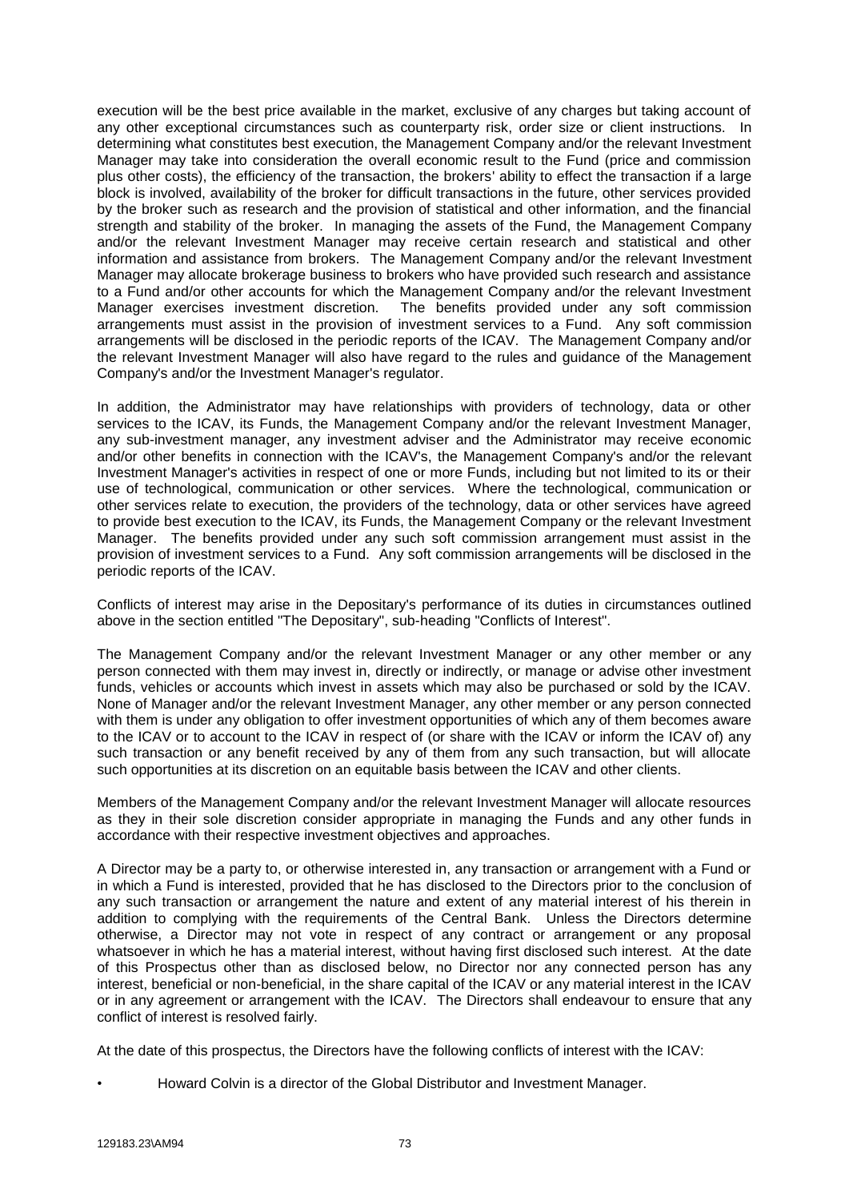execution will be the best price available in the market, exclusive of any charges but taking account of any other exceptional circumstances such as counterparty risk, order size or client instructions. In determining what constitutes best execution, the Management Company and/or the relevant Investment Manager may take into consideration the overall economic result to the Fund (price and commission plus other costs), the efficiency of the transaction, the brokers' ability to effect the transaction if a large block is involved, availability of the broker for difficult transactions in the future, other services provided by the broker such as research and the provision of statistical and other information, and the financial strength and stability of the broker. In managing the assets of the Fund, the Management Company and/or the relevant Investment Manager may receive certain research and statistical and other information and assistance from brokers. The Management Company and/or the relevant Investment Manager may allocate brokerage business to brokers who have provided such research and assistance to a Fund and/or other accounts for which the Management Company and/or the relevant Investment Manager exercises investment discretion. The benefits provided under any soft commission arrangements must assist in the provision of investment services to a Fund. Any soft commission arrangements will be disclosed in the periodic reports of the ICAV. The Management Company and/or the relevant Investment Manager will also have regard to the rules and guidance of the Management Company's and/or the Investment Manager's regulator.

In addition, the Administrator may have relationships with providers of technology, data or other services to the ICAV, its Funds, the Management Company and/or the relevant Investment Manager, any sub-investment manager, any investment adviser and the Administrator may receive economic and/or other benefits in connection with the ICAV's, the Management Company's and/or the relevant Investment Manager's activities in respect of one or more Funds, including but not limited to its or their use of technological, communication or other services. Where the technological, communication or other services relate to execution, the providers of the technology, data or other services have agreed to provide best execution to the ICAV, its Funds, the Management Company or the relevant Investment Manager. The benefits provided under any such soft commission arrangement must assist in the provision of investment services to a Fund. Any soft commission arrangements will be disclosed in the periodic reports of the ICAV.

Conflicts of interest may arise in the Depositary's performance of its duties in circumstances outlined above in the section entitled "The Depositary", sub-heading "Conflicts of Interest".

The Management Company and/or the relevant Investment Manager or any other member or any person connected with them may invest in, directly or indirectly, or manage or advise other investment funds, vehicles or accounts which invest in assets which may also be purchased or sold by the ICAV. None of Manager and/or the relevant Investment Manager, any other member or any person connected with them is under any obligation to offer investment opportunities of which any of them becomes aware to the ICAV or to account to the ICAV in respect of (or share with the ICAV or inform the ICAV of) any such transaction or any benefit received by any of them from any such transaction, but will allocate such opportunities at its discretion on an equitable basis between the ICAV and other clients.

Members of the Management Company and/or the relevant Investment Manager will allocate resources as they in their sole discretion consider appropriate in managing the Funds and any other funds in accordance with their respective investment objectives and approaches.

A Director may be a party to, or otherwise interested in, any transaction or arrangement with a Fund or in which a Fund is interested, provided that he has disclosed to the Directors prior to the conclusion of any such transaction or arrangement the nature and extent of any material interest of his therein in addition to complying with the requirements of the Central Bank. Unless the Directors determine otherwise, a Director may not vote in respect of any contract or arrangement or any proposal whatsoever in which he has a material interest, without having first disclosed such interest. At the date of this Prospectus other than as disclosed below, no Director nor any connected person has any interest, beneficial or non-beneficial, in the share capital of the ICAV or any material interest in the ICAV or in any agreement or arrangement with the ICAV. The Directors shall endeavour to ensure that any conflict of interest is resolved fairly.

At the date of this prospectus, the Directors have the following conflicts of interest with the ICAV:

- Howard Colvin is a director of the Global Distributor and Investment Manager.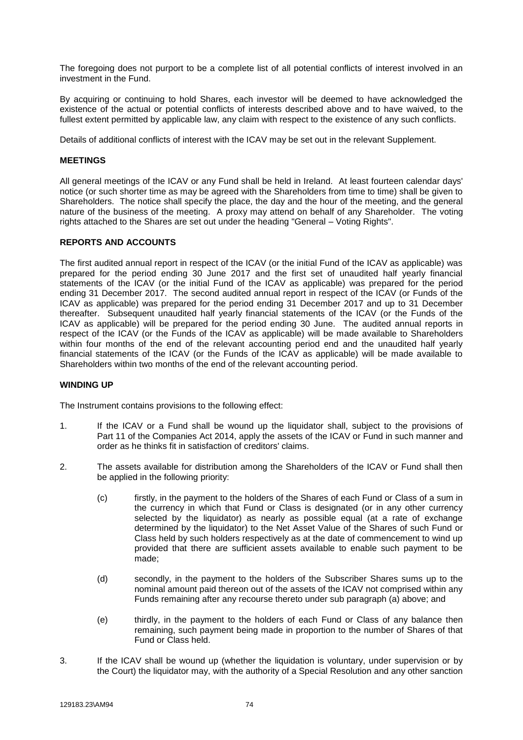The foregoing does not purport to be a complete list of all potential conflicts of interest involved in an investment in the Fund.

By acquiring or continuing to hold Shares, each investor will be deemed to have acknowledged the existence of the actual or potential conflicts of interests described above and to have waived, to the fullest extent permitted by applicable law, any claim with respect to the existence of any such conflicts.

Details of additional conflicts of interest with the ICAV may be set out in the relevant Supplement.

## MEETINGS

All general meetings of the ICAV or any Fund shall be held in Ireland. At least fourteen calendar days' notice (or such shorter time as may be agreed with the Shareholders from time to time) shall be given to Shareholders. The notice shall specify the place, the day and the hour of the meeting, and the general nature of the business of the meeting. A proxy may attend on behalf of any Shareholder. The voting rights attached to the Shares are set out under the heading "General – Voting Rights".

## REPORTS AND ACCOUNTS

The first audited annual report in respect of the ICAV (or the initial Fund of the ICAV as applicable) was prepared for the period ending 30 June 2017 and the first set of unaudited half yearly financial statements of the ICAV (or the initial Fund of the ICAV as applicable) was prepared for the period ending 31 December 2017. The second audited annual report in respect of the ICAV (or Funds of the ICAV as applicable) was prepared for the period ending 31 December 2017 and up to 31 December thereafter. Subsequent unaudited half yearly financial statements of the ICAV (or the Funds of the ICAV as applicable) will be prepared for the period ending 30 June. The audited annual reports in respect of the ICAV (or the Funds of the ICAV as applicable) will be made available to Shareholders within four months of the end of the relevant accounting period end and the unaudited half yearly financial statements of the ICAV (or the Funds of the ICAV as applicable) will be made available to Shareholders within two months of the end of the relevant accounting period.

## WINDING UP

The Instrument contains provisions to the following effect:

1. If the ICAV or a Fund shall be wound up the liquidator shall, subject to the provisions of Part 11 of the Companies Act 2014, apply the assets of the ICAV or Fund in such manner and order as he thinks fit in satisfaction of creditors' claims.

2. The assets available for distribution among the Shareholders of the ICAV or Fund shall then be applied in the following priority:

   (c) firstly, in the payment to the holders of the Shares of each Fund or Class of a sum in the currency in which that Fund or Class is designated (or in any other currency selected by the liquidator) as nearly as possible equal (at a rate of exchange determined by the liquidator) to the Net Asset Value of the Shares of such Fund or Class held by such holders respectively as at the date of commencement to wind up provided that there are sufficient assets available to enable such payment to be made;

   (d) secondly, in the payment to the holders of the Subscriber Shares sums up to the nominal amount paid thereon out of the assets of the ICAV not comprised within any Funds remaining after any recourse thereto under sub paragraph (a) above; and

   (e) thirdly, in the payment to the holders of each Fund or Class of any balance then remaining, such payment being made in proportion to the number of Shares of that Fund or Class held.

3. If the ICAV shall be wound up (whether the liquidation is voluntary, under supervision or by the Court) the liquidator may, with the authority of a Special Resolution and any other sanction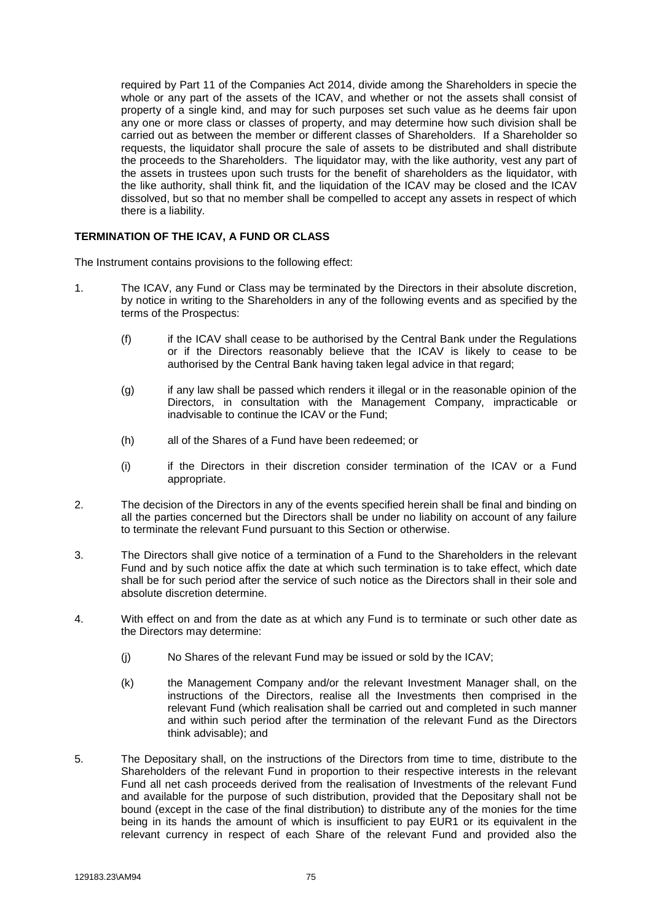required by Part 11 of the Companies Act 2014, divide among the Shareholders in specie the whole or any part of the assets of the ICAV, and whether or not the assets shall consist of property of a single kind, and may for such purposes set such value as he deems fair upon any one or more class or classes of property, and may determine how such division shall be carried out as between the member or different classes of Shareholders. If a Shareholder so requests, the liquidator shall procure the sale of assets to be distributed and shall distribute the proceeds to the Shareholders. The liquidator may, with the like authority, vest any part of the assets in trustees upon such trusts for the benefit of shareholders as the liquidator, with the like authority, shall think fit, and the liquidation of the ICAV may be closed and the ICAV dissolved, but so that no member shall be compelled to accept any assets in respect of which there is a liability.

**TERMINATION OF THE ICAV, A FUND OR CLASS**

The Instrument contains provisions to the following effect:

1. The ICAV, any Fund or Class may be terminated by the Directors in their absolute discretion, by notice in writing to the Shareholders in any of the following events and as specified by the terms of the Prospectus:

   (f) if the ICAV shall cease to be authorised by the Central Bank under the Regulations or if the Directors reasonably believe that the ICAV is likely to cease to be authorised by the Central Bank having taken legal advice in that regard;

   (g) if any law shall be passed which renders it illegal or in the reasonable opinion of the Directors, in consultation with the Management Company, impracticable or inadvisable to continue the ICAV or the Fund;

   (h) all of the Shares of a Fund have been redeemed; or

   (i) if the Directors in their discretion consider termination of the ICAV or a Fund appropriate.

2. The decision of the Directors in any of the events specified herein shall be final and binding on all the parties concerned but the Directors shall be under no liability on account of any failure to terminate the relevant Fund pursuant to this Section or otherwise.

3. The Directors shall give notice of a termination of a Fund to the Shareholders in the relevant Fund and by such notice affix the date at which such termination is to take effect, which date shall be for such period after the service of such notice as the Directors shall in their sole and absolute discretion determine.

4. With effect on and from the date as at which any Fund is to terminate or such other date as the Directors may determine:

   (j) No Shares of the relevant Fund may be issued or sold by the ICAV;

   (k) the Management Company and/or the relevant Investment Manager shall, on the instructions of the Directors, realise all the Investments then comprised in the relevant Fund (which realisation shall be carried out and completed in such manner and within such period after the termination of the relevant Fund as the Directors think advisable); and

5. The Depositary shall, on the instructions of the Directors from time to time, distribute to the Shareholders of the relevant Fund in proportion to their respective interests in the relevant Fund all net cash proceeds derived from the realisation of Investments of the relevant Fund and available for the purpose of such distribution, provided that the Depositary shall not be bound (except in the case of the final distribution) to distribute any of the monies for the time being in its hands the amount of which is insufficient to pay EUR1 or its equivalent in the relevant currency in respect of each Share of the relevant Fund and provided also the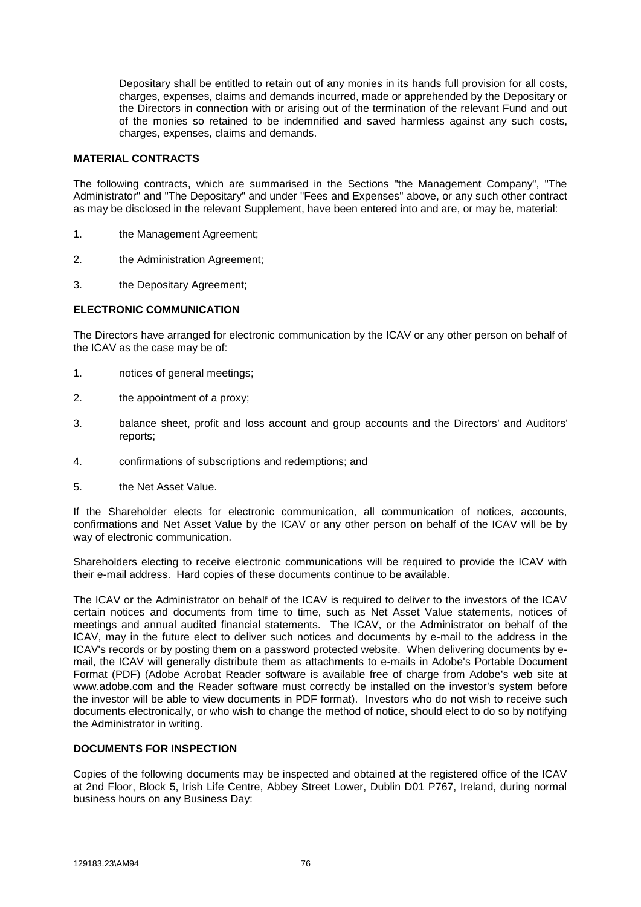Depositary shall be entitled to retain out of any monies in its hands full provision for all costs, charges, expenses, claims and demands incurred, made or apprehended by the Depositary or the Directors in connection with or arising out of the termination of the relevant Fund and out of the monies so retained to be indemnified and saved harmless against any such costs, charges, expenses, claims and demands.

**MATERIAL CONTRACTS**

The following contracts, which are summarised in the Sections "the Management Company", "The Administrator" and "The Depositary" and under "Fees and Expenses" above, or any such other contract as may be disclosed in the relevant Supplement, have been entered into and are, or may be, material:

1. the Management Agreement;

2. the Administration Agreement;

3. the Depositary Agreement;

**ELECTRONIC COMMUNICATION**

The Directors have arranged for electronic communication by the ICAV or any other person on behalf of the ICAV as the case may be of:

1. notices of general meetings;

2. the appointment of a proxy;

3. balance sheet, profit and loss account and group accounts and the Directors' and Auditors' reports;

4. confirmations of subscriptions and redemptions; and

5. the Net Asset Value.

If the Shareholder elects for electronic communication, all communication of notices, accounts, confirmations and Net Asset Value by the ICAV or any other person on behalf of the ICAV will be by way of electronic communication.

Shareholders electing to receive electronic communications will be required to provide the ICAV with their e-mail address. Hard copies of these documents continue to be available.

The ICAV or the Administrator on behalf of the ICAV is required to deliver to the investors of the ICAV certain notices and documents from time to time, such as Net Asset Value statements, notices of meetings and annual audited financial statements. The ICAV, or the Administrator on behalf of the ICAV, may in the future elect to deliver such notices and documents by e-mail to the address in the ICAV's records or by posting them on a password protected website. When delivering documents by e-mail, the ICAV will generally distribute them as attachments to e-mails in Adobe's Portable Document Format (PDF) (Adobe Acrobat Reader software is available free of charge from Adobe's web site at www.adobe.com and the Reader software must correctly be installed on the investor's system before the investor will be able to view documents in PDF format). Investors who do not wish to receive such documents electronically, or who wish to change the method of notice, should elect to do so by notifying the Administrator in writing.

**DOCUMENTS FOR INSPECTION**

Copies of the following documents may be inspected and obtained at the registered office of the ICAV at 2nd Floor, Block 5, Irish Life Centre, Abbey Street Lower, Dublin D01 P767, Ireland, during normal business hours on any Business Day: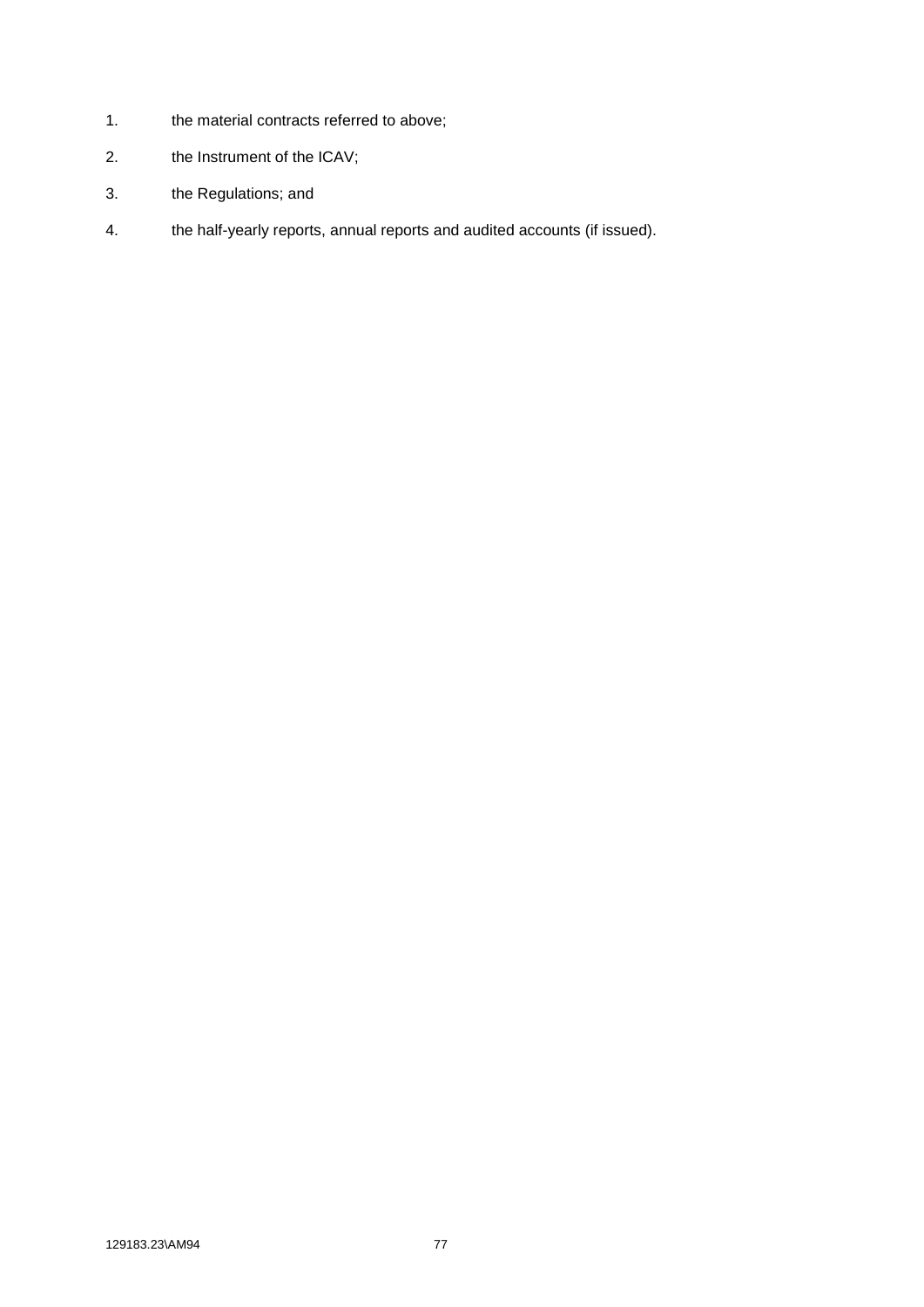1. the material contracts referred to above;
2. the Instrument of the ICAV;
3. the Regulations; and
4. the half-yearly reports, annual reports and audited accounts (if issued).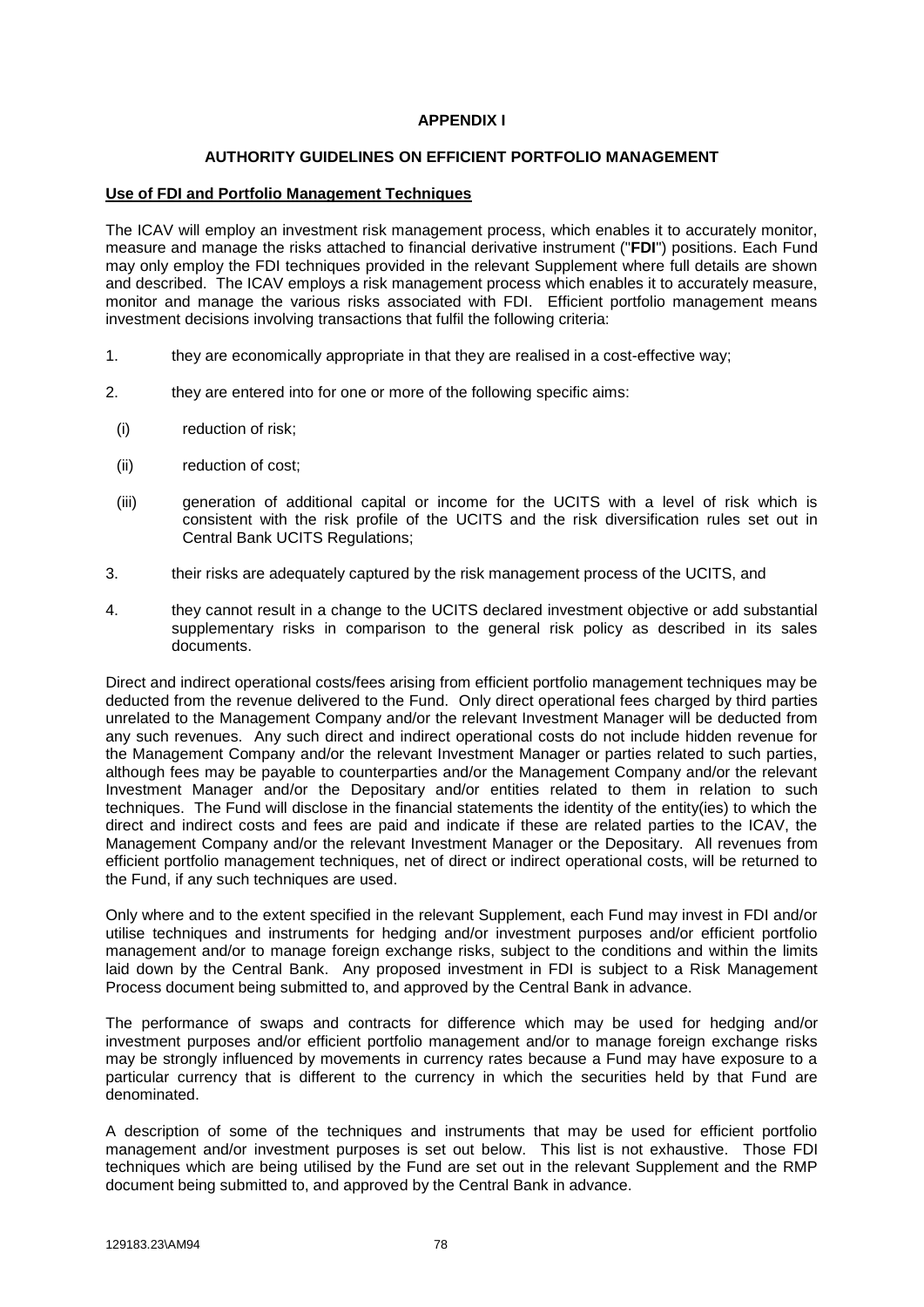**APPENDIX I**

**AUTHORITY GUIDELINES ON EFFICIENT PORTFOLIO MANAGEMENT**

**Use of FDI and Portfolio Management Techniques**

The ICAV will employ an investment risk management process, which enables it to accurately monitor, measure and manage the risks attached to financial derivative instrument ("**FDI**") positions. Each Fund may only employ the FDI techniques provided in the relevant Supplement where full details are shown and described. The ICAV employs a risk management process which enables it to accurately measure, monitor and manage the various risks associated with FDI. Efficient portfolio management means investment decisions involving transactions that fulfil the following criteria:

1. they are economically appropriate in that they are realised in a cost-effective way;
2. they are entered into for one or more of the following specific aims:
   - (i) reduction of risk;
   - (ii) reduction of cost;
   - (iii) generation of additional capital or income for the UCITS with a level of risk which is consistent with the risk profile of the UCITS and the risk diversification rules set out in Central Bank UCITS Regulations;
3. their risks are adequately captured by the risk management process of the UCITS, and
4. they cannot result in a change to the UCITS declared investment objective or add substantial supplementary risks in comparison to the general risk policy as described in its sales documents.

Direct and indirect operational costs/fees arising from efficient portfolio management techniques may be deducted from the revenue delivered to the Fund. Only direct operational fees charged by third parties unrelated to the Management Company and/or the relevant Investment Manager will be deducted from any such revenues. Any such direct and indirect operational costs do not include hidden revenue for the Management Company and/or the relevant Investment Manager or parties related to such parties, although fees may be payable to counterparties and/or the Management Company and/or the relevant Investment Manager and/or the Depositary and/or entities related to them in relation to such techniques. The Fund will disclose in the financial statements the identity of the entity(ies) to which the direct and indirect costs and fees are paid and indicate if these are related parties to the ICAV, the Management Company and/or the relevant Investment Manager or the Depositary. All revenues from efficient portfolio management techniques, net of direct or indirect operational costs, will be returned to the Fund, if any such techniques are used.

Only where and to the extent specified in the relevant Supplement, each Fund may invest in FDI and/or utilise techniques and instruments for hedging and/or investment purposes and/or efficient portfolio management and/or to manage foreign exchange risks, subject to the conditions and within the limits laid down by the Central Bank. Any proposed investment in FDI is subject to a Risk Management Process document being submitted to, and approved by the Central Bank in advance.

The performance of swaps and contracts for difference which may be used for hedging and/or investment purposes and/or efficient portfolio management and/or to manage foreign exchange risks may be strongly influenced by movements in currency rates because a Fund may have exposure to a particular currency that is different to the currency in which the securities held by that Fund are denominated.

A description of some of the techniques and instruments that may be used for efficient portfolio management and/or investment purposes is set out below. This list is not exhaustive. Those FDI techniques which are being utilised by the Fund are set out in the relevant Supplement and the RMP document being submitted to, and approved by the Central Bank in advance.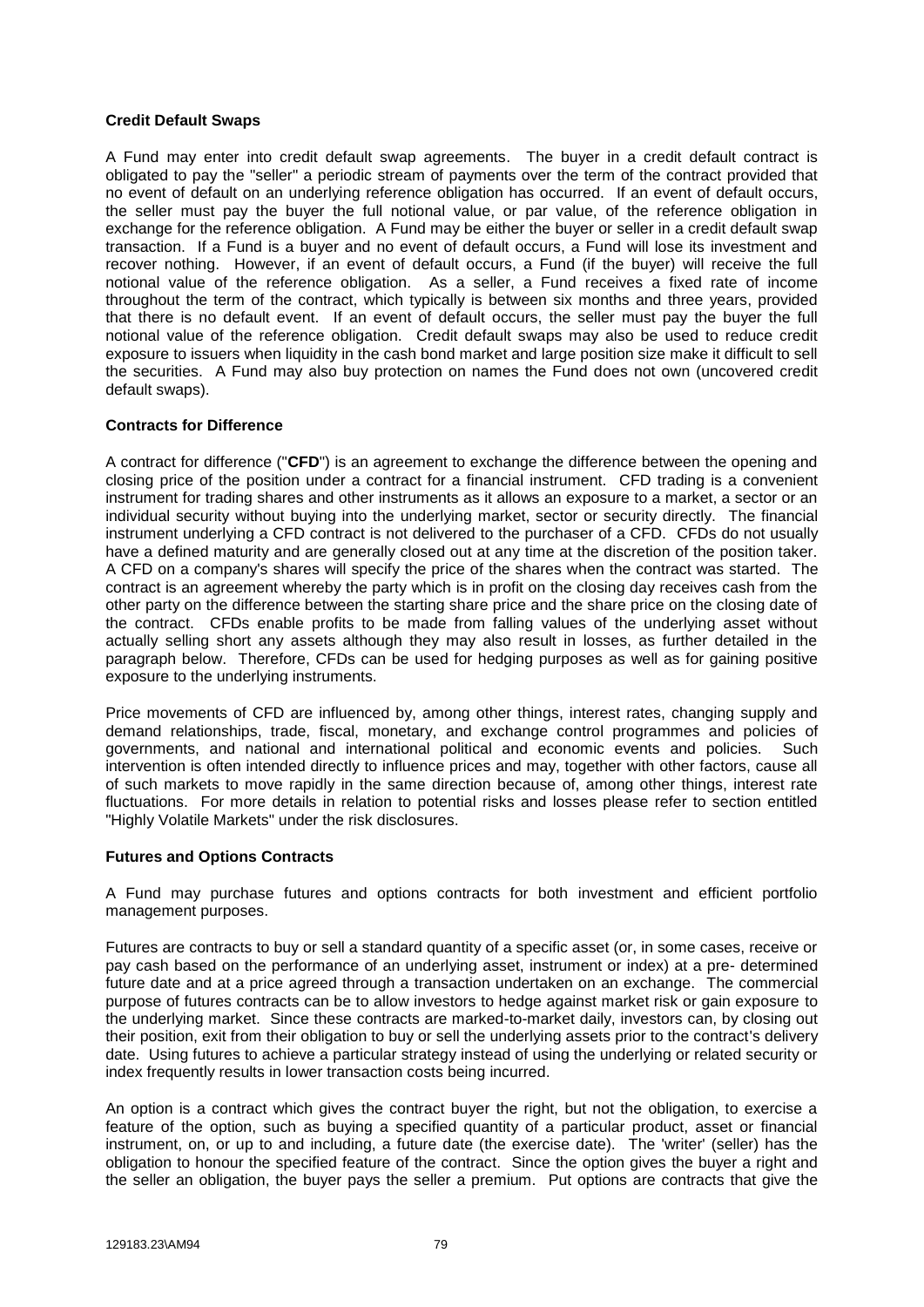**Credit Default Swaps**

A Fund may enter into credit default swap agreements. The buyer in a credit default contract is obligated to pay the "seller" a periodic stream of payments over the term of the contract provided that no event of default on an underlying reference obligation has occurred. If an event of default occurs, the seller must pay the buyer the full notional value, or par value, of the reference obligation in exchange for the reference obligation. A Fund may be either the buyer or seller in a credit default swap transaction. If a Fund is a buyer and no event of default occurs, a Fund will lose its investment and recover nothing. However, if an event of default occurs, a Fund (if the buyer) will receive the full notional value of the reference obligation. As a seller, a Fund receives a fixed rate of income throughout the term of the contract, which typically is between six months and three years, provided that there is no default event. If an event of default occurs, the seller must pay the buyer the full notional value of the reference obligation. Credit default swaps may also be used to reduce credit exposure to issuers when liquidity in the cash bond market and large position size make it difficult to sell the securities. A Fund may also buy protection on names the Fund does not own (uncovered credit default swaps).

**Contracts for Difference**

A contract for difference ("**CFD**") is an agreement to exchange the difference between the opening and closing price of the position under a contract for a financial instrument. CFD trading is a convenient instrument for trading shares and other instruments as it allows an exposure to a market, a sector or an individual security without buying into the underlying market, sector or security directly. The financial instrument underlying a CFD contract is not delivered to the purchaser of a CFD. CFDs do not usually have a defined maturity and are generally closed out at any time at the discretion of the position taker. A CFD on a company's shares will specify the price of the shares when the contract was started. The contract is an agreement whereby the party which is in profit on the closing day receives cash from the other party on the difference between the starting share price and the share price on the closing date of the contract. CFDs enable profits to be made from falling values of the underlying asset without actually selling short any assets although they may also result in losses, as further detailed in the paragraph below. Therefore, CFDs can be used for hedging purposes as well as for gaining positive exposure to the underlying instruments.

Price movements of CFD are influenced by, among other things, interest rates, changing supply and demand relationships, trade, fiscal, monetary, and exchange control programmes and policies of governments, and national and international political and economic events and policies. Such intervention is often intended directly to influence prices and may, together with other factors, cause all of such markets to move rapidly in the same direction because of, among other things, interest rate fluctuations. For more details in relation to potential risks and losses please refer to section entitled "Highly Volatile Markets" under the risk disclosures.

**Futures and Options Contracts**

A Fund may purchase futures and options contracts for both investment and efficient portfolio management purposes.

Futures are contracts to buy or sell a standard quantity of a specific asset (or, in some cases, receive or pay cash based on the performance of an underlying asset, instrument or index) at a pre- determined future date and at a price agreed through a transaction undertaken on an exchange. The commercial purpose of futures contracts can be to allow investors to hedge against market risk or gain exposure to the underlying market. Since these contracts are marked-to-market daily, investors can, by closing out their position, exit from their obligation to buy or sell the underlying assets prior to the contract's delivery date. Using futures to achieve a particular strategy instead of using the underlying or related security or index frequently results in lower transaction costs being incurred.

An option is a contract which gives the contract buyer the right, but not the obligation, to exercise a feature of the option, such as buying a specified quantity of a particular product, asset or financial instrument, on, or up to and including, a future date (the exercise date). The 'writer' (seller) has the obligation to honour the specified feature of the contract. Since the option gives the buyer a right and the seller an obligation, the buyer pays the seller a premium. Put options are contracts that give the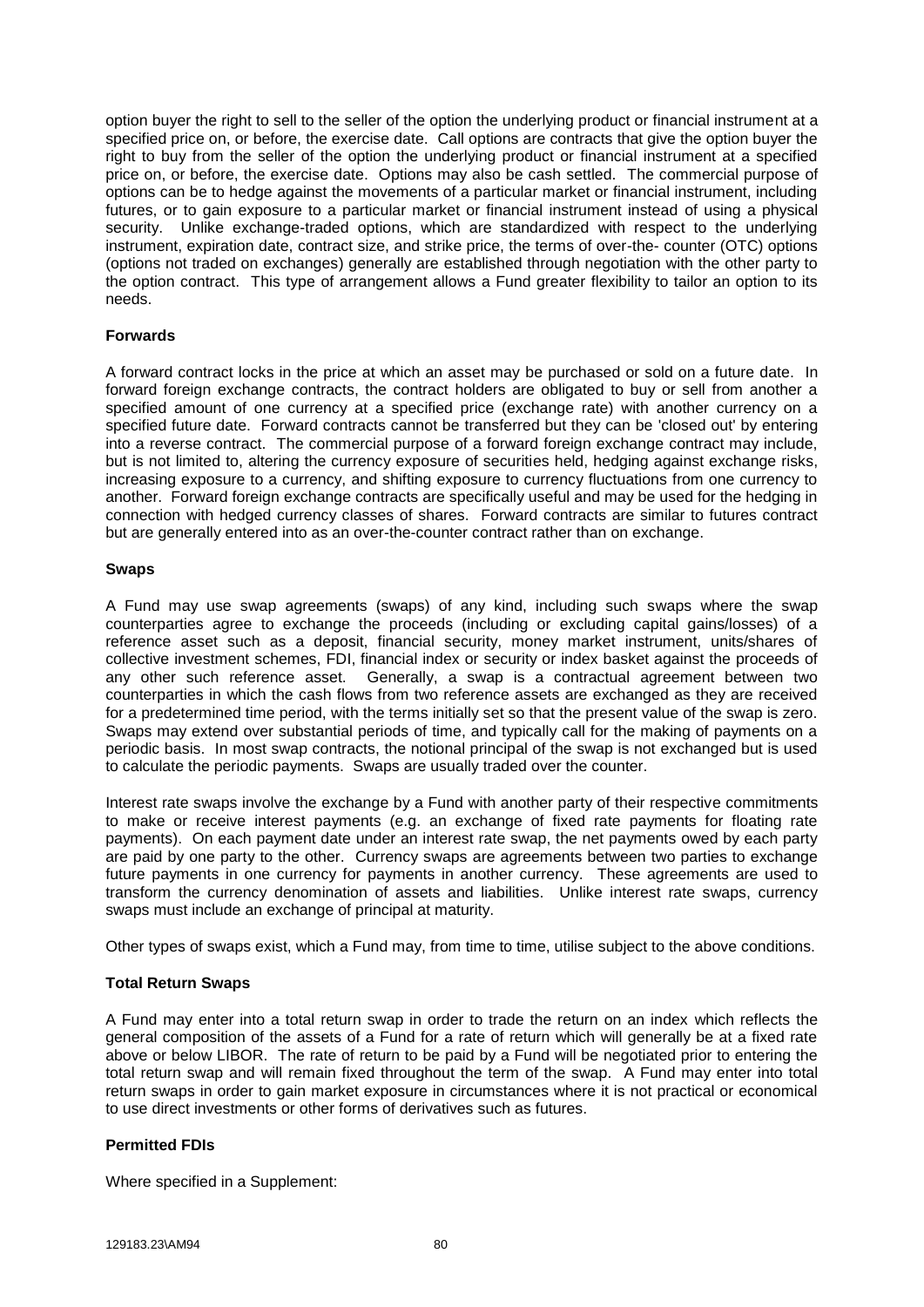option buyer the right to sell to the seller of the option the underlying product or financial instrument at a specified price on, or before, the exercise date. Call options are contracts that give the option buyer the right to buy from the seller of the option the underlying product or financial instrument at a specified price on, or before, the exercise date. Options may also be cash settled. The commercial purpose of options can be to hedge against the movements of a particular market or financial instrument, including futures, or to gain exposure to a particular market or financial instrument instead of using a physical security. Unlike exchange-traded options, which are standardized with respect to the underlying instrument, expiration date, contract size, and strike price, the terms of over-the- counter (OTC) options (options not traded on exchanges) generally are established through negotiation with the other party to the option contract. This type of arrangement allows a Fund greater flexibility to tailor an option to its needs.

**Forwards**

A forward contract locks in the price at which an asset may be purchased or sold on a future date. In forward foreign exchange contracts, the contract holders are obligated to buy or sell from another a specified amount of one currency at a specified price (exchange rate) with another currency on a specified future date. Forward contracts cannot be transferred but they can be 'closed out' by entering into a reverse contract. The commercial purpose of a forward foreign exchange contract may include, but is not limited to, altering the currency exposure of securities held, hedging against exchange risks, increasing exposure to a currency, and shifting exposure to currency fluctuations from one currency to another. Forward foreign exchange contracts are specifically useful and may be used for the hedging in connection with hedged currency classes of shares. Forward contracts are similar to futures contract but are generally entered into as an over-the-counter contract rather than on exchange.

**Swaps**

A Fund may use swap agreements (swaps) of any kind, including such swaps where the swap counterparties agree to exchange the proceeds (including or excluding capital gains/losses) of a reference asset such as a deposit, financial security, money market instrument, units/shares of collective investment schemes, FDI, financial index or security or index basket against the proceeds of any other such reference asset. Generally, a swap is a contractual agreement between two counterparties in which the cash flows from two reference assets are exchanged as they are received for a predetermined time period, with the terms initially set so that the present value of the swap is zero. Swaps may extend over substantial periods of time, and typically call for the making of payments on a periodic basis. In most swap contracts, the notional principal of the swap is not exchanged but is used to calculate the periodic payments. Swaps are usually traded over the counter.

Interest rate swaps involve the exchange by a Fund with another party of their respective commitments to make or receive interest payments (e.g. an exchange of fixed rate payments for floating rate payments). On each payment date under an interest rate swap, the net payments owed by each party are paid by one party to the other. Currency swaps are agreements between two parties to exchange future payments in one currency for payments in another currency. These agreements are used to transform the currency denomination of assets and liabilities. Unlike interest rate swaps, currency swaps must include an exchange of principal at maturity.

Other types of swaps exist, which a Fund may, from time to time, utilise subject to the above conditions.

**Total Return Swaps**

A Fund may enter into a total return swap in order to trade the return on an index which reflects the general composition of the assets of a Fund for a rate of return which will generally be at a fixed rate above or below LIBOR. The rate of return to be paid by a Fund will be negotiated prior to entering the total return swap and will remain fixed throughout the term of the swap. A Fund may enter into total return swaps in order to gain market exposure in circumstances where it is not practical or economical to use direct investments or other forms of derivatives such as futures.

**Permitted FDIs**

Where specified in a Supplement: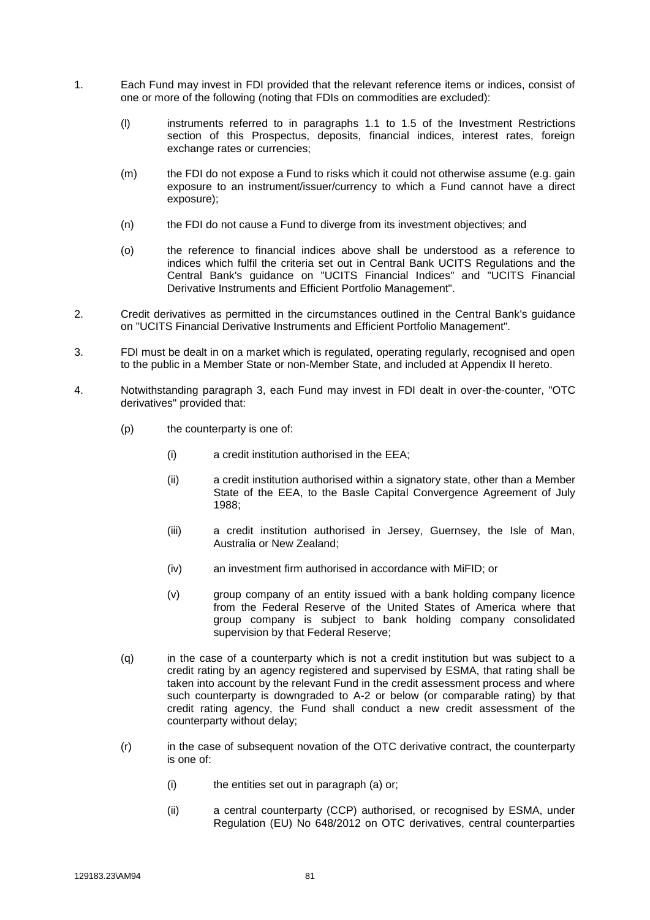1. Each Fund may invest in FDI provided that the relevant reference items or indices, consist of one or more of the following (noting that FDIs on commodities are excluded):

   (l) instruments referred to in paragraphs 1.1 to 1.5 of the Investment Restrictions section of this Prospectus, deposits, financial indices, interest rates, foreign exchange rates or currencies;

   (m) the FDI do not expose a Fund to risks which it could not otherwise assume (e.g. gain exposure to an instrument/issuer/currency to which a Fund cannot have a direct exposure);

   (n) the FDI do not cause a Fund to diverge from its investment objectives; and

   (o) the reference to financial indices above shall be understood as a reference to indices which fulfil the criteria set out in Central Bank UCITS Regulations and the Central Bank's guidance on "UCITS Financial Indices" and "UCITS Financial Derivative Instruments and Efficient Portfolio Management".

2. Credit derivatives as permitted in the circumstances outlined in the Central Bank's guidance on "UCITS Financial Derivative Instruments and Efficient Portfolio Management".

3. FDI must be dealt in on a market which is regulated, operating regularly, recognised and open to the public in a Member State or non-Member State, and included at Appendix II hereto.

4. Notwithstanding paragraph 3, each Fund may invest in FDI dealt in over-the-counter, "OTC derivatives" provided that:

   (p) the counterparty is one of:

      (i) a credit institution authorised in the EEA;

      (ii) a credit institution authorised within a signatory state, other than a Member State of the EEA, to the Basle Capital Convergence Agreement of July 1988;

      (iii) a credit institution authorised in Jersey, Guernsey, the Isle of Man, Australia or New Zealand;

      (iv) an investment firm authorised in accordance with MiFID; or

      (v) group company of an entity issued with a bank holding company licence from the Federal Reserve of the United States of America where that group company is subject to bank holding company consolidated supervision by that Federal Reserve;

   (q) in the case of a counterparty which is not a credit institution but was subject to a credit rating by an agency registered and supervised by ESMA, that rating shall be taken into account by the relevant Fund in the credit assessment process and where such counterparty is downgraded to A-2 or below (or comparable rating) by that credit rating agency, the Fund shall conduct a new credit assessment of the counterparty without delay;

   (r) in the case of subsequent novation of the OTC derivative contract, the counterparty is one of:

      (i) the entities set out in paragraph (a) or;

      (ii) a central counterparty (CCP) authorised, or recognised by ESMA, under Regulation (EU) No 648/2012 on OTC derivatives, central counterparties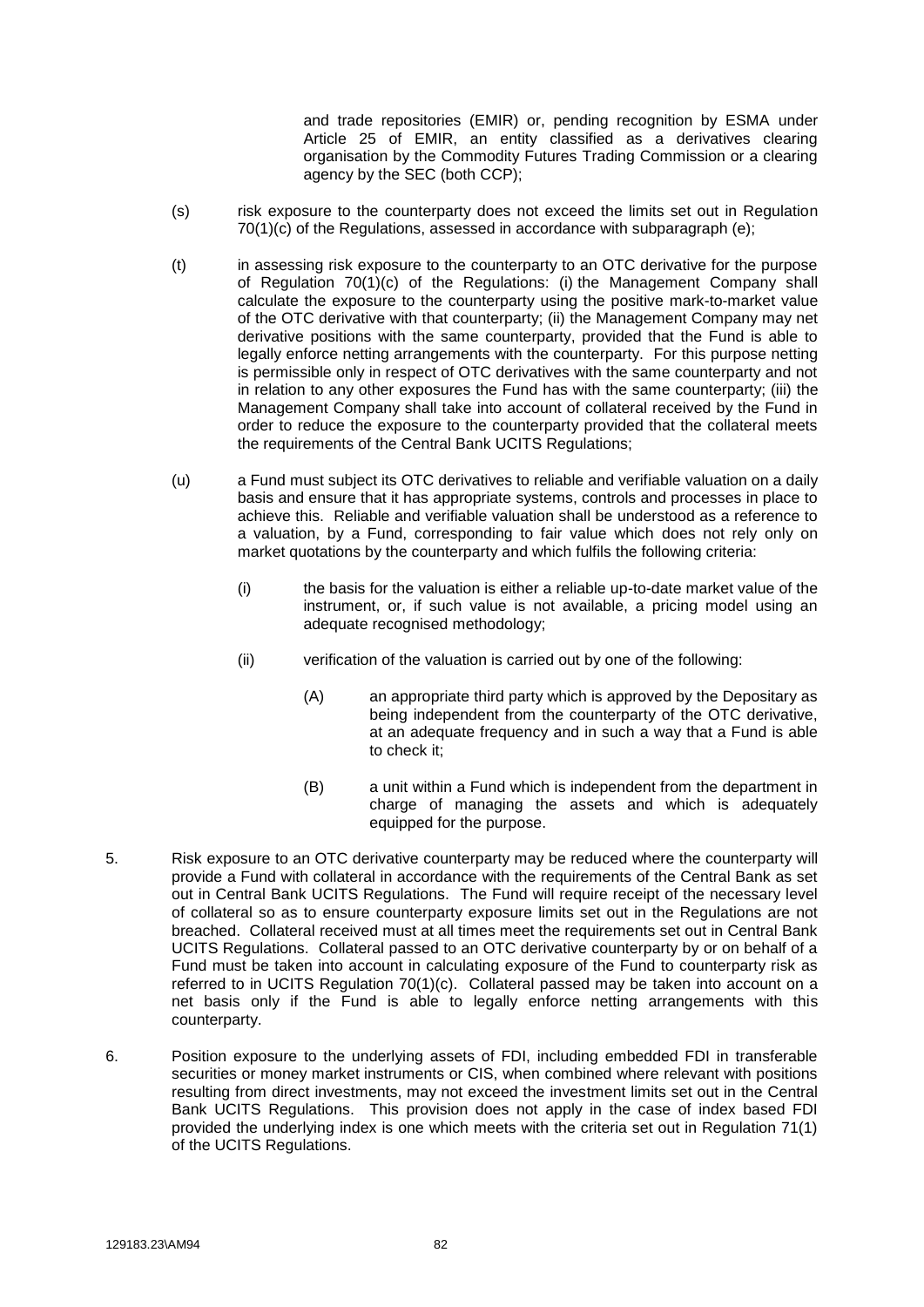and trade repositories (EMIR) or, pending recognition by ESMA under Article 25 of EMIR, an entity classified as a derivatives clearing organisation by the Commodity Futures Trading Commission or a clearing agency by the SEC (both CCP);

(s) risk exposure to the counterparty does not exceed the limits set out in Regulation 70(1)(c) of the Regulations, assessed in accordance with subparagraph (e);

(t) in assessing risk exposure to the counterparty to an OTC derivative for the purpose of Regulation 70(1)(c) of the Regulations: (i) the Management Company shall calculate the exposure to the counterparty using the positive mark-to-market value of the OTC derivative with that counterparty; (ii) the Management Company may net derivative positions with the same counterparty, provided that the Fund is able to legally enforce netting arrangements with the counterparty. For this purpose netting is permissible only in respect of OTC derivatives with the same counterparty and not in relation to any other exposures the Fund has with the same counterparty; (iii) the Management Company shall take into account of collateral received by the Fund in order to reduce the exposure to the counterparty provided that the collateral meets the requirements of the Central Bank UCITS Regulations;

(u) a Fund must subject its OTC derivatives to reliable and verifiable valuation on a daily basis and ensure that it has appropriate systems, controls and processes in place to achieve this. Reliable and verifiable valuation shall be understood as a reference to a valuation, by a Fund, corresponding to fair value which does not rely only on market quotations by the counterparty and which fulfils the following criteria:

   (i) the basis for the valuation is either a reliable up-to-date market value of the instrument, or, if such value is not available, a pricing model using an adequate recognised methodology;

   (ii) verification of the valuation is carried out by one of the following:

      (A) an appropriate third party which is approved by the Depositary as being independent from the counterparty of the OTC derivative, at an adequate frequency and in such a way that a Fund is able to check it;

      (B) a unit within a Fund which is independent from the department in charge of managing the assets and which is adequately equipped for the purpose.

5. Risk exposure to an OTC derivative counterparty may be reduced where the counterparty will provide a Fund with collateral in accordance with the requirements of the Central Bank as set out in Central Bank UCITS Regulations. The Fund will require receipt of the necessary level of collateral so as to ensure counterparty exposure limits set out in the Regulations are not breached. Collateral received must at all times meet the requirements set out in Central Bank UCITS Regulations. Collateral passed to an OTC derivative counterparty by or on behalf of a Fund must be taken into account in calculating exposure of the Fund to counterparty risk as referred to in UCITS Regulation 70(1)(c). Collateral passed may be taken into account on a net basis only if the Fund is able to legally enforce netting arrangements with this counterparty.

6. Position exposure to the underlying assets of FDI, including embedded FDI in transferable securities or money market instruments or CIS, when combined where relevant with positions resulting from direct investments, may not exceed the investment limits set out in the Central Bank UCITS Regulations. This provision does not apply in the case of index based FDI provided the underlying index is one which meets with the criteria set out in Regulation 71(1) of the UCITS Regulations.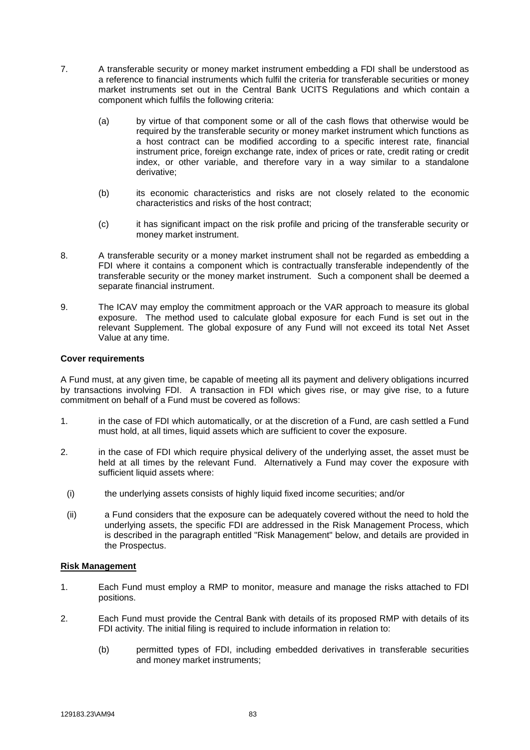7. A transferable security or money market instrument embedding a FDI shall be understood as a reference to financial instruments which fulfil the criteria for transferable securities or money market instruments set out in the Central Bank UCITS Regulations and which contain a component which fulfils the following criteria:

   (a) by virtue of that component some or all of the cash flows that otherwise would be required by the transferable security or money market instrument which functions as a host contract can be modified according to a specific interest rate, financial instrument price, foreign exchange rate, index of prices or rate, credit rating or credit index, or other variable, and therefore vary in a way similar to a standalone derivative;

   (b) its economic characteristics and risks are not closely related to the economic characteristics and risks of the host contract;

   (c) it has significant impact on the risk profile and pricing of the transferable security or money market instrument.

8. A transferable security or a money market instrument shall not be regarded as embedding a FDI where it contains a component which is contractually transferable independently of the transferable security or the money market instrument. Such a component shall be deemed a separate financial instrument.

9. The ICAV may employ the commitment approach or the VAR approach to measure its global exposure. The method used to calculate global exposure for each Fund is set out in the relevant Supplement. The global exposure of any Fund will not exceed its total Net Asset Value at any time.

**Cover requirements**

A Fund must, at any given time, be capable of meeting all its payment and delivery obligations incurred by transactions involving FDI. A transaction in FDI which gives rise, or may give rise, to a future commitment on behalf of a Fund must be covered as follows:

1. in the case of FDI which automatically, or at the discretion of a Fund, are cash settled a Fund must hold, at all times, liquid assets which are sufficient to cover the exposure.

2. in the case of FDI which require physical delivery of the underlying asset, the asset must be held at all times by the relevant Fund. Alternatively a Fund may cover the exposure with sufficient liquid assets where:

   (i) the underlying assets consists of highly liquid fixed income securities; and/or

   (ii) a Fund considers that the exposure can be adequately covered without the need to hold the underlying assets, the specific FDI are addressed in the Risk Management Process, which is described in the paragraph entitled "Risk Management" below, and details are provided in the Prospectus.

**Risk Management**

1. Each Fund must employ a RMP to monitor, measure and manage the risks attached to FDI positions.

2. Each Fund must provide the Central Bank with details of its proposed RMP with details of its FDI activity. The initial filing is required to include information in relation to:

   (b) permitted types of FDI, including embedded derivatives in transferable securities and money market instruments;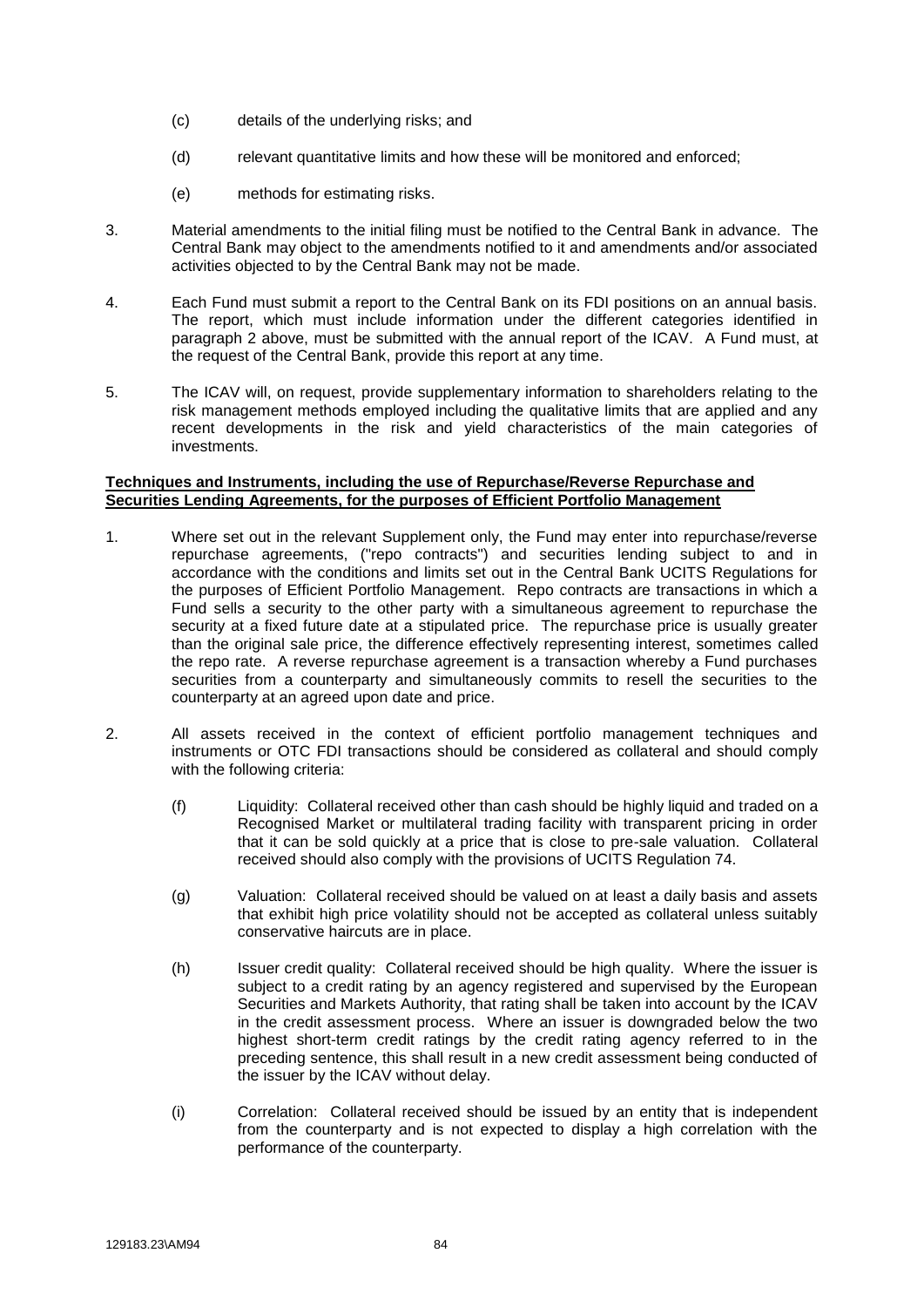(c) details of the underlying risks; and

(d) relevant quantitative limits and how these will be monitored and enforced;

(e) methods for estimating risks.

3. Material amendments to the initial filing must be notified to the Central Bank in advance. The Central Bank may object to the amendments notified to it and amendments and/or associated activities objected to by the Central Bank may not be made.

4. Each Fund must submit a report to the Central Bank on its FDI positions on an annual basis. The report, which must include information under the different categories identified in paragraph 2 above, must be submitted with the annual report of the ICAV. A Fund must, at the request of the Central Bank, provide this report at any time.

5. The ICAV will, on request, provide supplementary information to shareholders relating to the risk management methods employed including the qualitative limits that are applied and any recent developments in the risk and yield characteristics of the main categories of investments.

**Techniques and Instruments, including the use of Repurchase/Reverse Repurchase and Securities Lending Agreements, for the purposes of Efficient Portfolio Management**

1. Where set out in the relevant Supplement only, the Fund may enter into repurchase/reverse repurchase agreements, ("repo contracts") and securities lending subject to and in accordance with the conditions and limits set out in the Central Bank UCITS Regulations for the purposes of Efficient Portfolio Management. Repo contracts are transactions in which a Fund sells a security to the other party with a simultaneous agreement to repurchase the security at a fixed future date at a stipulated price. The repurchase price is usually greater than the original sale price, the difference effectively representing interest, sometimes called the repo rate. A reverse repurchase agreement is a transaction whereby a Fund purchases securities from a counterparty and simultaneously commits to resell the securities to the counterparty at an agreed upon date and price.

2. All assets received in the context of efficient portfolio management techniques and instruments or OTC FDI transactions should be considered as collateral and should comply with the following criteria:

(f) Liquidity: Collateral received other than cash should be highly liquid and traded on a Recognised Market or multilateral trading facility with transparent pricing in order that it can be sold quickly at a price that is close to pre-sale valuation. Collateral received should also comply with the provisions of UCITS Regulation 74.

(g) Valuation: Collateral received should be valued on at least a daily basis and assets that exhibit high price volatility should not be accepted as collateral unless suitably conservative haircuts are in place.

(h) Issuer credit quality: Collateral received should be high quality. Where the issuer is subject to a credit rating by an agency registered and supervised by the European Securities and Markets Authority, that rating shall be taken into account by the ICAV in the credit assessment process. Where an issuer is downgraded below the two highest short-term credit ratings by the credit rating agency referred to in the preceding sentence, this shall result in a new credit assessment being conducted of the issuer by the ICAV without delay.

(i) Correlation: Collateral received should be issued by an entity that is independent from the counterparty and is not expected to display a high correlation with the performance of the counterparty.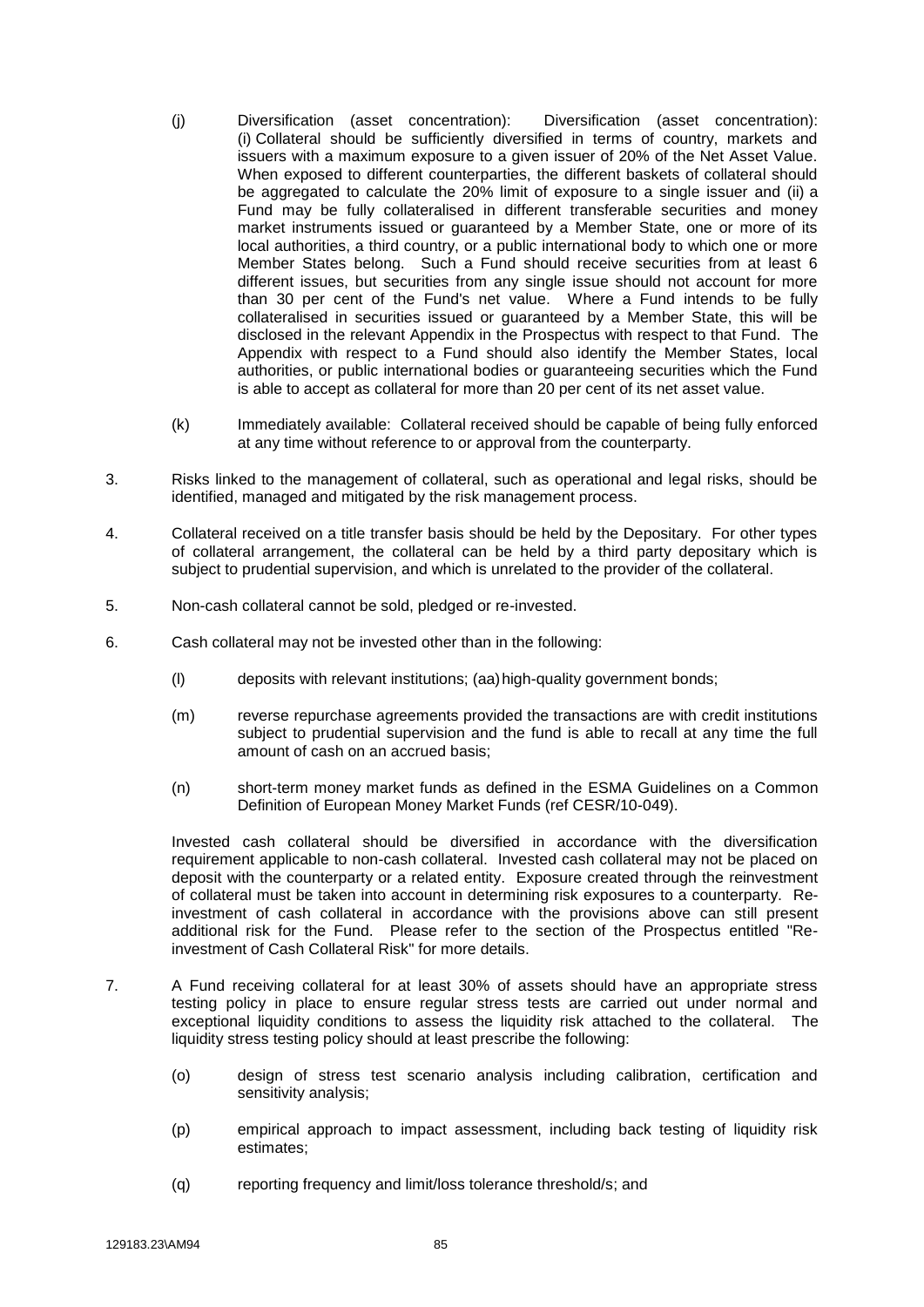(j) Diversification (asset concentration): Diversification (asset concentration): (i) Collateral should be sufficiently diversified in terms of country, markets and issuers with a maximum exposure to a given issuer of 20% of the Net Asset Value. When exposed to different counterparties, the different baskets of collateral should be aggregated to calculate the 20% limit of exposure to a single issuer and (ii) a Fund may be fully collateralised in different transferable securities and money market instruments issued or guaranteed by a Member State, one or more of its local authorities, a third country, or a public international body to which one or more Member States belong. Such a Fund should receive securities from at least 6 different issues, but securities from any single issue should not account for more than 30 per cent of the Fund's net value. Where a Fund intends to be fully collateralised in securities issued or guaranteed by a Member State, this will be disclosed in the relevant Appendix in the Prospectus with respect to that Fund. The Appendix with respect to a Fund should also identify the Member States, local authorities, or public international bodies or guaranteeing securities which the Fund is able to accept as collateral for more than 20 per cent of its net asset value.

(k) Immediately available: Collateral received should be capable of being fully enforced at any time without reference to or approval from the counterparty.

3. Risks linked to the management of collateral, such as operational and legal risks, should be identified, managed and mitigated by the risk management process.

4. Collateral received on a title transfer basis should be held by the Depositary. For other types of collateral arrangement, the collateral can be held by a third party depositary which is subject to prudential supervision, and which is unrelated to the provider of the collateral.

5. Non-cash collateral cannot be sold, pledged or re-invested.

6. Cash collateral may not be invested other than in the following:

   (l) deposits with relevant institutions; (aa) high-quality government bonds;

   (m) reverse repurchase agreements provided the transactions are with credit institutions subject to prudential supervision and the fund is able to recall at any time the full amount of cash on an accrued basis;

   (n) short-term money market funds as defined in the ESMA Guidelines on a Common Definition of European Money Market Funds (ref CESR/10-049).

   Invested cash collateral should be diversified in accordance with the diversification requirement applicable to non-cash collateral. Invested cash collateral may not be placed on deposit with the counterparty or a related entity. Exposure created through the reinvestment of collateral must be taken into account in determining risk exposures to a counterparty. Re-investment of cash collateral in accordance with the provisions above can still present additional risk for the Fund. Please refer to the section of the Prospectus entitled "Re-investment of Cash Collateral Risk" for more details.

7. A Fund receiving collateral for at least 30% of assets should have an appropriate stress testing policy in place to ensure regular stress tests are carried out under normal and exceptional liquidity conditions to assess the liquidity risk attached to the collateral. The liquidity stress testing policy should at least prescribe the following:

   (o) design of stress test scenario analysis including calibration, certification and sensitivity analysis;

   (p) empirical approach to impact assessment, including back testing of liquidity risk estimates;

   (q) reporting frequency and limit/loss tolerance threshold/s; and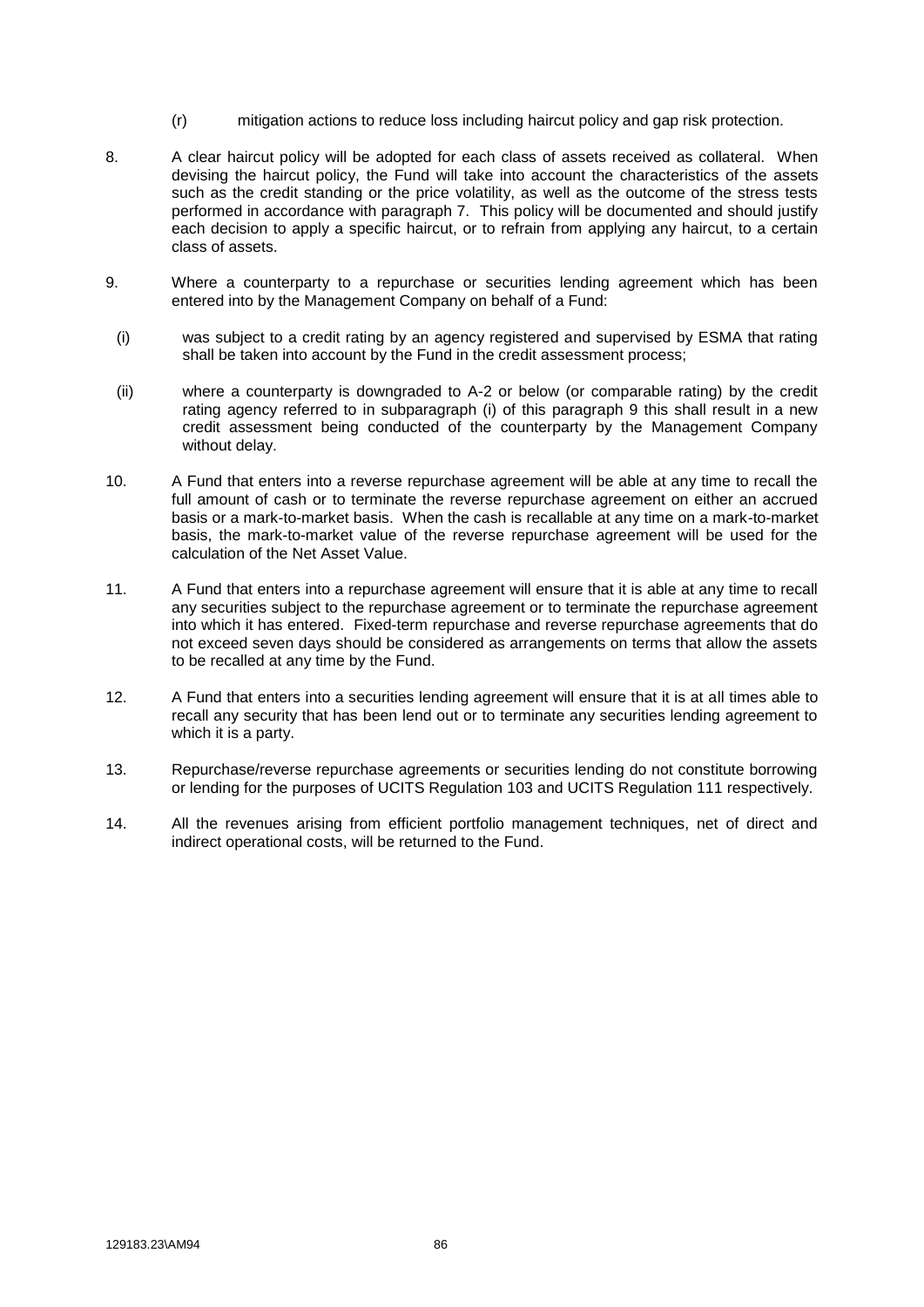(r) mitigation actions to reduce loss including haircut policy and gap risk protection.

8. A clear haircut policy will be adopted for each class of assets received as collateral. When devising the haircut policy, the Fund will take into account the characteristics of the assets such as the credit standing or the price volatility, as well as the outcome of the stress tests performed in accordance with paragraph 7. This policy will be documented and should justify each decision to apply a specific haircut, or to refrain from applying any haircut, to a certain class of assets.

9. Where a counterparty to a repurchase or securities lending agreement which has been entered into by the Management Company on behalf of a Fund:

   (i) was subject to a credit rating by an agency registered and supervised by ESMA that rating shall be taken into account by the Fund in the credit assessment process;

   (ii) where a counterparty is downgraded to A-2 or below (or comparable rating) by the credit rating agency referred to in subparagraph (i) of this paragraph 9 this shall result in a new credit assessment being conducted of the counterparty by the Management Company without delay.

10. A Fund that enters into a reverse repurchase agreement will be able at any time to recall the full amount of cash or to terminate the reverse repurchase agreement on either an accrued basis or a mark-to-market basis. When the cash is recallable at any time on a mark-to-market basis, the mark-to-market value of the reverse repurchase agreement will be used for the calculation of the Net Asset Value.

11. A Fund that enters into a repurchase agreement will ensure that it is able at any time to recall any securities subject to the repurchase agreement or to terminate the repurchase agreement into which it has entered. Fixed-term repurchase and reverse repurchase agreements that do not exceed seven days should be considered as arrangements on terms that allow the assets to be recalled at any time by the Fund.

12. A Fund that enters into a securities lending agreement will ensure that it is at all times able to recall any security that has been lend out or to terminate any securities lending agreement to which it is a party.

13. Repurchase/reverse repurchase agreements or securities lending do not constitute borrowing or lending for the purposes of UCITS Regulation 103 and UCITS Regulation 111 respectively.

14. All the revenues arising from efficient portfolio management techniques, net of direct and indirect operational costs, will be returned to the Fund.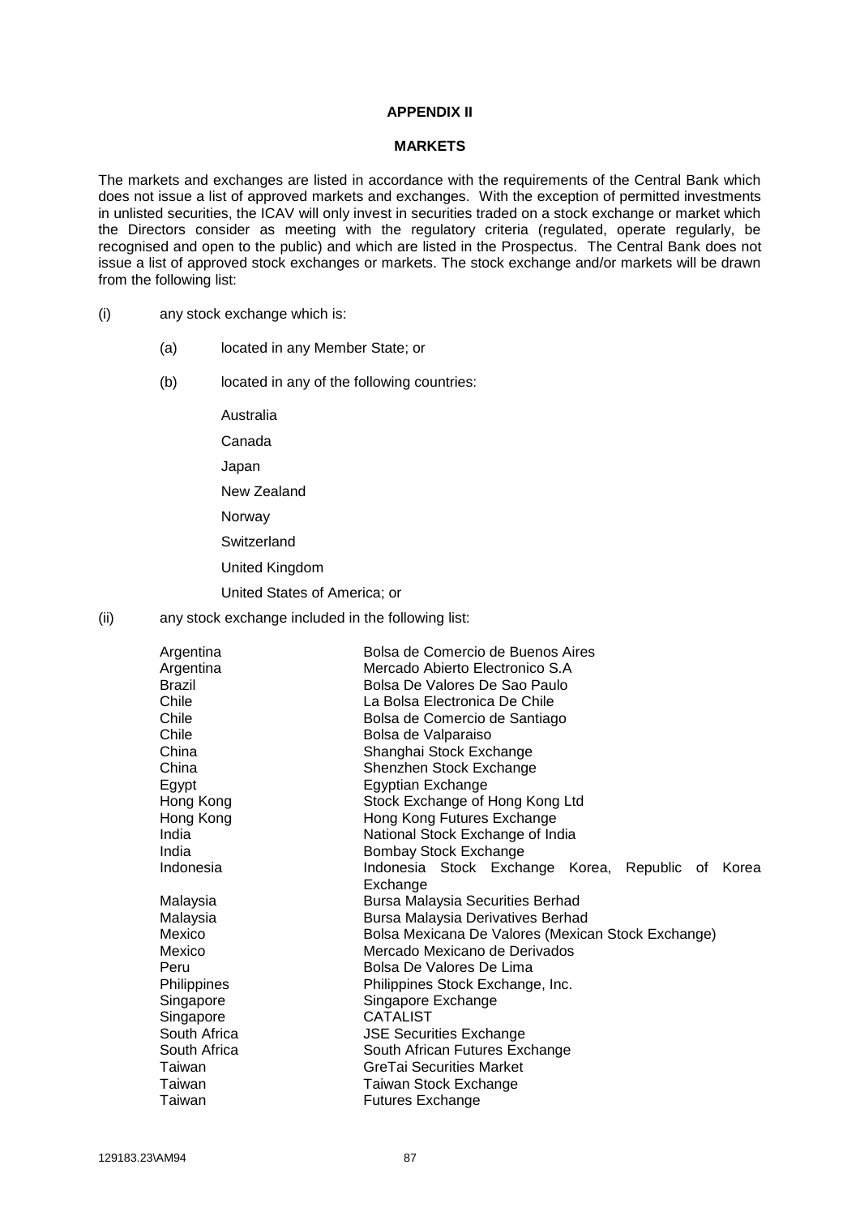**APPENDIX II**

**MARKETS**

The markets and exchanges are listed in accordance with the requirements of the Central Bank which does not issue a list of approved markets and exchanges. With the exception of permitted investments in unlisted securities, the ICAV will only invest in securities traded on a stock exchange or market which the Directors consider as meeting with the regulatory criteria (regulated, operate regularly, be recognised and open to the public) and which are listed in the Prospectus. The Central Bank does not issue a list of approved stock exchanges or markets. The stock exchange and/or markets will be drawn from the following list:

(i) any stock exchange which is:

(a) located in any Member State; or

(b) located in any of the following countries:

Australia

Canada

Japan

New Zealand

Norway

Switzerland

United Kingdom

United States of America; or

(ii) any stock exchange included in the following list:

| | |
|---|---|
| Argentina | Bolsa de Comercio de Buenos Aires |
| Argentina | Mercado Abierto Electronico S.A |
| Brazil | Bolsa De Valores De Sao Paulo |
| Chile | La Bolsa Electronica De Chile |
| Chile | Bolsa de Comercio de Santiago |
| Chile | Bolsa de Valparaiso |
| China | Shanghai Stock Exchange |
| China | Shenzhen Stock Exchange |
| Egypt | Egyptian Exchange |
| Hong Kong | Stock Exchange of Hong Kong Ltd |
| Hong Kong | Hong Kong Futures Exchange |
| India | National Stock Exchange of India |
| India | Bombay Stock Exchange |
| Indonesia | Indonesia Stock Exchange Korea, Republic of Korea Exchange |
| Malaysia | Bursa Malaysia Securities Berhad |
| Malaysia | Bursa Malaysia Derivatives Berhad |
| Mexico | Bolsa Mexicana De Valores (Mexican Stock Exchange) |
| Mexico | Mercado Mexicano de Derivados |
| Peru | Bolsa De Valores De Lima |
| Philippines | Philippines Stock Exchange, Inc. |
| Singapore | Singapore Exchange |
| Singapore | CATALIST |
| South Africa | JSE Securities Exchange |
| South Africa | South African Futures Exchange |
| Taiwan | GreTai Securities Market |
| Taiwan | Taiwan Stock Exchange |
| Taiwan | Futures Exchange |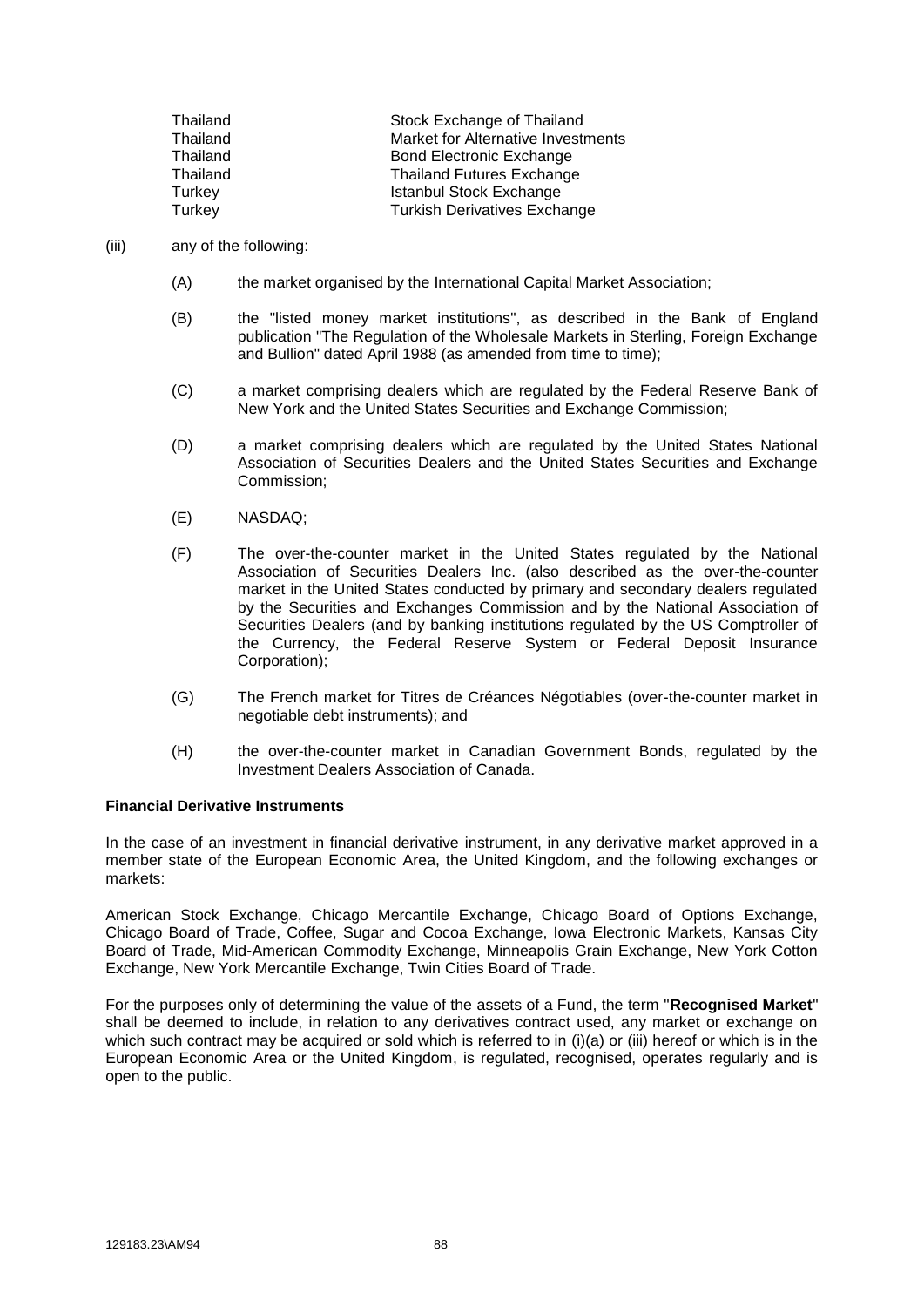| | |
|---|---|
| Thailand | Stock Exchange of Thailand |
| Thailand | Market for Alternative Investments |
| Thailand | Bond Electronic Exchange |
| Thailand | Thailand Futures Exchange |
| Turkey | Istanbul Stock Exchange |
| Turkey | Turkish Derivatives Exchange |

(iii) any of the following:

(A) the market organised by the International Capital Market Association;

(B) the "listed money market institutions", as described in the Bank of England publication "The Regulation of the Wholesale Markets in Sterling, Foreign Exchange and Bullion" dated April 1988 (as amended from time to time);

(C) a market comprising dealers which are regulated by the Federal Reserve Bank of New York and the United States Securities and Exchange Commission;

(D) a market comprising dealers which are regulated by the United States National Association of Securities Dealers and the United States Securities and Exchange Commission;

(E) NASDAQ;

(F) The over-the-counter market in the United States regulated by the National Association of Securities Dealers Inc. (also described as the over-the-counter market in the United States conducted by primary and secondary dealers regulated by the Securities and Exchanges Commission and by the National Association of Securities Dealers (and by banking institutions regulated by the US Comptroller of the Currency, the Federal Reserve System or Federal Deposit Insurance Corporation);

(G) The French market for Titres de Créances Négotiables (over-the-counter market in negotiable debt instruments); and

(H) the over-the-counter market in Canadian Government Bonds, regulated by the Investment Dealers Association of Canada.

**Financial Derivative Instruments**

In the case of an investment in financial derivative instrument, in any derivative market approved in a member state of the European Economic Area, the United Kingdom, and the following exchanges or markets:

American Stock Exchange, Chicago Mercantile Exchange, Chicago Board of Options Exchange, Chicago Board of Trade, Coffee, Sugar and Cocoa Exchange, Iowa Electronic Markets, Kansas City Board of Trade, Mid-American Commodity Exchange, Minneapolis Grain Exchange, New York Cotton Exchange, New York Mercantile Exchange, Twin Cities Board of Trade.

For the purposes only of determining the value of the assets of a Fund, the term "**Recognised Market**" shall be deemed to include, in relation to any derivatives contract used, any market or exchange on which such contract may be acquired or sold which is referred to in (i)(a) or (iii) hereof or which is in the European Economic Area or the United Kingdom, is regulated, recognised, operates regularly and is open to the public.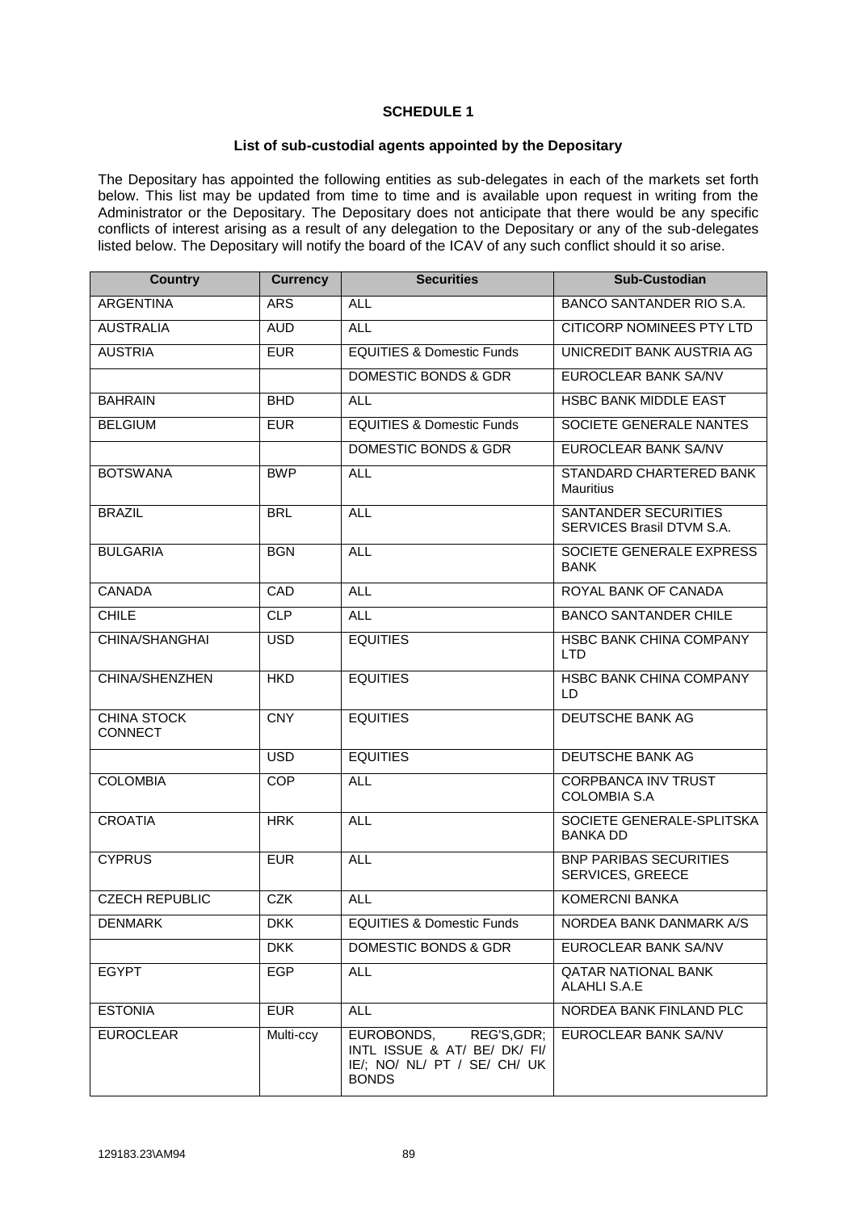**SCHEDULE 1**

**List of sub-custodial agents appointed by the Depositary**

The Depositary has appointed the following entities as sub-delegates in each of the markets set forth below. This list may be updated from time to time and is available upon request in writing from the Administrator or the Depositary. The Depositary does not anticipate that there would be any specific conflicts of interest arising as a result of any delegation to the Depositary or any of the sub-delegates listed below. The Depositary will notify the board of the ICAV of any such conflict should it so arise.

| Country | Currency | Securities | Sub-Custodian |
|---|---|---|---|
| ARGENTINA | ARS | ALL | BANCO SANTANDER RIO S.A. |
| AUSTRALIA | AUD | ALL | CITICORP NOMINEES PTY LTD |
| AUSTRIA | EUR | EQUITIES & Domestic Funds | UNICREDIT BANK AUSTRIA AG |
| | | DOMESTIC BONDS & GDR | EUROCLEAR BANK SA/NV |
| BAHRAIN | BHD | ALL | HSBC BANK MIDDLE EAST |
| BELGIUM | EUR | EQUITIES & Domestic Funds | SOCIETE GENERALE NANTES |
| | | DOMESTIC BONDS & GDR | EUROCLEAR BANK SA/NV |
| BOTSWANA | BWP | ALL | STANDARD CHARTERED BANK Mauritius |
| BRAZIL | BRL | ALL | SANTANDER SECURITIES SERVICES Brasil DTVM S.A. |
| BULGARIA | BGN | ALL | SOCIETE GENERALE EXPRESS BANK |
| CANADA | CAD | ALL | ROYAL BANK OF CANADA |
| CHILE | CLP | ALL | BANCO SANTANDER CHILE |
| CHINA/SHANGHAI | USD | EQUITIES | HSBC BANK CHINA COMPANY LTD |
| CHINA/SHENZHEN | HKD | EQUITIES | HSBC BANK CHINA COMPANY LD |
| CHINA STOCK CONNECT | CNY | EQUITIES | DEUTSCHE BANK AG |
| | USD | EQUITIES | DEUTSCHE BANK AG |
| COLOMBIA | COP | ALL | CORPBANCA INV TRUST COLOMBIA S.A |
| CROATIA | HRK | ALL | SOCIETE GENERALE-SPLITSKA BANKA DD |
| CYPRUS | EUR | ALL | BNP PARIBAS SECURITIES SERVICES, GREECE |
| CZECH REPUBLIC | CZK | ALL | KOMERCNI BANKA |
| DENMARK | DKK | EQUITIES & Domestic Funds | NORDEA BANK DANMARK A/S |
| | DKK | DOMESTIC BONDS & GDR | EUROCLEAR BANK SA/NV |
| EGYPT | EGP | ALL | QATAR NATIONAL BANK ALAHLI S.A.E |
| ESTONIA | EUR | ALL | NORDEA BANK FINLAND PLC |
| EUROCLEAR | Multi-ccy | EUROBONDS, REG'S,GDR; INTL ISSUE & AT/ BE/ DK/ FI/ IE/; NO/ NL/ PT / SE/ CH/ UK BONDS | EUROCLEAR BANK SA/NV |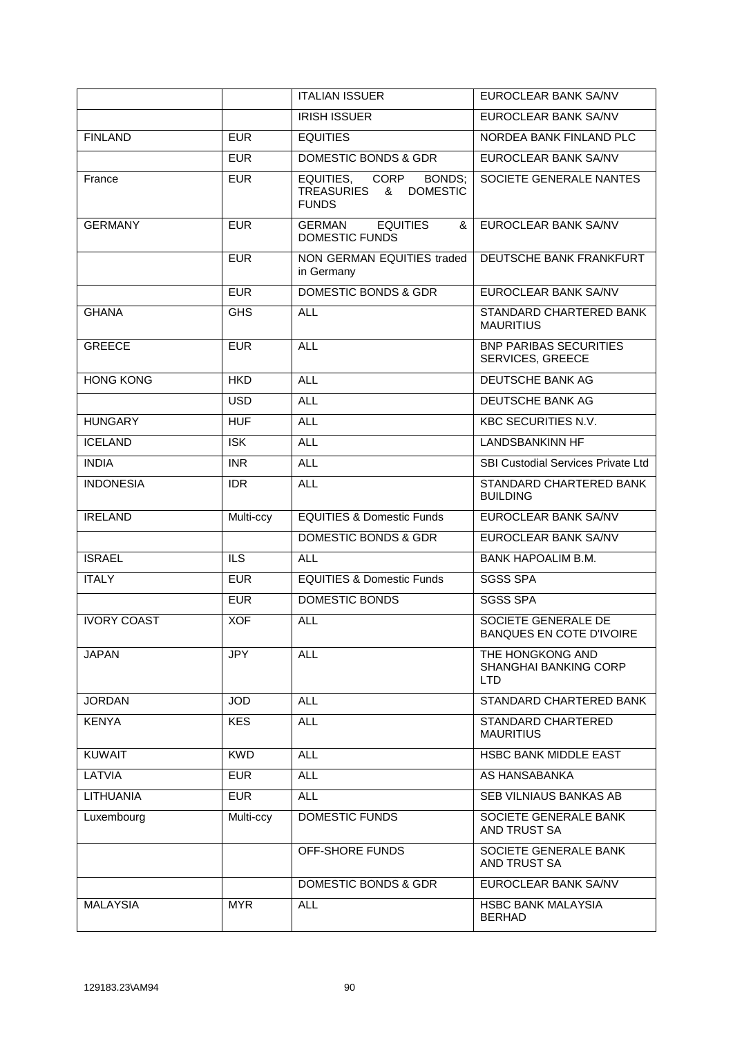| | | ITALIAN ISSUER | EUROCLEAR BANK SA/NV |
|---|---|---|---|
| | | IRISH ISSUER | EUROCLEAR BANK SA/NV |
| FINLAND | EUR | EQUITIES | NORDEA BANK FINLAND PLC |
| | EUR | DOMESTIC BONDS & GDR | EUROCLEAR BANK SA/NV |
| France | EUR | EQUITIES, CORP BONDS; TREASURIES & DOMESTIC FUNDS | SOCIETE GENERALE NANTES |
| GERMANY | EUR | GERMAN EQUITIES & DOMESTIC FUNDS | EUROCLEAR BANK SA/NV |
| | EUR | NON GERMAN EQUITIES traded in Germany | DEUTSCHE BANK FRANKFURT |
| | EUR | DOMESTIC BONDS & GDR | EUROCLEAR BANK SA/NV |
| GHANA | GHS | ALL | STANDARD CHARTERED BANK MAURITIUS |
| GREECE | EUR | ALL | BNP PARIBAS SECURITIES SERVICES, GREECE |
| HONG KONG | HKD | ALL | DEUTSCHE BANK AG |
| | USD | ALL | DEUTSCHE BANK AG |
| HUNGARY | HUF | ALL | KBC SECURITIES N.V. |
| ICELAND | ISK | ALL | LANDSBANKINN HF |
| INDIA | INR | ALL | SBI Custodial Services Private Ltd |
| INDONESIA | IDR | ALL | STANDARD CHARTERED BANK BUILDING |
| IRELAND | Multi-ccy | EQUITIES & Domestic Funds | EUROCLEAR BANK SA/NV |
| | | DOMESTIC BONDS & GDR | EUROCLEAR BANK SA/NV |
| ISRAEL | ILS | ALL | BANK HAPOALIM B.M. |
| ITALY | EUR | EQUITIES & Domestic Funds | SGSS SPA |
| | EUR | DOMESTIC BONDS | SGSS SPA |
| IVORY COAST | XOF | ALL | SOCIETE GENERALE DE BANQUES EN COTE D'IVOIRE |
| JAPAN | JPY | ALL | THE HONGKONG AND SHANGHAI BANKING CORP LTD |
| JORDAN | JOD | ALL | STANDARD CHARTERED BANK |
| KENYA | KES | ALL | STANDARD CHARTERED MAURITIUS |
| KUWAIT | KWD | ALL | HSBC BANK MIDDLE EAST |
| LATVIA | EUR | ALL | AS HANSABANKA |
| LITHUANIA | EUR | ALL | SEB VILNIAUS BANKAS AB |
| Luxembourg | Multi-ccy | DOMESTIC FUNDS | SOCIETE GENERALE BANK AND TRUST SA |
| | | OFF-SHORE FUNDS | SOCIETE GENERALE BANK AND TRUST SA |
| | | DOMESTIC BONDS & GDR | EUROCLEAR BANK SA/NV |
| MALAYSIA | MYR | ALL | HSBC BANK MALAYSIA BERHAD |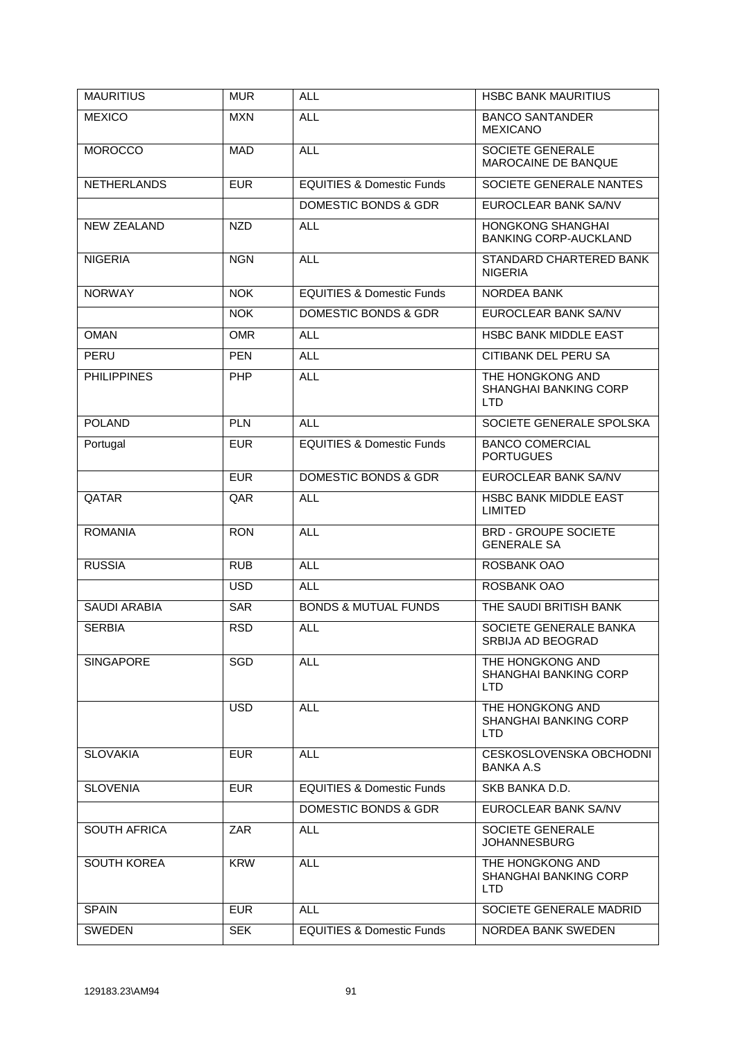| MAURITIUS | MUR | ALL | HSBC BANK MAURITIUS |
|---|---|---|---|
| MEXICO | MXN | ALL | BANCO SANTANDER MEXICANO |
| MOROCCO | MAD | ALL | SOCIETE GENERALE MAROCAINE DE BANQUE |
| NETHERLANDS | EUR | EQUITIES & Domestic Funds | SOCIETE GENERALE NANTES |
| | | DOMESTIC BONDS & GDR | EUROCLEAR BANK SA/NV |
| NEW ZEALAND | NZD | ALL | HONGKONG SHANGHAI BANKING CORP-AUCKLAND |
| NIGERIA | NGN | ALL | STANDARD CHARTERED BANK NIGERIA |
| NORWAY | NOK | EQUITIES & Domestic Funds | NORDEA BANK |
| | NOK | DOMESTIC BONDS & GDR | EUROCLEAR BANK SA/NV |
| OMAN | OMR | ALL | HSBC BANK MIDDLE EAST |
| PERU | PEN | ALL | CITIBANK DEL PERU SA |
| PHILIPPINES | PHP | ALL | THE HONGKONG AND SHANGHAI BANKING CORP LTD |
| POLAND | PLN | ALL | SOCIETE GENERALE SPOLSKA |
| Portugal | EUR | EQUITIES & Domestic Funds | BANCO COMERCIAL PORTUGUES |
| | EUR | DOMESTIC BONDS & GDR | EUROCLEAR BANK SA/NV |
| QATAR | QAR | ALL | HSBC BANK MIDDLE EAST LIMITED |
| ROMANIA | RON | ALL | BRD - GROUPE SOCIETE GENERALE SA |
| RUSSIA | RUB | ALL | ROSBANK OAO |
| | USD | ALL | ROSBANK OAO |
| SAUDI ARABIA | SAR | BONDS & MUTUAL FUNDS | THE SAUDI BRITISH BANK |
| SERBIA | RSD | ALL | SOCIETE GENERALE BANKA SRBIJA AD BEOGRAD |
| SINGAPORE | SGD | ALL | THE HONGKONG AND SHANGHAI BANKING CORP LTD |
| | USD | ALL | THE HONGKONG AND SHANGHAI BANKING CORP LTD |
| SLOVAKIA | EUR | ALL | CESKOSLOVENSKA OBCHODNI BANKA A.S |
| SLOVENIA | EUR | EQUITIES & Domestic Funds | SKB BANKA D.D. |
| | | DOMESTIC BONDS & GDR | EUROCLEAR BANK SA/NV |
| SOUTH AFRICA | ZAR | ALL | SOCIETE GENERALE JOHANNESBURG |
| SOUTH KOREA | KRW | ALL | THE HONGKONG AND SHANGHAI BANKING CORP LTD |
| SPAIN | EUR | ALL | SOCIETE GENERALE MADRID |
| SWEDEN | SEK | EQUITIES & Domestic Funds | NORDEA BANK SWEDEN |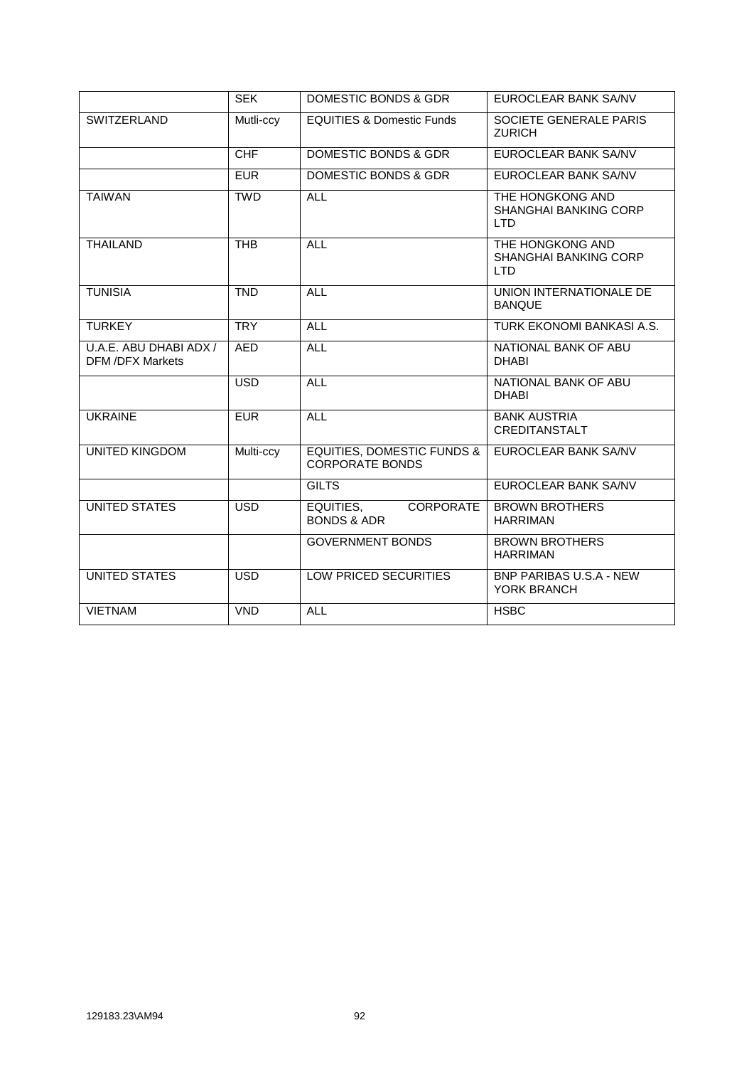| | | | |
|---|---|---|---|
| | SEK | DOMESTIC BONDS & GDR | EUROCLEAR BANK SA/NV |
| SWITZERLAND | Mutli-ccy | EQUITIES & Domestic Funds | SOCIETE GENERALE PARIS ZURICH |
| | CHF | DOMESTIC BONDS & GDR | EUROCLEAR BANK SA/NV |
| | EUR | DOMESTIC BONDS & GDR | EUROCLEAR BANK SA/NV |
| TAIWAN | TWD | ALL | THE HONGKONG AND SHANGHAI BANKING CORP LTD |
| THAILAND | THB | ALL | THE HONGKONG AND SHANGHAI BANKING CORP LTD |
| TUNISIA | TND | ALL | UNION INTERNATIONALE DE BANQUE |
| TURKEY | TRY | ALL | TURK EKONOMI BANKASI A.S. |
| U.A.E. ABU DHABI ADX / DFM /DFX Markets | AED | ALL | NATIONAL BANK OF ABU DHABI |
| | USD | ALL | NATIONAL BANK OF ABU DHABI |
| UKRAINE | EUR | ALL | BANK AUSTRIA CREDITANSTALT |
| UNITED KINGDOM | Multi-ccy | EQUITIES, DOMESTIC FUNDS & CORPORATE BONDS | EUROCLEAR BANK SA/NV |
| | | GILTS | EUROCLEAR BANK SA/NV |
| UNITED STATES | USD | EQUITIES, CORPORATE BONDS & ADR | BROWN BROTHERS HARRIMAN |
| | | GOVERNMENT BONDS | BROWN BROTHERS HARRIMAN |
| UNITED STATES | USD | LOW PRICED SECURITIES | BNP PARIBAS U.S.A - NEW YORK BRANCH |
| VIETNAM | VND | ALL | HSBC |

129183.23\AM94